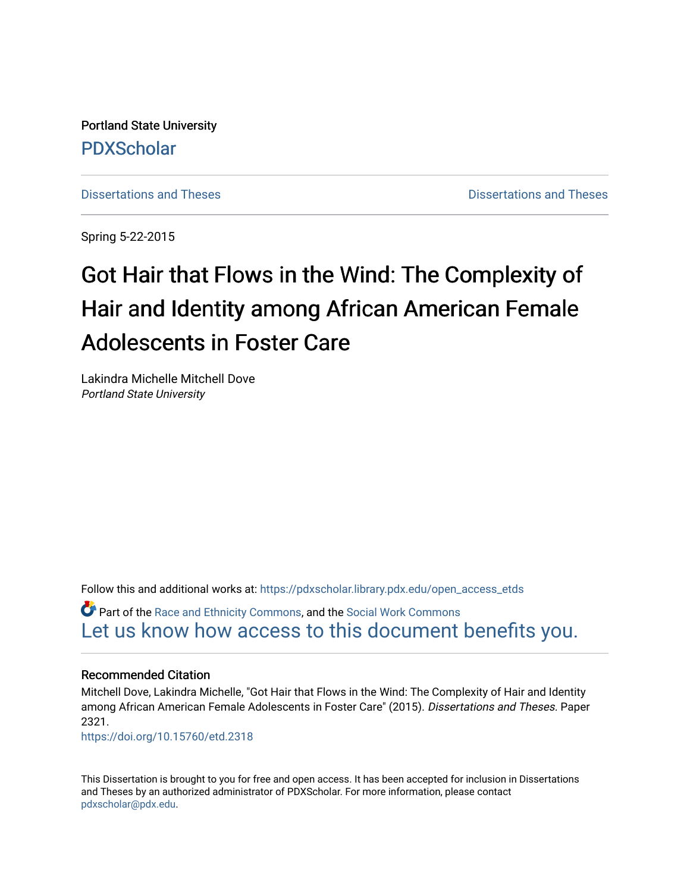Portland State University

PDXScholar

Dissertations and Theses | Dissertations and Theses

Spring 5-22-2015

# Got Hair that Flows in the Wind: The Complexity of Hair and Identity among African American Female Adolescents in Foster Care

Lakindra Michelle Mitchell Dove
*Portland State University*

Follow this and additional works at: https://pdxscholar.library.pdx.edu/open_access_etds

Part of the Race and Ethnicity Commons, and the Social Work Commons

Let us know how access to this document benefits you.

### Recommended Citation

Mitchell Dove, Lakindra Michelle, "Got Hair that Flows in the Wind: The Complexity of Hair and Identity among African American Female Adolescents in Foster Care" (2015). *Dissertations and Theses.* Paper 2321.

https://doi.org/10.15760/etd.2318

This Dissertation is brought to you for free and open access. It has been accepted for inclusion in Dissertations and Theses by an authorized administrator of PDXScholar. For more information, please contact pdxscholar@pdx.edu.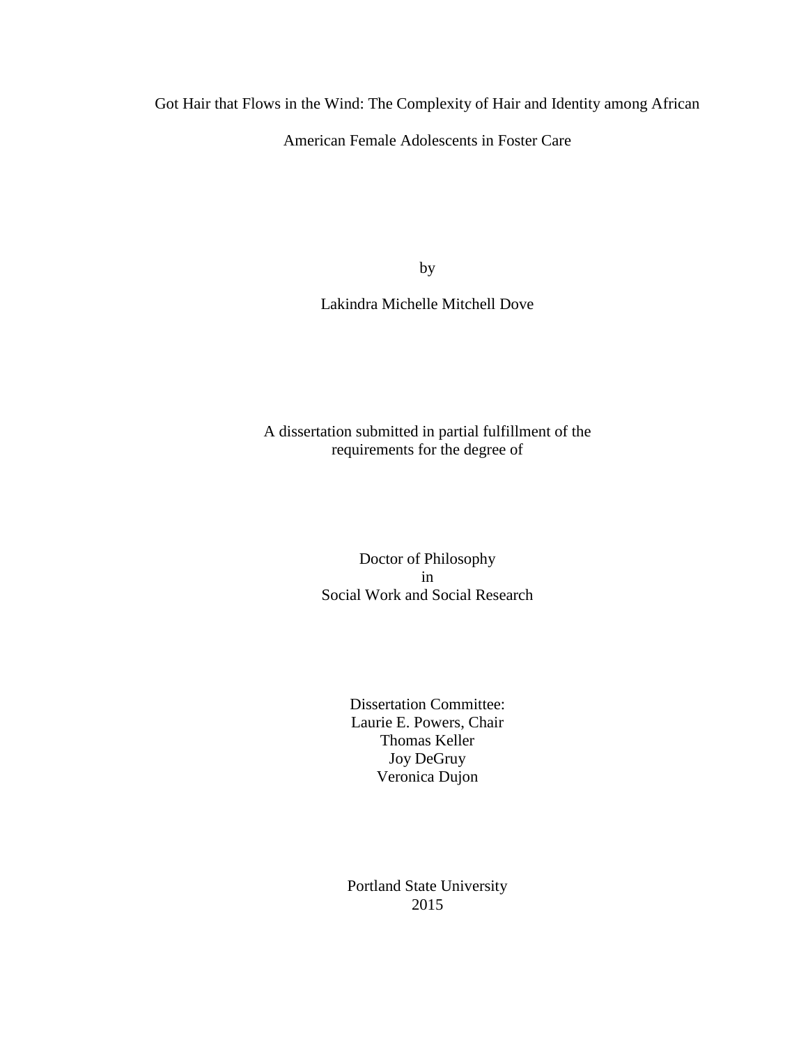# Got Hair that Flows in the Wind: The Complexity of Hair and Identity among African American Female Adolescents in Foster Care

by

Lakindra Michelle Mitchell Dove

A dissertation submitted in partial fulfillment of the requirements for the degree of

Doctor of Philosophy
in
Social Work and Social Research

Dissertation Committee:
Laurie E. Powers, Chair
Thomas Keller
Joy DeGruy
Veronica Dujon

Portland State University
2015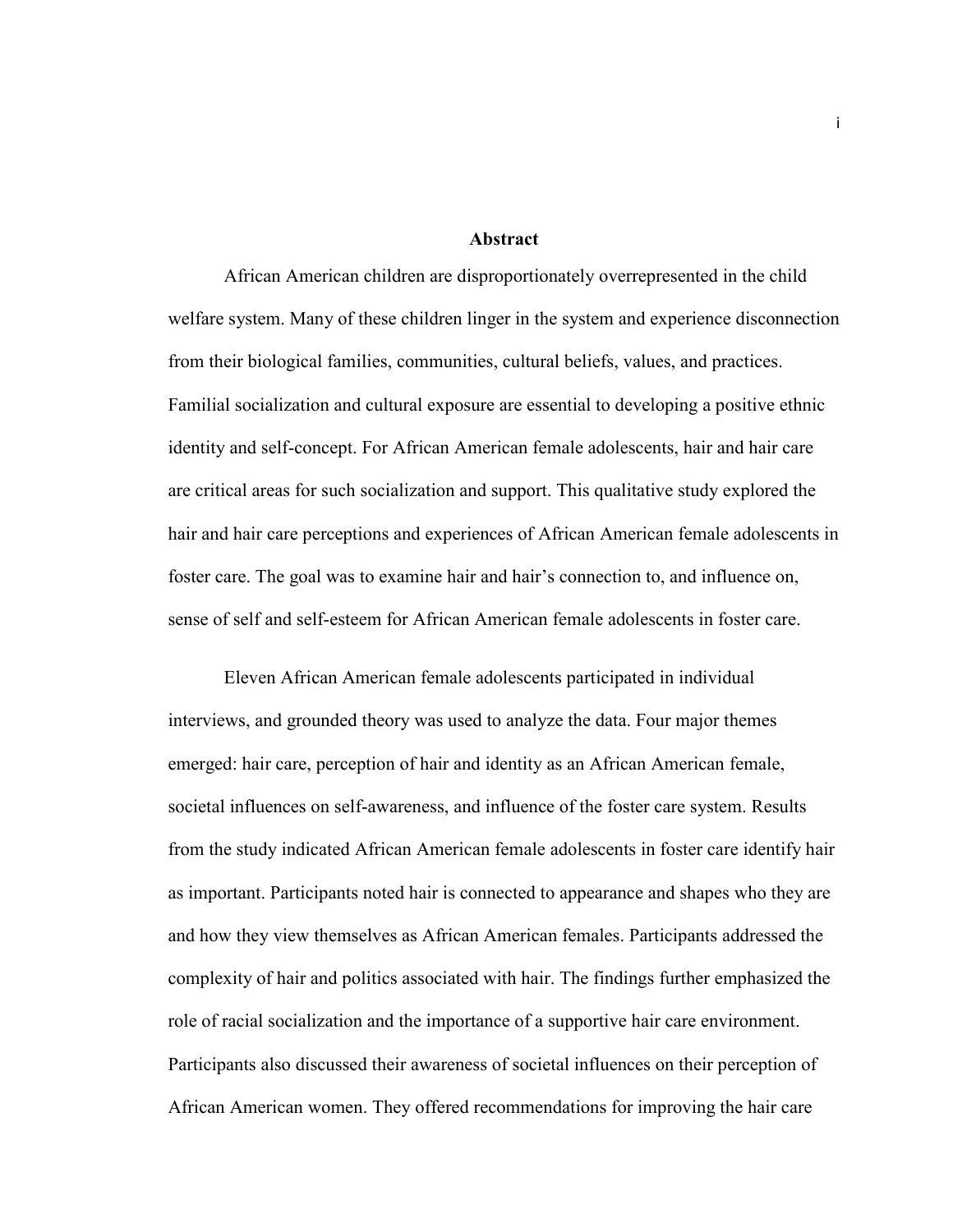## Abstract

African American children are disproportionately overrepresented in the child welfare system. Many of these children linger in the system and experience disconnection from their biological families, communities, cultural beliefs, values, and practices. Familial socialization and cultural exposure are essential to developing a positive ethnic identity and self-concept. For African American female adolescents, hair and hair care are critical areas for such socialization and support. This qualitative study explored the hair and hair care perceptions and experiences of African American female adolescents in foster care. The goal was to examine hair and hair's connection to, and influence on, sense of self and self-esteem for African American female adolescents in foster care.

Eleven African American female adolescents participated in individual interviews, and grounded theory was used to analyze the data. Four major themes emerged: hair care, perception of hair and identity as an African American female, societal influences on self-awareness, and influence of the foster care system. Results from the study indicated African American female adolescents in foster care identify hair as important. Participants noted hair is connected to appearance and shapes who they are and how they view themselves as African American females. Participants addressed the complexity of hair and politics associated with hair. The findings further emphasized the role of racial socialization and the importance of a supportive hair care environment. Participants also discussed their awareness of societal influences on their perception of African American women. They offered recommendations for improving the hair care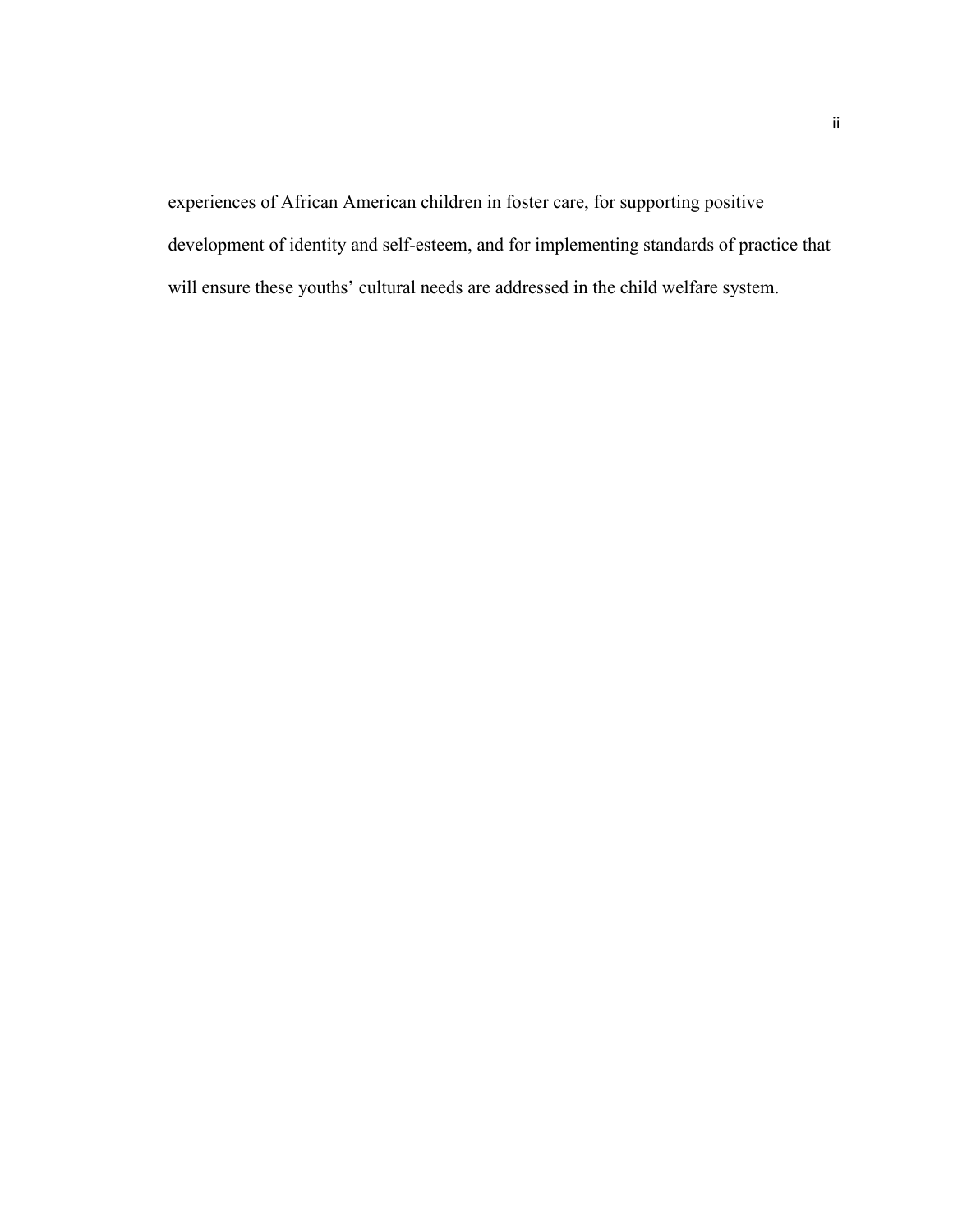experiences of African American children in foster care, for supporting positive development of identity and self-esteem, and for implementing standards of practice that will ensure these youths' cultural needs are addressed in the child welfare system.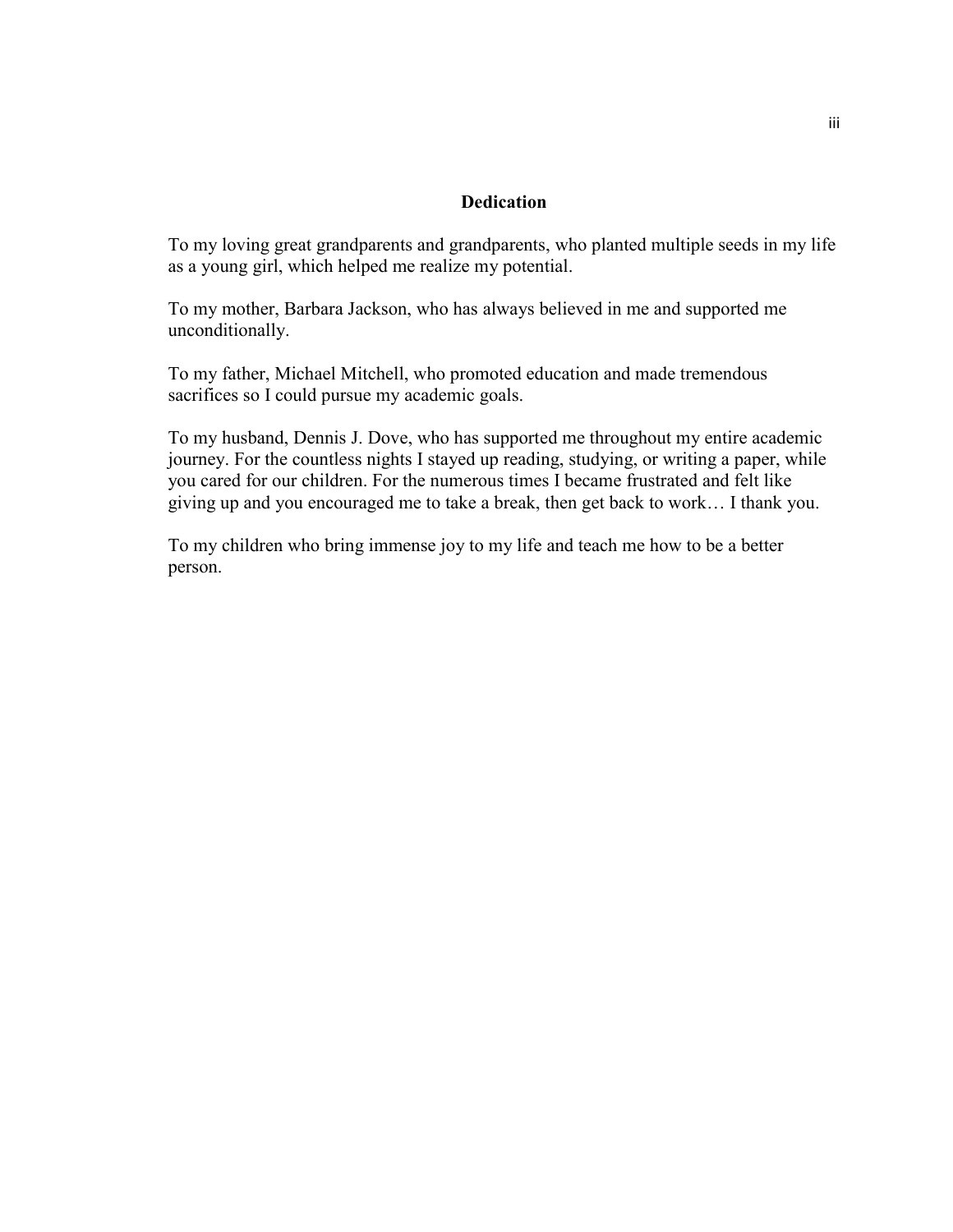# Dedication

To my loving great grandparents and grandparents, who planted multiple seeds in my life as a young girl, which helped me realize my potential.

To my mother, Barbara Jackson, who has always believed in me and supported me unconditionally.

To my father, Michael Mitchell, who promoted education and made tremendous sacrifices so I could pursue my academic goals.

To my husband, Dennis J. Dove, who has supported me throughout my entire academic journey. For the countless nights I stayed up reading, studying, or writing a paper, while you cared for our children. For the numerous times I became frustrated and felt like giving up and you encouraged me to take a break, then get back to work… I thank you.

To my children who bring immense joy to my life and teach me how to be a better person.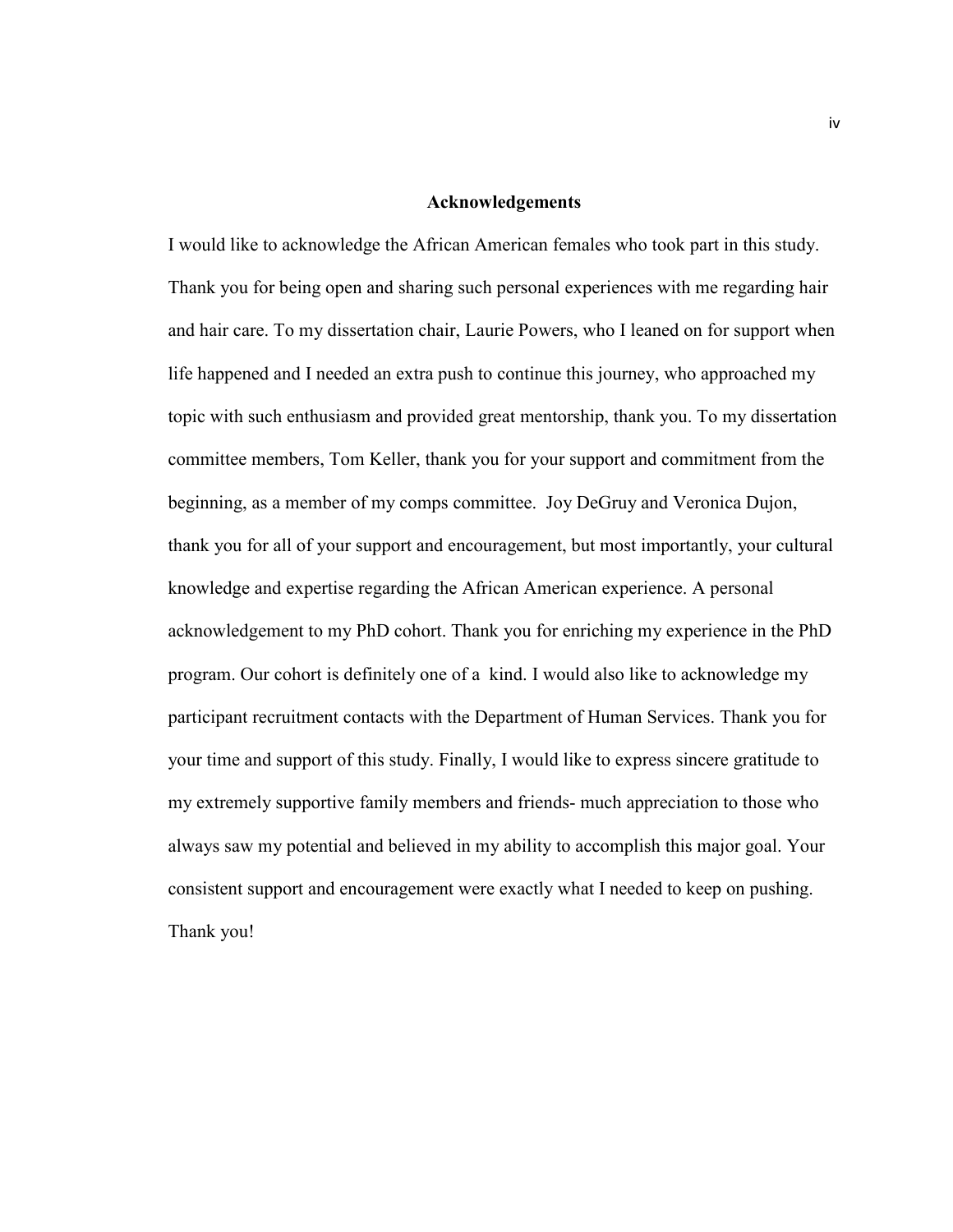## Acknowledgements

I would like to acknowledge the African American females who took part in this study. Thank you for being open and sharing such personal experiences with me regarding hair and hair care. To my dissertation chair, Laurie Powers, who I leaned on for support when life happened and I needed an extra push to continue this journey, who approached my topic with such enthusiasm and provided great mentorship, thank you. To my dissertation committee members, Tom Keller, thank you for your support and commitment from the beginning, as a member of my comps committee. Joy DeGruy and Veronica Dujon, thank you for all of your support and encouragement, but most importantly, your cultural knowledge and expertise regarding the African American experience. A personal acknowledgement to my PhD cohort. Thank you for enriching my experience in the PhD program. Our cohort is definitely one of a kind. I would also like to acknowledge my participant recruitment contacts with the Department of Human Services. Thank you for your time and support of this study. Finally, I would like to express sincere gratitude to my extremely supportive family members and friends- much appreciation to those who always saw my potential and believed in my ability to accomplish this major goal. Your consistent support and encouragement were exactly what I needed to keep on pushing. Thank you!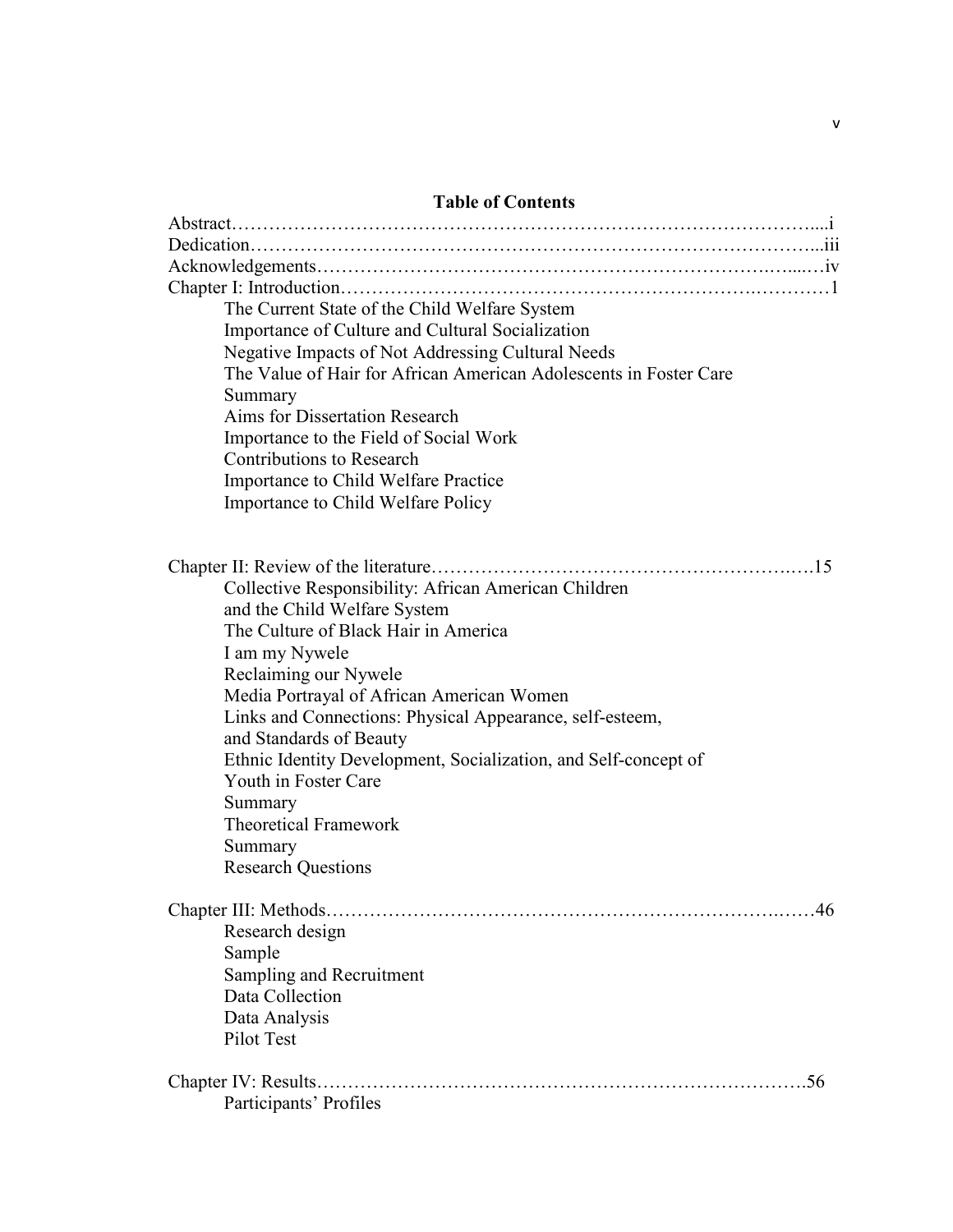# Table of Contents

Abstract……………………………………………………………………………………...i
Dedication…………………………………………………………………………………...iii
Acknowledgements…………………………………………………………………….....…iv
Chapter I: Introduction……………………………………………………….…………1

- The Current State of the Child Welfare System
- Importance of Culture and Cultural Socialization
- Negative Impacts of Not Addressing Cultural Needs
- The Value of Hair for African American Adolescents in Foster Care
- Summary
- Aims for Dissertation Research
- Importance to the Field of Social Work
- Contributions to Research
- Importance to Child Welfare Practice
- Importance to Child Welfare Policy

Chapter II: Review of the literature…………………………………………………..….15

- Collective Responsibility: African American Children and the Child Welfare System
- The Culture of Black Hair in America
- I am my Nywele
- Reclaiming our Nywele
- Media Portrayal of African American Women
- Links and Connections: Physical Appearance, self-esteem, and Standards of Beauty
- Ethnic Identity Development, Socialization, and Self-concept of Youth in Foster Care
- Summary
- Theoretical Framework
- Summary
- Research Questions

Chapter III: Methods………………………………………………………………..……46

- Research design
- Sample
- Sampling and Recruitment
- Data Collection
- Data Analysis
- Pilot Test

Chapter IV: Results………………………………………………………………….56

- Participants' Profiles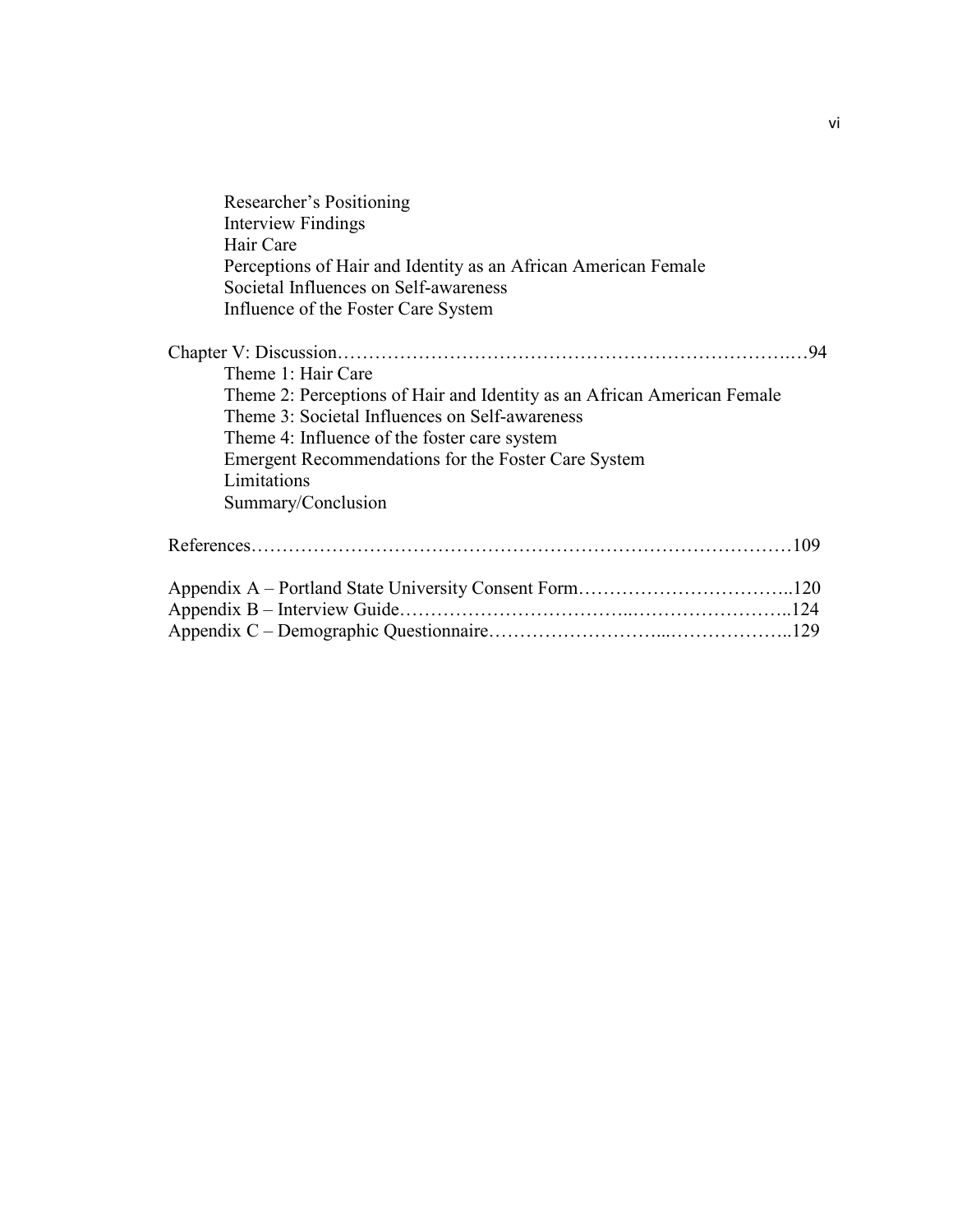Researcher's Positioning
Interview Findings
Hair Care
Perceptions of Hair and Identity as an African American Female
Societal Influences on Self-awareness
Influence of the Foster Care System

Chapter V: Discussion……………………………………………………………….…94

Theme 1: Hair Care
Theme 2: Perceptions of Hair and Identity as an African American Female
Theme 3: Societal Influences on Self-awareness
Theme 4: Influence of the foster care system
Emergent Recommendations for the Foster Care System
Limitations
Summary/Conclusion

References……………………………………………………………………………109

Appendix A – Portland State University Consent Form……………………………..120
Appendix B – Interview Guide……………………………..……………………..124
Appendix C – Demographic Questionnaire………………………...………………..129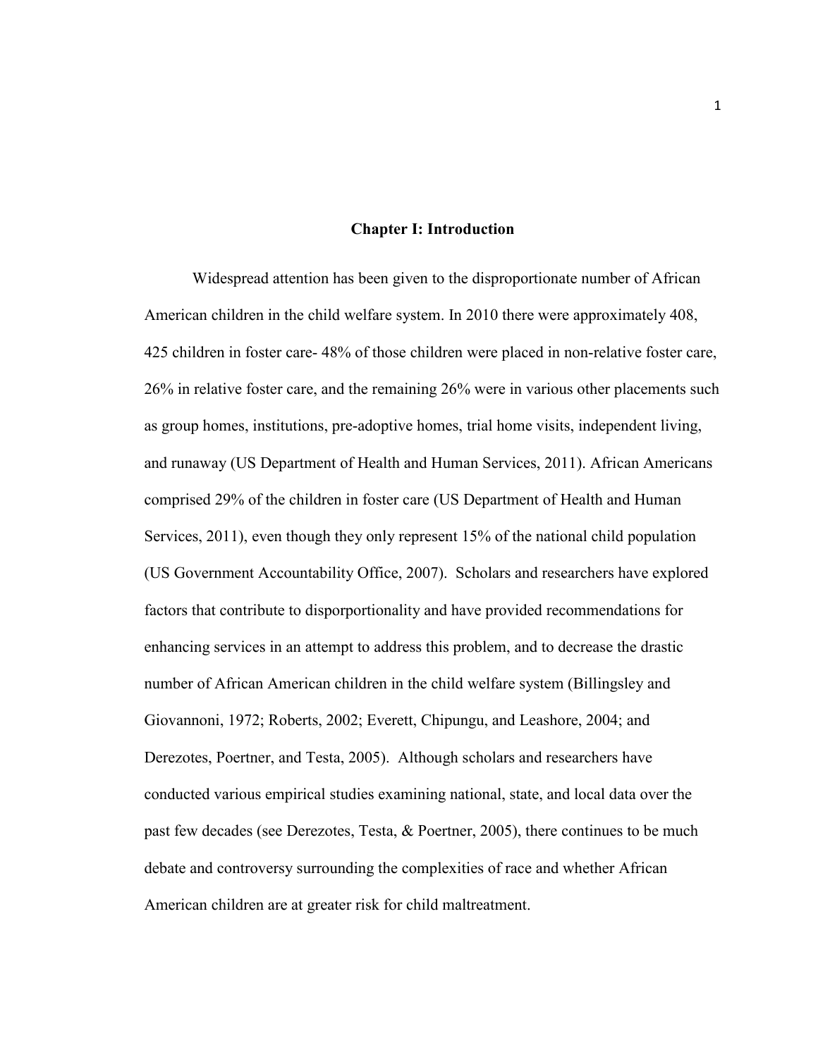# Chapter I: Introduction

Widespread attention has been given to the disproportionate number of African American children in the child welfare system. In 2010 there were approximately 408, 425 children in foster care- 48% of those children were placed in non-relative foster care, 26% in relative foster care, and the remaining 26% were in various other placements such as group homes, institutions, pre-adoptive homes, trial home visits, independent living, and runaway (US Department of Health and Human Services, 2011). African Americans comprised 29% of the children in foster care (US Department of Health and Human Services, 2011), even though they only represent 15% of the national child population (US Government Accountability Office, 2007). Scholars and researchers have explored factors that contribute to disporportionality and have provided recommendations for enhancing services in an attempt to address this problem, and to decrease the drastic number of African American children in the child welfare system (Billingsley and Giovannoni, 1972; Roberts, 2002; Everett, Chipungu, and Leashore, 2004; and Derezotes, Poertner, and Testa, 2005). Although scholars and researchers have conducted various empirical studies examining national, state, and local data over the past few decades (see Derezotes, Testa, & Poertner, 2005), there continues to be much debate and controversy surrounding the complexities of race and whether African American children are at greater risk for child maltreatment.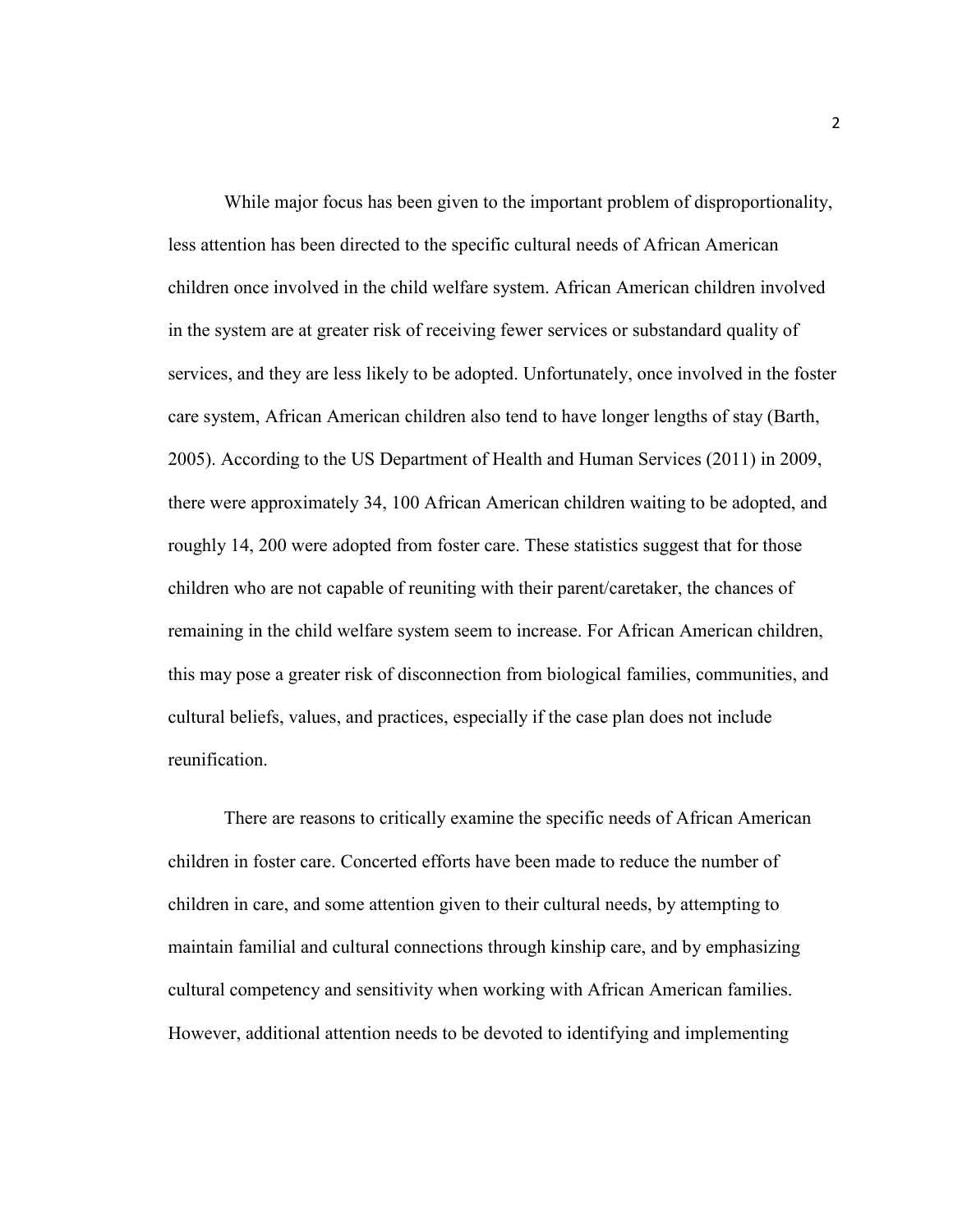While major focus has been given to the important problem of disproportionality, less attention has been directed to the specific cultural needs of African American children once involved in the child welfare system. African American children involved in the system are at greater risk of receiving fewer services or substandard quality of services, and they are less likely to be adopted. Unfortunately, once involved in the foster care system, African American children also tend to have longer lengths of stay (Barth, 2005). According to the US Department of Health and Human Services (2011) in 2009, there were approximately 34, 100 African American children waiting to be adopted, and roughly 14, 200 were adopted from foster care. These statistics suggest that for those children who are not capable of reuniting with their parent/caretaker, the chances of remaining in the child welfare system seem to increase. For African American children, this may pose a greater risk of disconnection from biological families, communities, and cultural beliefs, values, and practices, especially if the case plan does not include reunification.

There are reasons to critically examine the specific needs of African American children in foster care. Concerted efforts have been made to reduce the number of children in care, and some attention given to their cultural needs, by attempting to maintain familial and cultural connections through kinship care, and by emphasizing cultural competency and sensitivity when working with African American families. However, additional attention needs to be devoted to identifying and implementing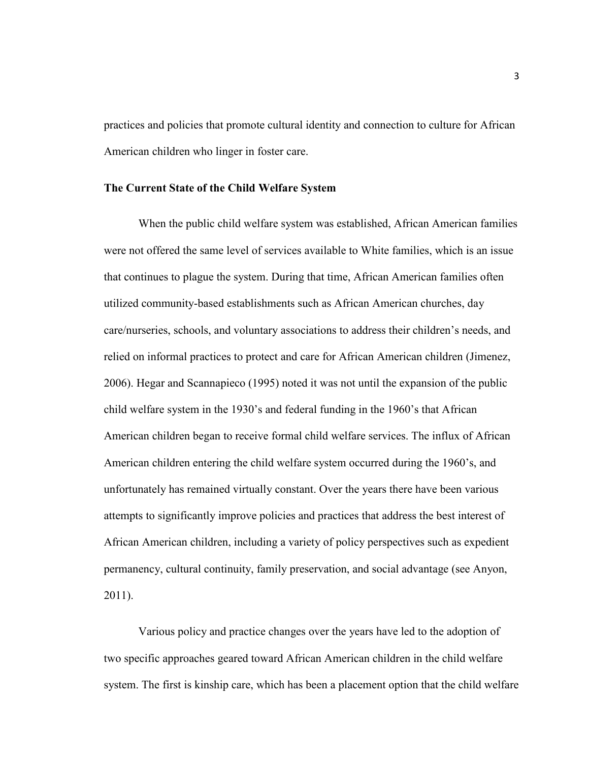practices and policies that promote cultural identity and connection to culture for African American children who linger in foster care.

**The Current State of the Child Welfare System**

When the public child welfare system was established, African American families were not offered the same level of services available to White families, which is an issue that continues to plague the system. During that time, African American families often utilized community-based establishments such as African American churches, day care/nurseries, schools, and voluntary associations to address their children's needs, and relied on informal practices to protect and care for African American children (Jimenez, 2006). Hegar and Scannapieco (1995) noted it was not until the expansion of the public child welfare system in the 1930's and federal funding in the 1960's that African American children began to receive formal child welfare services. The influx of African American children entering the child welfare system occurred during the 1960's, and unfortunately has remained virtually constant. Over the years there have been various attempts to significantly improve policies and practices that address the best interest of African American children, including a variety of policy perspectives such as expedient permanency, cultural continuity, family preservation, and social advantage (see Anyon, 2011).

Various policy and practice changes over the years have led to the adoption of two specific approaches geared toward African American children in the child welfare system. The first is kinship care, which has been a placement option that the child welfare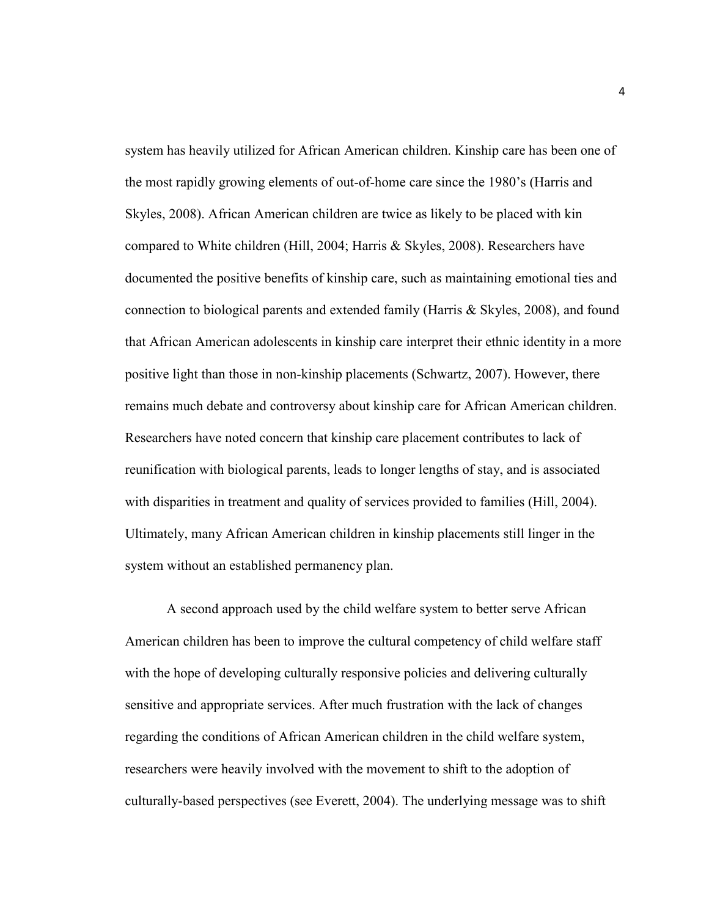system has heavily utilized for African American children. Kinship care has been one of the most rapidly growing elements of out-of-home care since the 1980's (Harris and Skyles, 2008). African American children are twice as likely to be placed with kin compared to White children (Hill, 2004; Harris & Skyles, 2008). Researchers have documented the positive benefits of kinship care, such as maintaining emotional ties and connection to biological parents and extended family (Harris & Skyles, 2008), and found that African American adolescents in kinship care interpret their ethnic identity in a more positive light than those in non-kinship placements (Schwartz, 2007). However, there remains much debate and controversy about kinship care for African American children. Researchers have noted concern that kinship care placement contributes to lack of reunification with biological parents, leads to longer lengths of stay, and is associated with disparities in treatment and quality of services provided to families (Hill, 2004). Ultimately, many African American children in kinship placements still linger in the system without an established permanency plan.

A second approach used by the child welfare system to better serve African American children has been to improve the cultural competency of child welfare staff with the hope of developing culturally responsive policies and delivering culturally sensitive and appropriate services. After much frustration with the lack of changes regarding the conditions of African American children in the child welfare system, researchers were heavily involved with the movement to shift to the adoption of culturally-based perspectives (see Everett, 2004). The underlying message was to shift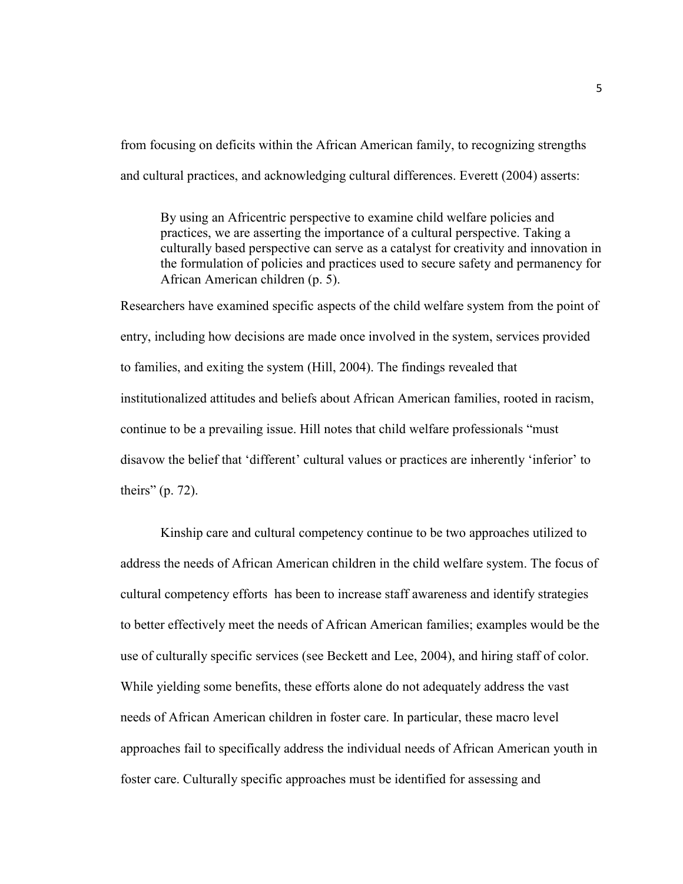from focusing on deficits within the African American family, to recognizing strengths and cultural practices, and acknowledging cultural differences. Everett (2004) asserts:

> By using an Africentric perspective to examine child welfare policies and practices, we are asserting the importance of a cultural perspective. Taking a culturally based perspective can serve as a catalyst for creativity and innovation in the formulation of policies and practices used to secure safety and permanency for African American children (p. 5).

Researchers have examined specific aspects of the child welfare system from the point of entry, including how decisions are made once involved in the system, services provided to families, and exiting the system (Hill, 2004). The findings revealed that institutionalized attitudes and beliefs about African American families, rooted in racism, continue to be a prevailing issue. Hill notes that child welfare professionals "must disavow the belief that 'different' cultural values or practices are inherently 'inferior' to theirs" (p. 72).

Kinship care and cultural competency continue to be two approaches utilized to address the needs of African American children in the child welfare system. The focus of cultural competency efforts has been to increase staff awareness and identify strategies to better effectively meet the needs of African American families; examples would be the use of culturally specific services (see Beckett and Lee, 2004), and hiring staff of color. While yielding some benefits, these efforts alone do not adequately address the vast needs of African American children in foster care. In particular, these macro level approaches fail to specifically address the individual needs of African American youth in foster care. Culturally specific approaches must be identified for assessing and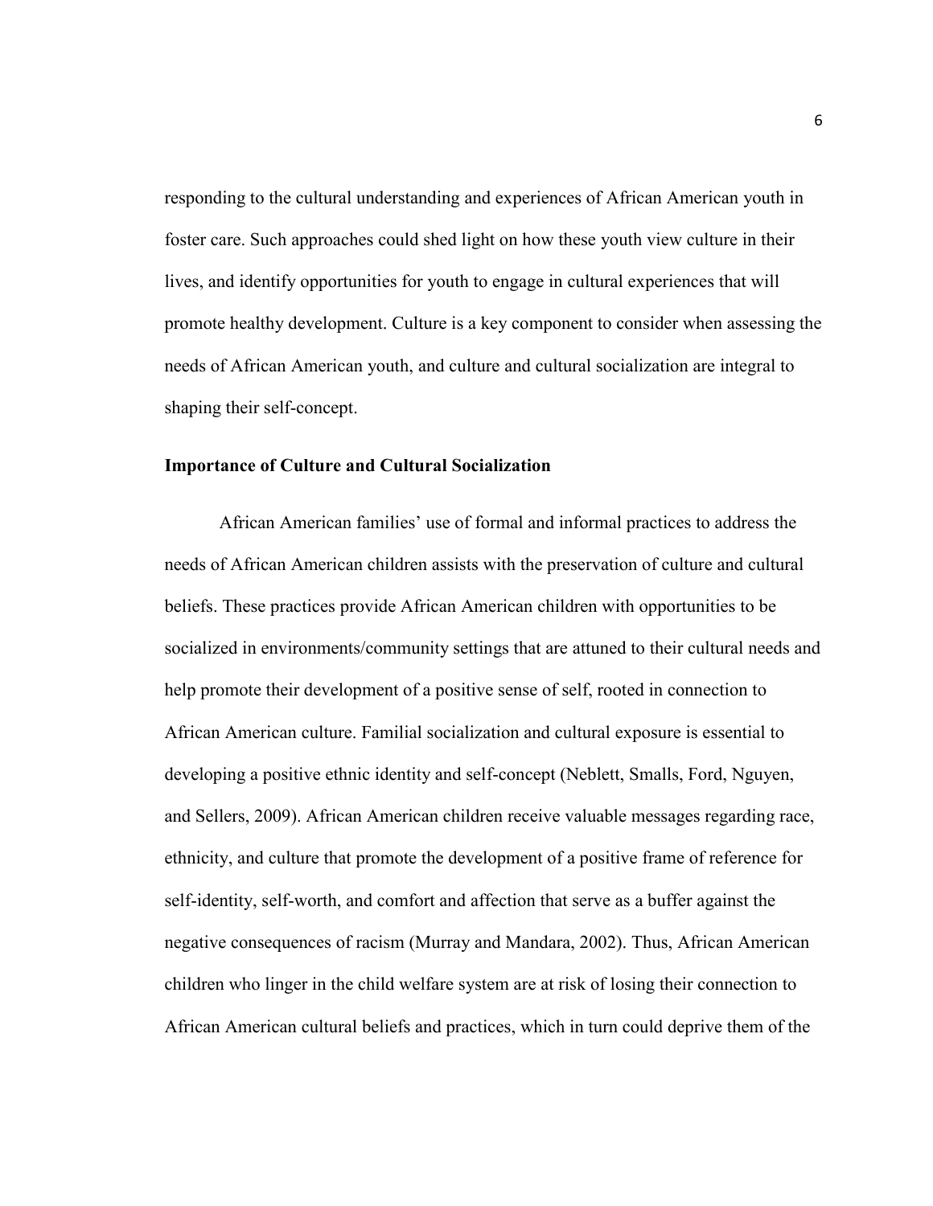responding to the cultural understanding and experiences of African American youth in foster care. Such approaches could shed light on how these youth view culture in their lives, and identify opportunities for youth to engage in cultural experiences that will promote healthy development. Culture is a key component to consider when assessing the needs of African American youth, and culture and cultural socialization are integral to shaping their self-concept.

### Importance of Culture and Cultural Socialization

African American families' use of formal and informal practices to address the needs of African American children assists with the preservation of culture and cultural beliefs. These practices provide African American children with opportunities to be socialized in environments/community settings that are attuned to their cultural needs and help promote their development of a positive sense of self, rooted in connection to African American culture. Familial socialization and cultural exposure is essential to developing a positive ethnic identity and self-concept (Neblett, Smalls, Ford, Nguyen, and Sellers, 2009). African American children receive valuable messages regarding race, ethnicity, and culture that promote the development of a positive frame of reference for self-identity, self-worth, and comfort and affection that serve as a buffer against the negative consequences of racism (Murray and Mandara, 2002). Thus, African American children who linger in the child welfare system are at risk of losing their connection to African American cultural beliefs and practices, which in turn could deprive them of the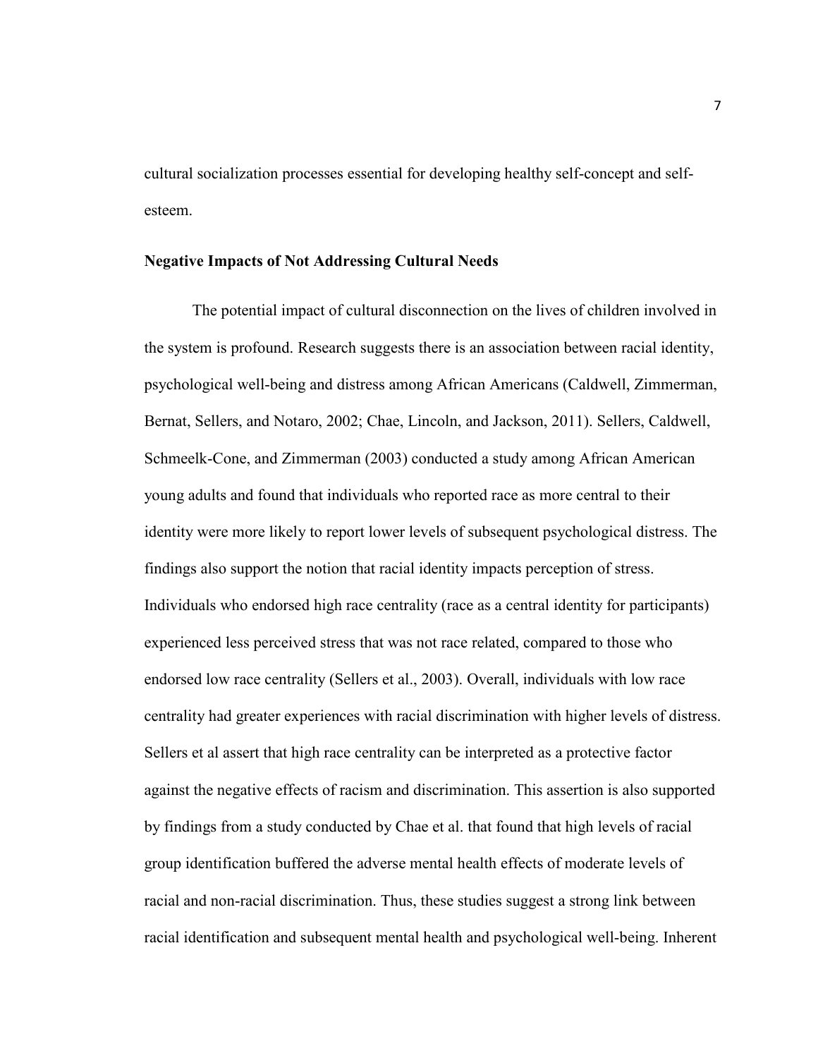cultural socialization processes essential for developing healthy self-concept and self-esteem.

**Negative Impacts of Not Addressing Cultural Needs**

The potential impact of cultural disconnection on the lives of children involved in the system is profound. Research suggests there is an association between racial identity, psychological well-being and distress among African Americans (Caldwell, Zimmerman, Bernat, Sellers, and Notaro, 2002; Chae, Lincoln, and Jackson, 2011). Sellers, Caldwell, Schmeelk-Cone, and Zimmerman (2003) conducted a study among African American young adults and found that individuals who reported race as more central to their identity were more likely to report lower levels of subsequent psychological distress. The findings also support the notion that racial identity impacts perception of stress. Individuals who endorsed high race centrality (race as a central identity for participants) experienced less perceived stress that was not race related, compared to those who endorsed low race centrality (Sellers et al., 2003). Overall, individuals with low race centrality had greater experiences with racial discrimination with higher levels of distress. Sellers et al assert that high race centrality can be interpreted as a protective factor against the negative effects of racism and discrimination. This assertion is also supported by findings from a study conducted by Chae et al. that found that high levels of racial group identification buffered the adverse mental health effects of moderate levels of racial and non-racial discrimination. Thus, these studies suggest a strong link between racial identification and subsequent mental health and psychological well-being. Inherent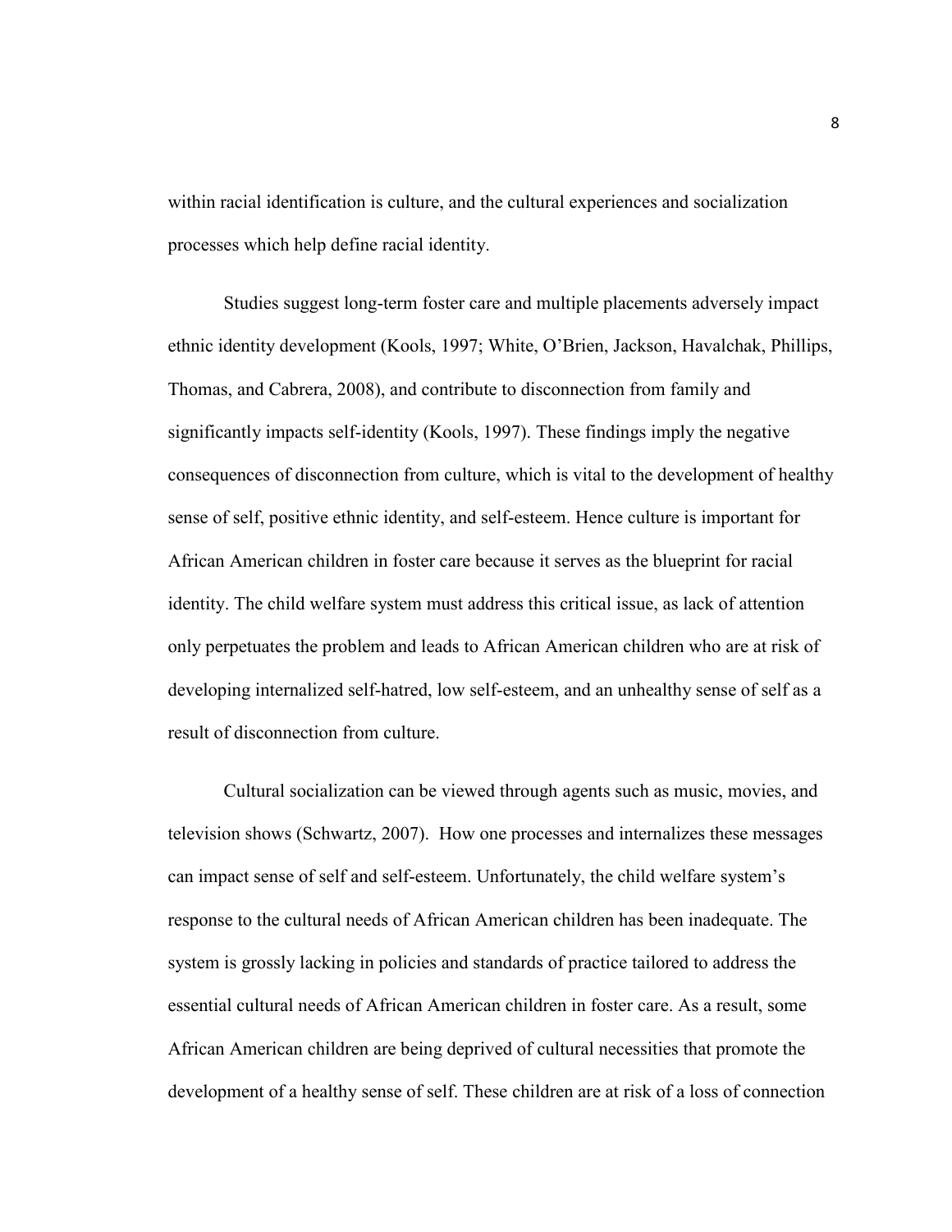within racial identification is culture, and the cultural experiences and socialization processes which help define racial identity.

Studies suggest long-term foster care and multiple placements adversely impact ethnic identity development (Kools, 1997; White, O'Brien, Jackson, Havalchak, Phillips, Thomas, and Cabrera, 2008), and contribute to disconnection from family and significantly impacts self-identity (Kools, 1997). These findings imply the negative consequences of disconnection from culture, which is vital to the development of healthy sense of self, positive ethnic identity, and self-esteem. Hence culture is important for African American children in foster care because it serves as the blueprint for racial identity. The child welfare system must address this critical issue, as lack of attention only perpetuates the problem and leads to African American children who are at risk of developing internalized self-hatred, low self-esteem, and an unhealthy sense of self as a result of disconnection from culture.

Cultural socialization can be viewed through agents such as music, movies, and television shows (Schwartz, 2007). How one processes and internalizes these messages can impact sense of self and self-esteem. Unfortunately, the child welfare system's response to the cultural needs of African American children has been inadequate. The system is grossly lacking in policies and standards of practice tailored to address the essential cultural needs of African American children in foster care. As a result, some African American children are being deprived of cultural necessities that promote the development of a healthy sense of self. These children are at risk of a loss of connection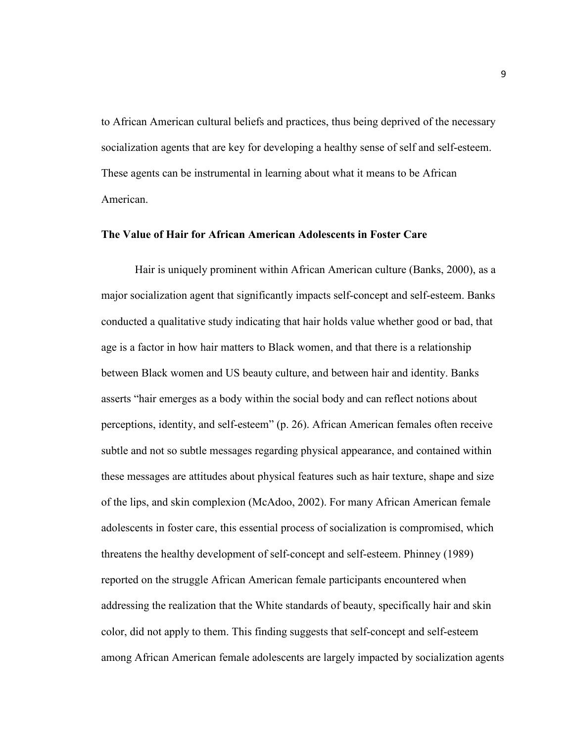to African American cultural beliefs and practices, thus being deprived of the necessary socialization agents that are key for developing a healthy sense of self and self-esteem. These agents can be instrumental in learning about what it means to be African American.

**The Value of Hair for African American Adolescents in Foster Care**

Hair is uniquely prominent within African American culture (Banks, 2000), as a major socialization agent that significantly impacts self-concept and self-esteem. Banks conducted a qualitative study indicating that hair holds value whether good or bad, that age is a factor in how hair matters to Black women, and that there is a relationship between Black women and US beauty culture, and between hair and identity. Banks asserts "hair emerges as a body within the social body and can reflect notions about perceptions, identity, and self-esteem" (p. 26). African American females often receive subtle and not so subtle messages regarding physical appearance, and contained within these messages are attitudes about physical features such as hair texture, shape and size of the lips, and skin complexion (McAdoo, 2002). For many African American female adolescents in foster care, this essential process of socialization is compromised, which threatens the healthy development of self-concept and self-esteem. Phinney (1989) reported on the struggle African American female participants encountered when addressing the realization that the White standards of beauty, specifically hair and skin color, did not apply to them. This finding suggests that self-concept and self-esteem among African American female adolescents are largely impacted by socialization agents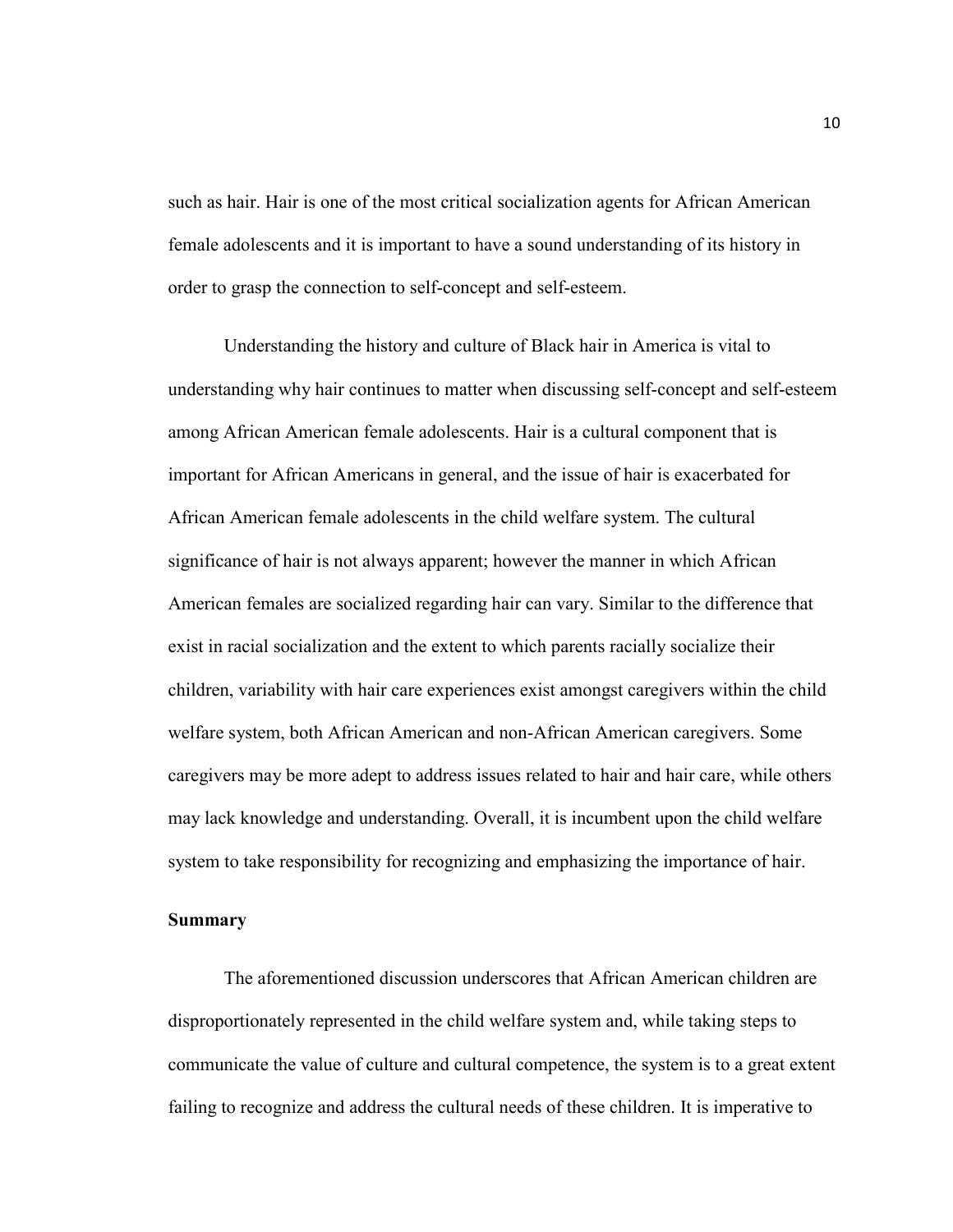such as hair. Hair is one of the most critical socialization agents for African American female adolescents and it is important to have a sound understanding of its history in order to grasp the connection to self-concept and self-esteem.

Understanding the history and culture of Black hair in America is vital to understanding why hair continues to matter when discussing self-concept and self-esteem among African American female adolescents. Hair is a cultural component that is important for African Americans in general, and the issue of hair is exacerbated for African American female adolescents in the child welfare system. The cultural significance of hair is not always apparent; however the manner in which African American females are socialized regarding hair can vary. Similar to the difference that exist in racial socialization and the extent to which parents racially socialize their children, variability with hair care experiences exist amongst caregivers within the child welfare system, both African American and non-African American caregivers. Some caregivers may be more adept to address issues related to hair and hair care, while others may lack knowledge and understanding. Overall, it is incumbent upon the child welfare system to take responsibility for recognizing and emphasizing the importance of hair.

**Summary**

The aforementioned discussion underscores that African American children are disproportionately represented in the child welfare system and, while taking steps to communicate the value of culture and cultural competence, the system is to a great extent failing to recognize and address the cultural needs of these children. It is imperative to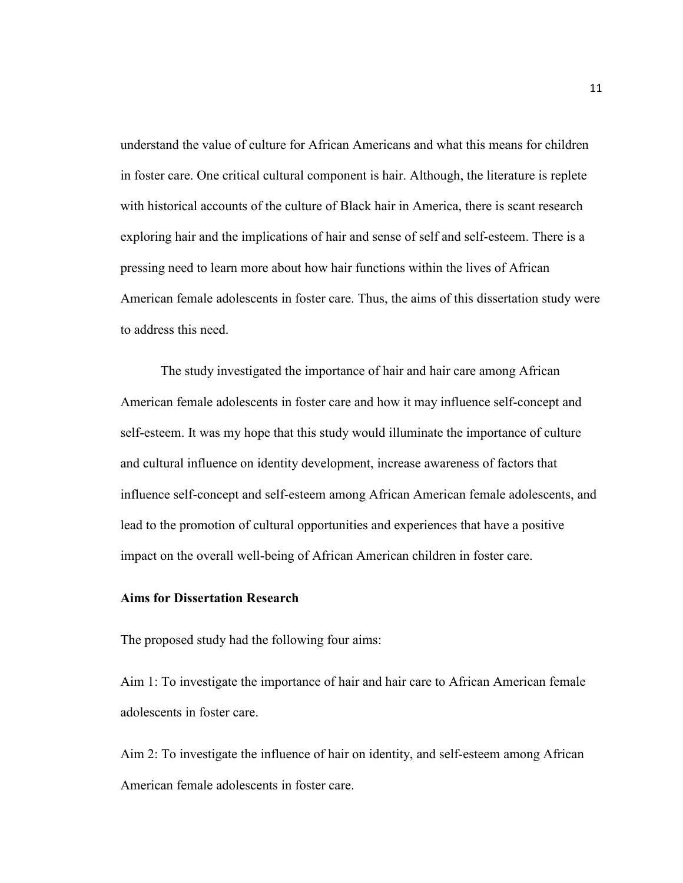understand the value of culture for African Americans and what this means for children in foster care. One critical cultural component is hair. Although, the literature is replete with historical accounts of the culture of Black hair in America, there is scant research exploring hair and the implications of hair and sense of self and self-esteem. There is a pressing need to learn more about how hair functions within the lives of African American female adolescents in foster care. Thus, the aims of this dissertation study were to address this need.

The study investigated the importance of hair and hair care among African American female adolescents in foster care and how it may influence self-concept and self-esteem. It was my hope that this study would illuminate the importance of culture and cultural influence on identity development, increase awareness of factors that influence self-concept and self-esteem among African American female adolescents, and lead to the promotion of cultural opportunities and experiences that have a positive impact on the overall well-being of African American children in foster care.

**Aims for Dissertation Research**

The proposed study had the following four aims:

Aim 1: To investigate the importance of hair and hair care to African American female adolescents in foster care.

Aim 2: To investigate the influence of hair on identity, and self-esteem among African American female adolescents in foster care.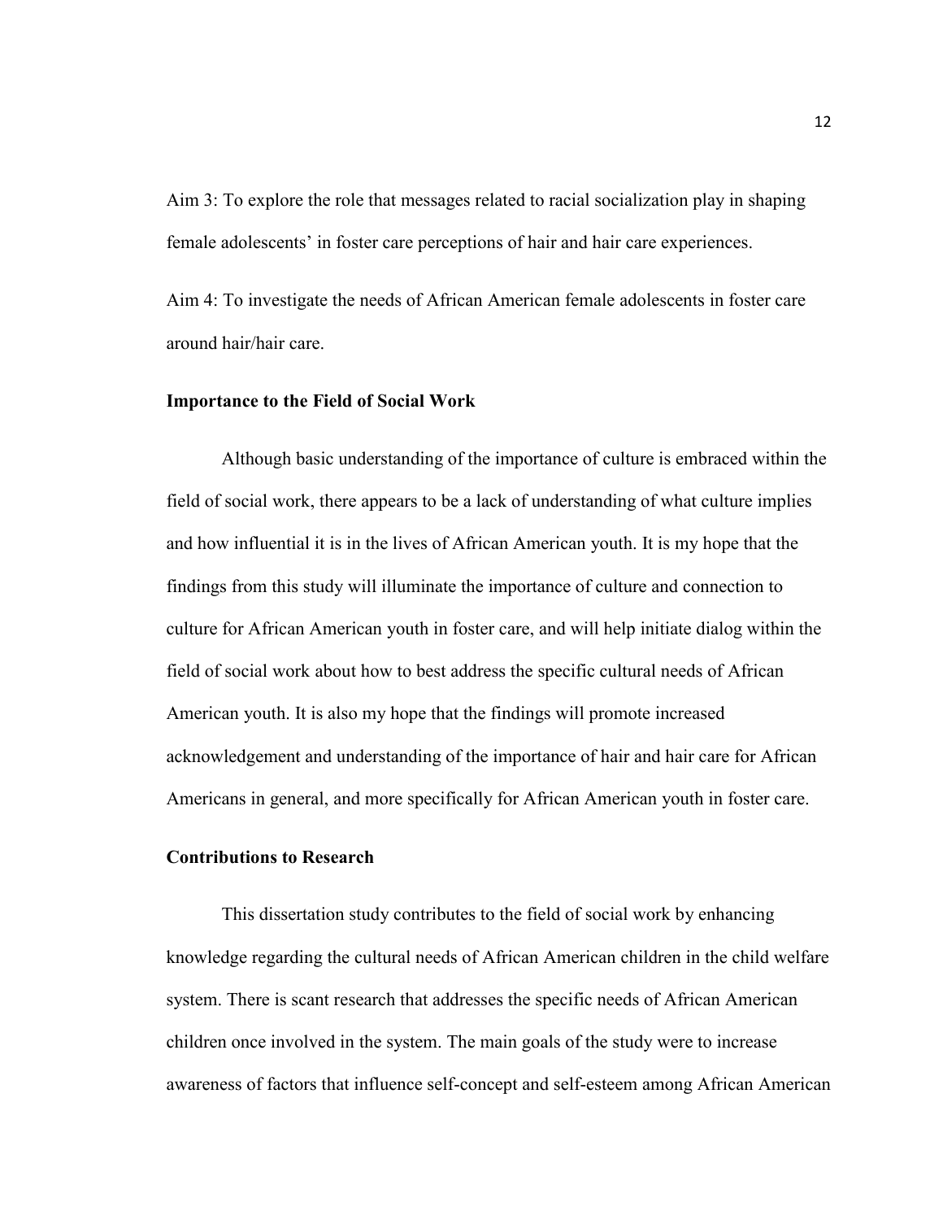Aim 3: To explore the role that messages related to racial socialization play in shaping female adolescents' in foster care perceptions of hair and hair care experiences.

Aim 4: To investigate the needs of African American female adolescents in foster care around hair/hair care.

**Importance to the Field of Social Work**

Although basic understanding of the importance of culture is embraced within the field of social work, there appears to be a lack of understanding of what culture implies and how influential it is in the lives of African American youth. It is my hope that the findings from this study will illuminate the importance of culture and connection to culture for African American youth in foster care, and will help initiate dialog within the field of social work about how to best address the specific cultural needs of African American youth. It is also my hope that the findings will promote increased acknowledgement and understanding of the importance of hair and hair care for African Americans in general, and more specifically for African American youth in foster care.

**Contributions to Research**

This dissertation study contributes to the field of social work by enhancing knowledge regarding the cultural needs of African American children in the child welfare system. There is scant research that addresses the specific needs of African American children once involved in the system. The main goals of the study were to increase awareness of factors that influence self-concept and self-esteem among African American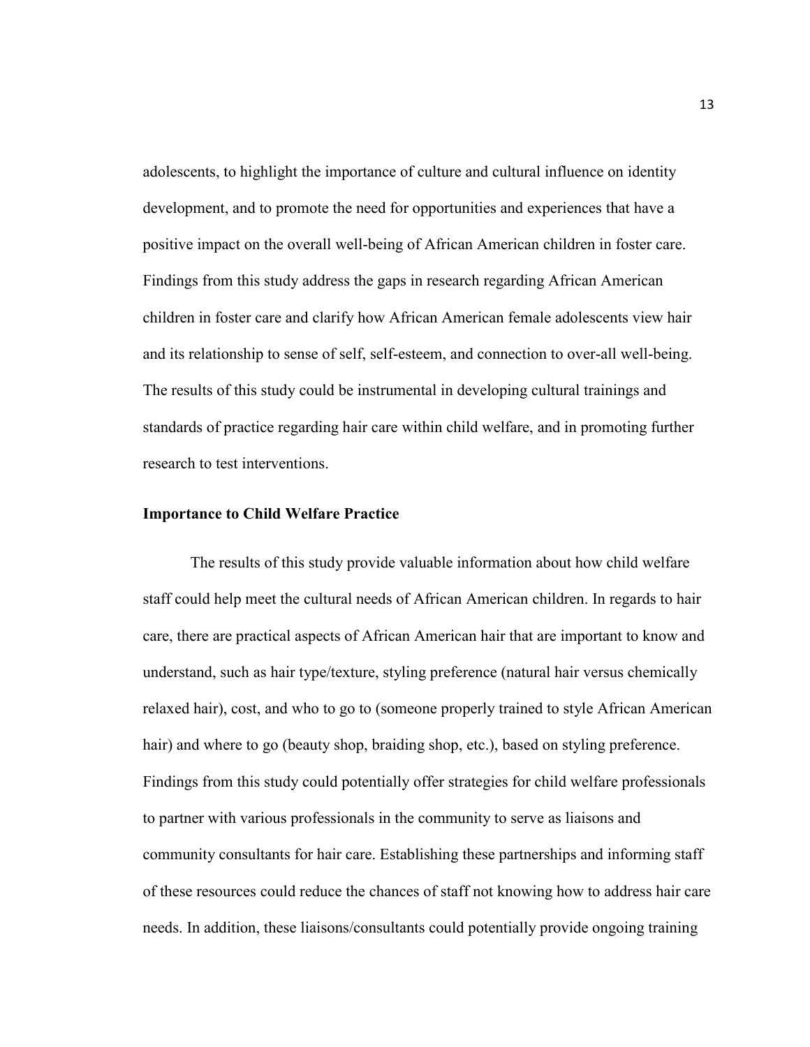adolescents, to highlight the importance of culture and cultural influence on identity development, and to promote the need for opportunities and experiences that have a positive impact on the overall well-being of African American children in foster care. Findings from this study address the gaps in research regarding African American children in foster care and clarify how African American female adolescents view hair and its relationship to sense of self, self-esteem, and connection to over-all well-being. The results of this study could be instrumental in developing cultural trainings and standards of practice regarding hair care within child welfare, and in promoting further research to test interventions.

**Importance to Child Welfare Practice**

The results of this study provide valuable information about how child welfare staff could help meet the cultural needs of African American children. In regards to hair care, there are practical aspects of African American hair that are important to know and understand, such as hair type/texture, styling preference (natural hair versus chemically relaxed hair), cost, and who to go to (someone properly trained to style African American hair) and where to go (beauty shop, braiding shop, etc.), based on styling preference. Findings from this study could potentially offer strategies for child welfare professionals to partner with various professionals in the community to serve as liaisons and community consultants for hair care. Establishing these partnerships and informing staff of these resources could reduce the chances of staff not knowing how to address hair care needs. In addition, these liaisons/consultants could potentially provide ongoing training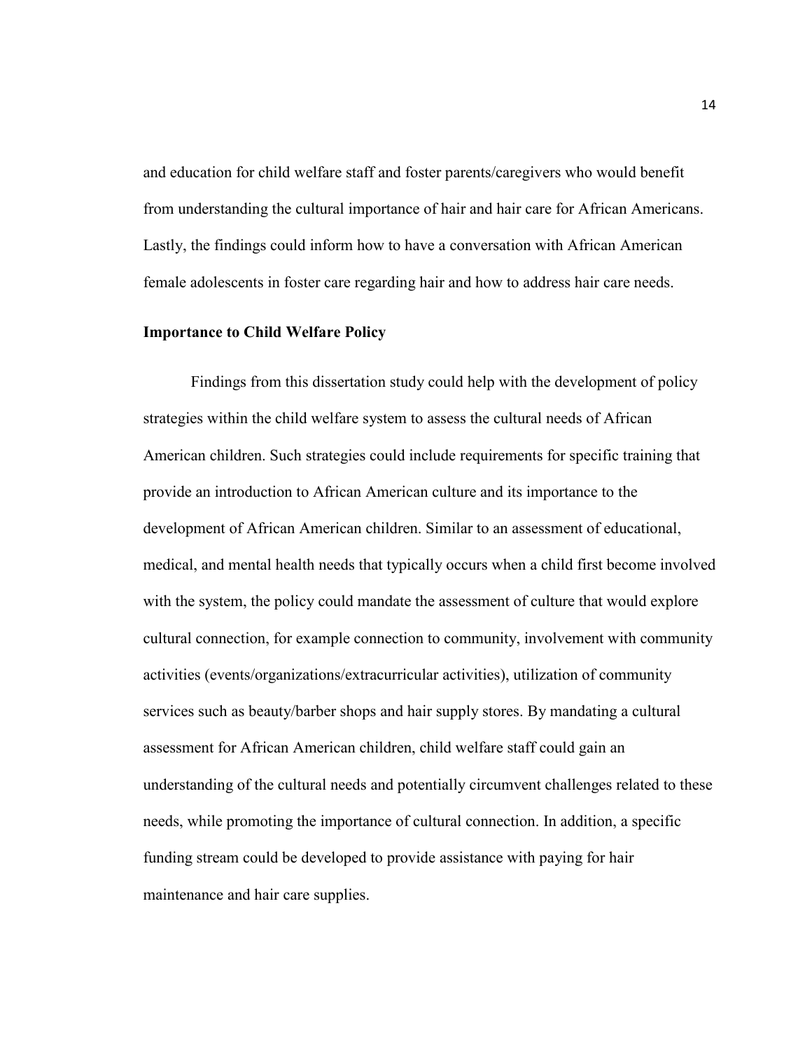and education for child welfare staff and foster parents/caregivers who would benefit from understanding the cultural importance of hair and hair care for African Americans. Lastly, the findings could inform how to have a conversation with African American female adolescents in foster care regarding hair and how to address hair care needs.

## Importance to Child Welfare Policy

Findings from this dissertation study could help with the development of policy strategies within the child welfare system to assess the cultural needs of African American children. Such strategies could include requirements for specific training that provide an introduction to African American culture and its importance to the development of African American children. Similar to an assessment of educational, medical, and mental health needs that typically occurs when a child first become involved with the system, the policy could mandate the assessment of culture that would explore cultural connection, for example connection to community, involvement with community activities (events/organizations/extracurricular activities), utilization of community services such as beauty/barber shops and hair supply stores. By mandating a cultural assessment for African American children, child welfare staff could gain an understanding of the cultural needs and potentially circumvent challenges related to these needs, while promoting the importance of cultural connection. In addition, a specific funding stream could be developed to provide assistance with paying for hair maintenance and hair care supplies.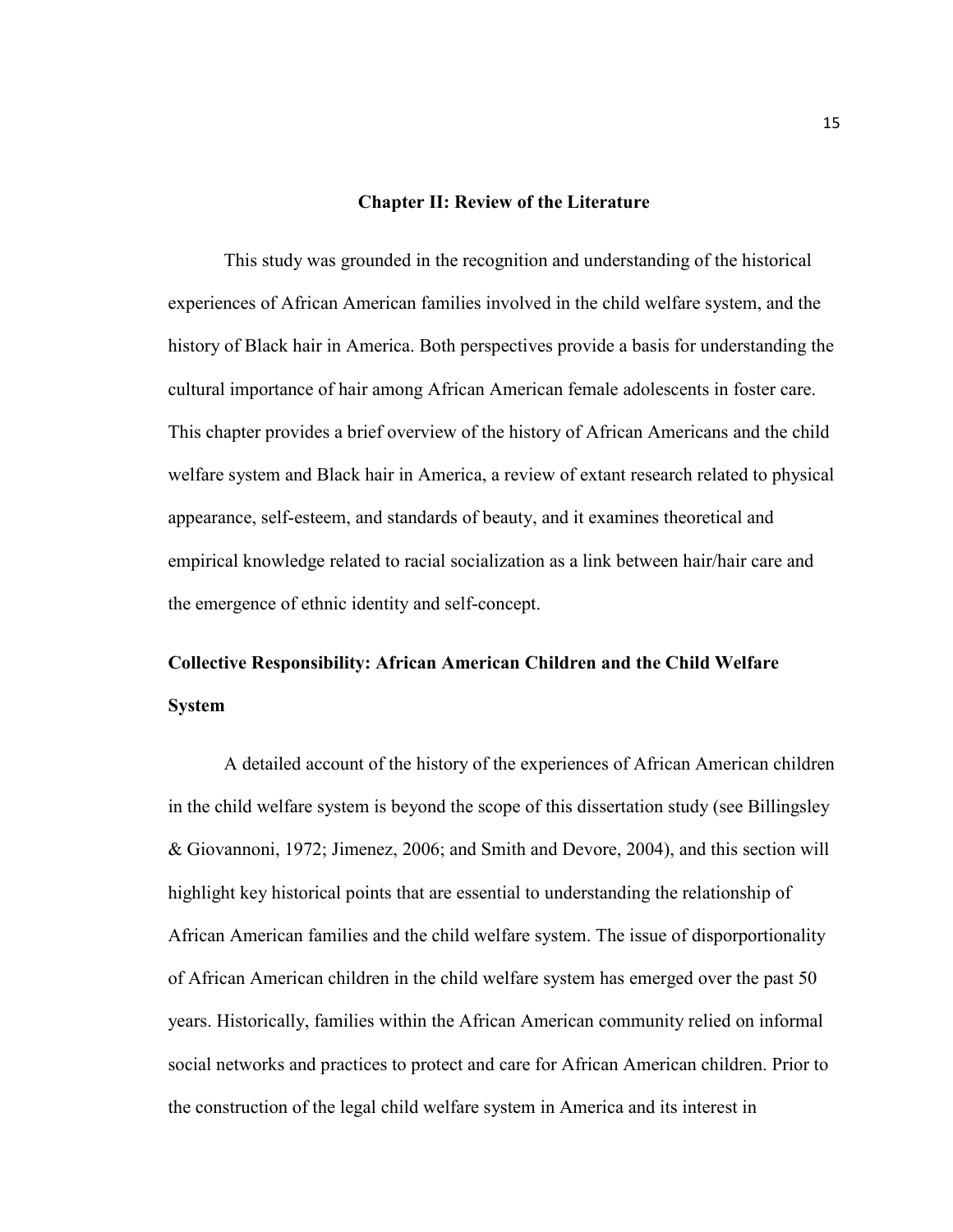# Chapter II: Review of the Literature

This study was grounded in the recognition and understanding of the historical experiences of African American families involved in the child welfare system, and the history of Black hair in America. Both perspectives provide a basis for understanding the cultural importance of hair among African American female adolescents in foster care. This chapter provides a brief overview of the history of African Americans and the child welfare system and Black hair in America, a review of extant research related to physical appearance, self-esteem, and standards of beauty, and it examines theoretical and empirical knowledge related to racial socialization as a link between hair/hair care and the emergence of ethnic identity and self-concept.

## Collective Responsibility: African American Children and the Child Welfare System

A detailed account of the history of the experiences of African American children in the child welfare system is beyond the scope of this dissertation study (see Billingsley & Giovannoni, 1972; Jimenez, 2006; and Smith and Devore, 2004), and this section will highlight key historical points that are essential to understanding the relationship of African American families and the child welfare system. The issue of disporportionality of African American children in the child welfare system has emerged over the past 50 years. Historically, families within the African American community relied on informal social networks and practices to protect and care for African American children. Prior to the construction of the legal child welfare system in America and its interest in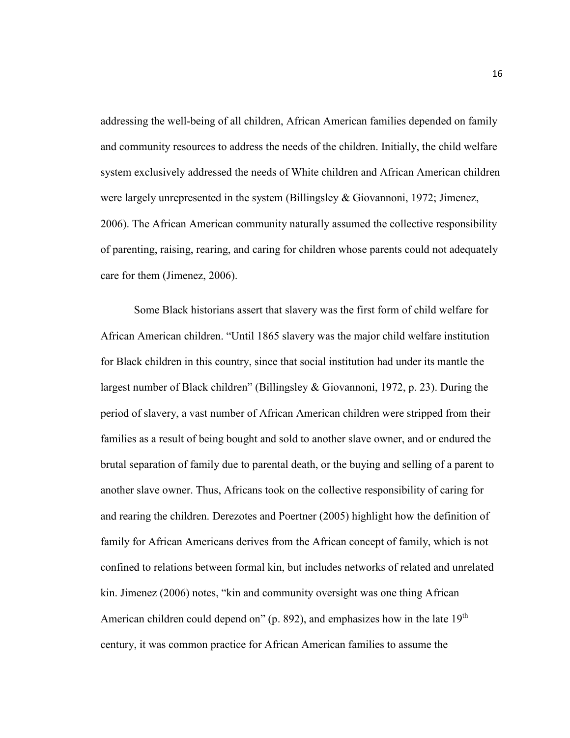addressing the well-being of all children, African American families depended on family and community resources to address the needs of the children. Initially, the child welfare system exclusively addressed the needs of White children and African American children were largely unrepresented in the system (Billingsley & Giovannoni, 1972; Jimenez, 2006). The African American community naturally assumed the collective responsibility of parenting, raising, rearing, and caring for children whose parents could not adequately care for them (Jimenez, 2006).

Some Black historians assert that slavery was the first form of child welfare for African American children. "Until 1865 slavery was the major child welfare institution for Black children in this country, since that social institution had under its mantle the largest number of Black children" (Billingsley & Giovannoni, 1972, p. 23). During the period of slavery, a vast number of African American children were stripped from their families as a result of being bought and sold to another slave owner, and or endured the brutal separation of family due to parental death, or the buying and selling of a parent to another slave owner. Thus, Africans took on the collective responsibility of caring for and rearing the children. Derezotes and Poertner (2005) highlight how the definition of family for African Americans derives from the African concept of family, which is not confined to relations between formal kin, but includes networks of related and unrelated kin. Jimenez (2006) notes, "kin and community oversight was one thing African American children could depend on" (p. 892), and emphasizes how in the late 19th century, it was common practice for African American families to assume the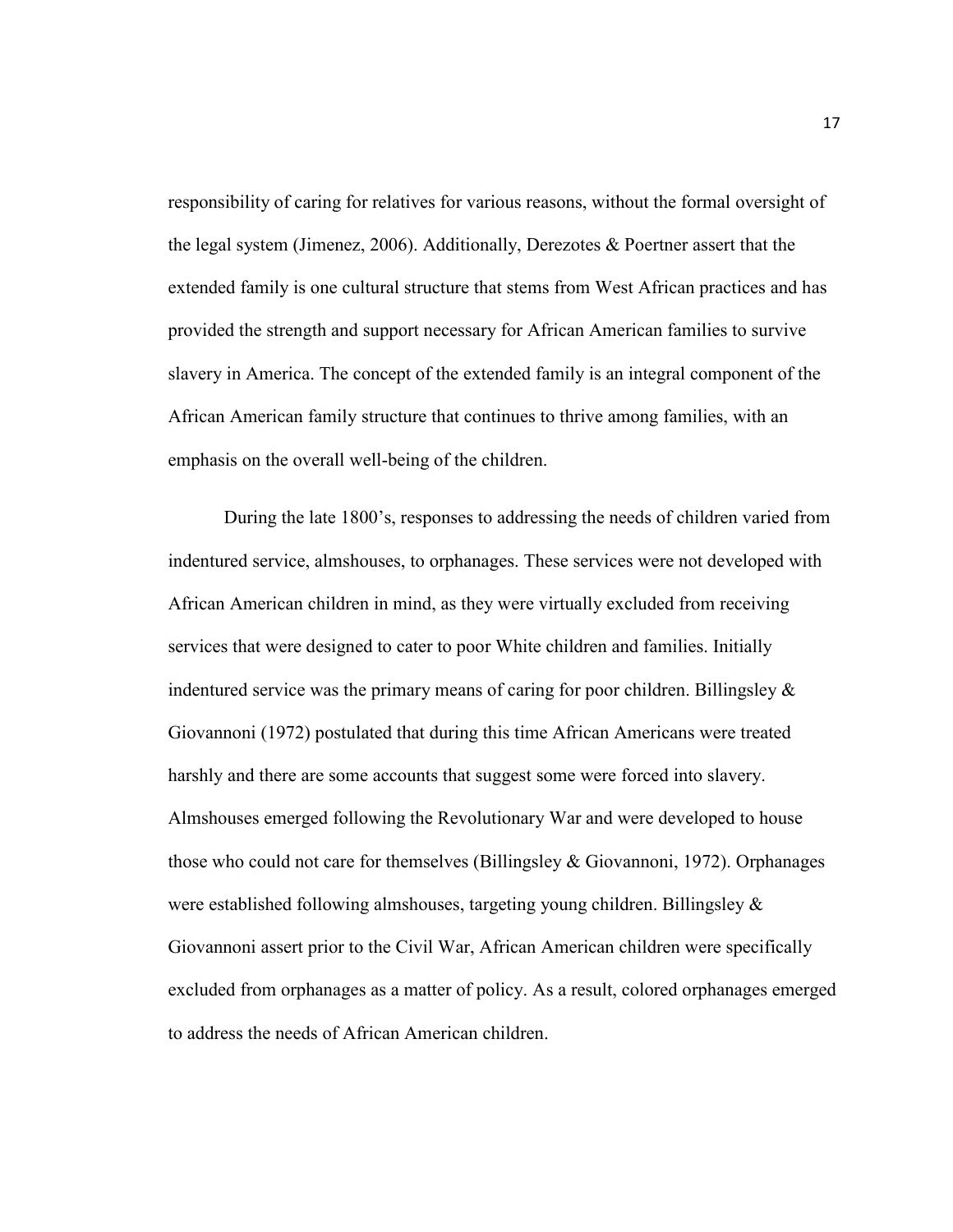responsibility of caring for relatives for various reasons, without the formal oversight of the legal system (Jimenez, 2006). Additionally, Derezotes & Poertner assert that the extended family is one cultural structure that stems from West African practices and has provided the strength and support necessary for African American families to survive slavery in America. The concept of the extended family is an integral component of the African American family structure that continues to thrive among families, with an emphasis on the overall well-being of the children.

During the late 1800's, responses to addressing the needs of children varied from indentured service, almshouses, to orphanages. These services were not developed with African American children in mind, as they were virtually excluded from receiving services that were designed to cater to poor White children and families. Initially indentured service was the primary means of caring for poor children. Billingsley & Giovannoni (1972) postulated that during this time African Americans were treated harshly and there are some accounts that suggest some were forced into slavery. Almshouses emerged following the Revolutionary War and were developed to house those who could not care for themselves (Billingsley & Giovannoni, 1972). Orphanages were established following almshouses, targeting young children. Billingsley & Giovannoni assert prior to the Civil War, African American children were specifically excluded from orphanages as a matter of policy. As a result, colored orphanages emerged to address the needs of African American children.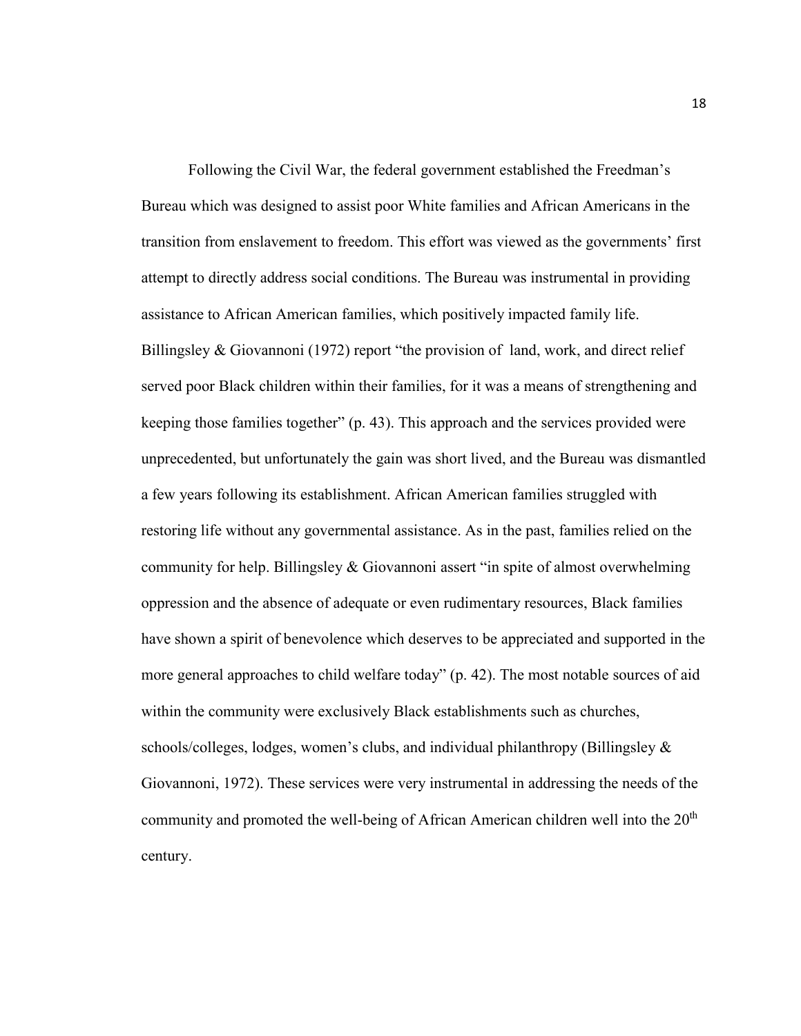Following the Civil War, the federal government established the Freedman's Bureau which was designed to assist poor White families and African Americans in the transition from enslavement to freedom. This effort was viewed as the governments' first attempt to directly address social conditions. The Bureau was instrumental in providing assistance to African American families, which positively impacted family life. Billingsley & Giovannoni (1972) report "the provision of land, work, and direct relief served poor Black children within their families, for it was a means of strengthening and keeping those families together" (p. 43). This approach and the services provided were unprecedented, but unfortunately the gain was short lived, and the Bureau was dismantled a few years following its establishment. African American families struggled with restoring life without any governmental assistance. As in the past, families relied on the community for help. Billingsley & Giovannoni assert "in spite of almost overwhelming oppression and the absence of adequate or even rudimentary resources, Black families have shown a spirit of benevolence which deserves to be appreciated and supported in the more general approaches to child welfare today" (p. 42). The most notable sources of aid within the community were exclusively Black establishments such as churches, schools/colleges, lodges, women's clubs, and individual philanthropy (Billingsley & Giovannoni, 1972). These services were very instrumental in addressing the needs of the community and promoted the well-being of African American children well into the 20th century.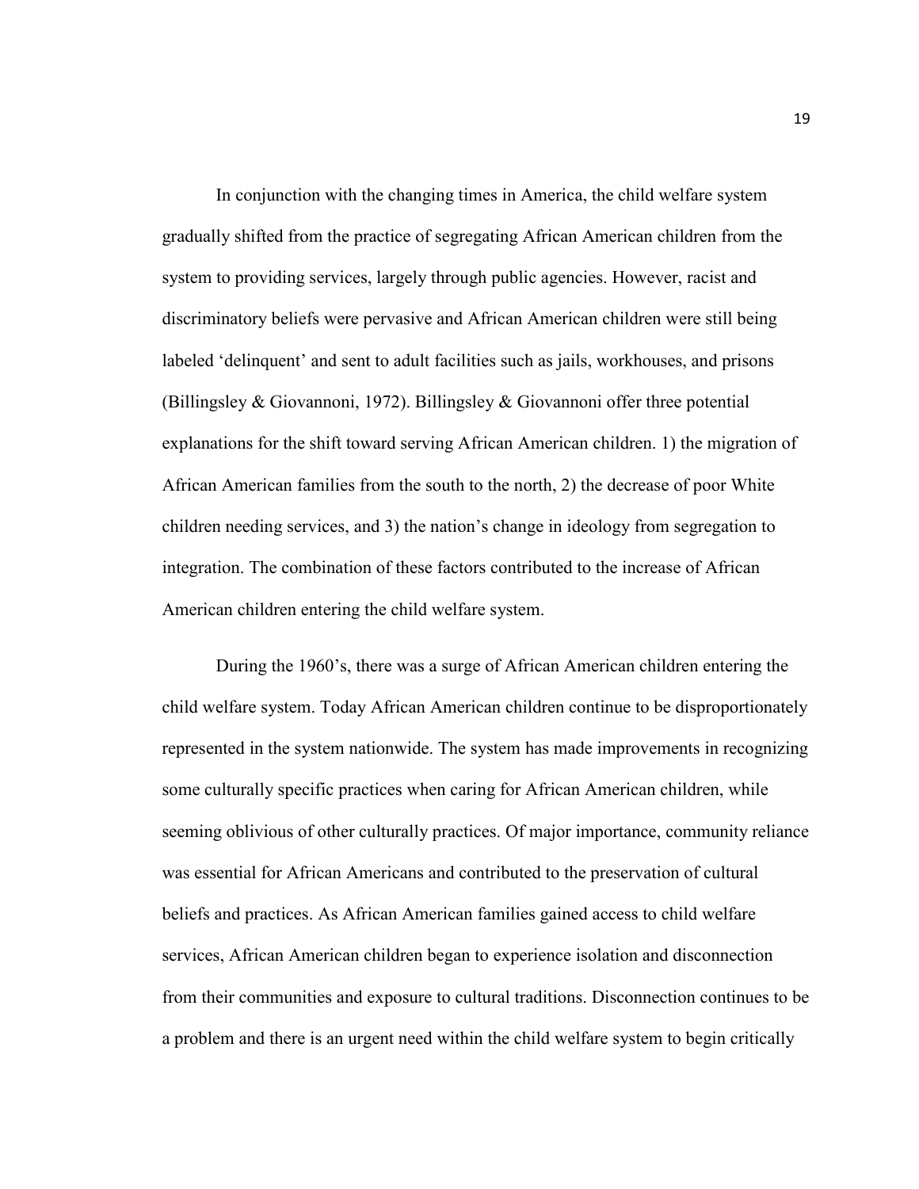In conjunction with the changing times in America, the child welfare system gradually shifted from the practice of segregating African American children from the system to providing services, largely through public agencies. However, racist and discriminatory beliefs were pervasive and African American children were still being labeled 'delinquent' and sent to adult facilities such as jails, workhouses, and prisons (Billingsley & Giovannoni, 1972). Billingsley & Giovannoni offer three potential explanations for the shift toward serving African American children. 1) the migration of African American families from the south to the north, 2) the decrease of poor White children needing services, and 3) the nation's change in ideology from segregation to integration. The combination of these factors contributed to the increase of African American children entering the child welfare system.

During the 1960's, there was a surge of African American children entering the child welfare system. Today African American children continue to be disproportionately represented in the system nationwide. The system has made improvements in recognizing some culturally specific practices when caring for African American children, while seeming oblivious of other culturally practices. Of major importance, community reliance was essential for African Americans and contributed to the preservation of cultural beliefs and practices. As African American families gained access to child welfare services, African American children began to experience isolation and disconnection from their communities and exposure to cultural traditions. Disconnection continues to be a problem and there is an urgent need within the child welfare system to begin critically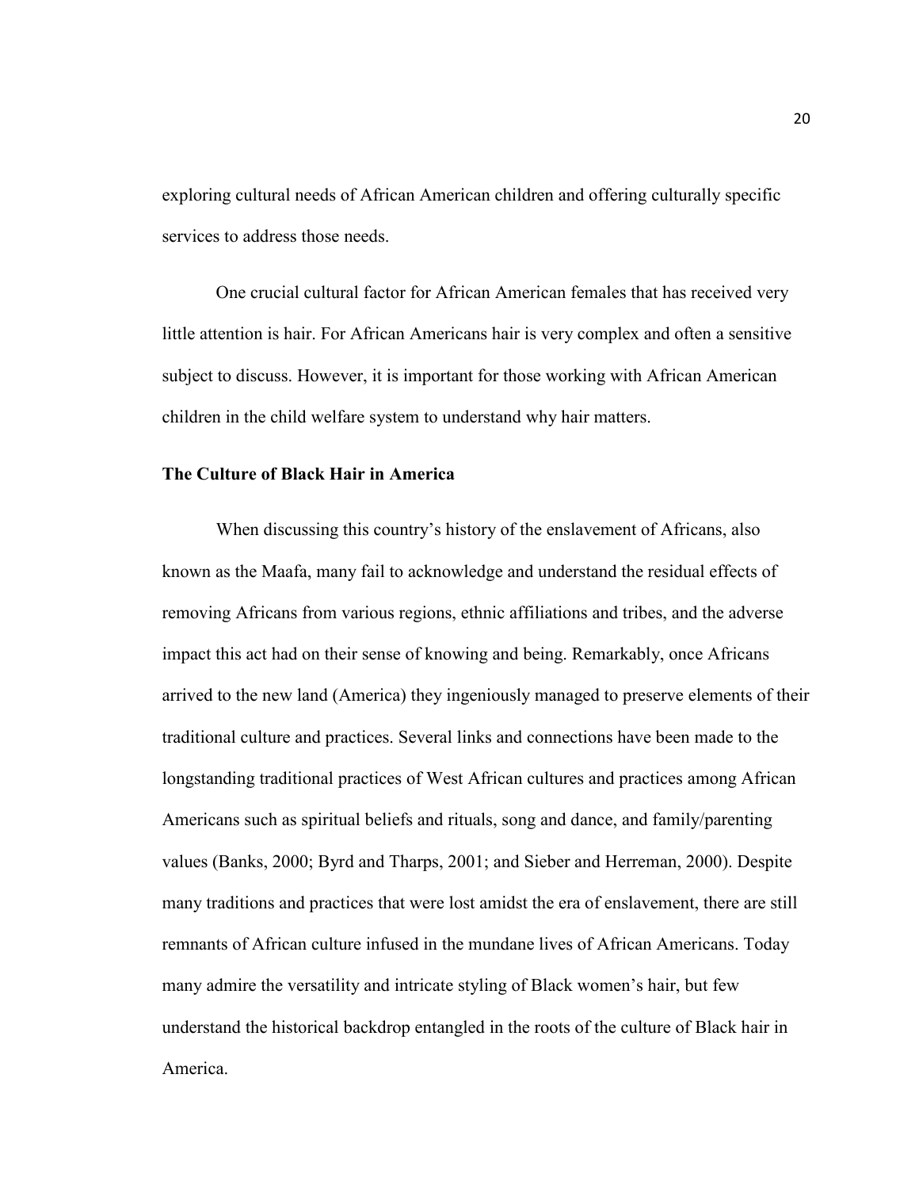exploring cultural needs of African American children and offering culturally specific services to address those needs.

One crucial cultural factor for African American females that has received very little attention is hair. For African Americans hair is very complex and often a sensitive subject to discuss. However, it is important for those working with African American children in the child welfare system to understand why hair matters.

### The Culture of Black Hair in America

When discussing this country's history of the enslavement of Africans, also known as the Maafa, many fail to acknowledge and understand the residual effects of removing Africans from various regions, ethnic affiliations and tribes, and the adverse impact this act had on their sense of knowing and being. Remarkably, once Africans arrived to the new land (America) they ingeniously managed to preserve elements of their traditional culture and practices. Several links and connections have been made to the longstanding traditional practices of West African cultures and practices among African Americans such as spiritual beliefs and rituals, song and dance, and family/parenting values (Banks, 2000; Byrd and Tharps, 2001; and Sieber and Herreman, 2000). Despite many traditions and practices that were lost amidst the era of enslavement, there are still remnants of African culture infused in the mundane lives of African Americans. Today many admire the versatility and intricate styling of Black women's hair, but few understand the historical backdrop entangled in the roots of the culture of Black hair in America.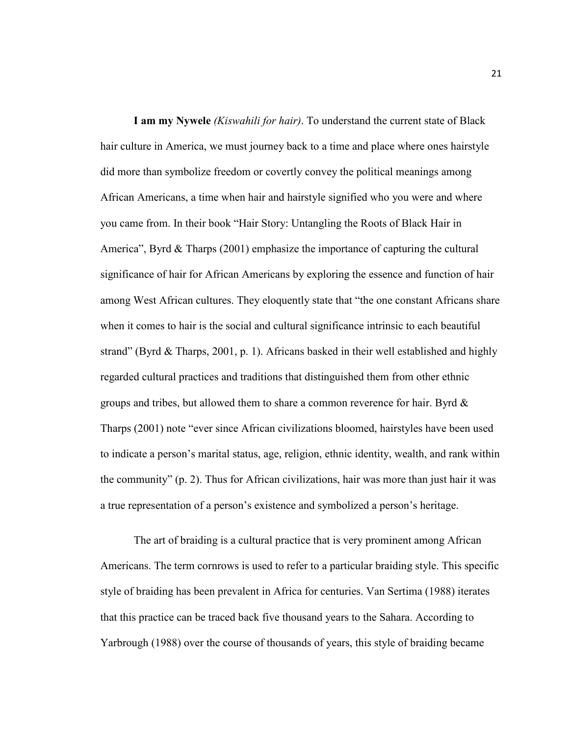**I am my Nywele** *(Kiswahili for hair)*. To understand the current state of Black hair culture in America, we must journey back to a time and place where ones hairstyle did more than symbolize freedom or covertly convey the political meanings among African Americans, a time when hair and hairstyle signified who you were and where you came from. In their book "Hair Story: Untangling the Roots of Black Hair in America", Byrd & Tharps (2001) emphasize the importance of capturing the cultural significance of hair for African Americans by exploring the essence and function of hair among West African cultures. They eloquently state that "the one constant Africans share when it comes to hair is the social and cultural significance intrinsic to each beautiful strand" (Byrd & Tharps, 2001, p. 1). Africans basked in their well established and highly regarded cultural practices and traditions that distinguished them from other ethnic groups and tribes, but allowed them to share a common reverence for hair. Byrd & Tharps (2001) note "ever since African civilizations bloomed, hairstyles have been used to indicate a person's marital status, age, religion, ethnic identity, wealth, and rank within the community" (p. 2). Thus for African civilizations, hair was more than just hair it was a true representation of a person's existence and symbolized a person's heritage.

The art of braiding is a cultural practice that is very prominent among African Americans. The term cornrows is used to refer to a particular braiding style. This specific style of braiding has been prevalent in Africa for centuries. Van Sertima (1988) iterates that this practice can be traced back five thousand years to the Sahara. According to Yarbrough (1988) over the course of thousands of years, this style of braiding became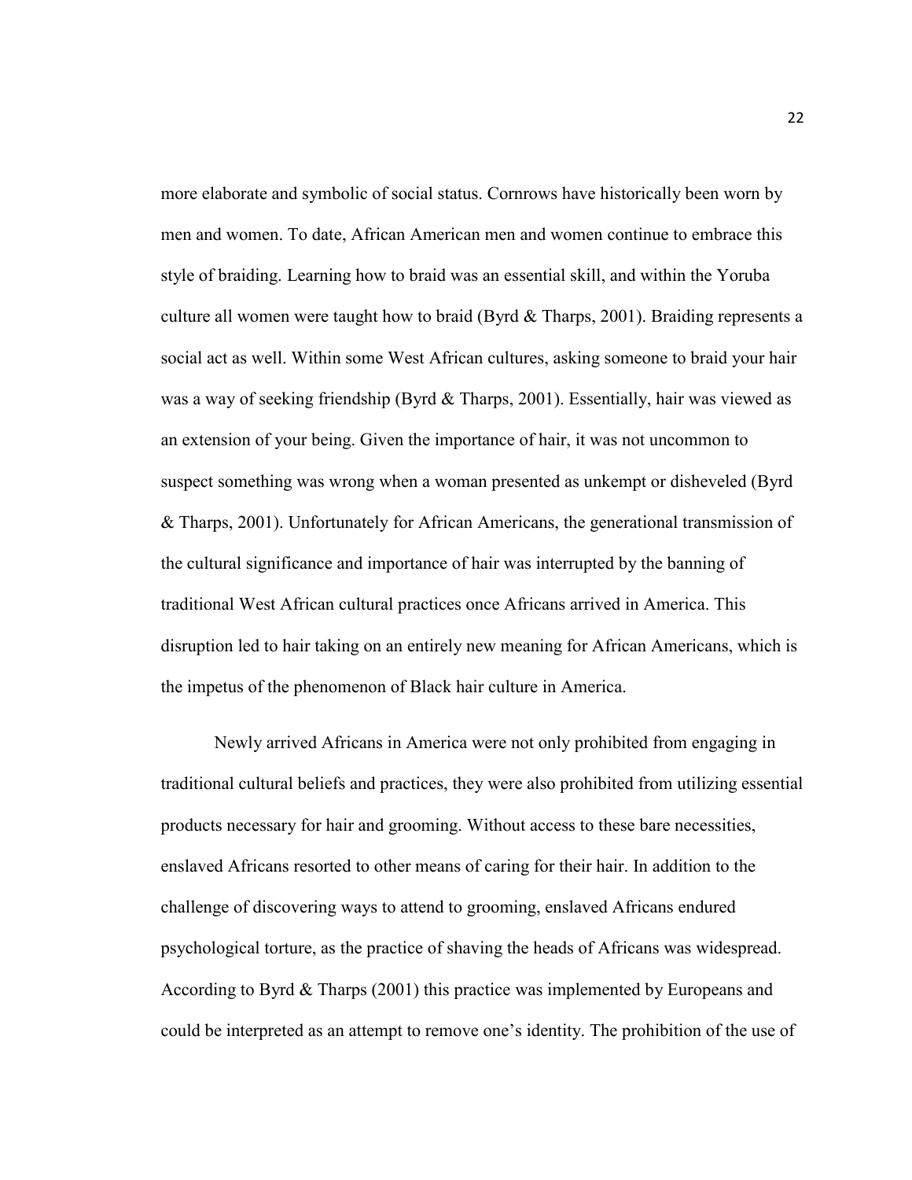more elaborate and symbolic of social status. Cornrows have historically been worn by men and women. To date, African American men and women continue to embrace this style of braiding. Learning how to braid was an essential skill, and within the Yoruba culture all women were taught how to braid (Byrd & Tharps, 2001). Braiding represents a social act as well. Within some West African cultures, asking someone to braid your hair was a way of seeking friendship (Byrd & Tharps, 2001). Essentially, hair was viewed as an extension of your being. Given the importance of hair, it was not uncommon to suspect something was wrong when a woman presented as unkempt or disheveled (Byrd & Tharps, 2001). Unfortunately for African Americans, the generational transmission of the cultural significance and importance of hair was interrupted by the banning of traditional West African cultural practices once Africans arrived in America. This disruption led to hair taking on an entirely new meaning for African Americans, which is the impetus of the phenomenon of Black hair culture in America.

Newly arrived Africans in America were not only prohibited from engaging in traditional cultural beliefs and practices, they were also prohibited from utilizing essential products necessary for hair and grooming. Without access to these bare necessities, enslaved Africans resorted to other means of caring for their hair. In addition to the challenge of discovering ways to attend to grooming, enslaved Africans endured psychological torture, as the practice of shaving the heads of Africans was widespread. According to Byrd & Tharps (2001) this practice was implemented by Europeans and could be interpreted as an attempt to remove one's identity. The prohibition of the use of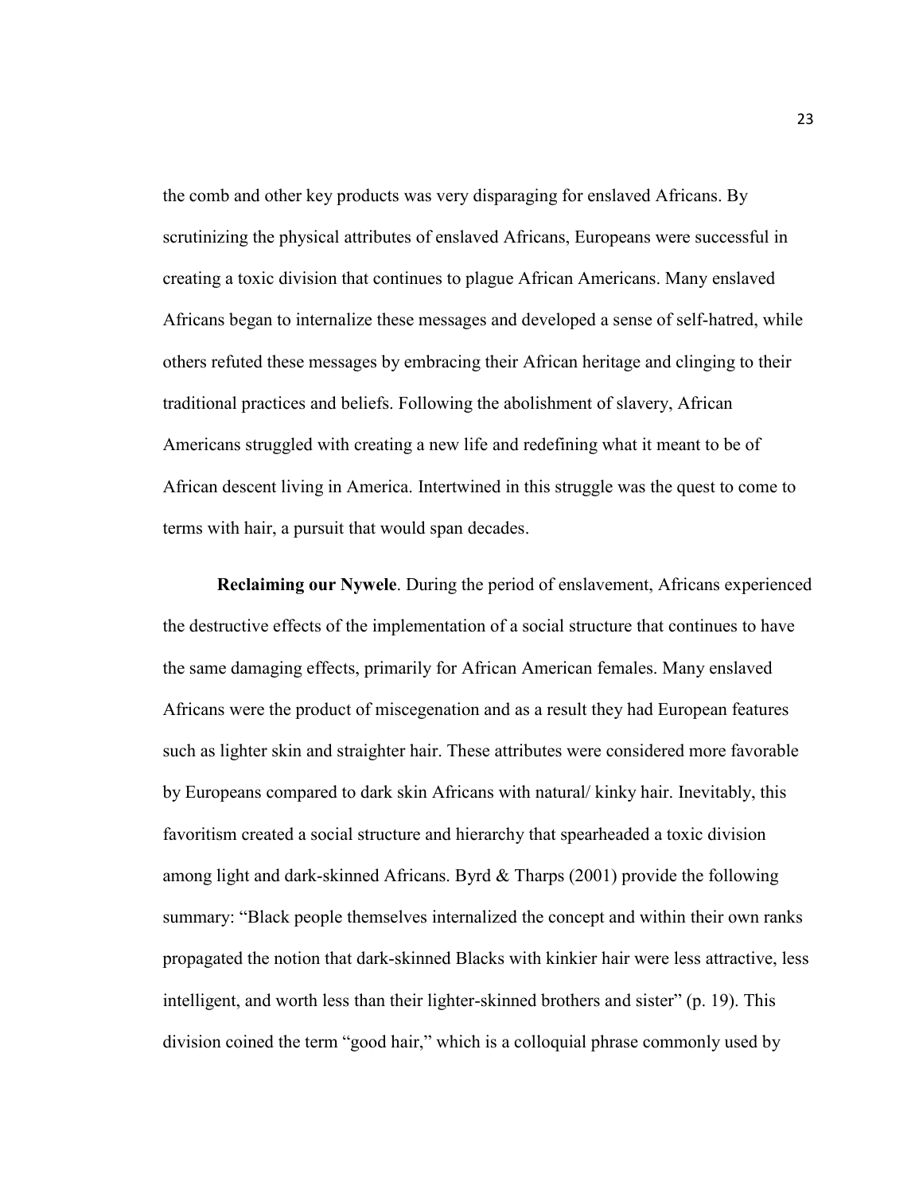the comb and other key products was very disparaging for enslaved Africans. By scrutinizing the physical attributes of enslaved Africans, Europeans were successful in creating a toxic division that continues to plague African Americans. Many enslaved Africans began to internalize these messages and developed a sense of self-hatred, while others refuted these messages by embracing their African heritage and clinging to their traditional practices and beliefs. Following the abolishment of slavery, African Americans struggled with creating a new life and redefining what it meant to be of African descent living in America. Intertwined in this struggle was the quest to come to terms with hair, a pursuit that would span decades.

**Reclaiming our Nywele**. During the period of enslavement, Africans experienced the destructive effects of the implementation of a social structure that continues to have the same damaging effects, primarily for African American females. Many enslaved Africans were the product of miscegenation and as a result they had European features such as lighter skin and straighter hair. These attributes were considered more favorable by Europeans compared to dark skin Africans with natural/ kinky hair. Inevitably, this favoritism created a social structure and hierarchy that spearheaded a toxic division among light and dark-skinned Africans. Byrd & Tharps (2001) provide the following summary: "Black people themselves internalized the concept and within their own ranks propagated the notion that dark-skinned Blacks with kinkier hair were less attractive, less intelligent, and worth less than their lighter-skinned brothers and sister" (p. 19). This division coined the term "good hair," which is a colloquial phrase commonly used by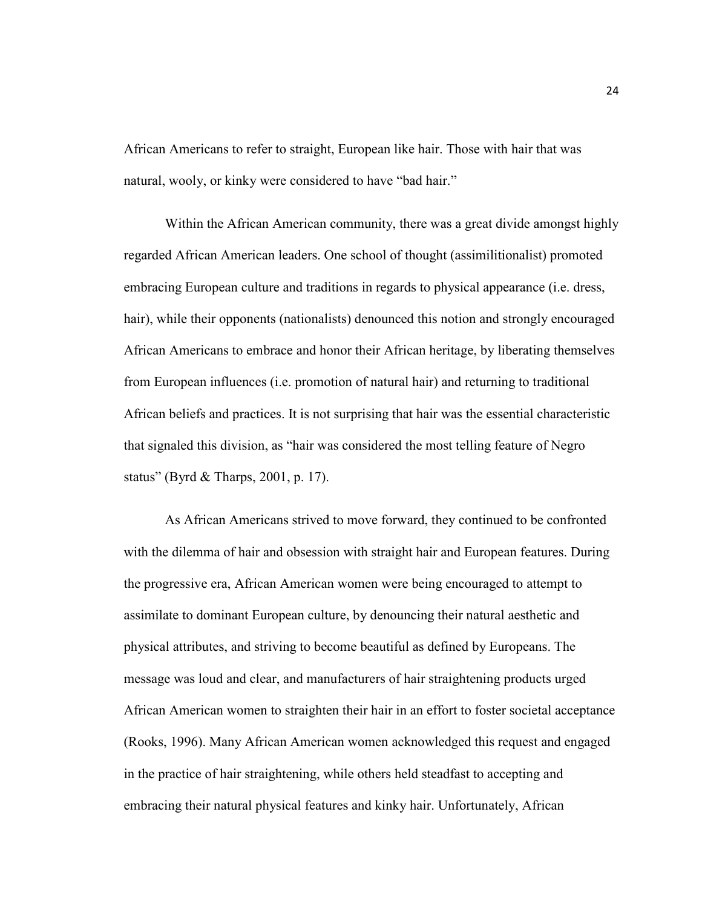African Americans to refer to straight, European like hair. Those with hair that was natural, wooly, or kinky were considered to have "bad hair."

Within the African American community, there was a great divide amongst highly regarded African American leaders. One school of thought (assimilitionalist) promoted embracing European culture and traditions in regards to physical appearance (i.e. dress, hair), while their opponents (nationalists) denounced this notion and strongly encouraged African Americans to embrace and honor their African heritage, by liberating themselves from European influences (i.e. promotion of natural hair) and returning to traditional African beliefs and practices. It is not surprising that hair was the essential characteristic that signaled this division, as "hair was considered the most telling feature of Negro status" (Byrd & Tharps, 2001, p. 17).

As African Americans strived to move forward, they continued to be confronted with the dilemma of hair and obsession with straight hair and European features. During the progressive era, African American women were being encouraged to attempt to assimilate to dominant European culture, by denouncing their natural aesthetic and physical attributes, and striving to become beautiful as defined by Europeans. The message was loud and clear, and manufacturers of hair straightening products urged African American women to straighten their hair in an effort to foster societal acceptance (Rooks, 1996). Many African American women acknowledged this request and engaged in the practice of hair straightening, while others held steadfast to accepting and embracing their natural physical features and kinky hair. Unfortunately, African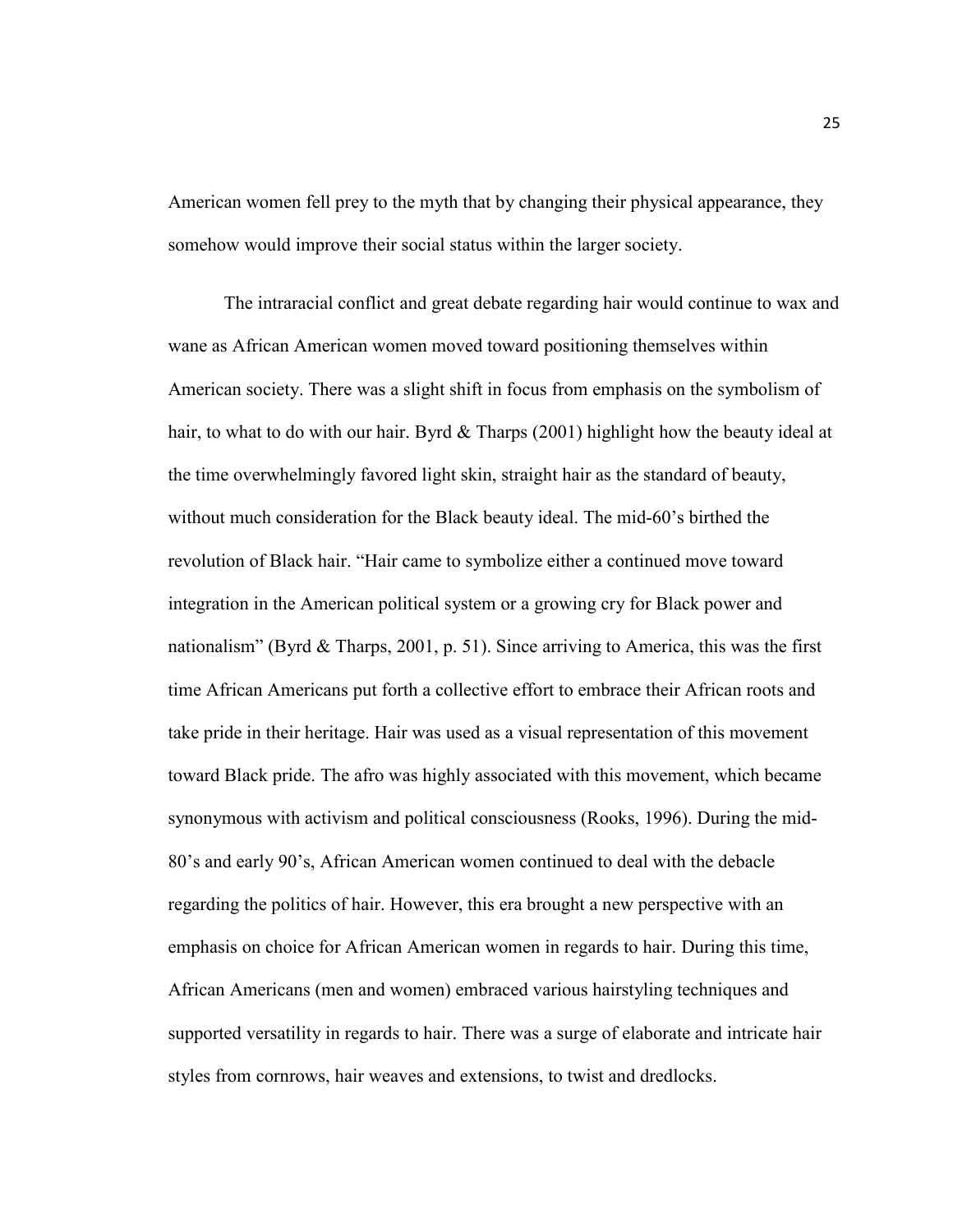American women fell prey to the myth that by changing their physical appearance, they somehow would improve their social status within the larger society.

The intraracial conflict and great debate regarding hair would continue to wax and wane as African American women moved toward positioning themselves within American society. There was a slight shift in focus from emphasis on the symbolism of hair, to what to do with our hair. Byrd & Tharps (2001) highlight how the beauty ideal at the time overwhelmingly favored light skin, straight hair as the standard of beauty, without much consideration for the Black beauty ideal. The mid-60's birthed the revolution of Black hair. "Hair came to symbolize either a continued move toward integration in the American political system or a growing cry for Black power and nationalism" (Byrd & Tharps, 2001, p. 51). Since arriving to America, this was the first time African Americans put forth a collective effort to embrace their African roots and take pride in their heritage. Hair was used as a visual representation of this movement toward Black pride. The afro was highly associated with this movement, which became synonymous with activism and political consciousness (Rooks, 1996). During the mid-80's and early 90's, African American women continued to deal with the debacle regarding the politics of hair. However, this era brought a new perspective with an emphasis on choice for African American women in regards to hair. During this time, African Americans (men and women) embraced various hairstyling techniques and supported versatility in regards to hair. There was a surge of elaborate and intricate hair styles from cornrows, hair weaves and extensions, to twist and dredlocks.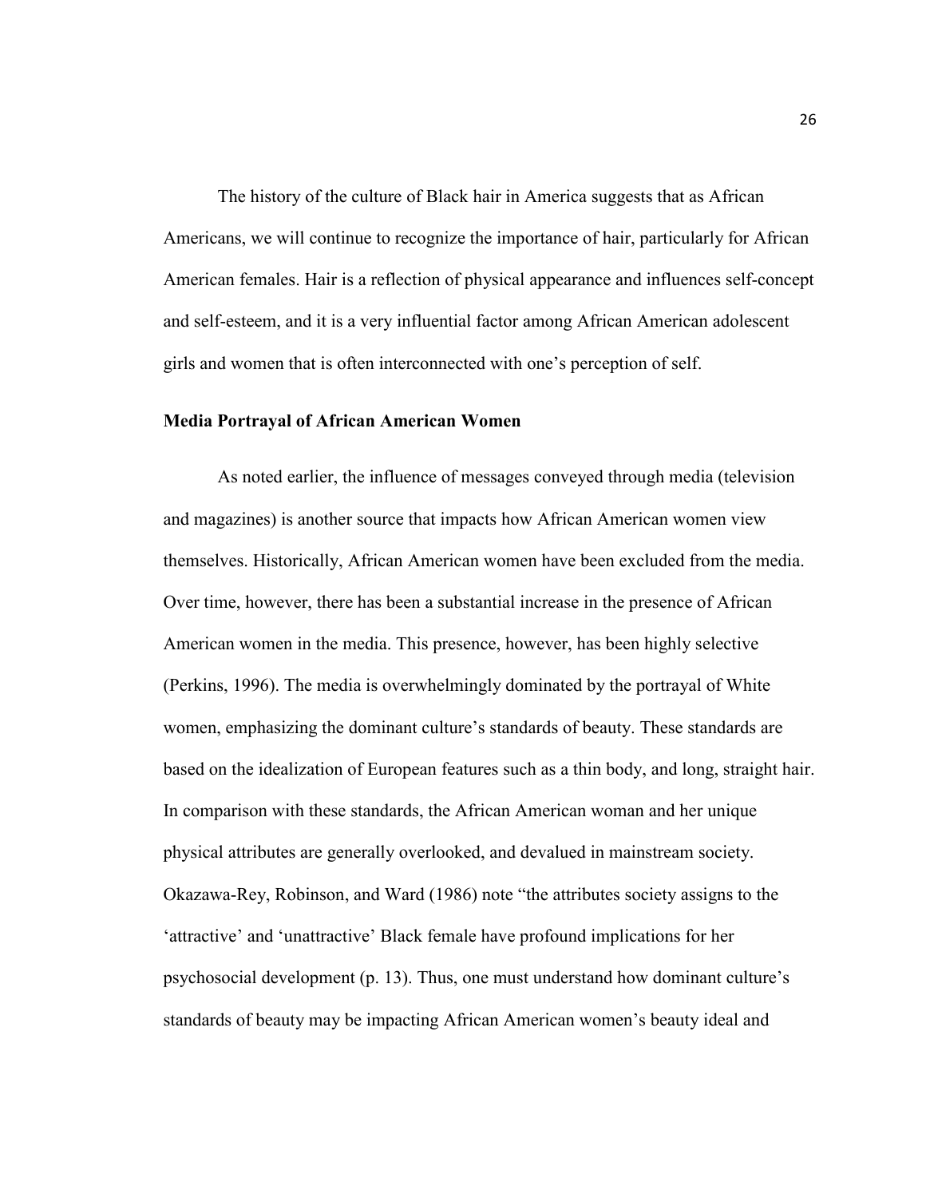The history of the culture of Black hair in America suggests that as African Americans, we will continue to recognize the importance of hair, particularly for African American females. Hair is a reflection of physical appearance and influences self-concept and self-esteem, and it is a very influential factor among African American adolescent girls and women that is often interconnected with one's perception of self.

**Media Portrayal of African American Women**

As noted earlier, the influence of messages conveyed through media (television and magazines) is another source that impacts how African American women view themselves. Historically, African American women have been excluded from the media. Over time, however, there has been a substantial increase in the presence of African American women in the media. This presence, however, has been highly selective (Perkins, 1996). The media is overwhelmingly dominated by the portrayal of White women, emphasizing the dominant culture's standards of beauty. These standards are based on the idealization of European features such as a thin body, and long, straight hair. In comparison with these standards, the African American woman and her unique physical attributes are generally overlooked, and devalued in mainstream society. Okazawa-Rey, Robinson, and Ward (1986) note "the attributes society assigns to the 'attractive' and 'unattractive' Black female have profound implications for her psychosocial development (p. 13). Thus, one must understand how dominant culture's standards of beauty may be impacting African American women's beauty ideal and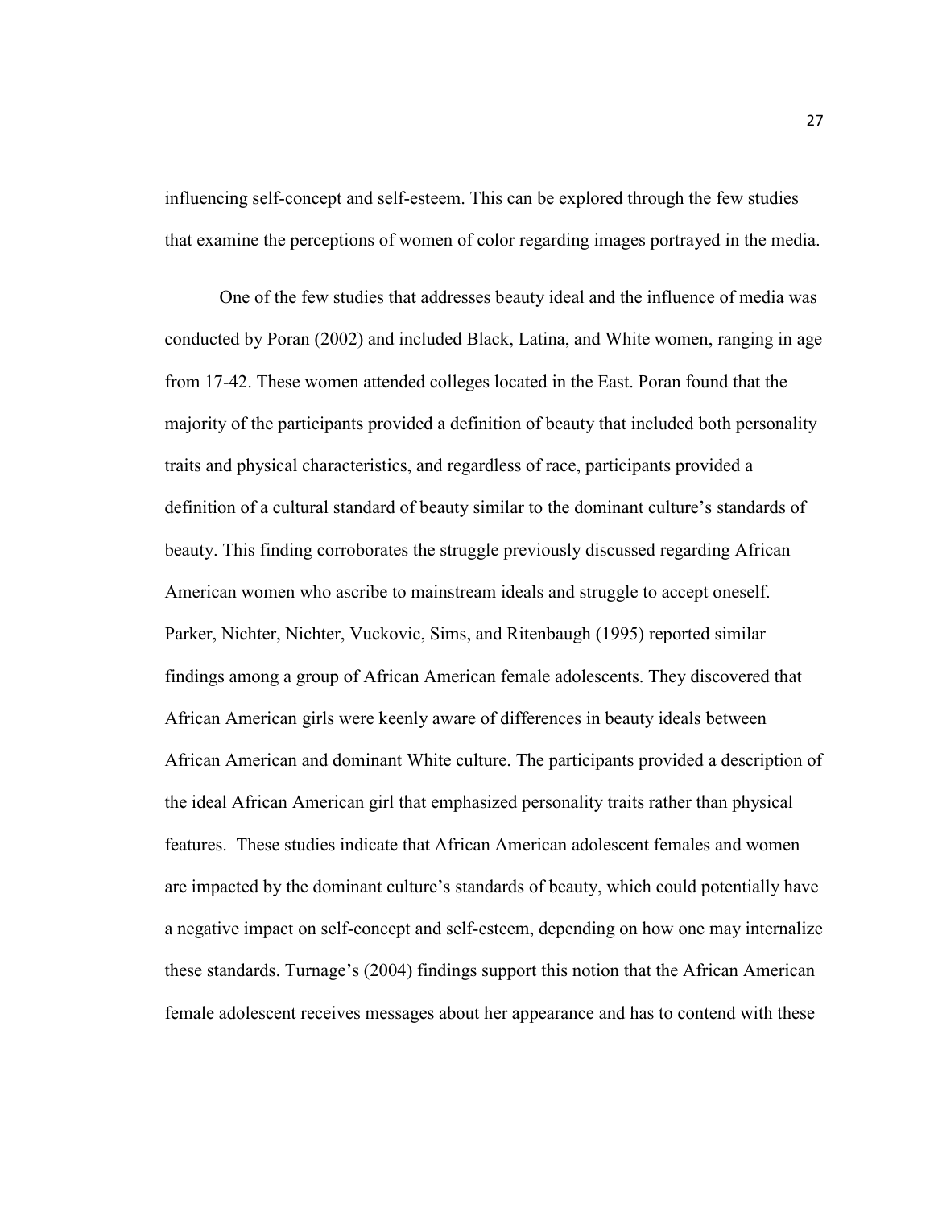influencing self-concept and self-esteem. This can be explored through the few studies that examine the perceptions of women of color regarding images portrayed in the media.

One of the few studies that addresses beauty ideal and the influence of media was conducted by Poran (2002) and included Black, Latina, and White women, ranging in age from 17-42. These women attended colleges located in the East. Poran found that the majority of the participants provided a definition of beauty that included both personality traits and physical characteristics, and regardless of race, participants provided a definition of a cultural standard of beauty similar to the dominant culture's standards of beauty. This finding corroborates the struggle previously discussed regarding African American women who ascribe to mainstream ideals and struggle to accept oneself. Parker, Nichter, Nichter, Vuckovic, Sims, and Ritenbaugh (1995) reported similar findings among a group of African American female adolescents. They discovered that African American girls were keenly aware of differences in beauty ideals between African American and dominant White culture. The participants provided a description of the ideal African American girl that emphasized personality traits rather than physical features. These studies indicate that African American adolescent females and women are impacted by the dominant culture's standards of beauty, which could potentially have a negative impact on self-concept and self-esteem, depending on how one may internalize these standards. Turnage's (2004) findings support this notion that the African American female adolescent receives messages about her appearance and has to contend with these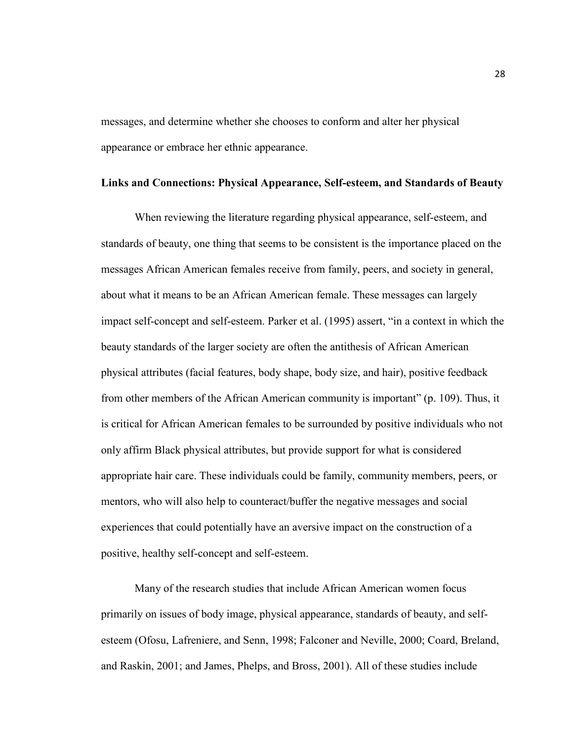messages, and determine whether she chooses to conform and alter her physical appearance or embrace her ethnic appearance.

**Links and Connections: Physical Appearance, Self-esteem, and Standards of Beauty**

When reviewing the literature regarding physical appearance, self-esteem, and standards of beauty, one thing that seems to be consistent is the importance placed on the messages African American females receive from family, peers, and society in general, about what it means to be an African American female. These messages can largely impact self-concept and self-esteem. Parker et al. (1995) assert, "in a context in which the beauty standards of the larger society are often the antithesis of African American physical attributes (facial features, body shape, body size, and hair), positive feedback from other members of the African American community is important" (p. 109). Thus, it is critical for African American females to be surrounded by positive individuals who not only affirm Black physical attributes, but provide support for what is considered appropriate hair care. These individuals could be family, community members, peers, or mentors, who will also help to counteract/buffer the negative messages and social experiences that could potentially have an aversive impact on the construction of a positive, healthy self-concept and self-esteem.

Many of the research studies that include African American women focus primarily on issues of body image, physical appearance, standards of beauty, and self-esteem (Ofosu, Lafreniere, and Senn, 1998; Falconer and Neville, 2000; Coard, Breland, and Raskin, 2001; and James, Phelps, and Bross, 2001). All of these studies include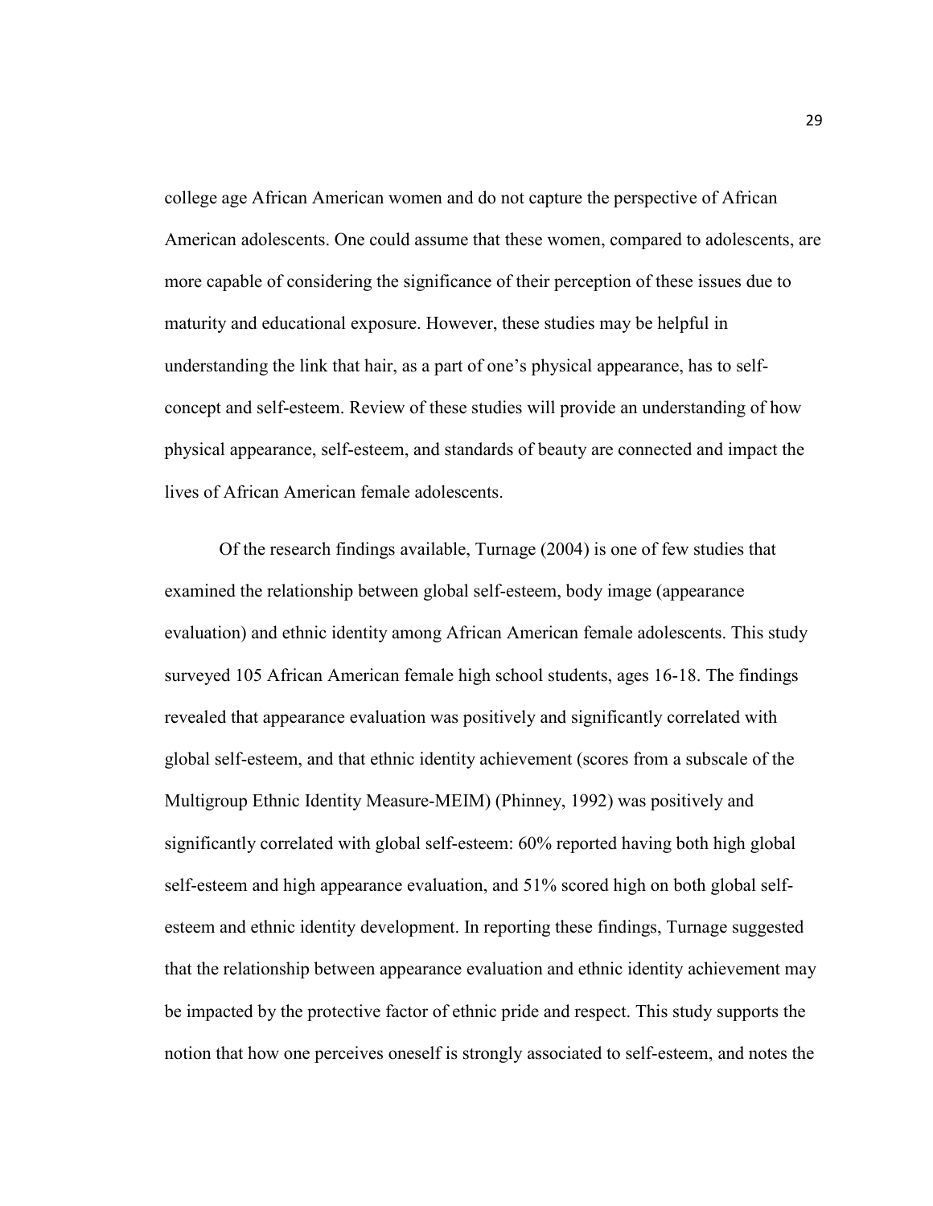college age African American women and do not capture the perspective of African American adolescents. One could assume that these women, compared to adolescents, are more capable of considering the significance of their perception of these issues due to maturity and educational exposure. However, these studies may be helpful in understanding the link that hair, as a part of one's physical appearance, has to self-concept and self-esteem. Review of these studies will provide an understanding of how physical appearance, self-esteem, and standards of beauty are connected and impact the lives of African American female adolescents.

Of the research findings available, Turnage (2004) is one of few studies that examined the relationship between global self-esteem, body image (appearance evaluation) and ethnic identity among African American female adolescents. This study surveyed 105 African American female high school students, ages 16-18. The findings revealed that appearance evaluation was positively and significantly correlated with global self-esteem, and that ethnic identity achievement (scores from a subscale of the Multigroup Ethnic Identity Measure-MEIM) (Phinney, 1992) was positively and significantly correlated with global self-esteem: 60% reported having both high global self-esteem and high appearance evaluation, and 51% scored high on both global self-esteem and ethnic identity development. In reporting these findings, Turnage suggested that the relationship between appearance evaluation and ethnic identity achievement may be impacted by the protective factor of ethnic pride and respect. This study supports the notion that how one perceives oneself is strongly associated to self-esteem, and notes the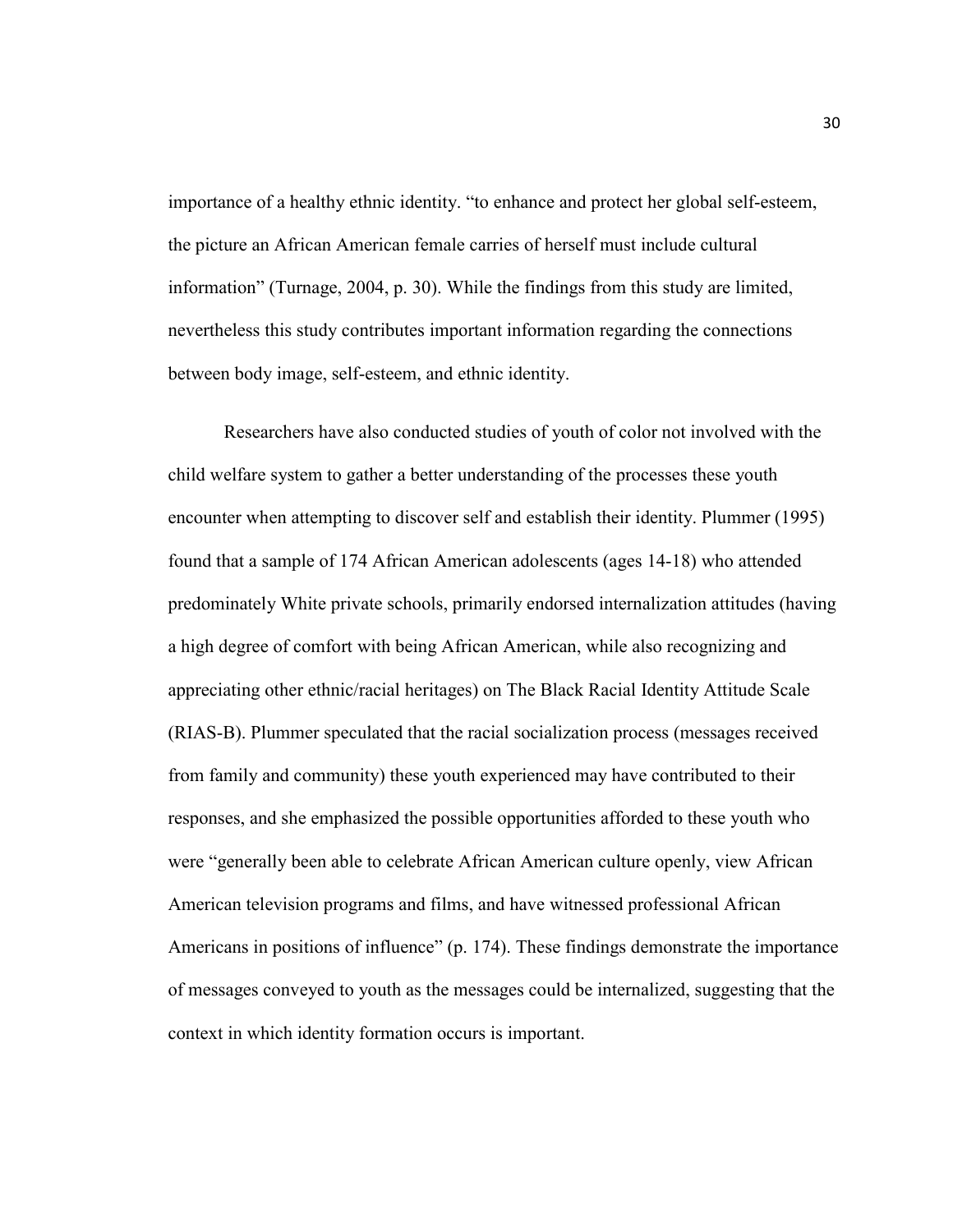importance of a healthy ethnic identity. “to enhance and protect her global self-esteem, the picture an African American female carries of herself must include cultural information” (Turnage, 2004, p. 30). While the findings from this study are limited, nevertheless this study contributes important information regarding the connections between body image, self-esteem, and ethnic identity.

Researchers have also conducted studies of youth of color not involved with the child welfare system to gather a better understanding of the processes these youth encounter when attempting to discover self and establish their identity. Plummer (1995) found that a sample of 174 African American adolescents (ages 14-18) who attended predominately White private schools, primarily endorsed internalization attitudes (having a high degree of comfort with being African American, while also recognizing and appreciating other ethnic/racial heritages) on The Black Racial Identity Attitude Scale (RIAS-B). Plummer speculated that the racial socialization process (messages received from family and community) these youth experienced may have contributed to their responses, and she emphasized the possible opportunities afforded to these youth who were “generally been able to celebrate African American culture openly, view African American television programs and films, and have witnessed professional African Americans in positions of influence” (p. 174). These findings demonstrate the importance of messages conveyed to youth as the messages could be internalized, suggesting that the context in which identity formation occurs is important.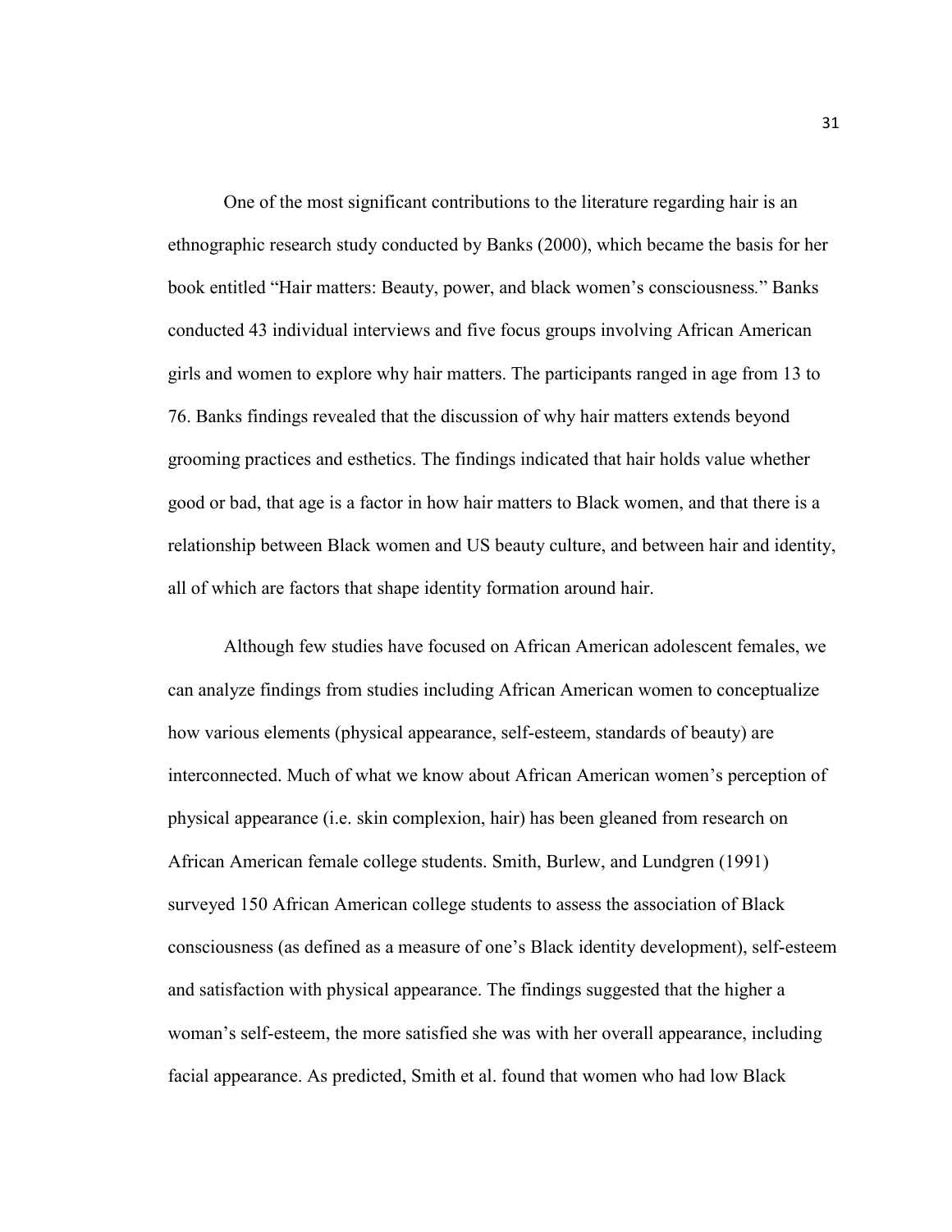One of the most significant contributions to the literature regarding hair is an ethnographic research study conducted by Banks (2000), which became the basis for her book entitled "Hair matters: Beauty, power, and black women's consciousness." Banks conducted 43 individual interviews and five focus groups involving African American girls and women to explore why hair matters. The participants ranged in age from 13 to 76. Banks findings revealed that the discussion of why hair matters extends beyond grooming practices and esthetics. The findings indicated that hair holds value whether good or bad, that age is a factor in how hair matters to Black women, and that there is a relationship between Black women and US beauty culture, and between hair and identity, all of which are factors that shape identity formation around hair.

Although few studies have focused on African American adolescent females, we can analyze findings from studies including African American women to conceptualize how various elements (physical appearance, self-esteem, standards of beauty) are interconnected. Much of what we know about African American women's perception of physical appearance (i.e. skin complexion, hair) has been gleaned from research on African American female college students. Smith, Burlew, and Lundgren (1991) surveyed 150 African American college students to assess the association of Black consciousness (as defined as a measure of one's Black identity development), self-esteem and satisfaction with physical appearance. The findings suggested that the higher a woman's self-esteem, the more satisfied she was with her overall appearance, including facial appearance. As predicted, Smith et al. found that women who had low Black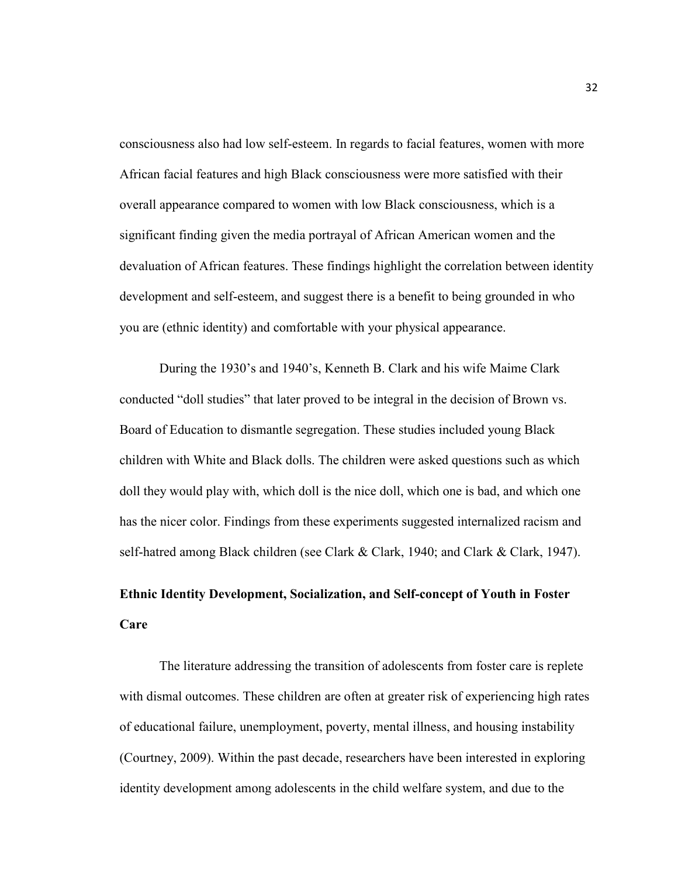consciousness also had low self-esteem. In regards to facial features, women with more African facial features and high Black consciousness were more satisfied with their overall appearance compared to women with low Black consciousness, which is a significant finding given the media portrayal of African American women and the devaluation of African features. These findings highlight the correlation between identity development and self-esteem, and suggest there is a benefit to being grounded in who you are (ethnic identity) and comfortable with your physical appearance.

During the 1930's and 1940's, Kenneth B. Clark and his wife Maime Clark conducted "doll studies" that later proved to be integral in the decision of Brown vs. Board of Education to dismantle segregation. These studies included young Black children with White and Black dolls. The children were asked questions such as which doll they would play with, which doll is the nice doll, which one is bad, and which one has the nicer color. Findings from these experiments suggested internalized racism and self-hatred among Black children (see Clark & Clark, 1940; and Clark & Clark, 1947).

**Ethnic Identity Development, Socialization, and Self-concept of Youth in Foster Care**

The literature addressing the transition of adolescents from foster care is replete with dismal outcomes. These children are often at greater risk of experiencing high rates of educational failure, unemployment, poverty, mental illness, and housing instability (Courtney, 2009). Within the past decade, researchers have been interested in exploring identity development among adolescents in the child welfare system, and due to the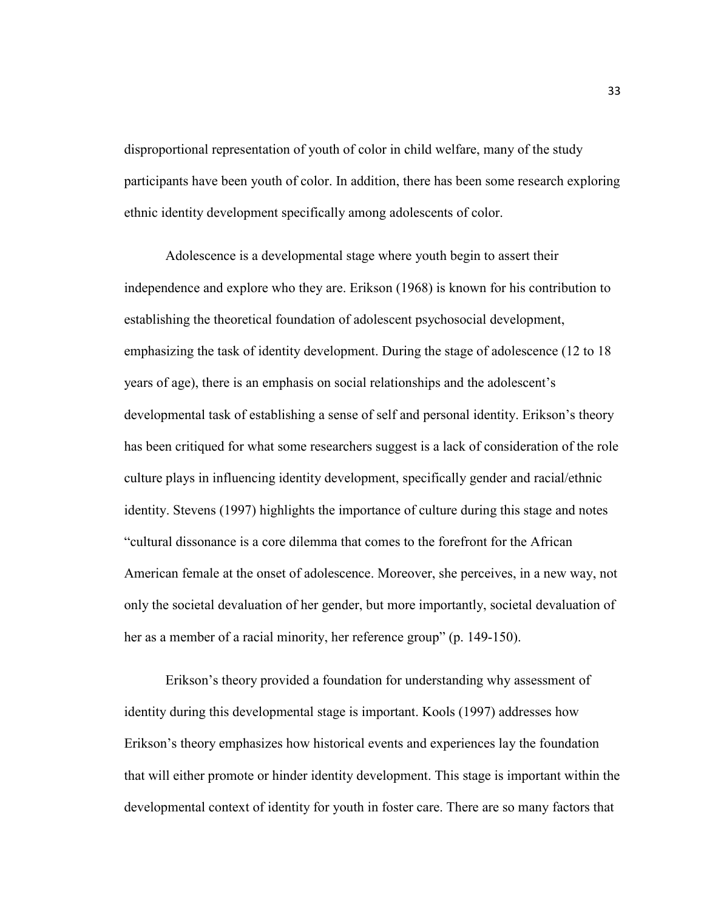disproportional representation of youth of color in child welfare, many of the study participants have been youth of color. In addition, there has been some research exploring ethnic identity development specifically among adolescents of color.

Adolescence is a developmental stage where youth begin to assert their independence and explore who they are. Erikson (1968) is known for his contribution to establishing the theoretical foundation of adolescent psychosocial development, emphasizing the task of identity development. During the stage of adolescence (12 to 18 years of age), there is an emphasis on social relationships and the adolescent's developmental task of establishing a sense of self and personal identity. Erikson's theory has been critiqued for what some researchers suggest is a lack of consideration of the role culture plays in influencing identity development, specifically gender and racial/ethnic identity. Stevens (1997) highlights the importance of culture during this stage and notes "cultural dissonance is a core dilemma that comes to the forefront for the African American female at the onset of adolescence. Moreover, she perceives, in a new way, not only the societal devaluation of her gender, but more importantly, societal devaluation of her as a member of a racial minority, her reference group" (p. 149-150).

Erikson's theory provided a foundation for understanding why assessment of identity during this developmental stage is important. Kools (1997) addresses how Erikson's theory emphasizes how historical events and experiences lay the foundation that will either promote or hinder identity development. This stage is important within the developmental context of identity for youth in foster care. There are so many factors that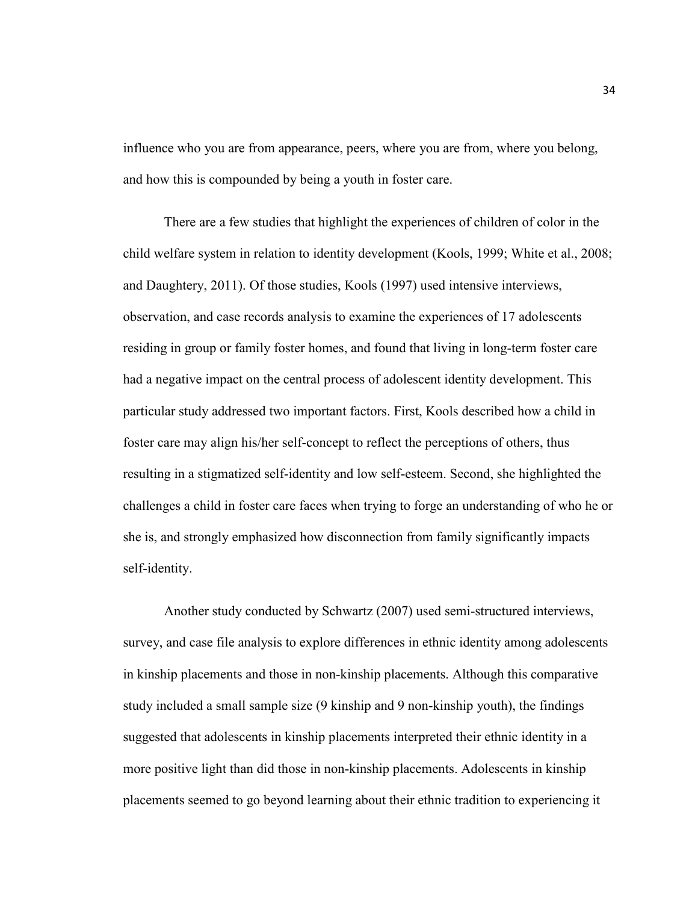influence who you are from appearance, peers, where you are from, where you belong, and how this is compounded by being a youth in foster care.

There are a few studies that highlight the experiences of children of color in the child welfare system in relation to identity development (Kools, 1999; White et al., 2008; and Daughtery, 2011). Of those studies, Kools (1997) used intensive interviews, observation, and case records analysis to examine the experiences of 17 adolescents residing in group or family foster homes, and found that living in long-term foster care had a negative impact on the central process of adolescent identity development. This particular study addressed two important factors. First, Kools described how a child in foster care may align his/her self-concept to reflect the perceptions of others, thus resulting in a stigmatized self-identity and low self-esteem. Second, she highlighted the challenges a child in foster care faces when trying to forge an understanding of who he or she is, and strongly emphasized how disconnection from family significantly impacts self-identity.

Another study conducted by Schwartz (2007) used semi-structured interviews, survey, and case file analysis to explore differences in ethnic identity among adolescents in kinship placements and those in non-kinship placements. Although this comparative study included a small sample size (9 kinship and 9 non-kinship youth), the findings suggested that adolescents in kinship placements interpreted their ethnic identity in a more positive light than did those in non-kinship placements. Adolescents in kinship placements seemed to go beyond learning about their ethnic tradition to experiencing it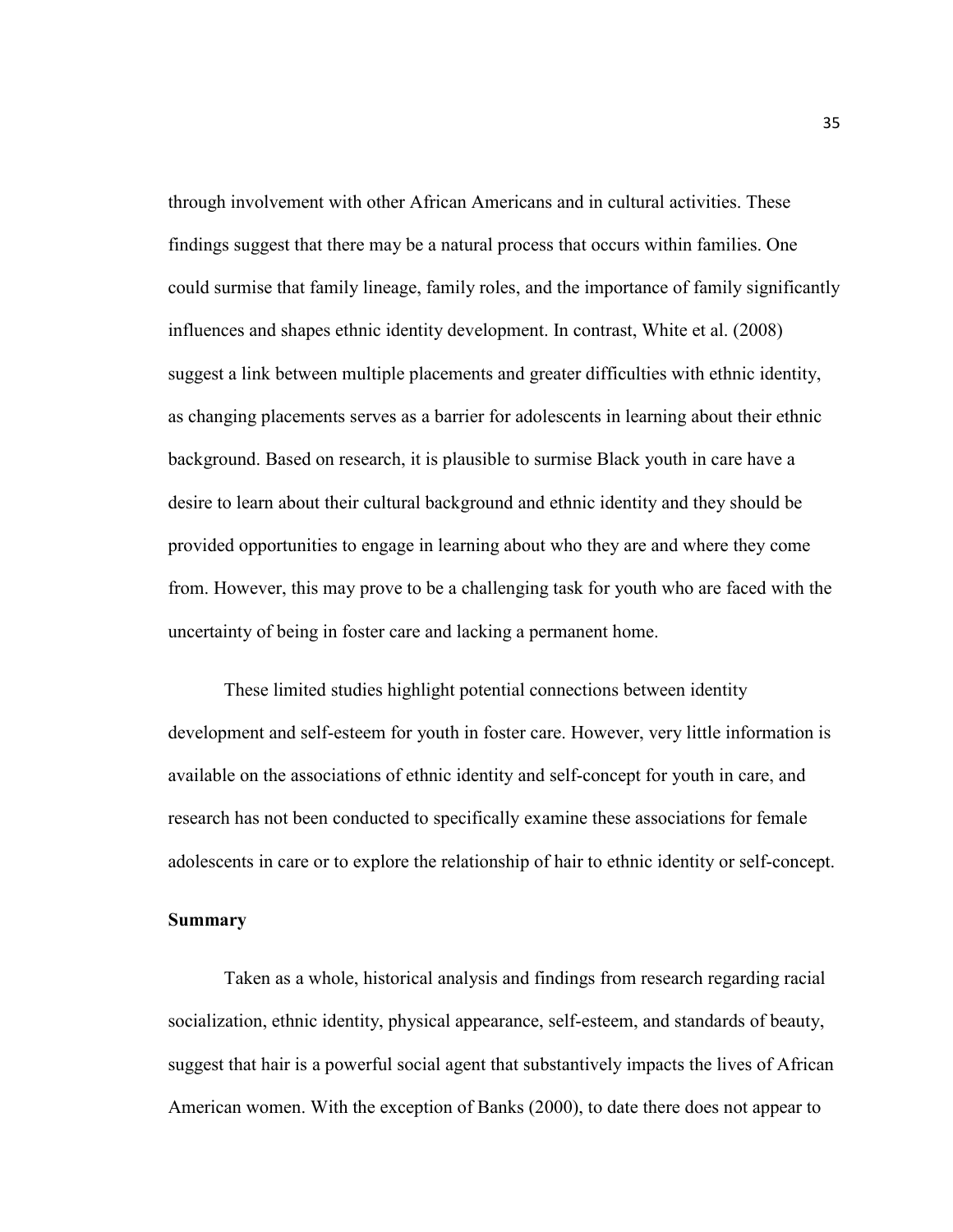through involvement with other African Americans and in cultural activities. These findings suggest that there may be a natural process that occurs within families. One could surmise that family lineage, family roles, and the importance of family significantly influences and shapes ethnic identity development. In contrast, White et al. (2008) suggest a link between multiple placements and greater difficulties with ethnic identity, as changing placements serves as a barrier for adolescents in learning about their ethnic background. Based on research, it is plausible to surmise Black youth in care have a desire to learn about their cultural background and ethnic identity and they should be provided opportunities to engage in learning about who they are and where they come from. However, this may prove to be a challenging task for youth who are faced with the uncertainty of being in foster care and lacking a permanent home.

These limited studies highlight potential connections between identity development and self-esteem for youth in foster care. However, very little information is available on the associations of ethnic identity and self-concept for youth in care, and research has not been conducted to specifically examine these associations for female adolescents in care or to explore the relationship of hair to ethnic identity or self-concept.

**Summary**

Taken as a whole, historical analysis and findings from research regarding racial socialization, ethnic identity, physical appearance, self-esteem, and standards of beauty, suggest that hair is a powerful social agent that substantively impacts the lives of African American women. With the exception of Banks (2000), to date there does not appear to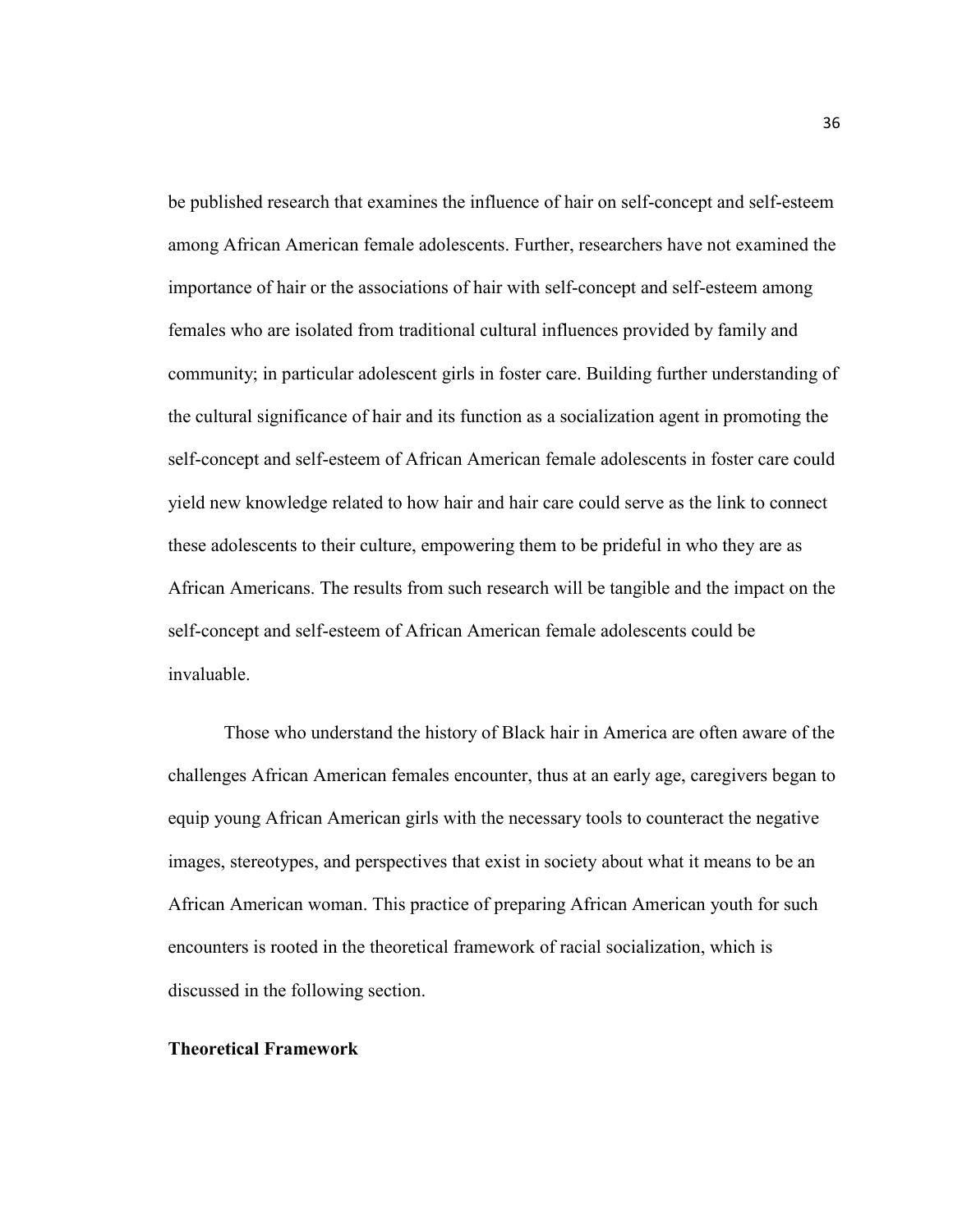be published research that examines the influence of hair on self-concept and self-esteem among African American female adolescents. Further, researchers have not examined the importance of hair or the associations of hair with self-concept and self-esteem among females who are isolated from traditional cultural influences provided by family and community; in particular adolescent girls in foster care. Building further understanding of the cultural significance of hair and its function as a socialization agent in promoting the self-concept and self-esteem of African American female adolescents in foster care could yield new knowledge related to how hair and hair care could serve as the link to connect these adolescents to their culture, empowering them to be prideful in who they are as African Americans. The results from such research will be tangible and the impact on the self-concept and self-esteem of African American female adolescents could be invaluable.

Those who understand the history of Black hair in America are often aware of the challenges African American females encounter, thus at an early age, caregivers began to equip young African American girls with the necessary tools to counteract the negative images, stereotypes, and perspectives that exist in society about what it means to be an African American woman. This practice of preparing African American youth for such encounters is rooted in the theoretical framework of racial socialization, which is discussed in the following section.

## Theoretical Framework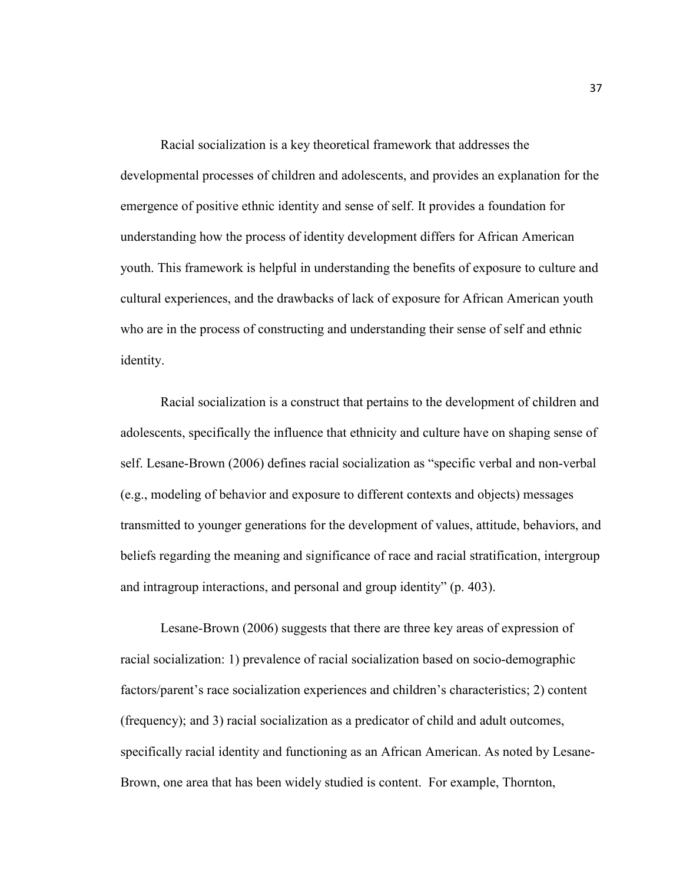Racial socialization is a key theoretical framework that addresses the developmental processes of children and adolescents, and provides an explanation for the emergence of positive ethnic identity and sense of self. It provides a foundation for understanding how the process of identity development differs for African American youth. This framework is helpful in understanding the benefits of exposure to culture and cultural experiences, and the drawbacks of lack of exposure for African American youth who are in the process of constructing and understanding their sense of self and ethnic identity.

Racial socialization is a construct that pertains to the development of children and adolescents, specifically the influence that ethnicity and culture have on shaping sense of self. Lesane-Brown (2006) defines racial socialization as "specific verbal and non-verbal (e.g., modeling of behavior and exposure to different contexts and objects) messages transmitted to younger generations for the development of values, attitude, behaviors, and beliefs regarding the meaning and significance of race and racial stratification, intergroup and intragroup interactions, and personal and group identity" (p. 403).

Lesane-Brown (2006) suggests that there are three key areas of expression of racial socialization: 1) prevalence of racial socialization based on socio-demographic factors/parent's race socialization experiences and children's characteristics; 2) content (frequency); and 3) racial socialization as a predicator of child and adult outcomes, specifically racial identity and functioning as an African American. As noted by Lesane-Brown, one area that has been widely studied is content. For example, Thornton,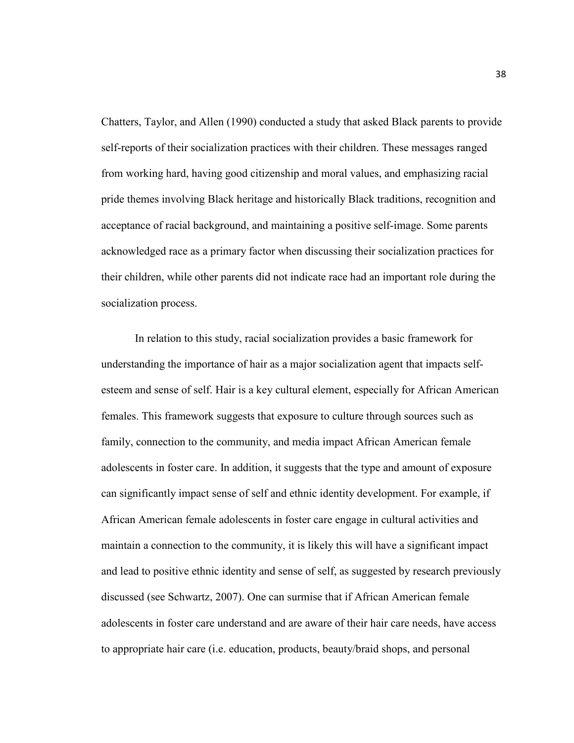Chatters, Taylor, and Allen (1990) conducted a study that asked Black parents to provide self-reports of their socialization practices with their children. These messages ranged from working hard, having good citizenship and moral values, and emphasizing racial pride themes involving Black heritage and historically Black traditions, recognition and acceptance of racial background, and maintaining a positive self-image. Some parents acknowledged race as a primary factor when discussing their socialization practices for their children, while other parents did not indicate race had an important role during the socialization process.

In relation to this study, racial socialization provides a basic framework for understanding the importance of hair as a major socialization agent that impacts self-esteem and sense of self. Hair is a key cultural element, especially for African American females. This framework suggests that exposure to culture through sources such as family, connection to the community, and media impact African American female adolescents in foster care. In addition, it suggests that the type and amount of exposure can significantly impact sense of self and ethnic identity development. For example, if African American female adolescents in foster care engage in cultural activities and maintain a connection to the community, it is likely this will have a significant impact and lead to positive ethnic identity and sense of self, as suggested by research previously discussed (see Schwartz, 2007). One can surmise that if African American female adolescents in foster care understand and are aware of their hair care needs, have access to appropriate hair care (i.e. education, products, beauty/braid shops, and personal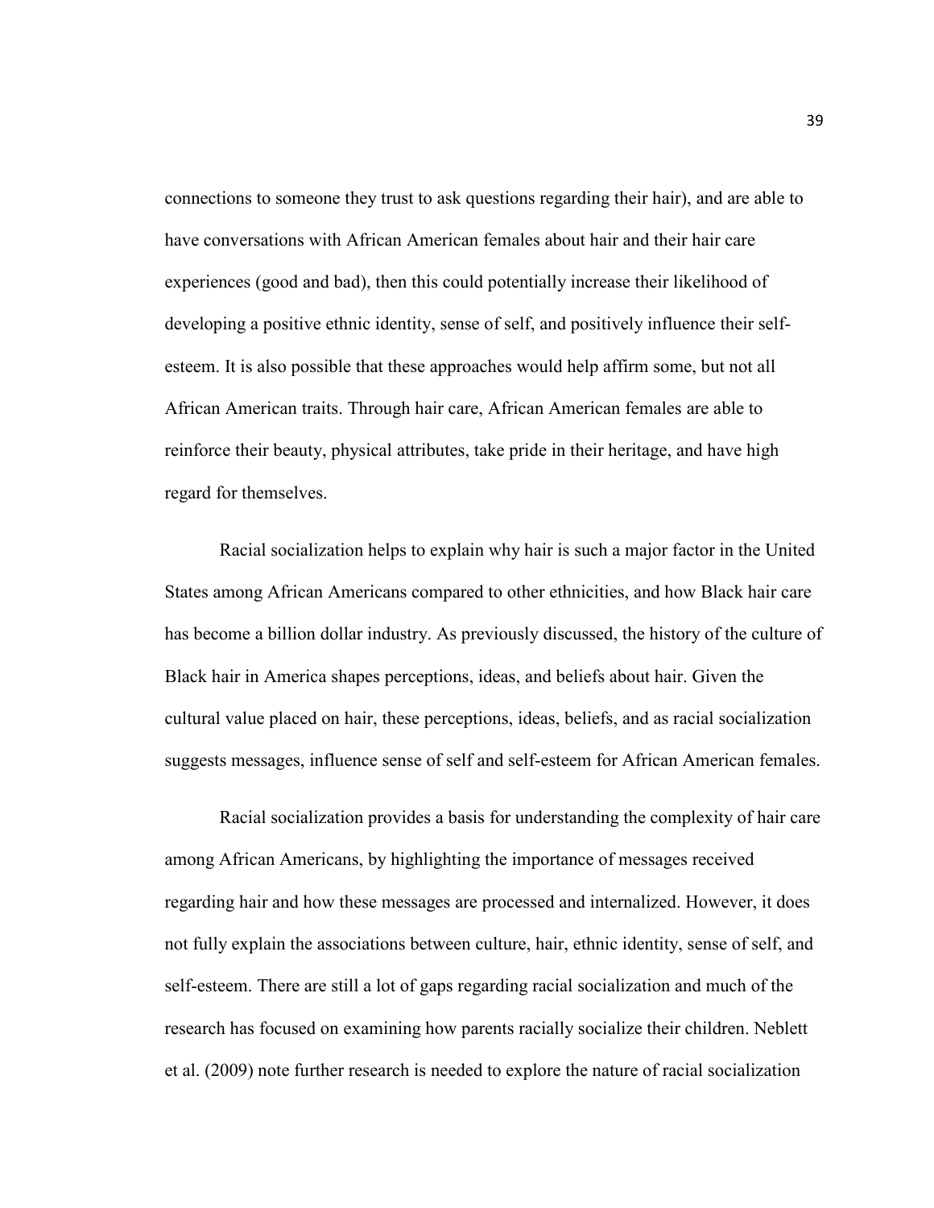connections to someone they trust to ask questions regarding their hair), and are able to have conversations with African American females about hair and their hair care experiences (good and bad), then this could potentially increase their likelihood of developing a positive ethnic identity, sense of self, and positively influence their self-esteem. It is also possible that these approaches would help affirm some, but not all African American traits. Through hair care, African American females are able to reinforce their beauty, physical attributes, take pride in their heritage, and have high regard for themselves.

Racial socialization helps to explain why hair is such a major factor in the United States among African Americans compared to other ethnicities, and how Black hair care has become a billion dollar industry. As previously discussed, the history of the culture of Black hair in America shapes perceptions, ideas, and beliefs about hair. Given the cultural value placed on hair, these perceptions, ideas, beliefs, and as racial socialization suggests messages, influence sense of self and self-esteem for African American females.

Racial socialization provides a basis for understanding the complexity of hair care among African Americans, by highlighting the importance of messages received regarding hair and how these messages are processed and internalized. However, it does not fully explain the associations between culture, hair, ethnic identity, sense of self, and self-esteem. There are still a lot of gaps regarding racial socialization and much of the research has focused on examining how parents racially socialize their children. Neblett et al. (2009) note further research is needed to explore the nature of racial socialization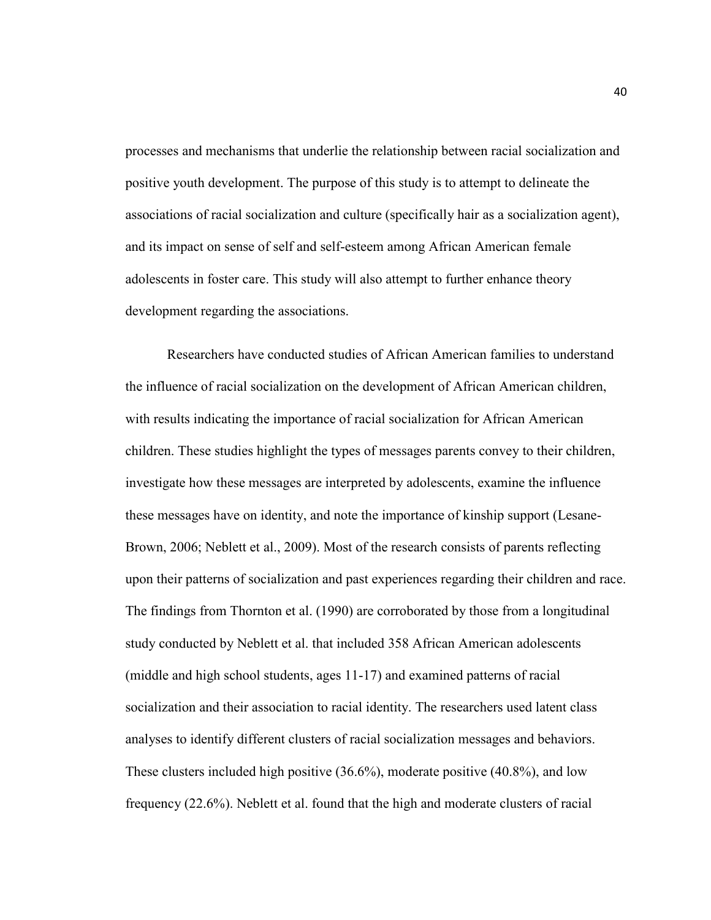processes and mechanisms that underlie the relationship between racial socialization and positive youth development. The purpose of this study is to attempt to delineate the associations of racial socialization and culture (specifically hair as a socialization agent), and its impact on sense of self and self-esteem among African American female adolescents in foster care. This study will also attempt to further enhance theory development regarding the associations.

Researchers have conducted studies of African American families to understand the influence of racial socialization on the development of African American children, with results indicating the importance of racial socialization for African American children. These studies highlight the types of messages parents convey to their children, investigate how these messages are interpreted by adolescents, examine the influence these messages have on identity, and note the importance of kinship support (Lesane-Brown, 2006; Neblett et al., 2009). Most of the research consists of parents reflecting upon their patterns of socialization and past experiences regarding their children and race. The findings from Thornton et al. (1990) are corroborated by those from a longitudinal study conducted by Neblett et al. that included 358 African American adolescents (middle and high school students, ages 11-17) and examined patterns of racial socialization and their association to racial identity. The researchers used latent class analyses to identify different clusters of racial socialization messages and behaviors. These clusters included high positive (36.6%), moderate positive (40.8%), and low frequency (22.6%). Neblett et al. found that the high and moderate clusters of racial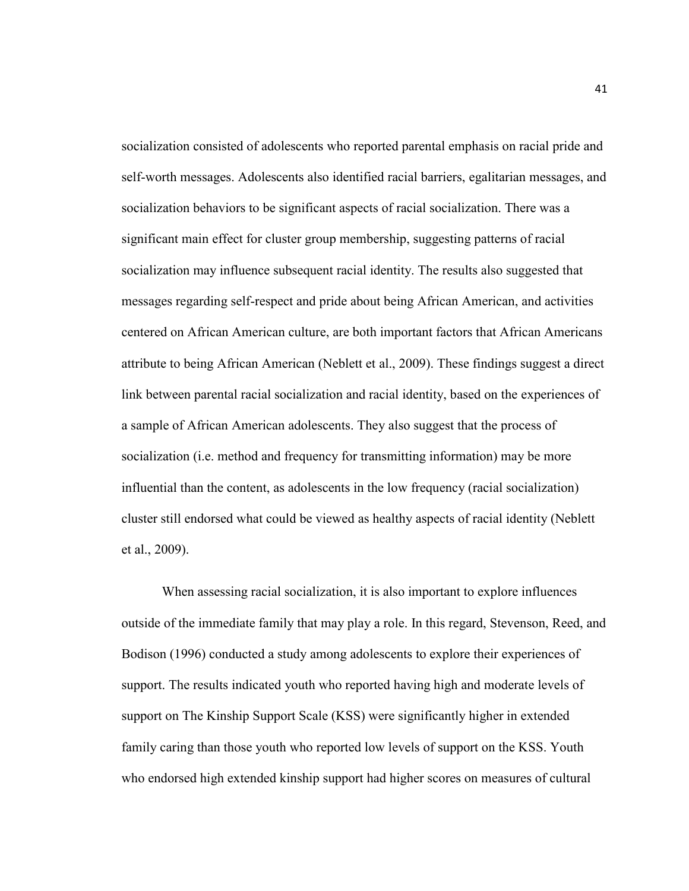socialization consisted of adolescents who reported parental emphasis on racial pride and self-worth messages. Adolescents also identified racial barriers, egalitarian messages, and socialization behaviors to be significant aspects of racial socialization. There was a significant main effect for cluster group membership, suggesting patterns of racial socialization may influence subsequent racial identity. The results also suggested that messages regarding self-respect and pride about being African American, and activities centered on African American culture, are both important factors that African Americans attribute to being African American (Neblett et al., 2009). These findings suggest a direct link between parental racial socialization and racial identity, based on the experiences of a sample of African American adolescents. They also suggest that the process of socialization (i.e. method and frequency for transmitting information) may be more influential than the content, as adolescents in the low frequency (racial socialization) cluster still endorsed what could be viewed as healthy aspects of racial identity (Neblett et al., 2009).

When assessing racial socialization, it is also important to explore influences outside of the immediate family that may play a role. In this regard, Stevenson, Reed, and Bodison (1996) conducted a study among adolescents to explore their experiences of support. The results indicated youth who reported having high and moderate levels of support on The Kinship Support Scale (KSS) were significantly higher in extended family caring than those youth who reported low levels of support on the KSS. Youth who endorsed high extended kinship support had higher scores on measures of cultural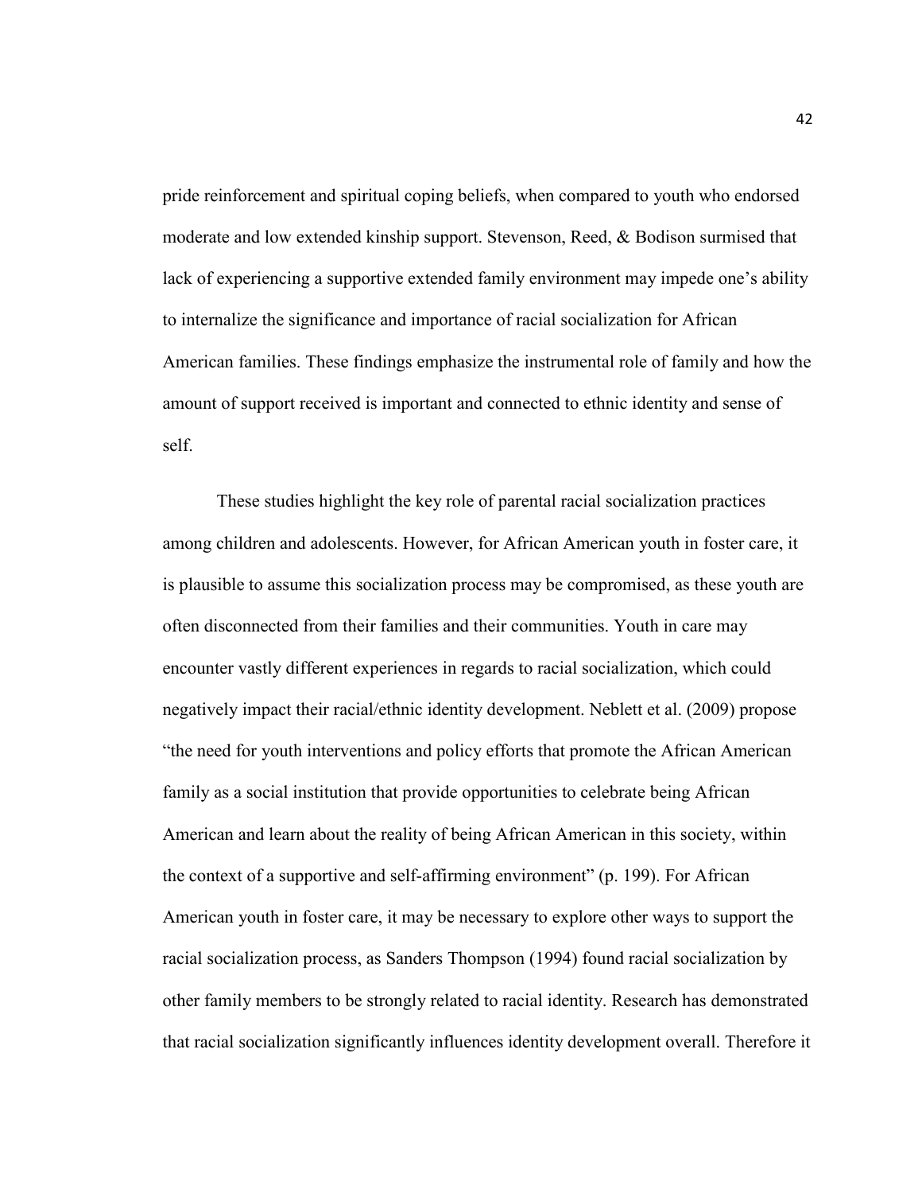pride reinforcement and spiritual coping beliefs, when compared to youth who endorsed moderate and low extended kinship support. Stevenson, Reed, & Bodison surmised that lack of experiencing a supportive extended family environment may impede one's ability to internalize the significance and importance of racial socialization for African American families. These findings emphasize the instrumental role of family and how the amount of support received is important and connected to ethnic identity and sense of self.

These studies highlight the key role of parental racial socialization practices among children and adolescents. However, for African American youth in foster care, it is plausible to assume this socialization process may be compromised, as these youth are often disconnected from their families and their communities. Youth in care may encounter vastly different experiences in regards to racial socialization, which could negatively impact their racial/ethnic identity development. Neblett et al. (2009) propose "the need for youth interventions and policy efforts that promote the African American family as a social institution that provide opportunities to celebrate being African American and learn about the reality of being African American in this society, within the context of a supportive and self-affirming environment" (p. 199). For African American youth in foster care, it may be necessary to explore other ways to support the racial socialization process, as Sanders Thompson (1994) found racial socialization by other family members to be strongly related to racial identity. Research has demonstrated that racial socialization significantly influences identity development overall. Therefore it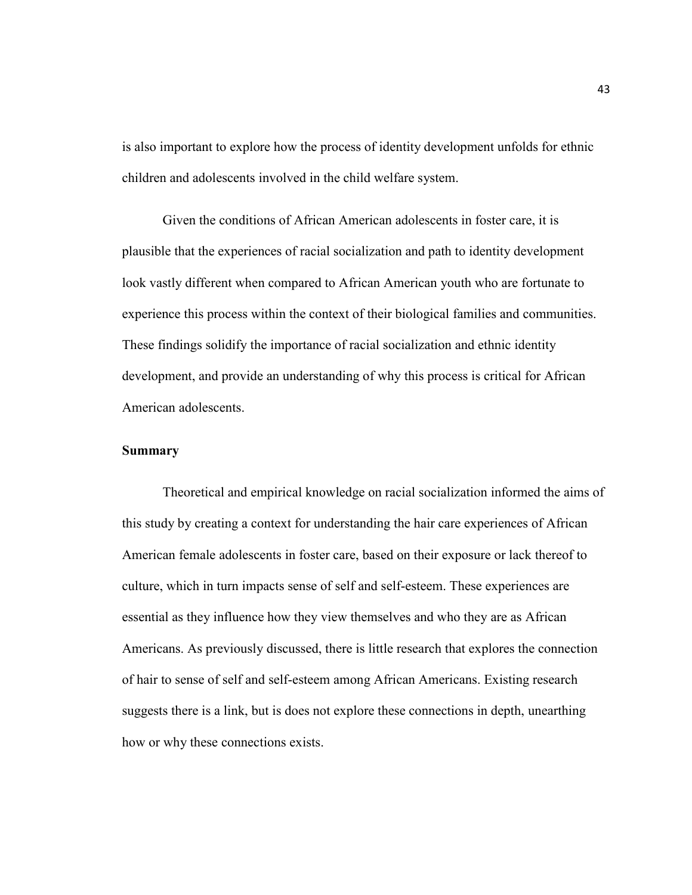is also important to explore how the process of identity development unfolds for ethnic children and adolescents involved in the child welfare system.

Given the conditions of African American adolescents in foster care, it is plausible that the experiences of racial socialization and path to identity development look vastly different when compared to African American youth who are fortunate to experience this process within the context of their biological families and communities. These findings solidify the importance of racial socialization and ethnic identity development, and provide an understanding of why this process is critical for African American adolescents.

**Summary**

Theoretical and empirical knowledge on racial socialization informed the aims of this study by creating a context for understanding the hair care experiences of African American female adolescents in foster care, based on their exposure or lack thereof to culture, which in turn impacts sense of self and self-esteem. These experiences are essential as they influence how they view themselves and who they are as African Americans. As previously discussed, there is little research that explores the connection of hair to sense of self and self-esteem among African Americans. Existing research suggests there is a link, but is does not explore these connections in depth, unearthing how or why these connections exists.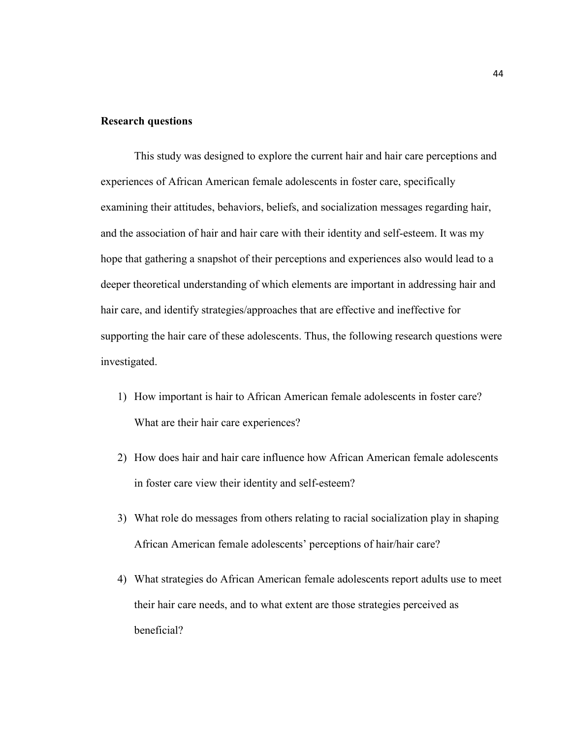## Research questions

This study was designed to explore the current hair and hair care perceptions and experiences of African American female adolescents in foster care, specifically examining their attitudes, behaviors, beliefs, and socialization messages regarding hair, and the association of hair and hair care with their identity and self-esteem. It was my hope that gathering a snapshot of their perceptions and experiences also would lead to a deeper theoretical understanding of which elements are important in addressing hair and hair care, and identify strategies/approaches that are effective and ineffective for supporting the hair care of these adolescents. Thus, the following research questions were investigated.

1) How important is hair to African American female adolescents in foster care? What are their hair care experiences?
2) How does hair and hair care influence how African American female adolescents in foster care view their identity and self-esteem?
3) What role do messages from others relating to racial socialization play in shaping African American female adolescents' perceptions of hair/hair care?
4) What strategies do African American female adolescents report adults use to meet their hair care needs, and to what extent are those strategies perceived as beneficial?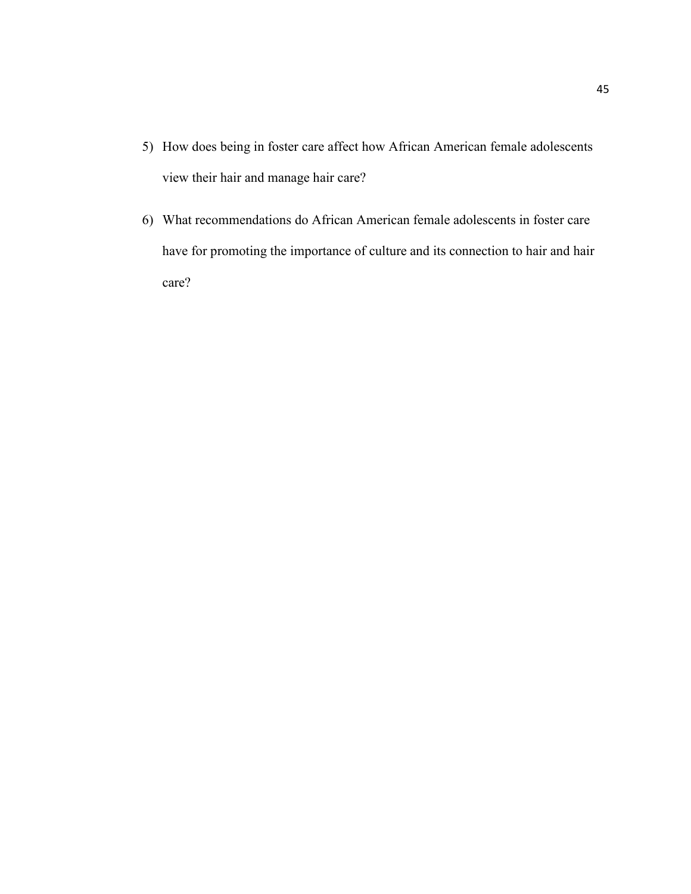5) How does being in foster care affect how African American female adolescents view their hair and manage hair care?

6) What recommendations do African American female adolescents in foster care have for promoting the importance of culture and its connection to hair and hair care?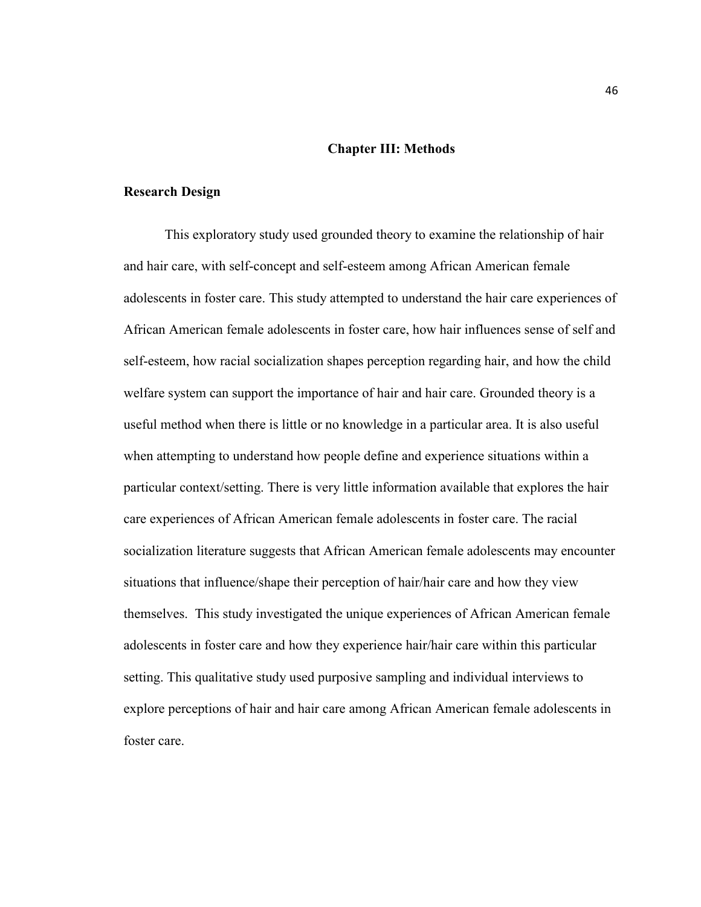# Chapter III: Methods

## Research Design

This exploratory study used grounded theory to examine the relationship of hair and hair care, with self-concept and self-esteem among African American female adolescents in foster care. This study attempted to understand the hair care experiences of African American female adolescents in foster care, how hair influences sense of self and self-esteem, how racial socialization shapes perception regarding hair, and how the child welfare system can support the importance of hair and hair care. Grounded theory is a useful method when there is little or no knowledge in a particular area. It is also useful when attempting to understand how people define and experience situations within a particular context/setting. There is very little information available that explores the hair care experiences of African American female adolescents in foster care. The racial socialization literature suggests that African American female adolescents may encounter situations that influence/shape their perception of hair/hair care and how they view themselves. This study investigated the unique experiences of African American female adolescents in foster care and how they experience hair/hair care within this particular setting. This qualitative study used purposive sampling and individual interviews to explore perceptions of hair and hair care among African American female adolescents in foster care.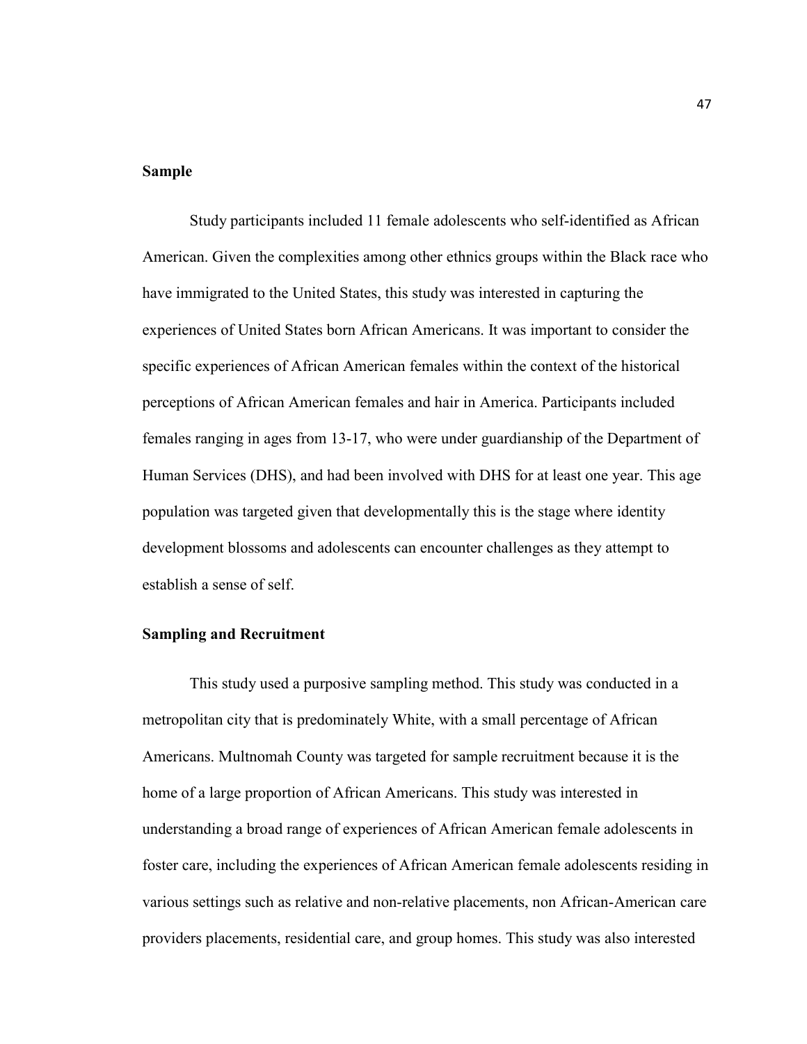## Sample

Study participants included 11 female adolescents who self-identified as African American. Given the complexities among other ethnics groups within the Black race who have immigrated to the United States, this study was interested in capturing the experiences of United States born African Americans. It was important to consider the specific experiences of African American females within the context of the historical perceptions of African American females and hair in America. Participants included females ranging in ages from 13-17, who were under guardianship of the Department of Human Services (DHS), and had been involved with DHS for at least one year. This age population was targeted given that developmentally this is the stage where identity development blossoms and adolescents can encounter challenges as they attempt to establish a sense of self.

## Sampling and Recruitment

This study used a purposive sampling method. This study was conducted in a metropolitan city that is predominately White, with a small percentage of African Americans. Multnomah County was targeted for sample recruitment because it is the home of a large proportion of African Americans. This study was interested in understanding a broad range of experiences of African American female adolescents in foster care, including the experiences of African American female adolescents residing in various settings such as relative and non-relative placements, non African-American care providers placements, residential care, and group homes. This study was also interested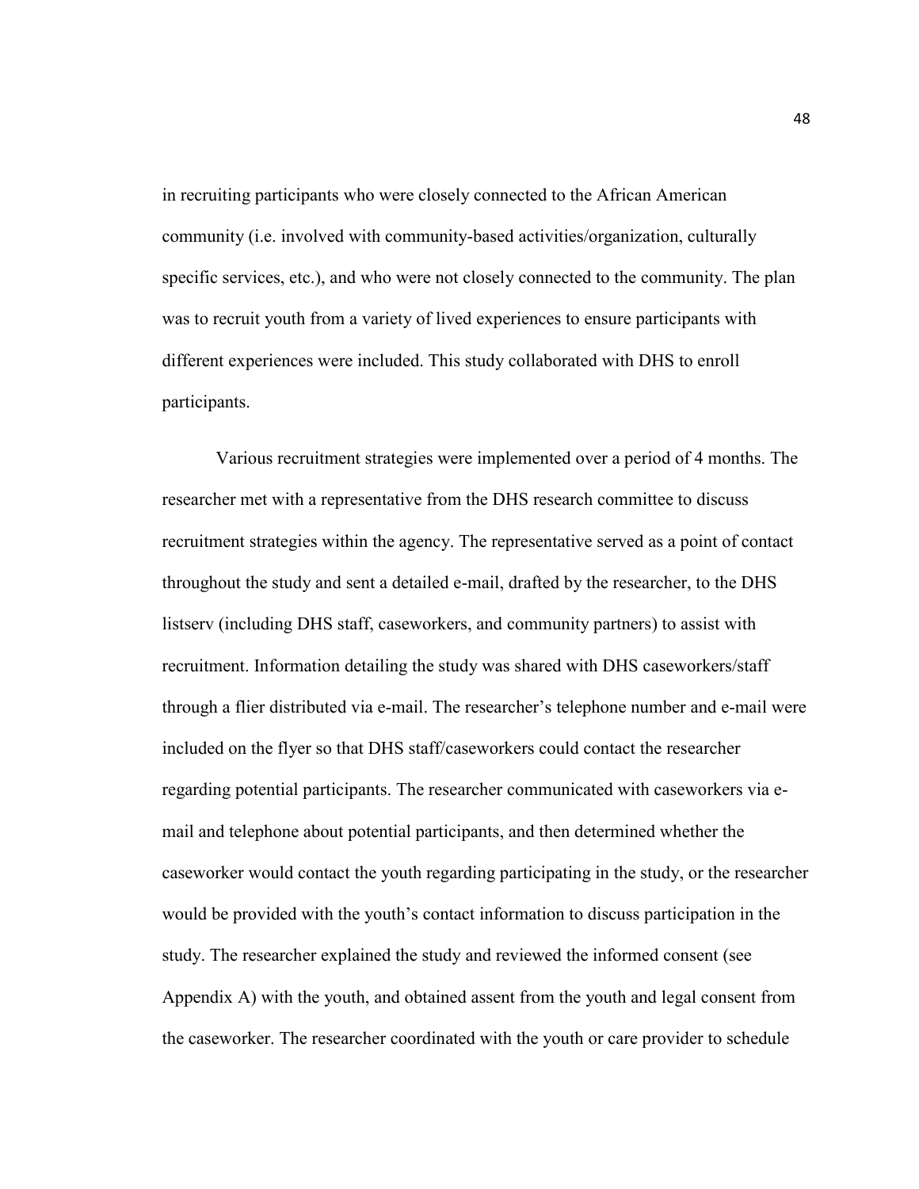in recruiting participants who were closely connected to the African American community (i.e. involved with community-based activities/organization, culturally specific services, etc.), and who were not closely connected to the community. The plan was to recruit youth from a variety of lived experiences to ensure participants with different experiences were included. This study collaborated with DHS to enroll participants.

Various recruitment strategies were implemented over a period of 4 months. The researcher met with a representative from the DHS research committee to discuss recruitment strategies within the agency. The representative served as a point of contact throughout the study and sent a detailed e-mail, drafted by the researcher, to the DHS listserv (including DHS staff, caseworkers, and community partners) to assist with recruitment. Information detailing the study was shared with DHS caseworkers/staff through a flier distributed via e-mail. The researcher's telephone number and e-mail were included on the flyer so that DHS staff/caseworkers could contact the researcher regarding potential participants. The researcher communicated with caseworkers via e-mail and telephone about potential participants, and then determined whether the caseworker would contact the youth regarding participating in the study, or the researcher would be provided with the youth's contact information to discuss participation in the study. The researcher explained the study and reviewed the informed consent (see Appendix A) with the youth, and obtained assent from the youth and legal consent from the caseworker. The researcher coordinated with the youth or care provider to schedule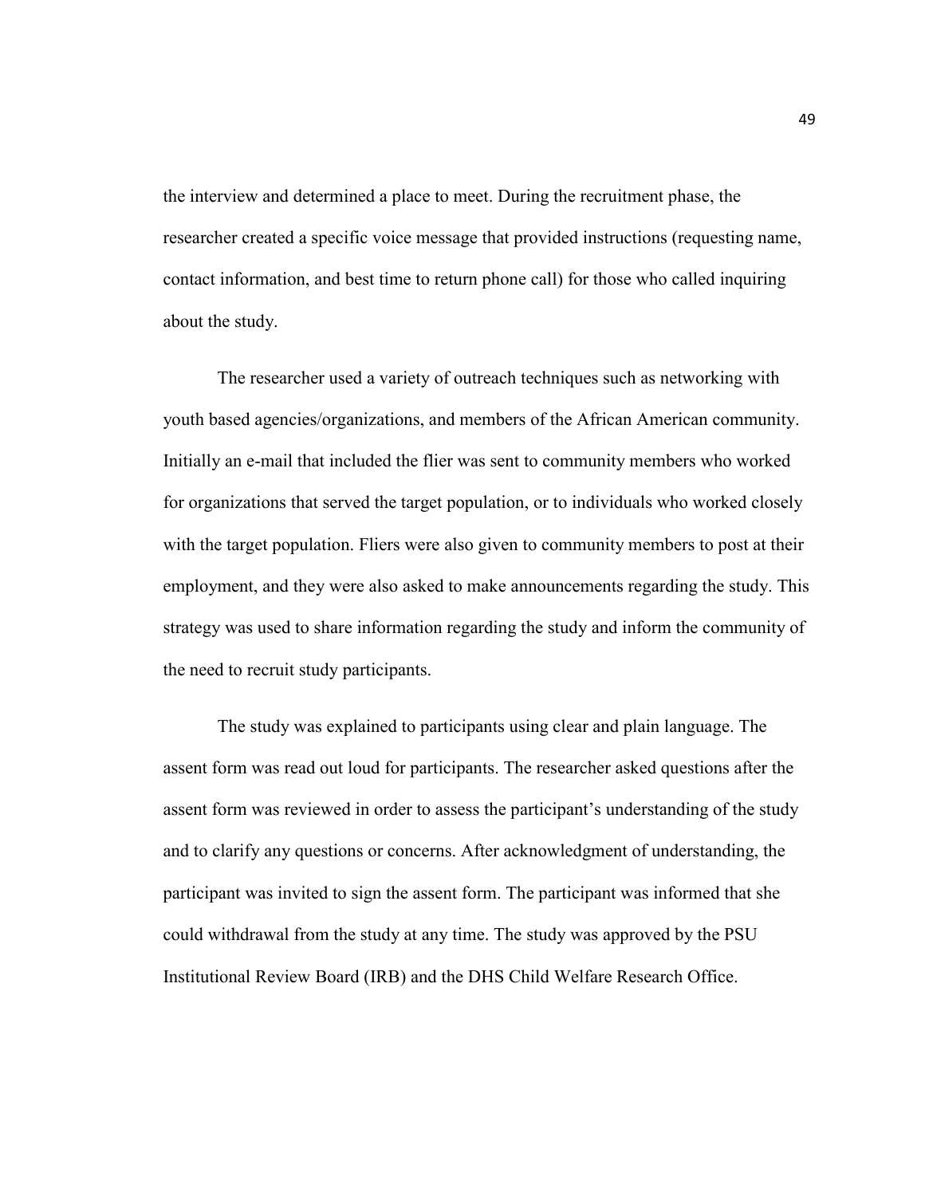the interview and determined a place to meet. During the recruitment phase, the researcher created a specific voice message that provided instructions (requesting name, contact information, and best time to return phone call) for those who called inquiring about the study.

The researcher used a variety of outreach techniques such as networking with youth based agencies/organizations, and members of the African American community. Initially an e-mail that included the flier was sent to community members who worked for organizations that served the target population, or to individuals who worked closely with the target population. Fliers were also given to community members to post at their employment, and they were also asked to make announcements regarding the study. This strategy was used to share information regarding the study and inform the community of the need to recruit study participants.

The study was explained to participants using clear and plain language. The assent form was read out loud for participants. The researcher asked questions after the assent form was reviewed in order to assess the participant's understanding of the study and to clarify any questions or concerns. After acknowledgment of understanding, the participant was invited to sign the assent form. The participant was informed that she could withdrawal from the study at any time. The study was approved by the PSU Institutional Review Board (IRB) and the DHS Child Welfare Research Office.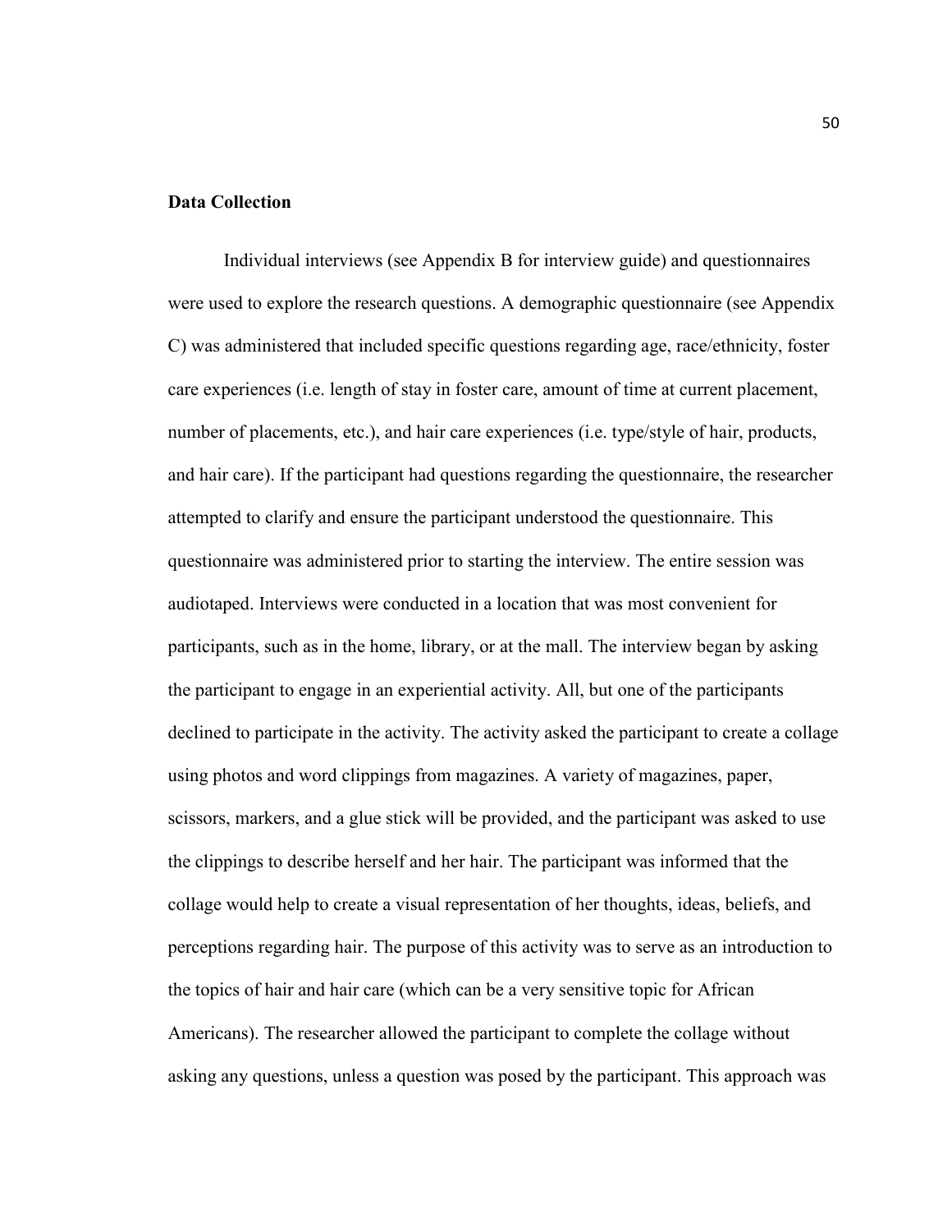**Data Collection**

Individual interviews (see Appendix B for interview guide) and questionnaires were used to explore the research questions. A demographic questionnaire (see Appendix C) was administered that included specific questions regarding age, race/ethnicity, foster care experiences (i.e. length of stay in foster care, amount of time at current placement, number of placements, etc.), and hair care experiences (i.e. type/style of hair, products, and hair care). If the participant had questions regarding the questionnaire, the researcher attempted to clarify and ensure the participant understood the questionnaire. This questionnaire was administered prior to starting the interview. The entire session was audiotaped. Interviews were conducted in a location that was most convenient for participants, such as in the home, library, or at the mall. The interview began by asking the participant to engage in an experiential activity. All, but one of the participants declined to participate in the activity. The activity asked the participant to create a collage using photos and word clippings from magazines. A variety of magazines, paper, scissors, markers, and a glue stick will be provided, and the participant was asked to use the clippings to describe herself and her hair. The participant was informed that the collage would help to create a visual representation of her thoughts, ideas, beliefs, and perceptions regarding hair. The purpose of this activity was to serve as an introduction to the topics of hair and hair care (which can be a very sensitive topic for African Americans). The researcher allowed the participant to complete the collage without asking any questions, unless a question was posed by the participant. This approach was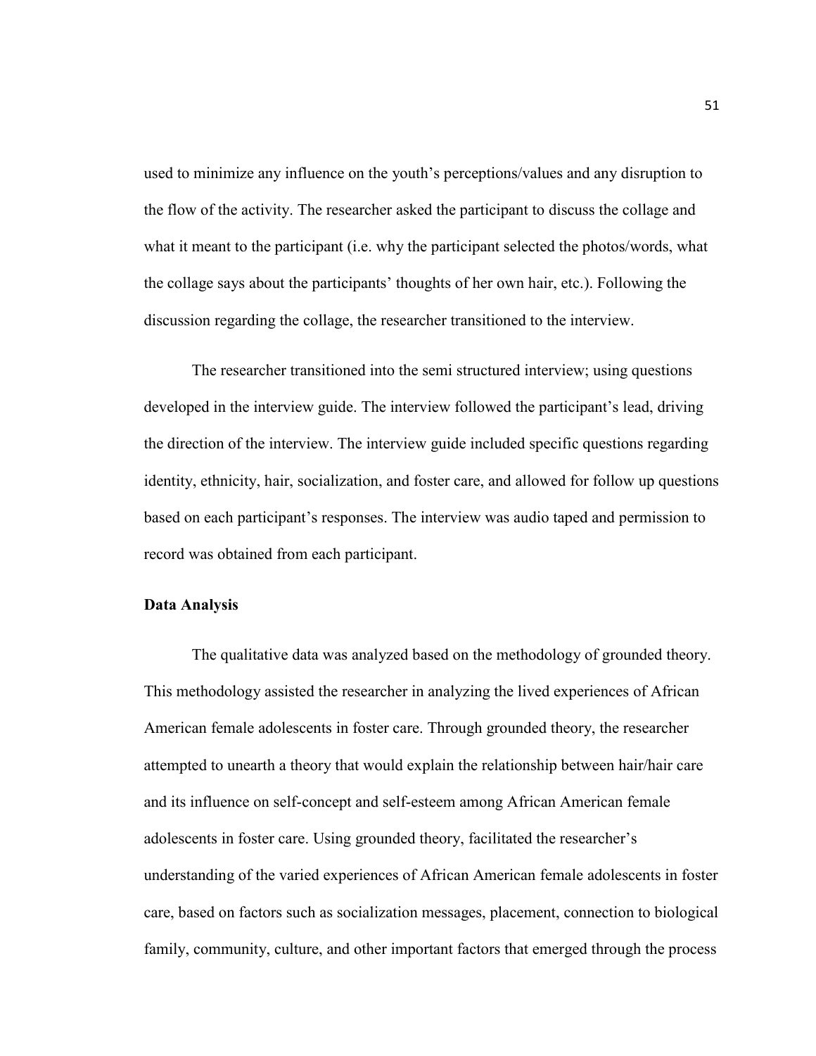used to minimize any influence on the youth's perceptions/values and any disruption to the flow of the activity. The researcher asked the participant to discuss the collage and what it meant to the participant (i.e. why the participant selected the photos/words, what the collage says about the participants' thoughts of her own hair, etc.). Following the discussion regarding the collage, the researcher transitioned to the interview.

The researcher transitioned into the semi structured interview; using questions developed in the interview guide. The interview followed the participant's lead, driving the direction of the interview. The interview guide included specific questions regarding identity, ethnicity, hair, socialization, and foster care, and allowed for follow up questions based on each participant's responses. The interview was audio taped and permission to record was obtained from each participant.

**Data Analysis**

The qualitative data was analyzed based on the methodology of grounded theory. This methodology assisted the researcher in analyzing the lived experiences of African American female adolescents in foster care. Through grounded theory, the researcher attempted to unearth a theory that would explain the relationship between hair/hair care and its influence on self-concept and self-esteem among African American female adolescents in foster care. Using grounded theory, facilitated the researcher's understanding of the varied experiences of African American female adolescents in foster care, based on factors such as socialization messages, placement, connection to biological family, community, culture, and other important factors that emerged through the process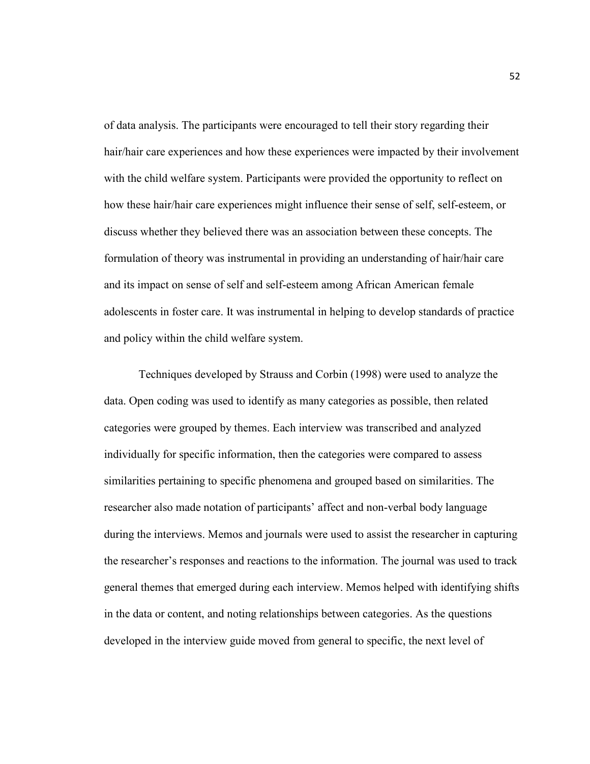of data analysis. The participants were encouraged to tell their story regarding their hair/hair care experiences and how these experiences were impacted by their involvement with the child welfare system. Participants were provided the opportunity to reflect on how these hair/hair care experiences might influence their sense of self, self-esteem, or discuss whether they believed there was an association between these concepts. The formulation of theory was instrumental in providing an understanding of hair/hair care and its impact on sense of self and self-esteem among African American female adolescents in foster care. It was instrumental in helping to develop standards of practice and policy within the child welfare system.

Techniques developed by Strauss and Corbin (1998) were used to analyze the data. Open coding was used to identify as many categories as possible, then related categories were grouped by themes. Each interview was transcribed and analyzed individually for specific information, then the categories were compared to assess similarities pertaining to specific phenomena and grouped based on similarities. The researcher also made notation of participants' affect and non-verbal body language during the interviews. Memos and journals were used to assist the researcher in capturing the researcher's responses and reactions to the information. The journal was used to track general themes that emerged during each interview. Memos helped with identifying shifts in the data or content, and noting relationships between categories. As the questions developed in the interview guide moved from general to specific, the next level of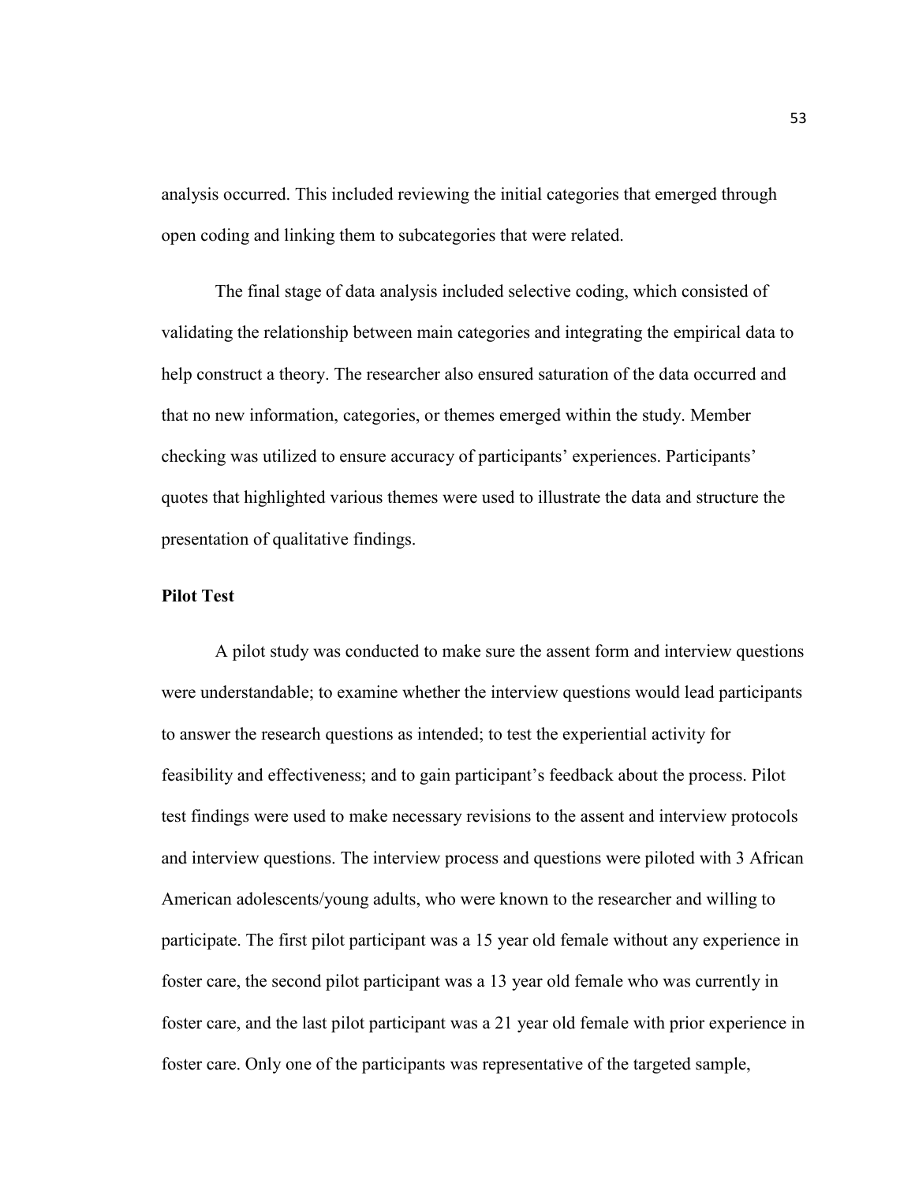analysis occurred. This included reviewing the initial categories that emerged through open coding and linking them to subcategories that were related.

The final stage of data analysis included selective coding, which consisted of validating the relationship between main categories and integrating the empirical data to help construct a theory. The researcher also ensured saturation of the data occurred and that no new information, categories, or themes emerged within the study. Member checking was utilized to ensure accuracy of participants' experiences. Participants' quotes that highlighted various themes were used to illustrate the data and structure the presentation of qualitative findings.

### Pilot Test

A pilot study was conducted to make sure the assent form and interview questions were understandable; to examine whether the interview questions would lead participants to answer the research questions as intended; to test the experiential activity for feasibility and effectiveness; and to gain participant's feedback about the process. Pilot test findings were used to make necessary revisions to the assent and interview protocols and interview questions. The interview process and questions were piloted with 3 African American adolescents/young adults, who were known to the researcher and willing to participate. The first pilot participant was a 15 year old female without any experience in foster care, the second pilot participant was a 13 year old female who was currently in foster care, and the last pilot participant was a 21 year old female with prior experience in foster care. Only one of the participants was representative of the targeted sample,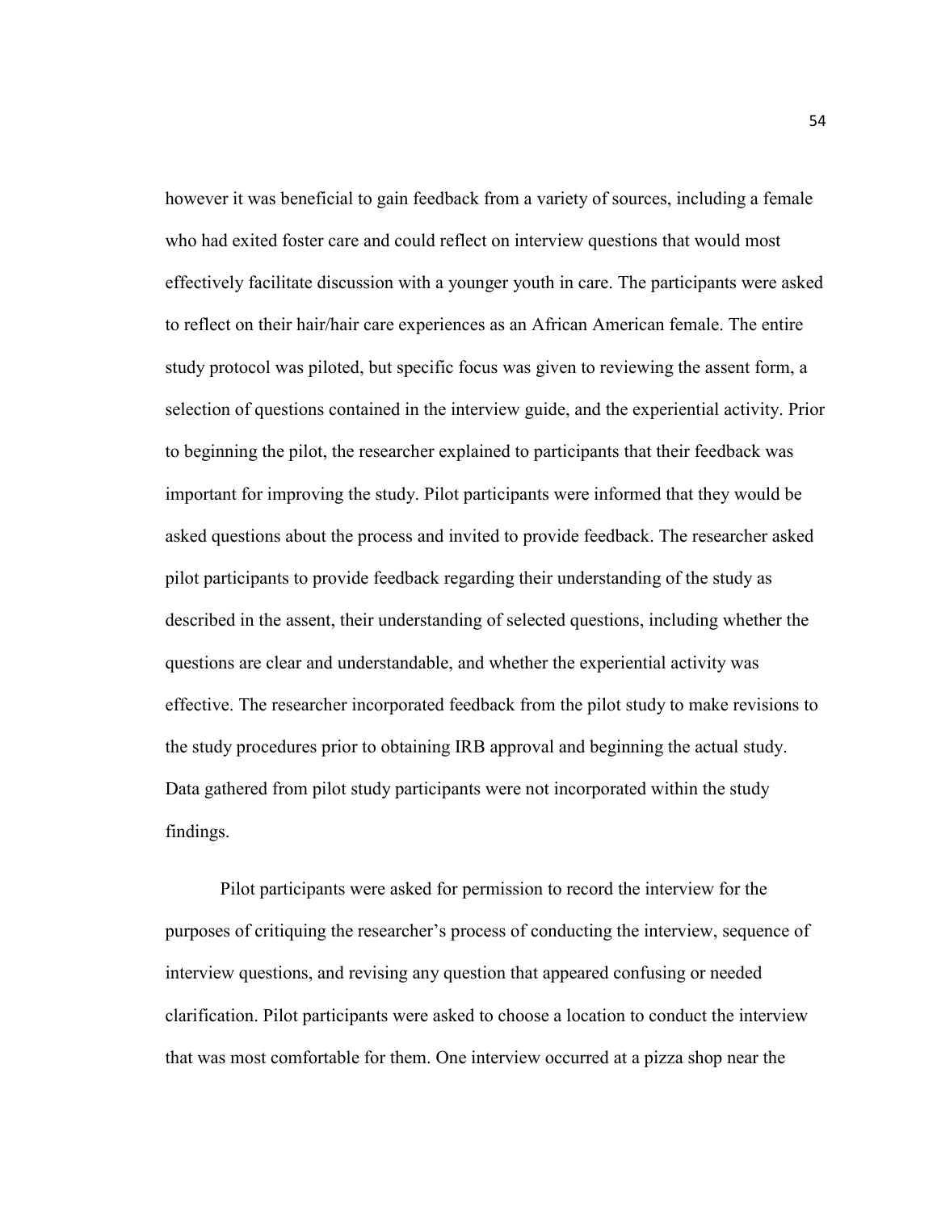however it was beneficial to gain feedback from a variety of sources, including a female who had exited foster care and could reflect on interview questions that would most effectively facilitate discussion with a younger youth in care. The participants were asked to reflect on their hair/hair care experiences as an African American female. The entire study protocol was piloted, but specific focus was given to reviewing the assent form, a selection of questions contained in the interview guide, and the experiential activity. Prior to beginning the pilot, the researcher explained to participants that their feedback was important for improving the study. Pilot participants were informed that they would be asked questions about the process and invited to provide feedback. The researcher asked pilot participants to provide feedback regarding their understanding of the study as described in the assent, their understanding of selected questions, including whether the questions are clear and understandable, and whether the experiential activity was effective. The researcher incorporated feedback from the pilot study to make revisions to the study procedures prior to obtaining IRB approval and beginning the actual study. Data gathered from pilot study participants were not incorporated within the study findings.

Pilot participants were asked for permission to record the interview for the purposes of critiquing the researcher's process of conducting the interview, sequence of interview questions, and revising any question that appeared confusing or needed clarification. Pilot participants were asked to choose a location to conduct the interview that was most comfortable for them. One interview occurred at a pizza shop near the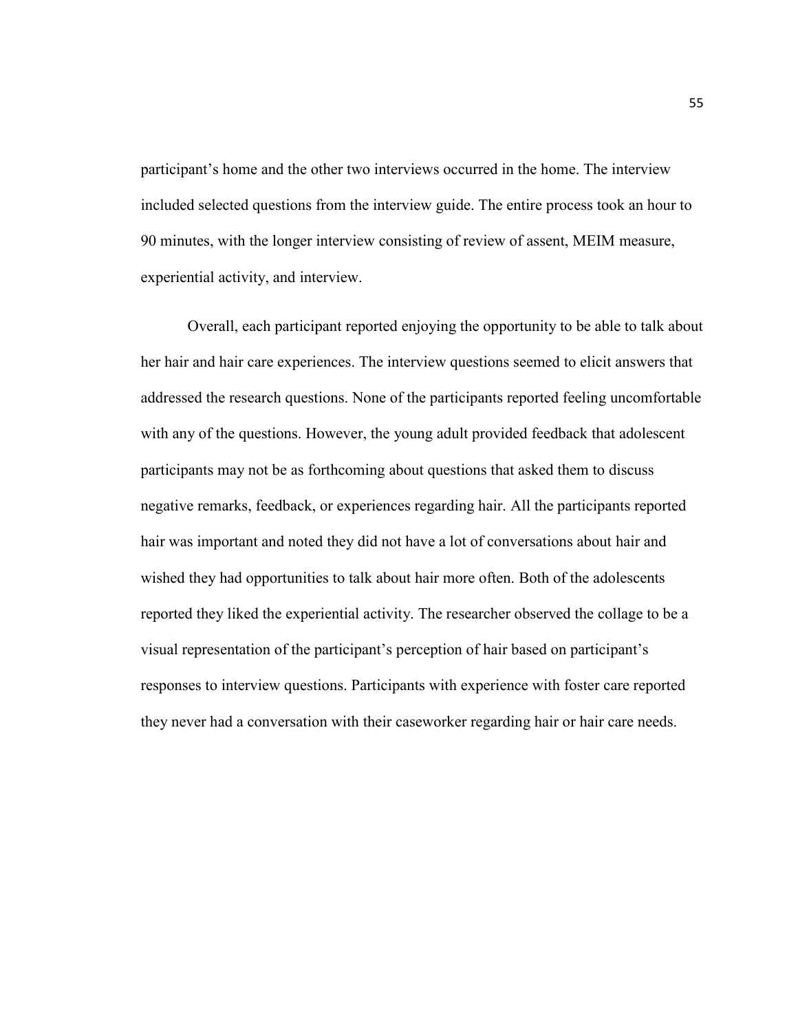participant’s home and the other two interviews occurred in the home. The interview included selected questions from the interview guide. The entire process took an hour to 90 minutes, with the longer interview consisting of review of assent, MEIM measure, experiential activity, and interview.

Overall, each participant reported enjoying the opportunity to be able to talk about her hair and hair care experiences. The interview questions seemed to elicit answers that addressed the research questions. None of the participants reported feeling uncomfortable with any of the questions. However, the young adult provided feedback that adolescent participants may not be as forthcoming about questions that asked them to discuss negative remarks, feedback, or experiences regarding hair. All the participants reported hair was important and noted they did not have a lot of conversations about hair and wished they had opportunities to talk about hair more often. Both of the adolescents reported they liked the experiential activity. The researcher observed the collage to be a visual representation of the participant’s perception of hair based on participant’s responses to interview questions. Participants with experience with foster care reported they never had a conversation with their caseworker regarding hair or hair care needs.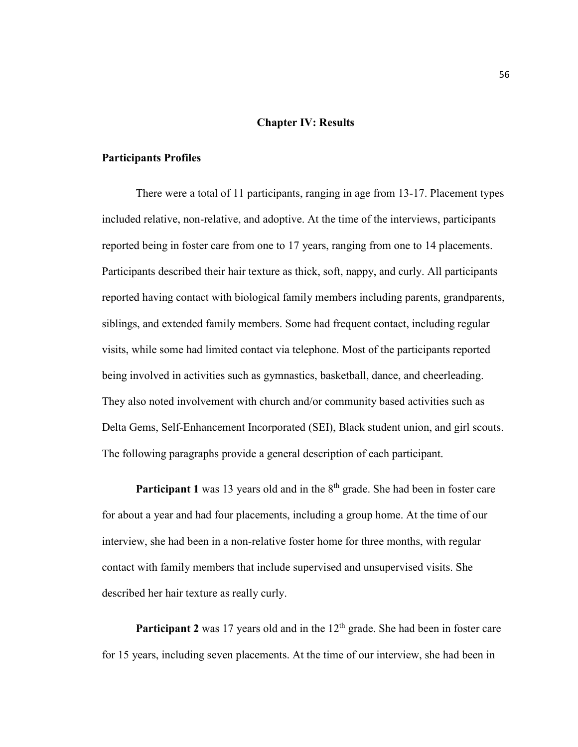# Chapter IV: Results

## Participants Profiles

There were a total of 11 participants, ranging in age from 13-17. Placement types included relative, non-relative, and adoptive. At the time of the interviews, participants reported being in foster care from one to 17 years, ranging from one to 14 placements. Participants described their hair texture as thick, soft, nappy, and curly. All participants reported having contact with biological family members including parents, grandparents, siblings, and extended family members. Some had frequent contact, including regular visits, while some had limited contact via telephone. Most of the participants reported being involved in activities such as gymnastics, basketball, dance, and cheerleading. They also noted involvement with church and/or community based activities such as Delta Gems, Self-Enhancement Incorporated (SEI), Black student union, and girl scouts. The following paragraphs provide a general description of each participant.

**Participant 1** was 13 years old and in the 8th grade. She had been in foster care for about a year and had four placements, including a group home. At the time of our interview, she had been in a non-relative foster home for three months, with regular contact with family members that include supervised and unsupervised visits. She described her hair texture as really curly.

**Participant 2** was 17 years old and in the 12th grade. She had been in foster care for 15 years, including seven placements. At the time of our interview, she had been in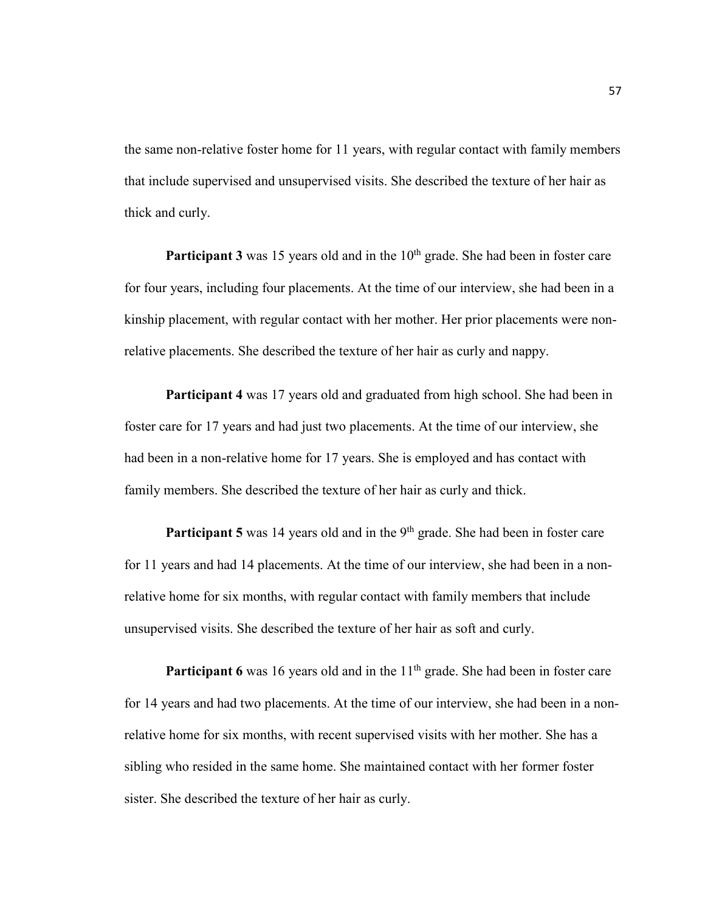the same non-relative foster home for 11 years, with regular contact with family members that include supervised and unsupervised visits. She described the texture of her hair as thick and curly.

**Participant 3** was 15 years old and in the 10th grade. She had been in foster care for four years, including four placements. At the time of our interview, she had been in a kinship placement, with regular contact with her mother. Her prior placements were non-relative placements. She described the texture of her hair as curly and nappy.

**Participant 4** was 17 years old and graduated from high school. She had been in foster care for 17 years and had just two placements. At the time of our interview, she had been in a non-relative home for 17 years. She is employed and has contact with family members. She described the texture of her hair as curly and thick.

**Participant 5** was 14 years old and in the 9th grade. She had been in foster care for 11 years and had 14 placements. At the time of our interview, she had been in a non-relative home for six months, with regular contact with family members that include unsupervised visits. She described the texture of her hair as soft and curly.

**Participant 6** was 16 years old and in the 11th grade. She had been in foster care for 14 years and had two placements. At the time of our interview, she had been in a non-relative home for six months, with recent supervised visits with her mother. She has a sibling who resided in the same home. She maintained contact with her former foster sister. She described the texture of her hair as curly.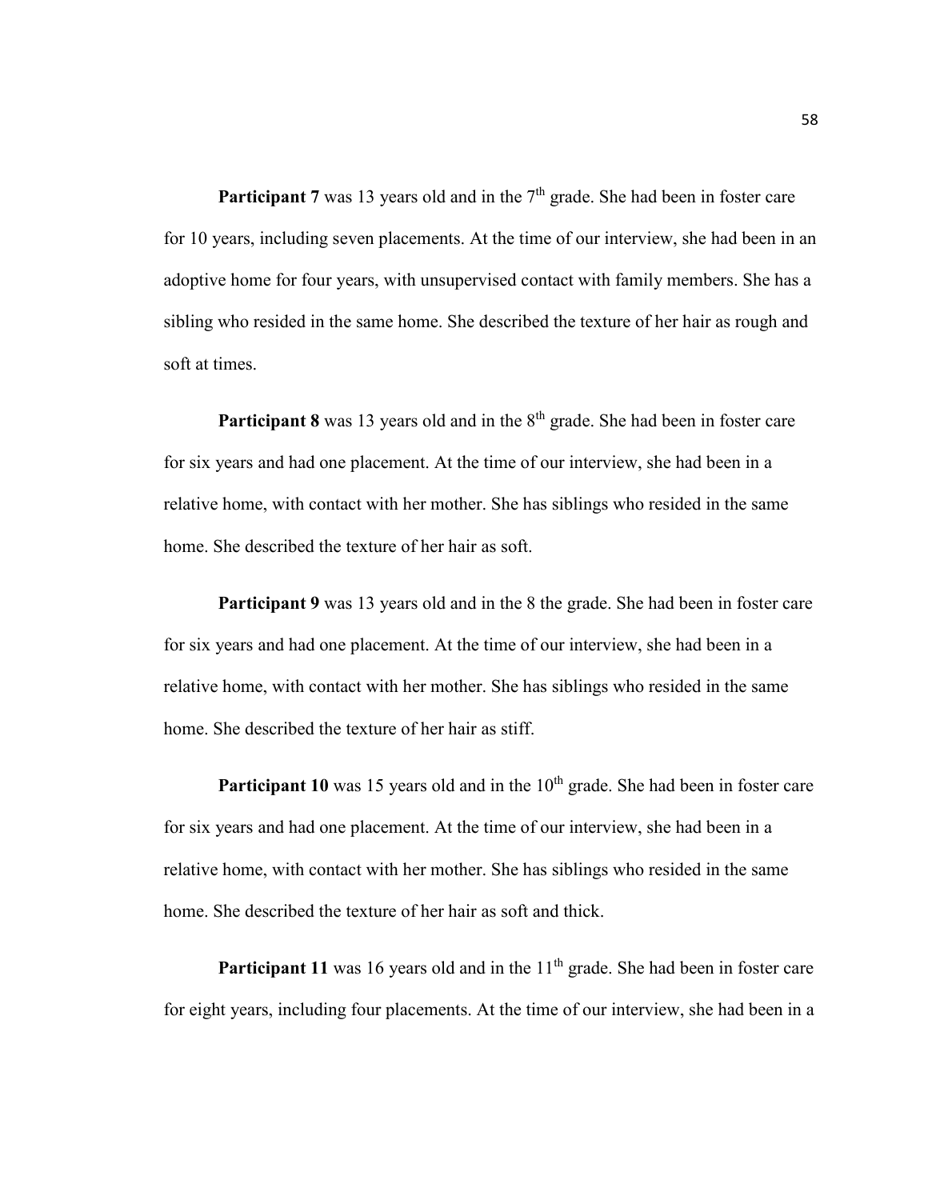**Participant 7** was 13 years old and in the 7th grade. She had been in foster care for 10 years, including seven placements. At the time of our interview, she had been in an adoptive home for four years, with unsupervised contact with family members. She has a sibling who resided in the same home. She described the texture of her hair as rough and soft at times.

**Participant 8** was 13 years old and in the 8th grade. She had been in foster care for six years and had one placement. At the time of our interview, she had been in a relative home, with contact with her mother. She has siblings who resided in the same home. She described the texture of her hair as soft.

**Participant 9** was 13 years old and in the 8 the grade. She had been in foster care for six years and had one placement. At the time of our interview, she had been in a relative home, with contact with her mother. She has siblings who resided in the same home. She described the texture of her hair as stiff.

**Participant 10** was 15 years old and in the 10th grade. She had been in foster care for six years and had one placement. At the time of our interview, she had been in a relative home, with contact with her mother. She has siblings who resided in the same home. She described the texture of her hair as soft and thick.

**Participant 11** was 16 years old and in the 11th grade. She had been in foster care for eight years, including four placements. At the time of our interview, she had been in a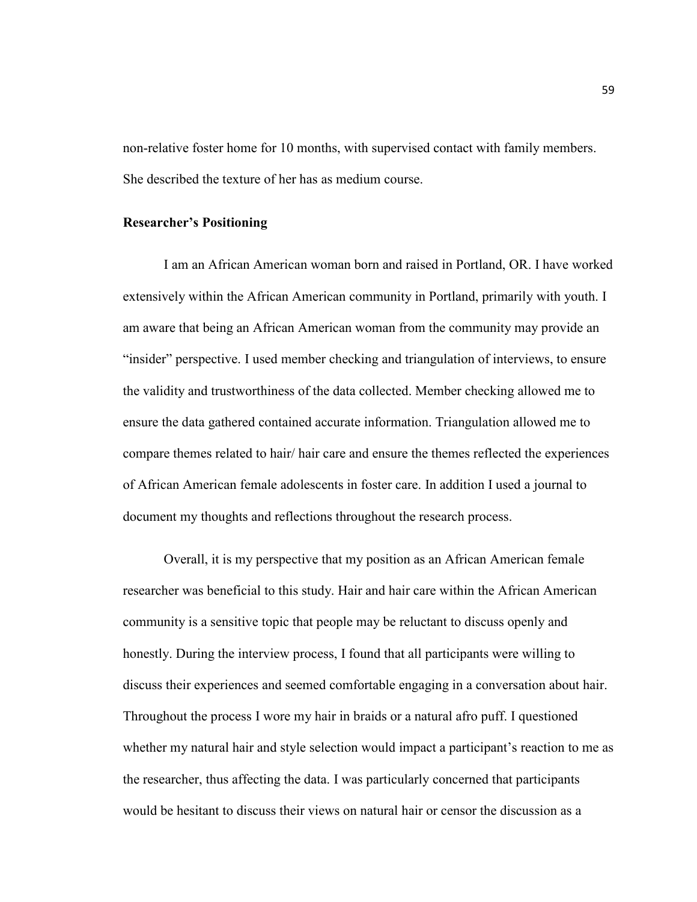non-relative foster home for 10 months, with supervised contact with family members. She described the texture of her has as medium course.

**Researcher's Positioning**

I am an African American woman born and raised in Portland, OR. I have worked extensively within the African American community in Portland, primarily with youth. I am aware that being an African American woman from the community may provide an "insider" perspective. I used member checking and triangulation of interviews, to ensure the validity and trustworthiness of the data collected. Member checking allowed me to ensure the data gathered contained accurate information. Triangulation allowed me to compare themes related to hair/ hair care and ensure the themes reflected the experiences of African American female adolescents in foster care. In addition I used a journal to document my thoughts and reflections throughout the research process.

Overall, it is my perspective that my position as an African American female researcher was beneficial to this study. Hair and hair care within the African American community is a sensitive topic that people may be reluctant to discuss openly and honestly. During the interview process, I found that all participants were willing to discuss their experiences and seemed comfortable engaging in a conversation about hair. Throughout the process I wore my hair in braids or a natural afro puff. I questioned whether my natural hair and style selection would impact a participant's reaction to me as the researcher, thus affecting the data. I was particularly concerned that participants would be hesitant to discuss their views on natural hair or censor the discussion as a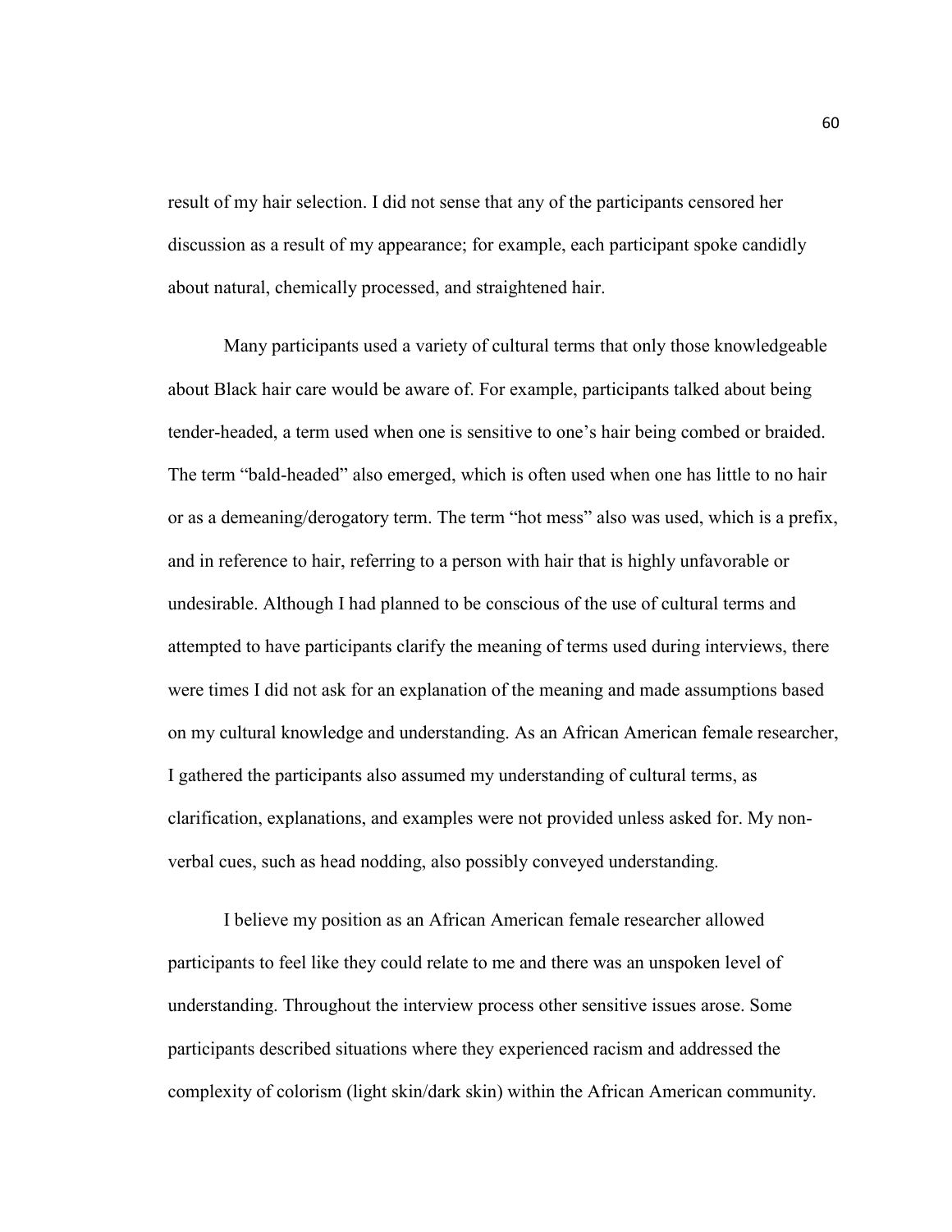result of my hair selection. I did not sense that any of the participants censored her discussion as a result of my appearance; for example, each participant spoke candidly about natural, chemically processed, and straightened hair.

Many participants used a variety of cultural terms that only those knowledgeable about Black hair care would be aware of. For example, participants talked about being tender-headed, a term used when one is sensitive to one's hair being combed or braided. The term "bald-headed" also emerged, which is often used when one has little to no hair or as a demeaning/derogatory term. The term "hot mess" also was used, which is a prefix, and in reference to hair, referring to a person with hair that is highly unfavorable or undesirable. Although I had planned to be conscious of the use of cultural terms and attempted to have participants clarify the meaning of terms used during interviews, there were times I did not ask for an explanation of the meaning and made assumptions based on my cultural knowledge and understanding. As an African American female researcher, I gathered the participants also assumed my understanding of cultural terms, as clarification, explanations, and examples were not provided unless asked for. My non-verbal cues, such as head nodding, also possibly conveyed understanding.

I believe my position as an African American female researcher allowed participants to feel like they could relate to me and there was an unspoken level of understanding. Throughout the interview process other sensitive issues arose. Some participants described situations where they experienced racism and addressed the complexity of colorism (light skin/dark skin) within the African American community.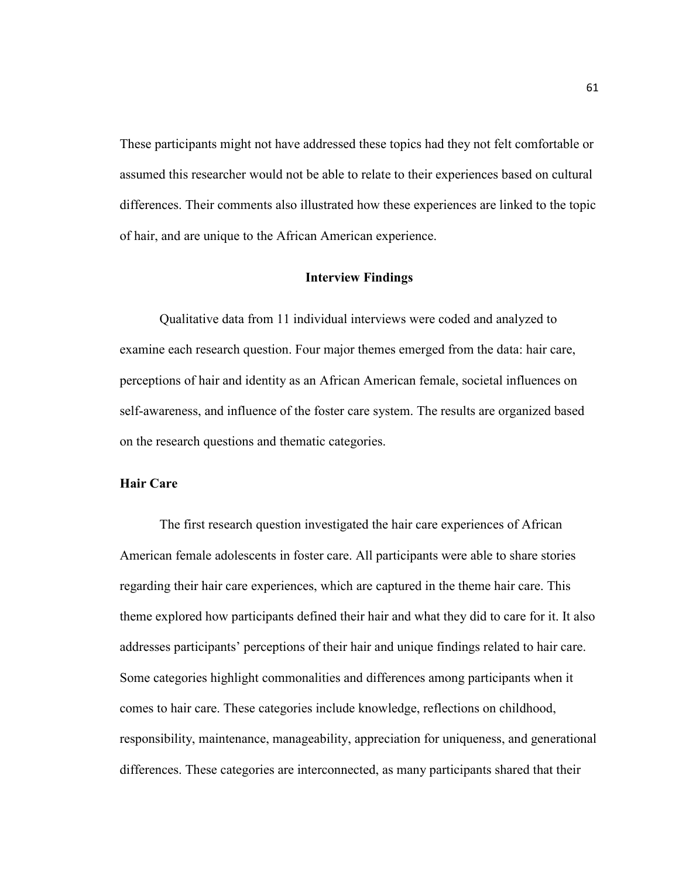These participants might not have addressed these topics had they not felt comfortable or assumed this researcher would not be able to relate to their experiences based on cultural differences. Their comments also illustrated how these experiences are linked to the topic of hair, and are unique to the African American experience.

## Interview Findings

Qualitative data from 11 individual interviews were coded and analyzed to examine each research question. Four major themes emerged from the data: hair care, perceptions of hair and identity as an African American female, societal influences on self-awareness, and influence of the foster care system. The results are organized based on the research questions and thematic categories.

### Hair Care

The first research question investigated the hair care experiences of African American female adolescents in foster care. All participants were able to share stories regarding their hair care experiences, which are captured in the theme hair care. This theme explored how participants defined their hair and what they did to care for it. It also addresses participants' perceptions of their hair and unique findings related to hair care. Some categories highlight commonalities and differences among participants when it comes to hair care. These categories include knowledge, reflections on childhood, responsibility, maintenance, manageability, appreciation for uniqueness, and generational differences. These categories are interconnected, as many participants shared that their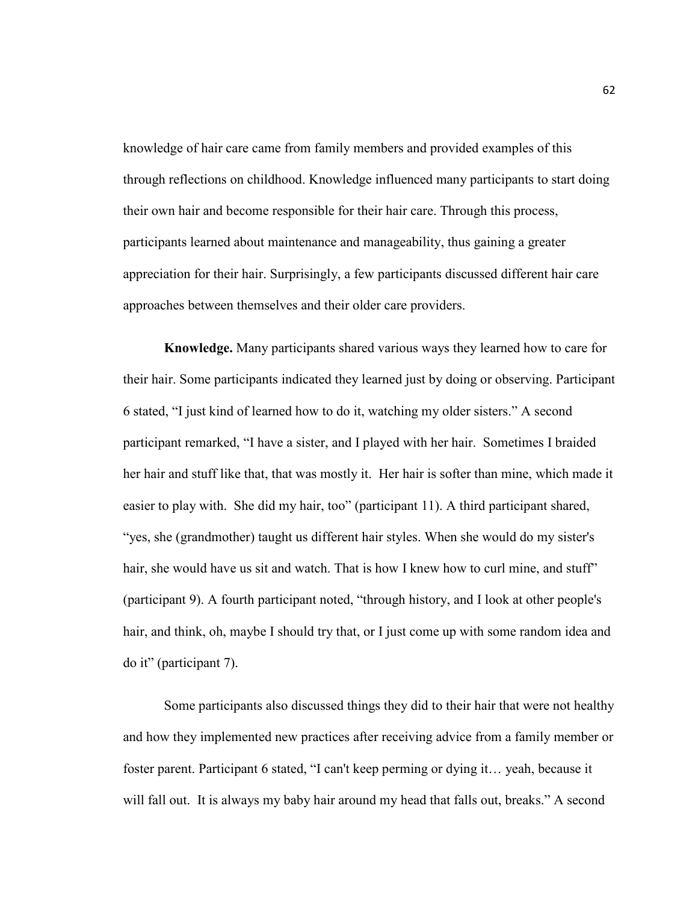knowledge of hair care came from family members and provided examples of this through reflections on childhood. Knowledge influenced many participants to start doing their own hair and become responsible for their hair care. Through this process, participants learned about maintenance and manageability, thus gaining a greater appreciation for their hair. Surprisingly, a few participants discussed different hair care approaches between themselves and their older care providers.

**Knowledge.** Many participants shared various ways they learned how to care for their hair. Some participants indicated they learned just by doing or observing. Participant 6 stated, "I just kind of learned how to do it, watching my older sisters." A second participant remarked, "I have a sister, and I played with her hair. Sometimes I braided her hair and stuff like that, that was mostly it. Her hair is softer than mine, which made it easier to play with. She did my hair, too" (participant 11). A third participant shared, "yes, she (grandmother) taught us different hair styles. When she would do my sister's hair, she would have us sit and watch. That is how I knew how to curl mine, and stuff" (participant 9). A fourth participant noted, "through history, and I look at other people's hair, and think, oh, maybe I should try that, or I just come up with some random idea and do it" (participant 7).

Some participants also discussed things they did to their hair that were not healthy and how they implemented new practices after receiving advice from a family member or foster parent. Participant 6 stated, "I can't keep perming or dying it… yeah, because it will fall out. It is always my baby hair around my head that falls out, breaks." A second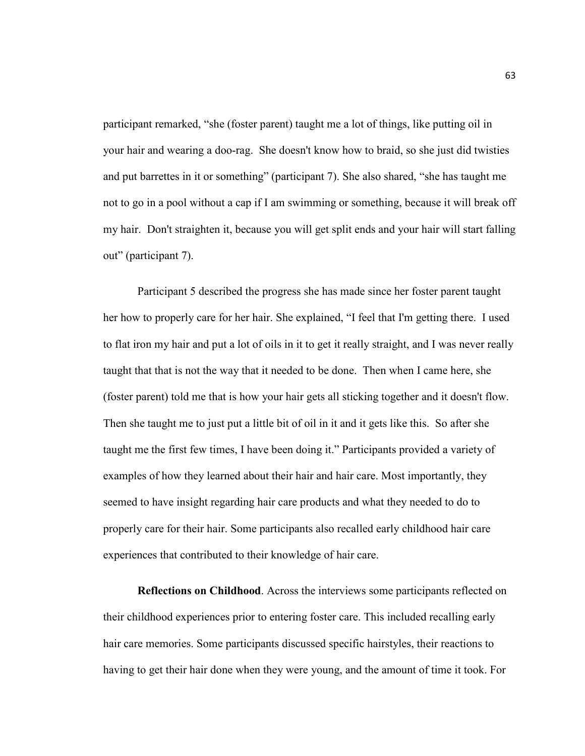participant remarked, "she (foster parent) taught me a lot of things, like putting oil in your hair and wearing a doo-rag. She doesn't know how to braid, so she just did twisties and put barrettes in it or something" (participant 7). She also shared, "she has taught me not to go in a pool without a cap if I am swimming or something, because it will break off my hair. Don't straighten it, because you will get split ends and your hair will start falling out" (participant 7).

Participant 5 described the progress she has made since her foster parent taught her how to properly care for her hair. She explained, "I feel that I'm getting there. I used to flat iron my hair and put a lot of oils in it to get it really straight, and I was never really taught that that is not the way that it needed to be done. Then when I came here, she (foster parent) told me that is how your hair gets all sticking together and it doesn't flow. Then she taught me to just put a little bit of oil in it and it gets like this. So after she taught me the first few times, I have been doing it." Participants provided a variety of examples of how they learned about their hair and hair care. Most importantly, they seemed to have insight regarding hair care products and what they needed to do to properly care for their hair. Some participants also recalled early childhood hair care experiences that contributed to their knowledge of hair care.

**Reflections on Childhood**. Across the interviews some participants reflected on their childhood experiences prior to entering foster care. This included recalling early hair care memories. Some participants discussed specific hairstyles, their reactions to having to get their hair done when they were young, and the amount of time it took. For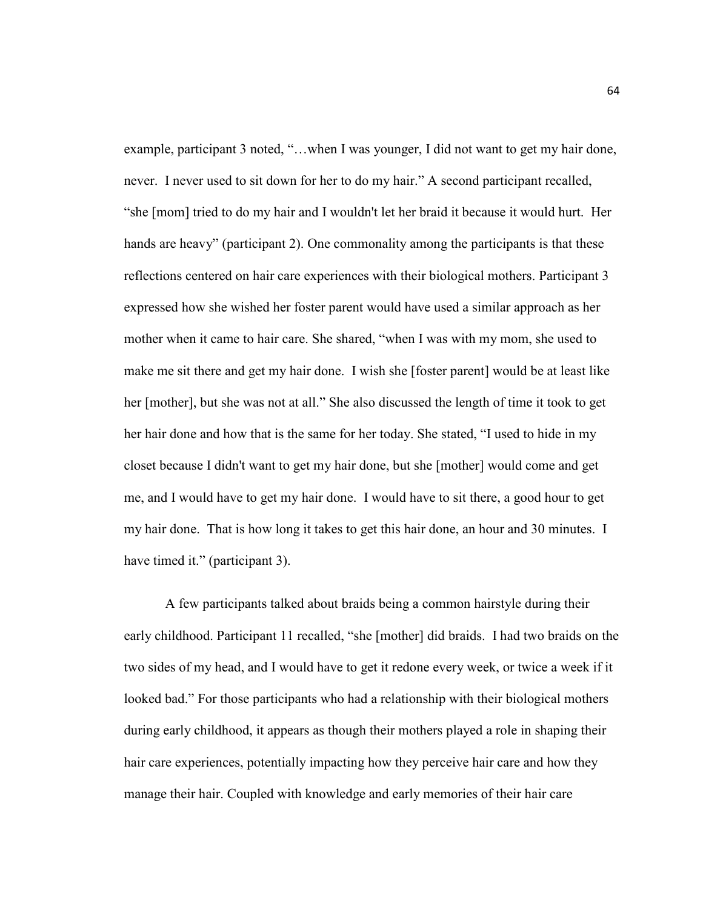example, participant 3 noted, "…when I was younger, I did not want to get my hair done, never. I never used to sit down for her to do my hair." A second participant recalled, "she [mom] tried to do my hair and I wouldn't let her braid it because it would hurt. Her hands are heavy" (participant 2). One commonality among the participants is that these reflections centered on hair care experiences with their biological mothers. Participant 3 expressed how she wished her foster parent would have used a similar approach as her mother when it came to hair care. She shared, "when I was with my mom, she used to make me sit there and get my hair done. I wish she [foster parent] would be at least like her [mother], but she was not at all." She also discussed the length of time it took to get her hair done and how that is the same for her today. She stated, "I used to hide in my closet because I didn't want to get my hair done, but she [mother] would come and get me, and I would have to get my hair done. I would have to sit there, a good hour to get my hair done. That is how long it takes to get this hair done, an hour and 30 minutes. I have timed it." (participant 3).

A few participants talked about braids being a common hairstyle during their early childhood. Participant 11 recalled, "she [mother] did braids. I had two braids on the two sides of my head, and I would have to get it redone every week, or twice a week if it looked bad." For those participants who had a relationship with their biological mothers during early childhood, it appears as though their mothers played a role in shaping their hair care experiences, potentially impacting how they perceive hair care and how they manage their hair. Coupled with knowledge and early memories of their hair care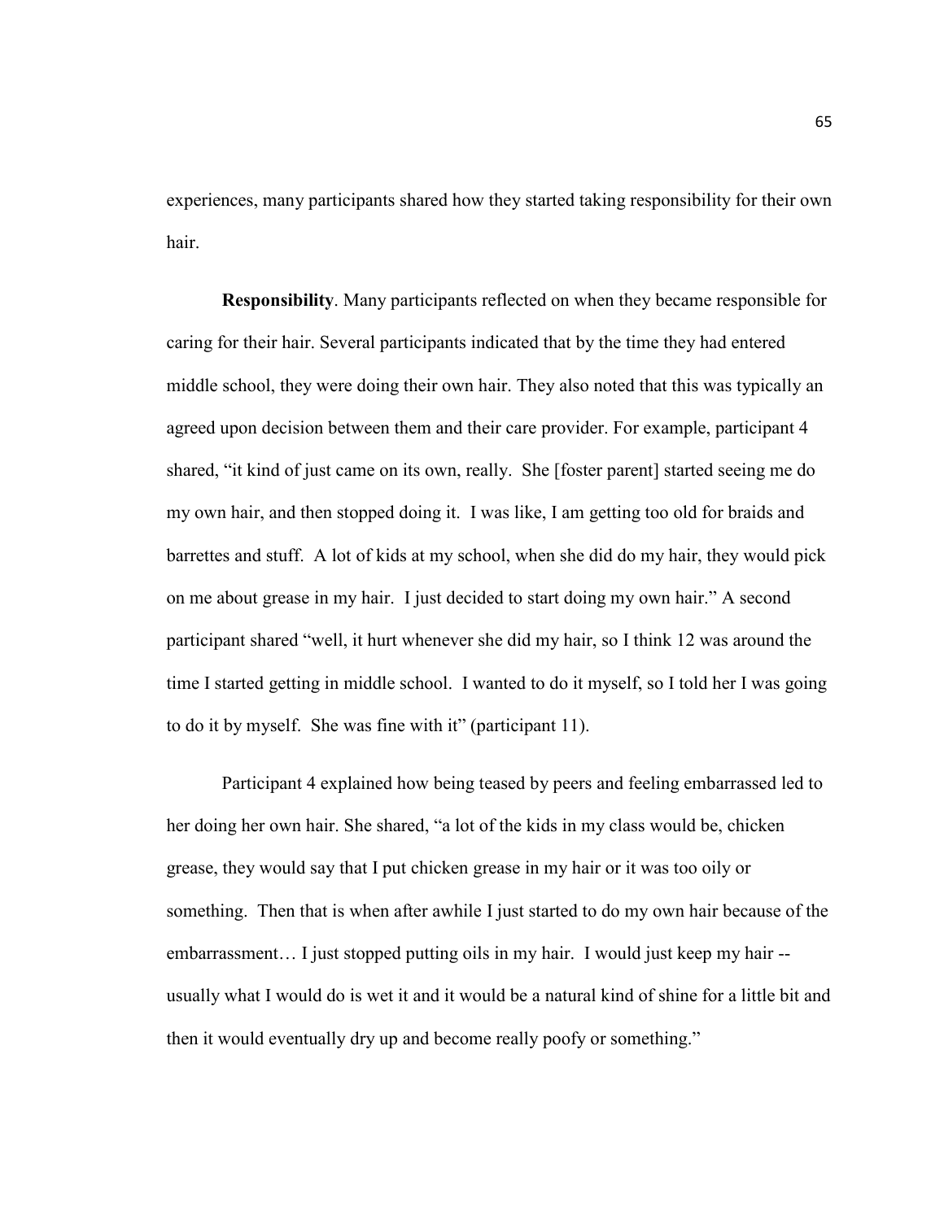experiences, many participants shared how they started taking responsibility for their own hair.

**Responsibility**. Many participants reflected on when they became responsible for caring for their hair. Several participants indicated that by the time they had entered middle school, they were doing their own hair. They also noted that this was typically an agreed upon decision between them and their care provider. For example, participant 4 shared, "it kind of just came on its own, really. She [foster parent] started seeing me do my own hair, and then stopped doing it. I was like, I am getting too old for braids and barrettes and stuff. A lot of kids at my school, when she did do my hair, they would pick on me about grease in my hair. I just decided to start doing my own hair." A second participant shared "well, it hurt whenever she did my hair, so I think 12 was around the time I started getting in middle school. I wanted to do it myself, so I told her I was going to do it by myself. She was fine with it" (participant 11).

Participant 4 explained how being teased by peers and feeling embarrassed led to her doing her own hair. She shared, "a lot of the kids in my class would be, chicken grease, they would say that I put chicken grease in my hair or it was too oily or something. Then that is when after awhile I just started to do my own hair because of the embarrassment… I just stopped putting oils in my hair. I would just keep my hair -- usually what I would do is wet it and it would be a natural kind of shine for a little bit and then it would eventually dry up and become really poofy or something."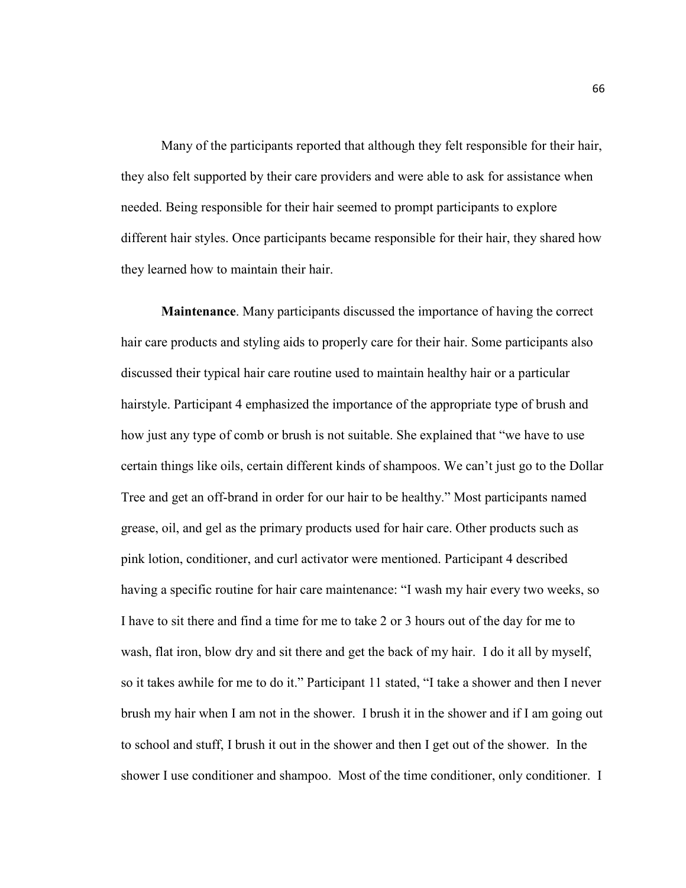Many of the participants reported that although they felt responsible for their hair, they also felt supported by their care providers and were able to ask for assistance when needed. Being responsible for their hair seemed to prompt participants to explore different hair styles. Once participants became responsible for their hair, they shared how they learned how to maintain their hair.

**Maintenance**. Many participants discussed the importance of having the correct hair care products and styling aids to properly care for their hair. Some participants also discussed their typical hair care routine used to maintain healthy hair or a particular hairstyle. Participant 4 emphasized the importance of the appropriate type of brush and how just any type of comb or brush is not suitable. She explained that "we have to use certain things like oils, certain different kinds of shampoos. We can't just go to the Dollar Tree and get an off-brand in order for our hair to be healthy." Most participants named grease, oil, and gel as the primary products used for hair care. Other products such as pink lotion, conditioner, and curl activator were mentioned. Participant 4 described having a specific routine for hair care maintenance: "I wash my hair every two weeks, so I have to sit there and find a time for me to take 2 or 3 hours out of the day for me to wash, flat iron, blow dry and sit there and get the back of my hair. I do it all by myself, so it takes awhile for me to do it." Participant 11 stated, "I take a shower and then I never brush my hair when I am not in the shower. I brush it in the shower and if I am going out to school and stuff, I brush it out in the shower and then I get out of the shower. In the shower I use conditioner and shampoo. Most of the time conditioner, only conditioner. I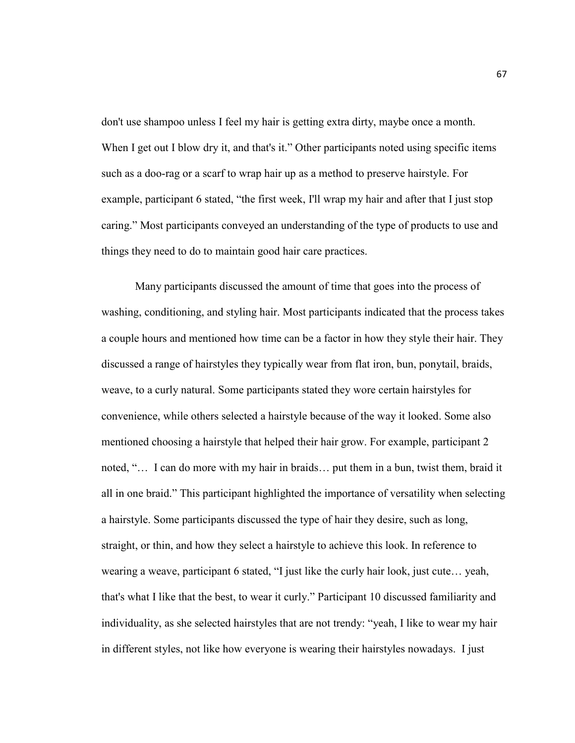don't use shampoo unless I feel my hair is getting extra dirty, maybe once a month. When I get out I blow dry it, and that's it." Other participants noted using specific items such as a doo-rag or a scarf to wrap hair up as a method to preserve hairstyle. For example, participant 6 stated, "the first week, I'll wrap my hair and after that I just stop caring." Most participants conveyed an understanding of the type of products to use and things they need to do to maintain good hair care practices.

Many participants discussed the amount of time that goes into the process of washing, conditioning, and styling hair. Most participants indicated that the process takes a couple hours and mentioned how time can be a factor in how they style their hair. They discussed a range of hairstyles they typically wear from flat iron, bun, ponytail, braids, weave, to a curly natural. Some participants stated they wore certain hairstyles for convenience, while others selected a hairstyle because of the way it looked. Some also mentioned choosing a hairstyle that helped their hair grow. For example, participant 2 noted, "… I can do more with my hair in braids… put them in a bun, twist them, braid it all in one braid." This participant highlighted the importance of versatility when selecting a hairstyle. Some participants discussed the type of hair they desire, such as long, straight, or thin, and how they select a hairstyle to achieve this look. In reference to wearing a weave, participant 6 stated, "I just like the curly hair look, just cute… yeah, that's what I like that the best, to wear it curly." Participant 10 discussed familiarity and individuality, as she selected hairstyles that are not trendy: "yeah, I like to wear my hair in different styles, not like how everyone is wearing their hairstyles nowadays. I just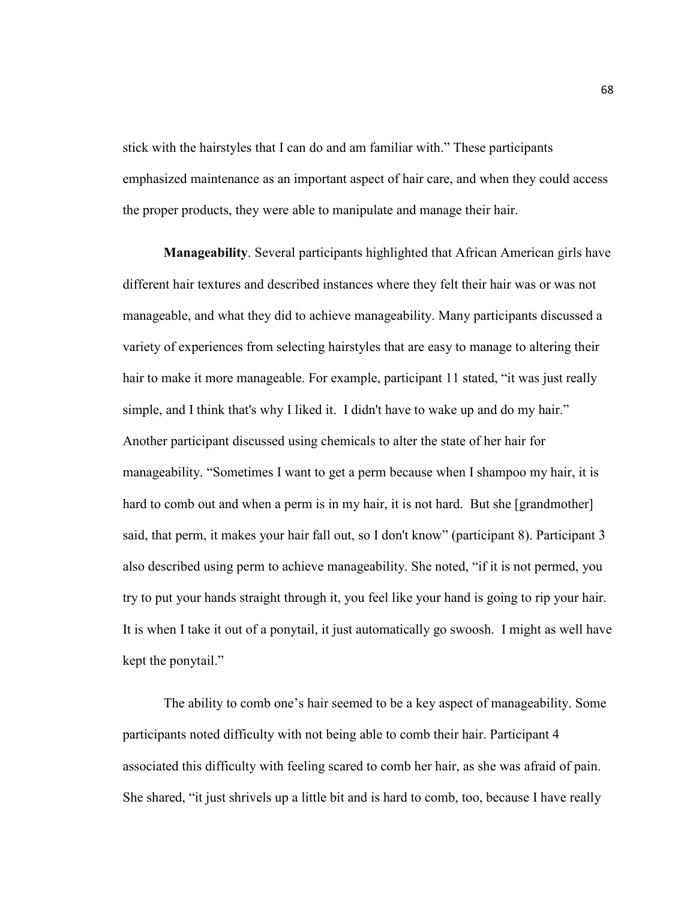stick with the hairstyles that I can do and am familiar with." These participants emphasized maintenance as an important aspect of hair care, and when they could access the proper products, they were able to manipulate and manage their hair.

**Manageability**. Several participants highlighted that African American girls have different hair textures and described instances where they felt their hair was or was not manageable, and what they did to achieve manageability. Many participants discussed a variety of experiences from selecting hairstyles that are easy to manage to altering their hair to make it more manageable. For example, participant 11 stated, "it was just really simple, and I think that's why I liked it. I didn't have to wake up and do my hair." Another participant discussed using chemicals to alter the state of her hair for manageability. "Sometimes I want to get a perm because when I shampoo my hair, it is hard to comb out and when a perm is in my hair, it is not hard. But she [grandmother] said, that perm, it makes your hair fall out, so I don't know" (participant 8). Participant 3 also described using perm to achieve manageability. She noted, "if it is not permed, you try to put your hands straight through it, you feel like your hand is going to rip your hair. It is when I take it out of a ponytail, it just automatically go swoosh. I might as well have kept the ponytail."

The ability to comb one's hair seemed to be a key aspect of manageability. Some participants noted difficulty with not being able to comb their hair. Participant 4 associated this difficulty with feeling scared to comb her hair, as she was afraid of pain. She shared, "it just shrivels up a little bit and is hard to comb, too, because I have really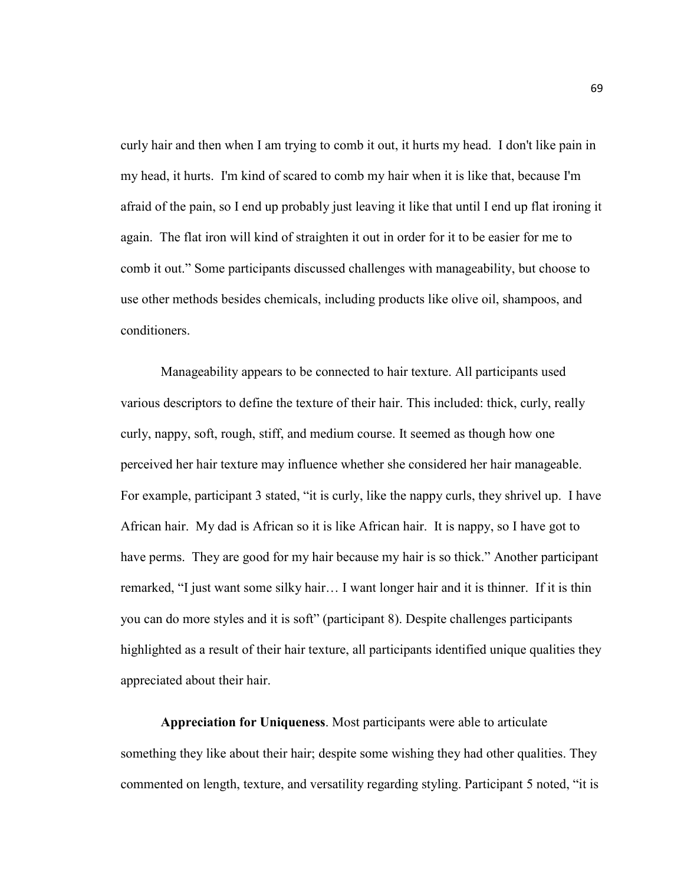curly hair and then when I am trying to comb it out, it hurts my head. I don't like pain in my head, it hurts. I'm kind of scared to comb my hair when it is like that, because I'm afraid of the pain, so I end up probably just leaving it like that until I end up flat ironing it again. The flat iron will kind of straighten it out in order for it to be easier for me to comb it out." Some participants discussed challenges with manageability, but choose to use other methods besides chemicals, including products like olive oil, shampoos, and conditioners.

Manageability appears to be connected to hair texture. All participants used various descriptors to define the texture of their hair. This included: thick, curly, really curly, nappy, soft, rough, stiff, and medium course. It seemed as though how one perceived her hair texture may influence whether she considered her hair manageable. For example, participant 3 stated, "it is curly, like the nappy curls, they shrivel up. I have African hair. My dad is African so it is like African hair. It is nappy, so I have got to have perms. They are good for my hair because my hair is so thick." Another participant remarked, "I just want some silky hair… I want longer hair and it is thinner. If it is thin you can do more styles and it is soft" (participant 8). Despite challenges participants highlighted as a result of their hair texture, all participants identified unique qualities they appreciated about their hair.

**Appreciation for Uniqueness**. Most participants were able to articulate something they like about their hair; despite some wishing they had other qualities. They commented on length, texture, and versatility regarding styling. Participant 5 noted, "it is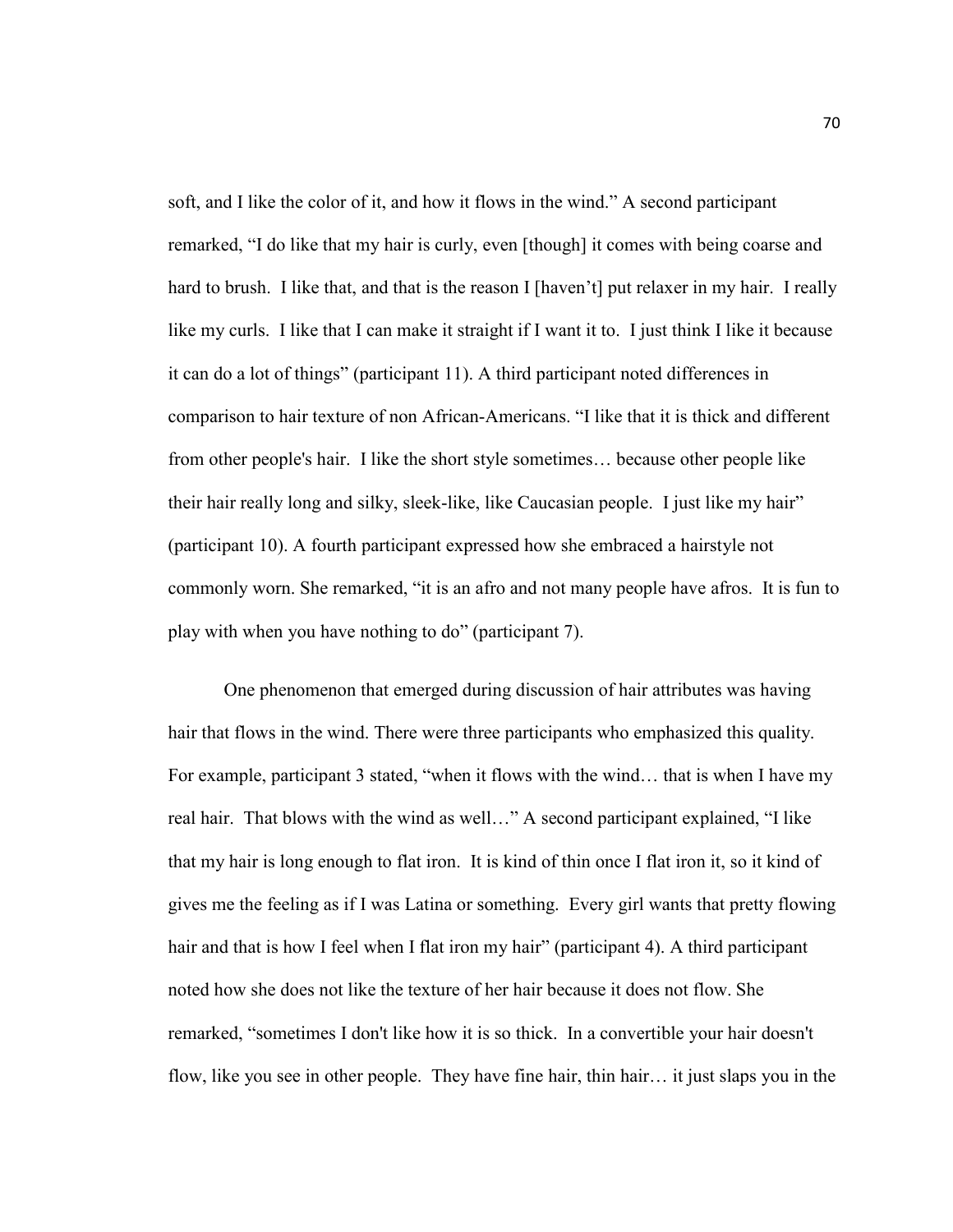soft, and I like the color of it, and how it flows in the wind." A second participant remarked, "I do like that my hair is curly, even [though] it comes with being coarse and hard to brush. I like that, and that is the reason I [haven't] put relaxer in my hair. I really like my curls. I like that I can make it straight if I want it to. I just think I like it because it can do a lot of things" (participant 11). A third participant noted differences in comparison to hair texture of non African-Americans. "I like that it is thick and different from other people's hair. I like the short style sometimes… because other people like their hair really long and silky, sleek-like, like Caucasian people. I just like my hair" (participant 10). A fourth participant expressed how she embraced a hairstyle not commonly worn. She remarked, "it is an afro and not many people have afros. It is fun to play with when you have nothing to do" (participant 7).

One phenomenon that emerged during discussion of hair attributes was having hair that flows in the wind. There were three participants who emphasized this quality. For example, participant 3 stated, "when it flows with the wind… that is when I have my real hair. That blows with the wind as well…" A second participant explained, "I like that my hair is long enough to flat iron. It is kind of thin once I flat iron it, so it kind of gives me the feeling as if I was Latina or something. Every girl wants that pretty flowing hair and that is how I feel when I flat iron my hair" (participant 4). A third participant noted how she does not like the texture of her hair because it does not flow. She remarked, "sometimes I don't like how it is so thick. In a convertible your hair doesn't flow, like you see in other people. They have fine hair, thin hair… it just slaps you in the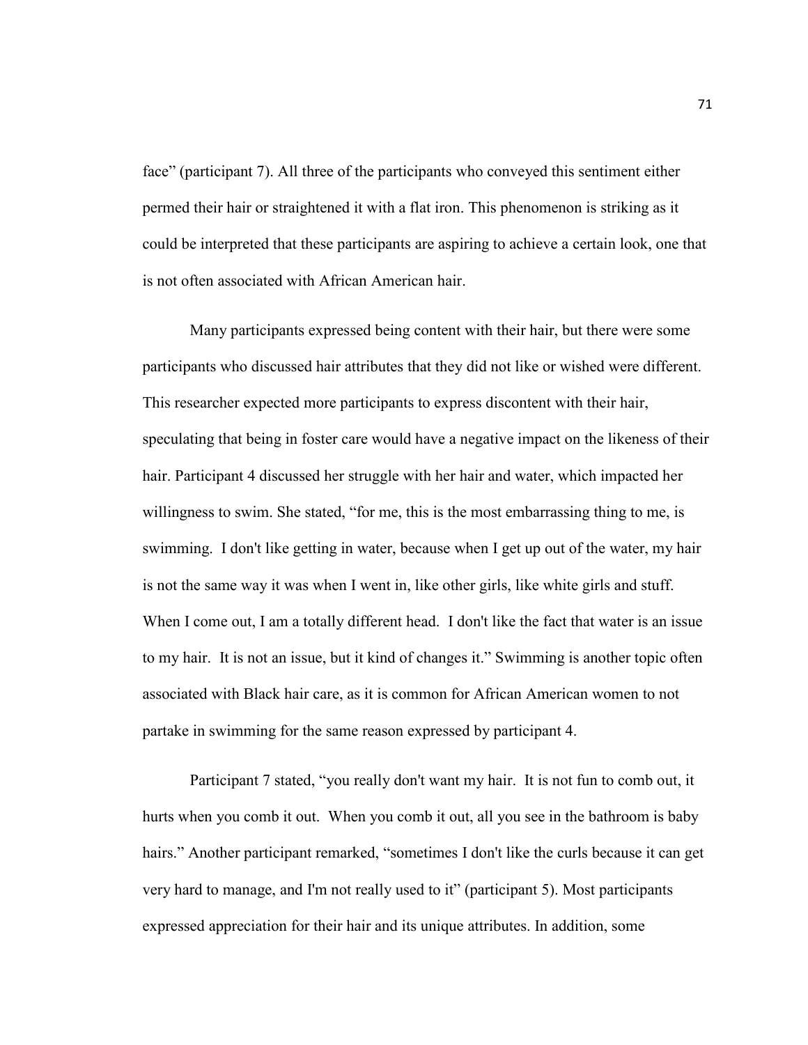face" (participant 7). All three of the participants who conveyed this sentiment either permed their hair or straightened it with a flat iron. This phenomenon is striking as it could be interpreted that these participants are aspiring to achieve a certain look, one that is not often associated with African American hair.

Many participants expressed being content with their hair, but there were some participants who discussed hair attributes that they did not like or wished were different. This researcher expected more participants to express discontent with their hair, speculating that being in foster care would have a negative impact on the likeness of their hair. Participant 4 discussed her struggle with her hair and water, which impacted her willingness to swim. She stated, "for me, this is the most embarrassing thing to me, is swimming. I don't like getting in water, because when I get up out of the water, my hair is not the same way it was when I went in, like other girls, like white girls and stuff. When I come out, I am a totally different head. I don't like the fact that water is an issue to my hair. It is not an issue, but it kind of changes it." Swimming is another topic often associated with Black hair care, as it is common for African American women to not partake in swimming for the same reason expressed by participant 4.

Participant 7 stated, "you really don't want my hair. It is not fun to comb out, it hurts when you comb it out. When you comb it out, all you see in the bathroom is baby hairs." Another participant remarked, "sometimes I don't like the curls because it can get very hard to manage, and I'm not really used to it" (participant 5). Most participants expressed appreciation for their hair and its unique attributes. In addition, some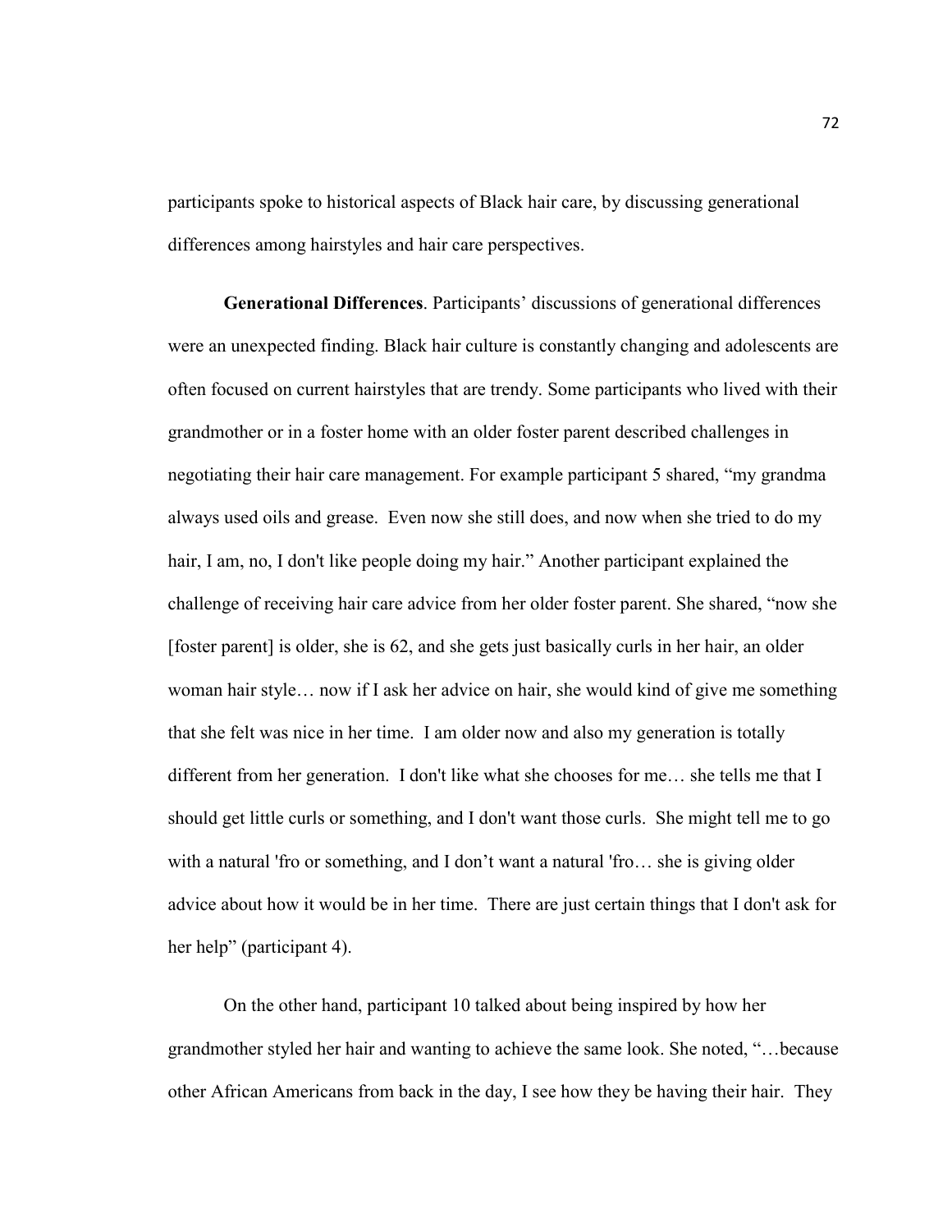participants spoke to historical aspects of Black hair care, by discussing generational differences among hairstyles and hair care perspectives.

**Generational Differences**. Participants' discussions of generational differences were an unexpected finding. Black hair culture is constantly changing and adolescents are often focused on current hairstyles that are trendy. Some participants who lived with their grandmother or in a foster home with an older foster parent described challenges in negotiating their hair care management. For example participant 5 shared, "my grandma always used oils and grease. Even now she still does, and now when she tried to do my hair, I am, no, I don't like people doing my hair." Another participant explained the challenge of receiving hair care advice from her older foster parent. She shared, "now she [foster parent] is older, she is 62, and she gets just basically curls in her hair, an older woman hair style… now if I ask her advice on hair, she would kind of give me something that she felt was nice in her time. I am older now and also my generation is totally different from her generation. I don't like what she chooses for me… she tells me that I should get little curls or something, and I don't want those curls. She might tell me to go with a natural 'fro or something, and I don't want a natural 'fro… she is giving older advice about how it would be in her time. There are just certain things that I don't ask for her help" (participant 4).

On the other hand, participant 10 talked about being inspired by how her grandmother styled her hair and wanting to achieve the same look. She noted, "…because other African Americans from back in the day, I see how they be having their hair. They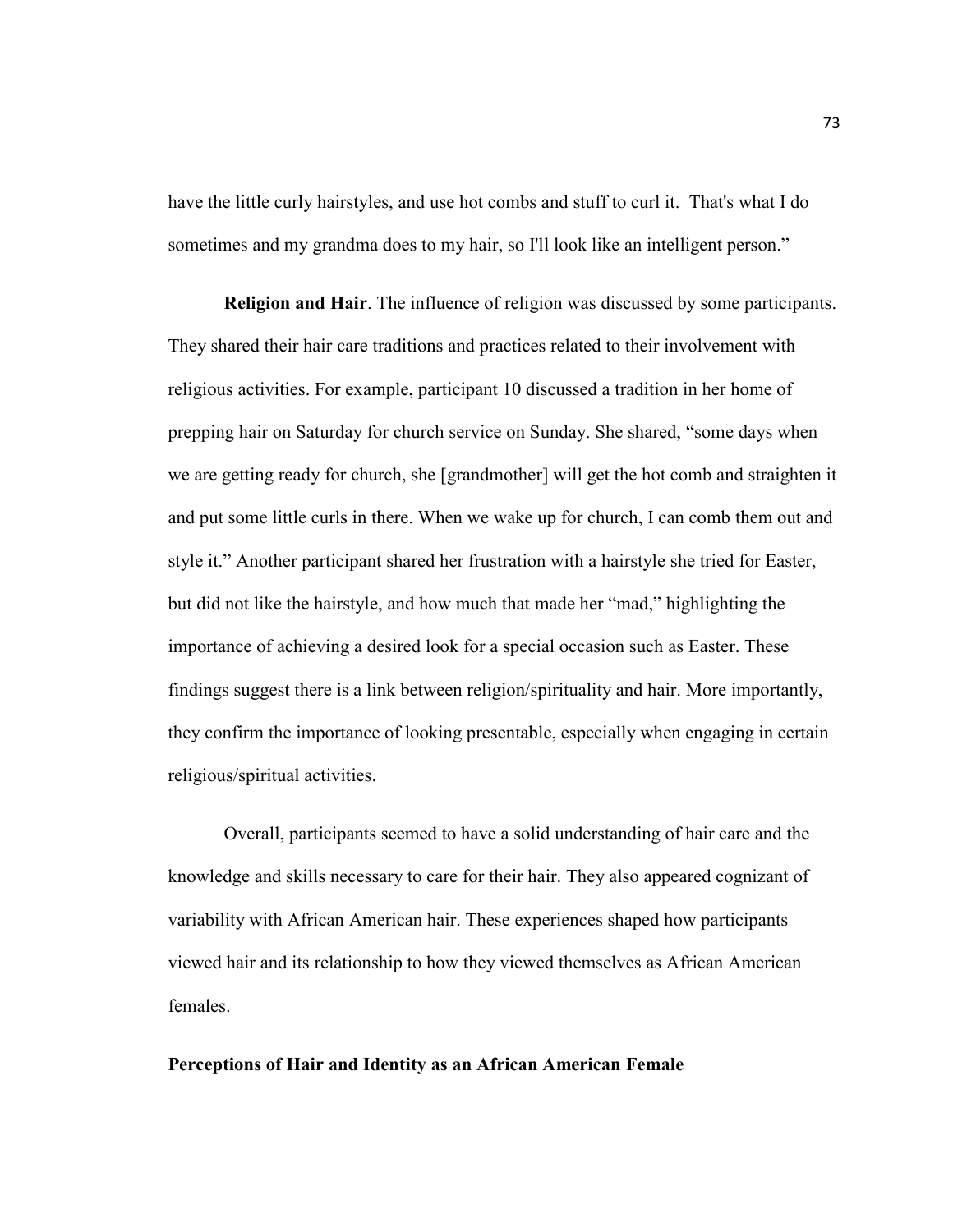have the little curly hairstyles, and use hot combs and stuff to curl it.  That's what I do sometimes and my grandma does to my hair, so I'll look like an intelligent person."

**Religion and Hair**. The influence of religion was discussed by some participants. They shared their hair care traditions and practices related to their involvement with religious activities. For example, participant 10 discussed a tradition in her home of prepping hair on Saturday for church service on Sunday. She shared, "some days when we are getting ready for church, she [grandmother] will get the hot comb and straighten it and put some little curls in there. When we wake up for church, I can comb them out and style it." Another participant shared her frustration with a hairstyle she tried for Easter, but did not like the hairstyle, and how much that made her "mad," highlighting the importance of achieving a desired look for a special occasion such as Easter. These findings suggest there is a link between religion/spirituality and hair. More importantly, they confirm the importance of looking presentable, especially when engaging in certain religious/spiritual activities.

Overall, participants seemed to have a solid understanding of hair care and the knowledge and skills necessary to care for their hair. They also appeared cognizant of variability with African American hair. These experiences shaped how participants viewed hair and its relationship to how they viewed themselves as African American females.

**Perceptions of Hair and Identity as an African American Female**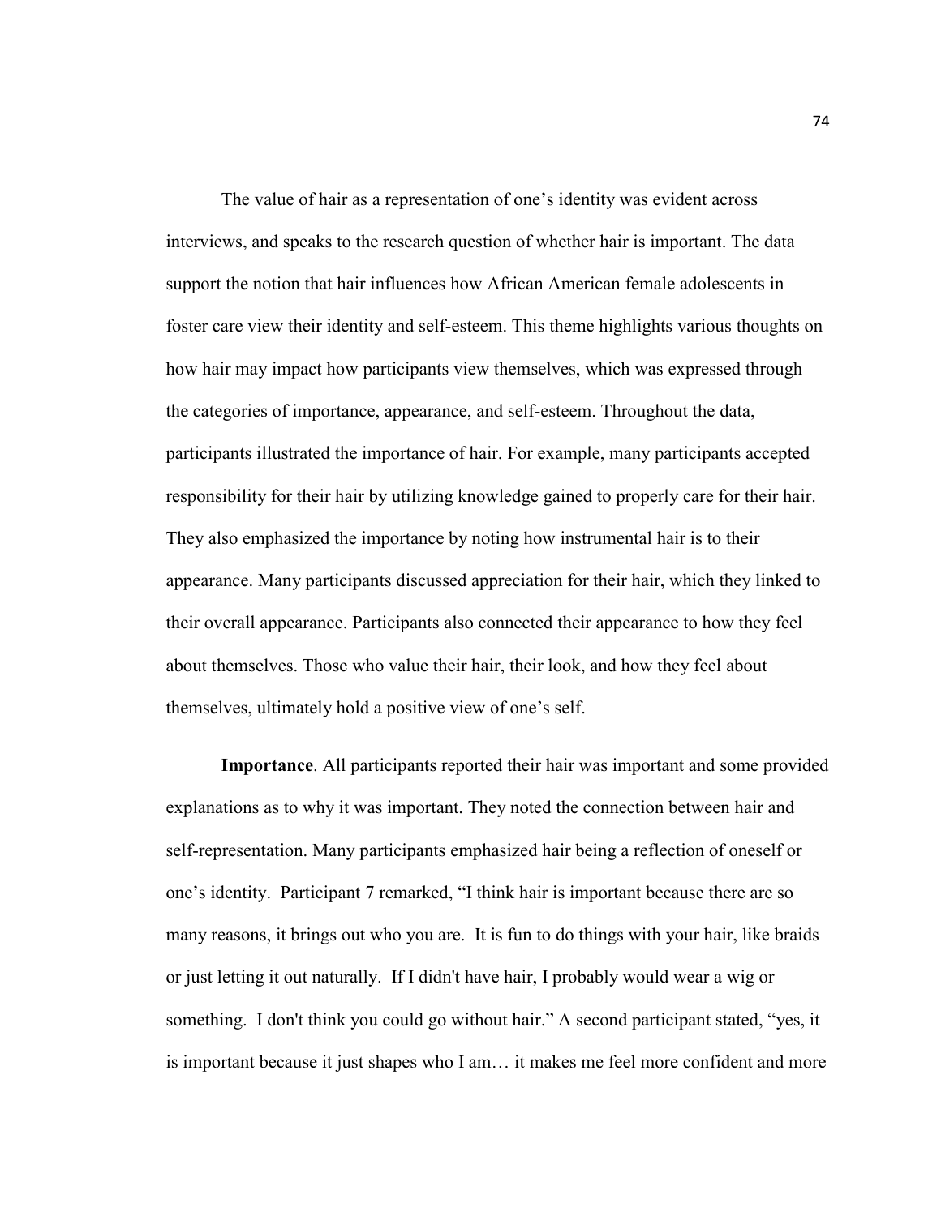The value of hair as a representation of one's identity was evident across interviews, and speaks to the research question of whether hair is important. The data support the notion that hair influences how African American female adolescents in foster care view their identity and self-esteem. This theme highlights various thoughts on how hair may impact how participants view themselves, which was expressed through the categories of importance, appearance, and self-esteem. Throughout the data, participants illustrated the importance of hair. For example, many participants accepted responsibility for their hair by utilizing knowledge gained to properly care for their hair. They also emphasized the importance by noting how instrumental hair is to their appearance. Many participants discussed appreciation for their hair, which they linked to their overall appearance. Participants also connected their appearance to how they feel about themselves. Those who value their hair, their look, and how they feel about themselves, ultimately hold a positive view of one's self.

**Importance**. All participants reported their hair was important and some provided explanations as to why it was important. They noted the connection between hair and self-representation. Many participants emphasized hair being a reflection of oneself or one's identity. Participant 7 remarked, "I think hair is important because there are so many reasons, it brings out who you are. It is fun to do things with your hair, like braids or just letting it out naturally. If I didn't have hair, I probably would wear a wig or something. I don't think you could go without hair." A second participant stated, "yes, it is important because it just shapes who I am… it makes me feel more confident and more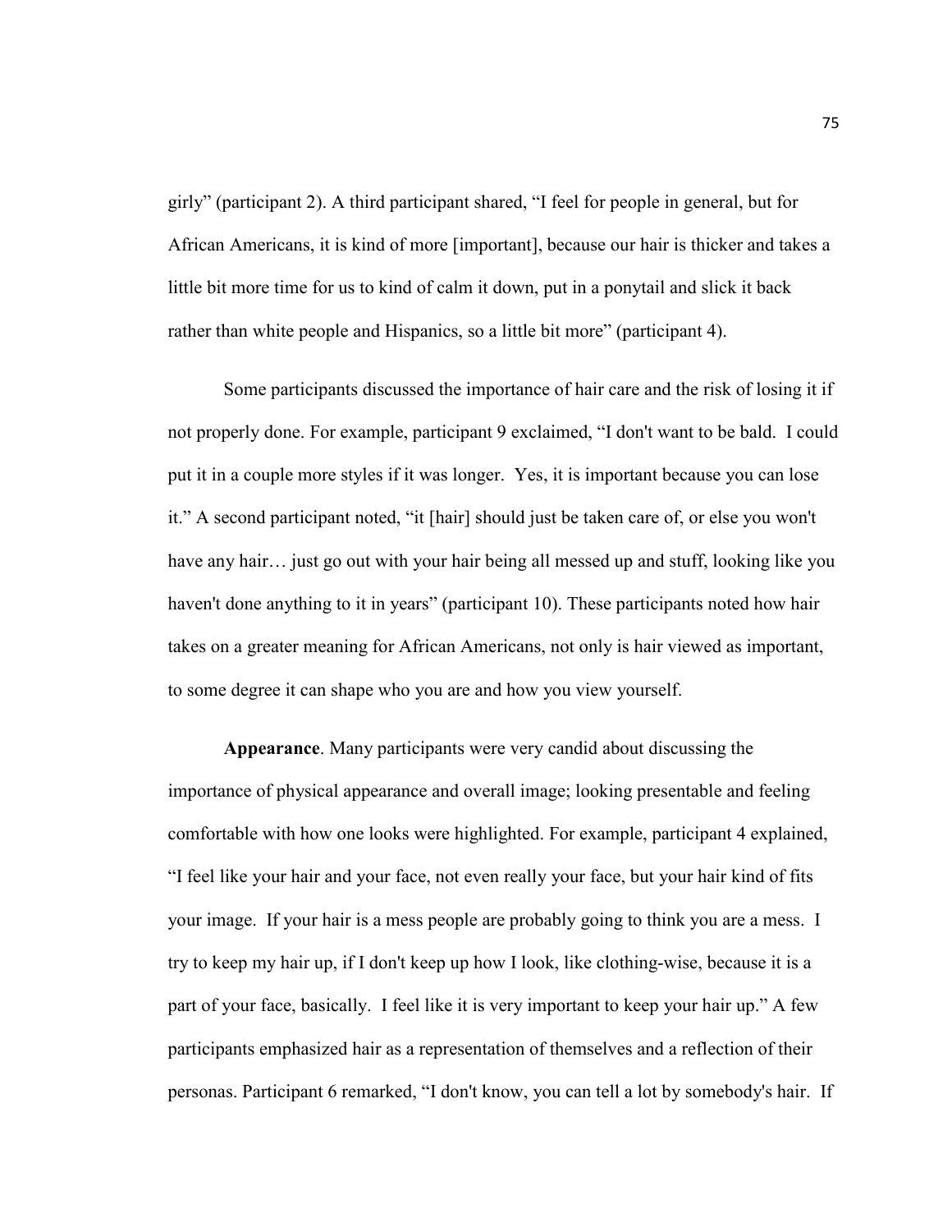girly" (participant 2). A third participant shared, "I feel for people in general, but for African Americans, it is kind of more [important], because our hair is thicker and takes a little bit more time for us to kind of calm it down, put in a ponytail and slick it back rather than white people and Hispanics, so a little bit more" (participant 4).

Some participants discussed the importance of hair care and the risk of losing it if not properly done. For example, participant 9 exclaimed, "I don't want to be bald. I could put it in a couple more styles if it was longer. Yes, it is important because you can lose it." A second participant noted, "it [hair] should just be taken care of, or else you won't have any hair… just go out with your hair being all messed up and stuff, looking like you haven't done anything to it in years" (participant 10). These participants noted how hair takes on a greater meaning for African Americans, not only is hair viewed as important, to some degree it can shape who you are and how you view yourself.

**Appearance**. Many participants were very candid about discussing the importance of physical appearance and overall image; looking presentable and feeling comfortable with how one looks were highlighted. For example, participant 4 explained, "I feel like your hair and your face, not even really your face, but your hair kind of fits your image. If your hair is a mess people are probably going to think you are a mess. I try to keep my hair up, if I don't keep up how I look, like clothing-wise, because it is a part of your face, basically. I feel like it is very important to keep your hair up." A few participants emphasized hair as a representation of themselves and a reflection of their personas. Participant 6 remarked, "I don't know, you can tell a lot by somebody's hair. If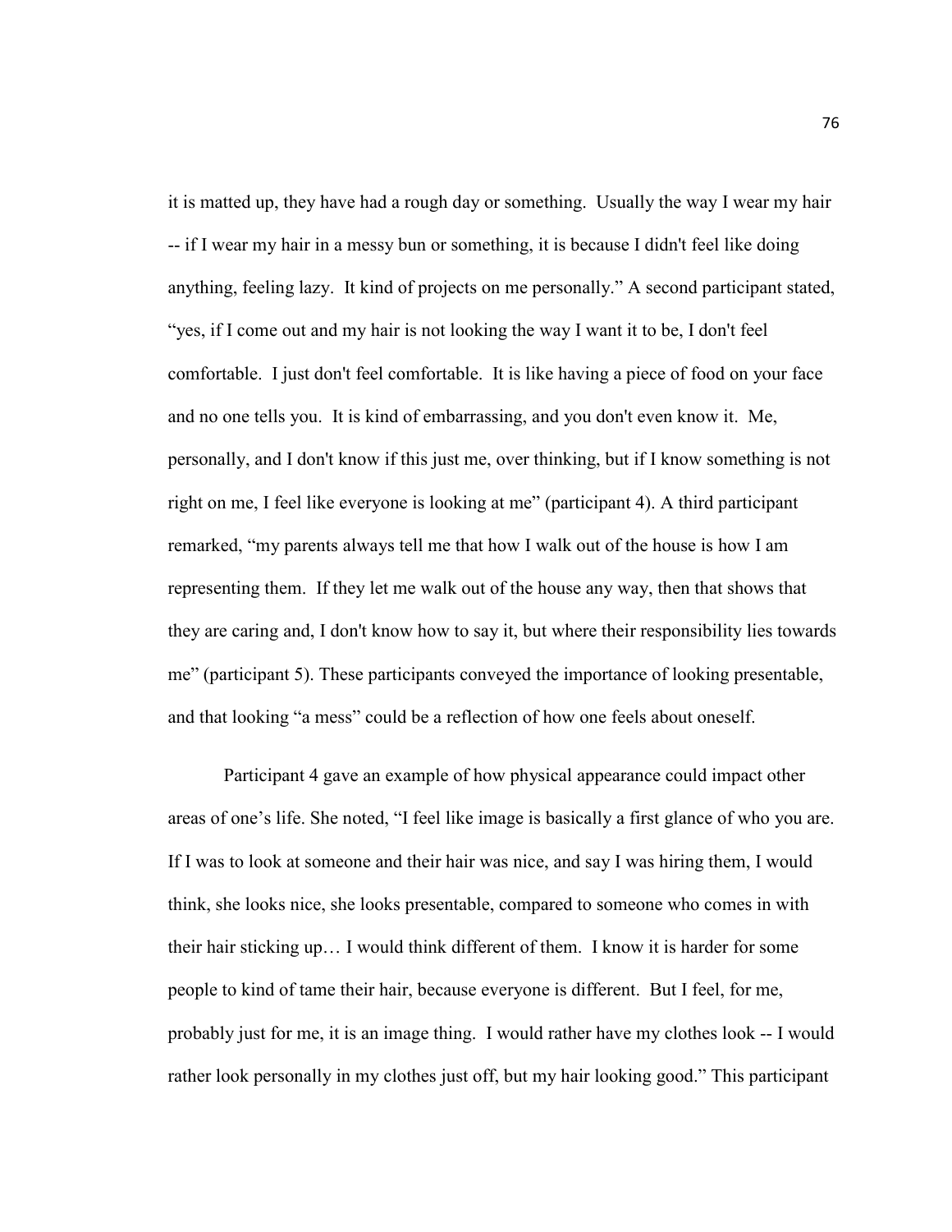it is matted up, they have had a rough day or something. Usually the way I wear my hair -- if I wear my hair in a messy bun or something, it is because I didn't feel like doing anything, feeling lazy. It kind of projects on me personally." A second participant stated, "yes, if I come out and my hair is not looking the way I want it to be, I don't feel comfortable. I just don't feel comfortable. It is like having a piece of food on your face and no one tells you. It is kind of embarrassing, and you don't even know it. Me, personally, and I don't know if this just me, over thinking, but if I know something is not right on me, I feel like everyone is looking at me" (participant 4). A third participant remarked, "my parents always tell me that how I walk out of the house is how I am representing them. If they let me walk out of the house any way, then that shows that they are caring and, I don't know how to say it, but where their responsibility lies towards me" (participant 5). These participants conveyed the importance of looking presentable, and that looking "a mess" could be a reflection of how one feels about oneself.

Participant 4 gave an example of how physical appearance could impact other areas of one's life. She noted, "I feel like image is basically a first glance of who you are. If I was to look at someone and their hair was nice, and say I was hiring them, I would think, she looks nice, she looks presentable, compared to someone who comes in with their hair sticking up… I would think different of them. I know it is harder for some people to kind of tame their hair, because everyone is different. But I feel, for me, probably just for me, it is an image thing. I would rather have my clothes look -- I would rather look personally in my clothes just off, but my hair looking good." This participant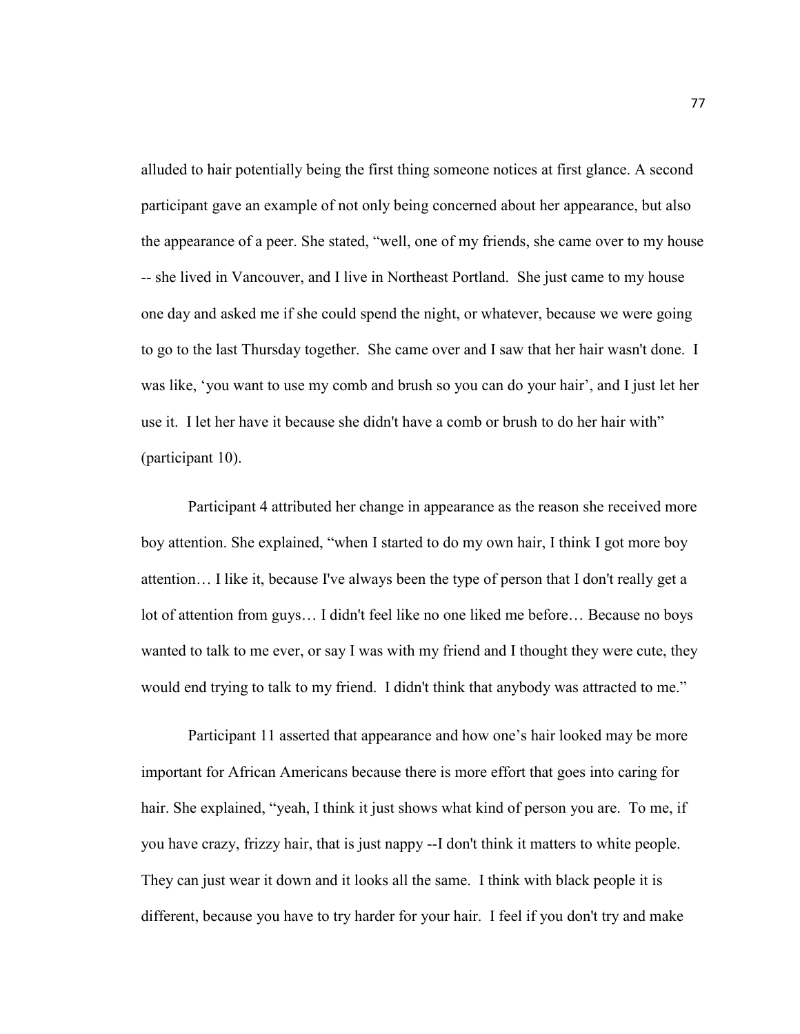alluded to hair potentially being the first thing someone notices at first glance. A second participant gave an example of not only being concerned about her appearance, but also the appearance of a peer. She stated, "well, one of my friends, she came over to my house -- she lived in Vancouver, and I live in Northeast Portland. She just came to my house one day and asked me if she could spend the night, or whatever, because we were going to go to the last Thursday together. She came over and I saw that her hair wasn't done. I was like, 'you want to use my comb and brush so you can do your hair', and I just let her use it. I let her have it because she didn't have a comb or brush to do her hair with" (participant 10).

Participant 4 attributed her change in appearance as the reason she received more boy attention. She explained, "when I started to do my own hair, I think I got more boy attention… I like it, because I've always been the type of person that I don't really get a lot of attention from guys… I didn't feel like no one liked me before… Because no boys wanted to talk to me ever, or say I was with my friend and I thought they were cute, they would end trying to talk to my friend. I didn't think that anybody was attracted to me."

Participant 11 asserted that appearance and how one's hair looked may be more important for African Americans because there is more effort that goes into caring for hair. She explained, "yeah, I think it just shows what kind of person you are. To me, if you have crazy, frizzy hair, that is just nappy --I don't think it matters to white people. They can just wear it down and it looks all the same. I think with black people it is different, because you have to try harder for your hair. I feel if you don't try and make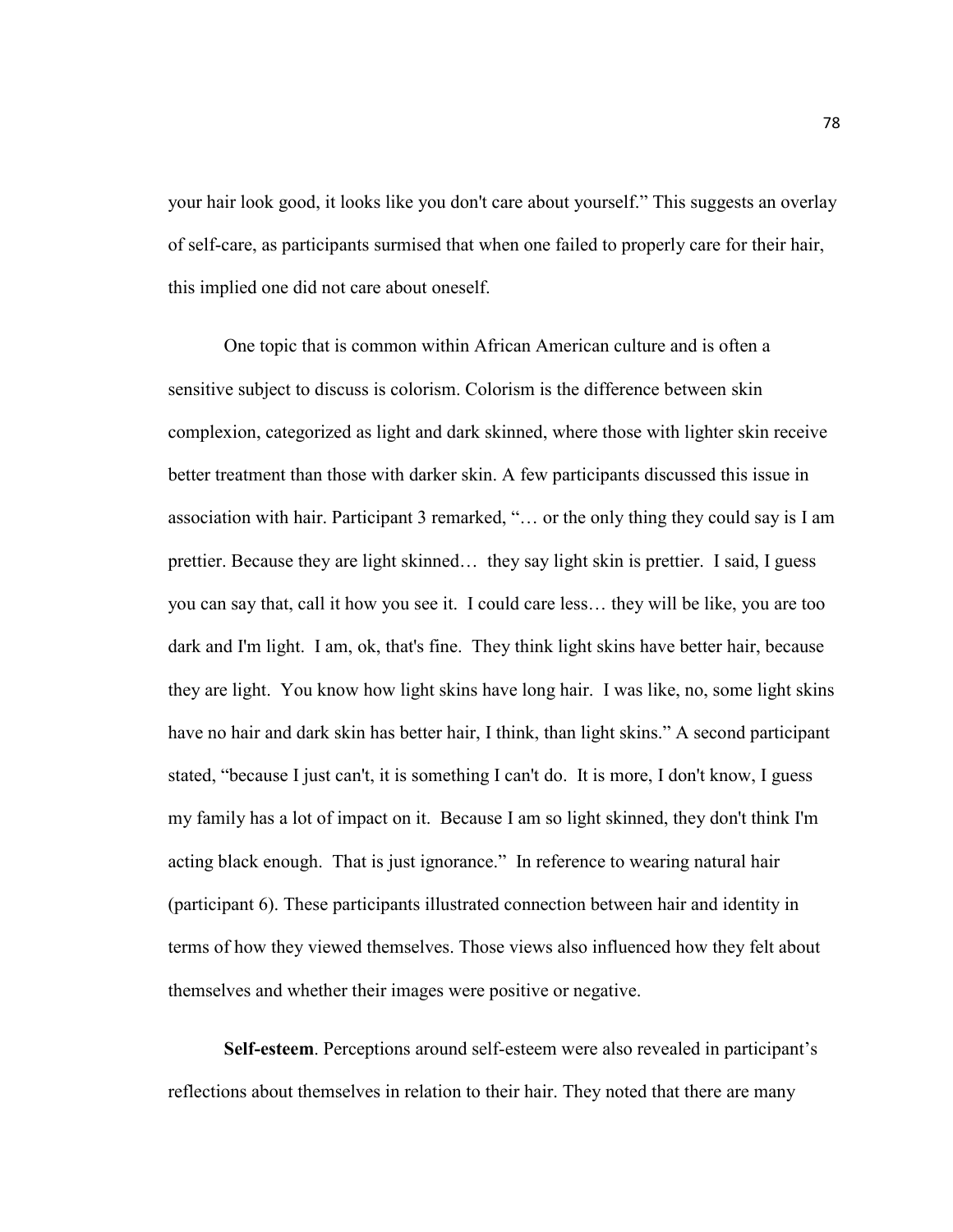your hair look good, it looks like you don't care about yourself." This suggests an overlay of self-care, as participants surmised that when one failed to properly care for their hair, this implied one did not care about oneself.

One topic that is common within African American culture and is often a sensitive subject to discuss is colorism. Colorism is the difference between skin complexion, categorized as light and dark skinned, where those with lighter skin receive better treatment than those with darker skin. A few participants discussed this issue in association with hair. Participant 3 remarked, "… or the only thing they could say is I am prettier. Because they are light skinned… they say light skin is prettier. I said, I guess you can say that, call it how you see it. I could care less… they will be like, you are too dark and I'm light. I am, ok, that's fine. They think light skins have better hair, because they are light. You know how light skins have long hair. I was like, no, some light skins have no hair and dark skin has better hair, I think, than light skins." A second participant stated, "because I just can't, it is something I can't do. It is more, I don't know, I guess my family has a lot of impact on it. Because I am so light skinned, they don't think I'm acting black enough. That is just ignorance." In reference to wearing natural hair (participant 6). These participants illustrated connection between hair and identity in terms of how they viewed themselves. Those views also influenced how they felt about themselves and whether their images were positive or negative.

**Self-esteem**. Perceptions around self-esteem were also revealed in participant's reflections about themselves in relation to their hair. They noted that there are many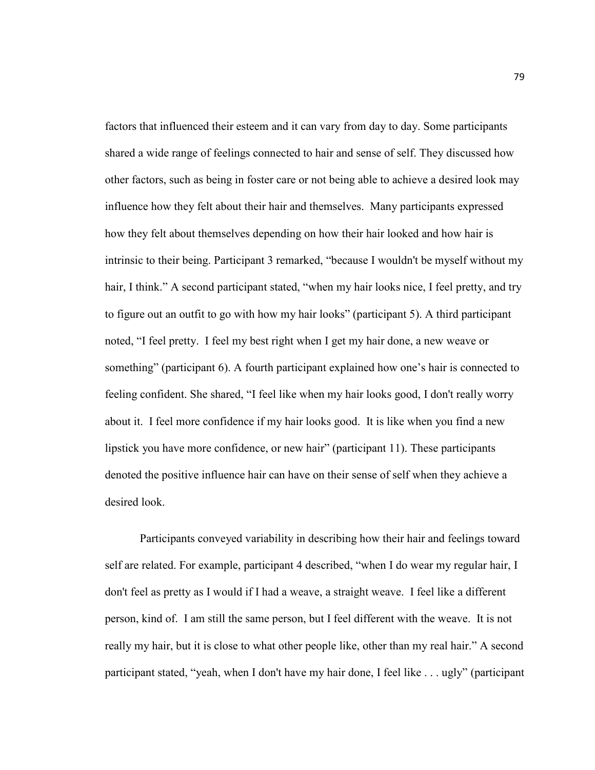factors that influenced their esteem and it can vary from day to day. Some participants shared a wide range of feelings connected to hair and sense of self. They discussed how other factors, such as being in foster care or not being able to achieve a desired look may influence how they felt about their hair and themselves. Many participants expressed how they felt about themselves depending on how their hair looked and how hair is intrinsic to their being. Participant 3 remarked, "because I wouldn't be myself without my hair, I think." A second participant stated, "when my hair looks nice, I feel pretty, and try to figure out an outfit to go with how my hair looks" (participant 5). A third participant noted, "I feel pretty. I feel my best right when I get my hair done, a new weave or something" (participant 6). A fourth participant explained how one's hair is connected to feeling confident. She shared, "I feel like when my hair looks good, I don't really worry about it. I feel more confidence if my hair looks good. It is like when you find a new lipstick you have more confidence, or new hair" (participant 11). These participants denoted the positive influence hair can have on their sense of self when they achieve a desired look.

Participants conveyed variability in describing how their hair and feelings toward self are related. For example, participant 4 described, "when I do wear my regular hair, I don't feel as pretty as I would if I had a weave, a straight weave. I feel like a different person, kind of. I am still the same person, but I feel different with the weave. It is not really my hair, but it is close to what other people like, other than my real hair." A second participant stated, "yeah, when I don't have my hair done, I feel like . . . ugly" (participant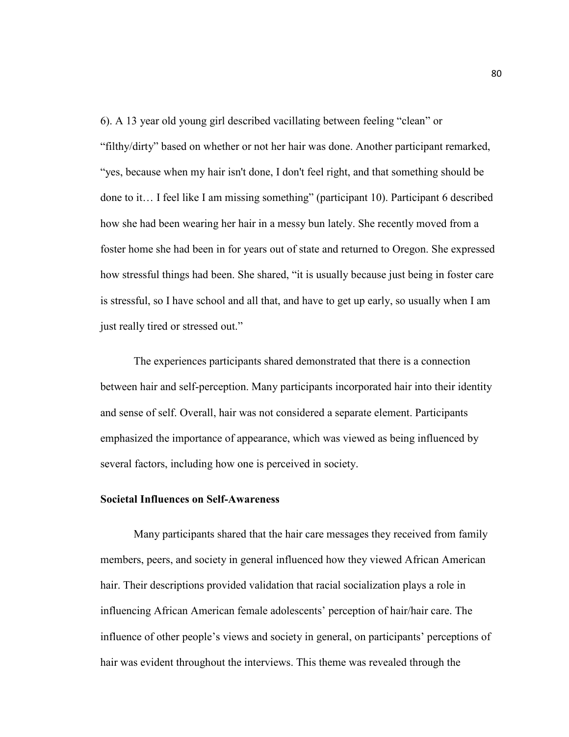6). A 13 year old young girl described vacillating between feeling “clean” or “filthy/dirty” based on whether or not her hair was done. Another participant remarked, “yes, because when my hair isn't done, I don't feel right, and that something should be done to it… I feel like I am missing something” (participant 10). Participant 6 described how she had been wearing her hair in a messy bun lately. She recently moved from a foster home she had been in for years out of state and returned to Oregon. She expressed how stressful things had been. She shared, “it is usually because just being in foster care is stressful, so I have school and all that, and have to get up early, so usually when I am just really tired or stressed out.”

The experiences participants shared demonstrated that there is a connection between hair and self-perception. Many participants incorporated hair into their identity and sense of self. Overall, hair was not considered a separate element. Participants emphasized the importance of appearance, which was viewed as being influenced by several factors, including how one is perceived in society.

**Societal Influences on Self-Awareness**

Many participants shared that the hair care messages they received from family members, peers, and society in general influenced how they viewed African American hair. Their descriptions provided validation that racial socialization plays a role in influencing African American female adolescents’ perception of hair/hair care. The influence of other people’s views and society in general, on participants’ perceptions of hair was evident throughout the interviews. This theme was revealed through the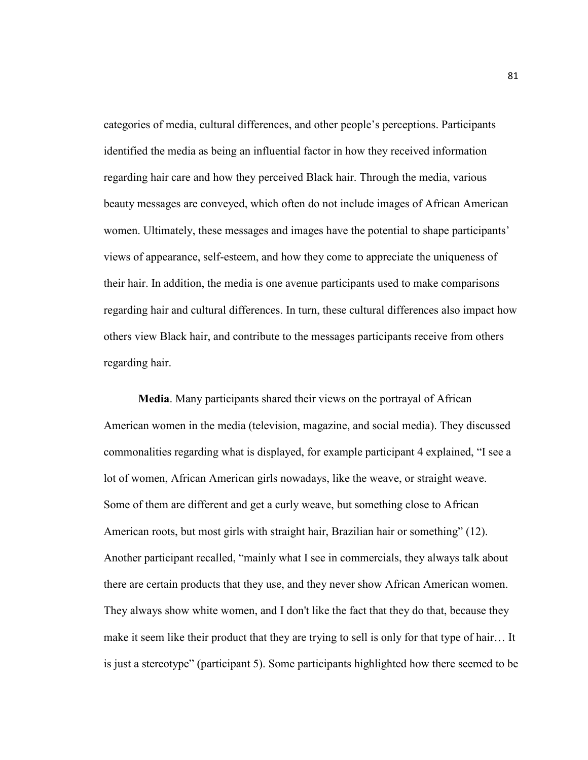categories of media, cultural differences, and other people's perceptions. Participants identified the media as being an influential factor in how they received information regarding hair care and how they perceived Black hair. Through the media, various beauty messages are conveyed, which often do not include images of African American women. Ultimately, these messages and images have the potential to shape participants' views of appearance, self-esteem, and how they come to appreciate the uniqueness of their hair. In addition, the media is one avenue participants used to make comparisons regarding hair and cultural differences. In turn, these cultural differences also impact how others view Black hair, and contribute to the messages participants receive from others regarding hair.

**Media**. Many participants shared their views on the portrayal of African American women in the media (television, magazine, and social media). They discussed commonalities regarding what is displayed, for example participant 4 explained, "I see a lot of women, African American girls nowadays, like the weave, or straight weave. Some of them are different and get a curly weave, but something close to African American roots, but most girls with straight hair, Brazilian hair or something" (12). Another participant recalled, "mainly what I see in commercials, they always talk about there are certain products that they use, and they never show African American women. They always show white women, and I don't like the fact that they do that, because they make it seem like their product that they are trying to sell is only for that type of hair… It is just a stereotype" (participant 5). Some participants highlighted how there seemed to be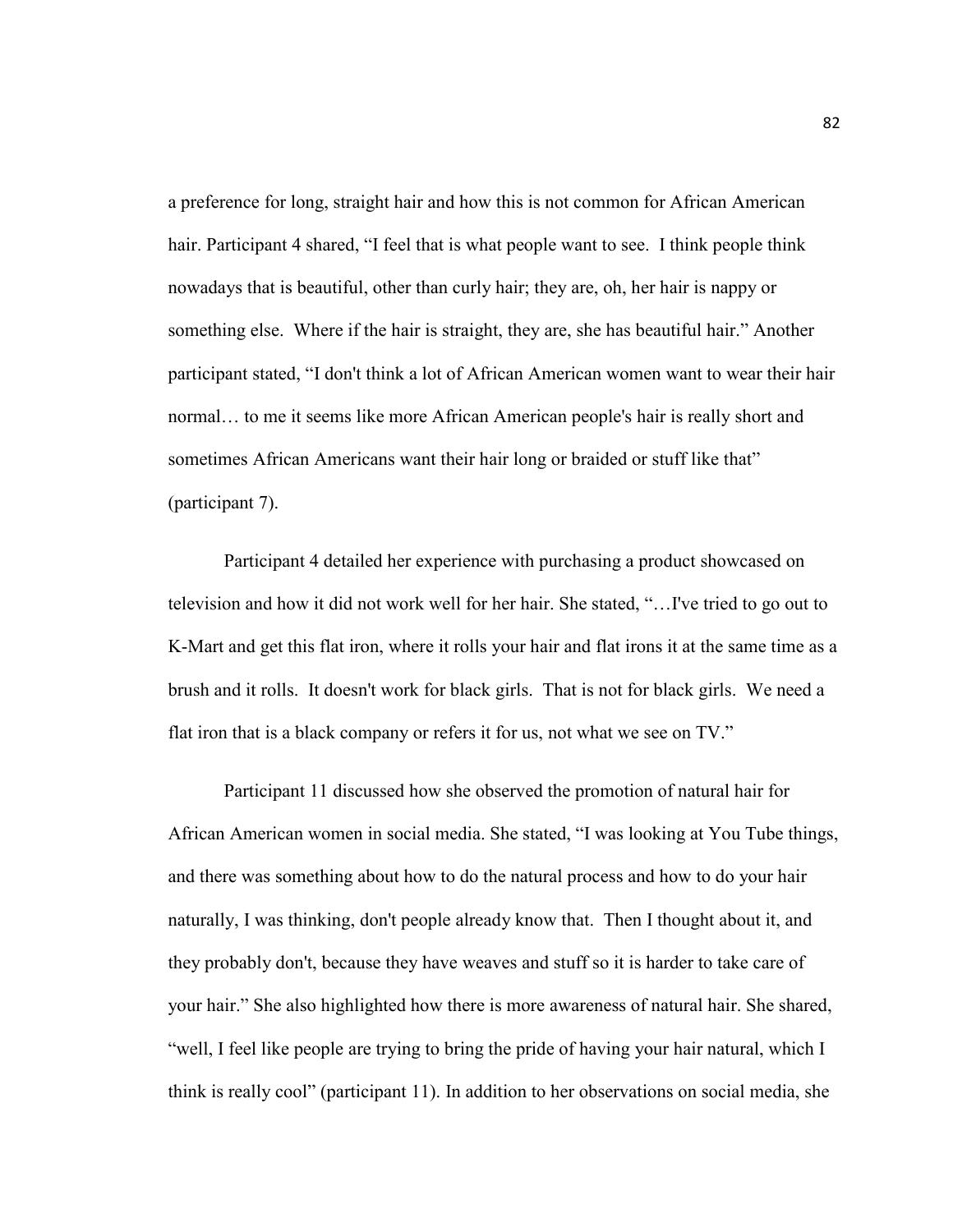a preference for long, straight hair and how this is not common for African American hair. Participant 4 shared, "I feel that is what people want to see. I think people think nowadays that is beautiful, other than curly hair; they are, oh, her hair is nappy or something else. Where if the hair is straight, they are, she has beautiful hair." Another participant stated, "I don't think a lot of African American women want to wear their hair normal… to me it seems like more African American people's hair is really short and sometimes African Americans want their hair long or braided or stuff like that" (participant 7).

Participant 4 detailed her experience with purchasing a product showcased on television and how it did not work well for her hair. She stated, "…I've tried to go out to K-Mart and get this flat iron, where it rolls your hair and flat irons it at the same time as a brush and it rolls. It doesn't work for black girls. That is not for black girls. We need a flat iron that is a black company or refers it for us, not what we see on TV."

Participant 11 discussed how she observed the promotion of natural hair for African American women in social media. She stated, "I was looking at You Tube things, and there was something about how to do the natural process and how to do your hair naturally, I was thinking, don't people already know that. Then I thought about it, and they probably don't, because they have weaves and stuff so it is harder to take care of your hair." She also highlighted how there is more awareness of natural hair. She shared, "well, I feel like people are trying to bring the pride of having your hair natural, which I think is really cool" (participant 11). In addition to her observations on social media, she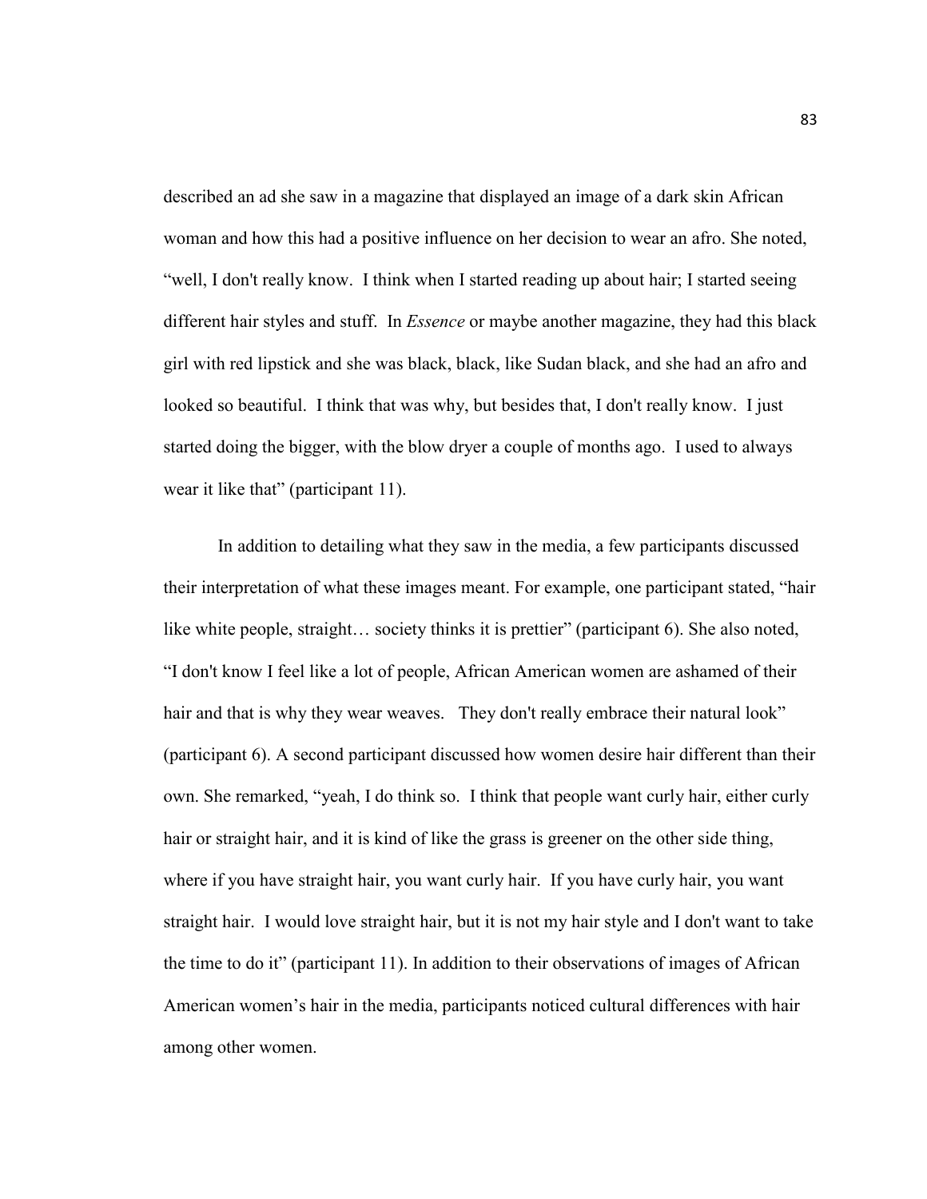described an ad she saw in a magazine that displayed an image of a dark skin African woman and how this had a positive influence on her decision to wear an afro. She noted, "well, I don't really know. I think when I started reading up about hair; I started seeing different hair styles and stuff. In *Essence* or maybe another magazine, they had this black girl with red lipstick and she was black, black, like Sudan black, and she had an afro and looked so beautiful. I think that was why, but besides that, I don't really know. I just started doing the bigger, with the blow dryer a couple of months ago. I used to always wear it like that" (participant 11).

In addition to detailing what they saw in the media, a few participants discussed their interpretation of what these images meant. For example, one participant stated, "hair like white people, straight… society thinks it is prettier" (participant 6). She also noted, "I don't know I feel like a lot of people, African American women are ashamed of their hair and that is why they wear weaves. They don't really embrace their natural look" (participant 6). A second participant discussed how women desire hair different than their own. She remarked, "yeah, I do think so. I think that people want curly hair, either curly hair or straight hair, and it is kind of like the grass is greener on the other side thing, where if you have straight hair, you want curly hair. If you have curly hair, you want straight hair. I would love straight hair, but it is not my hair style and I don't want to take the time to do it" (participant 11). In addition to their observations of images of African American women's hair in the media, participants noticed cultural differences with hair among other women.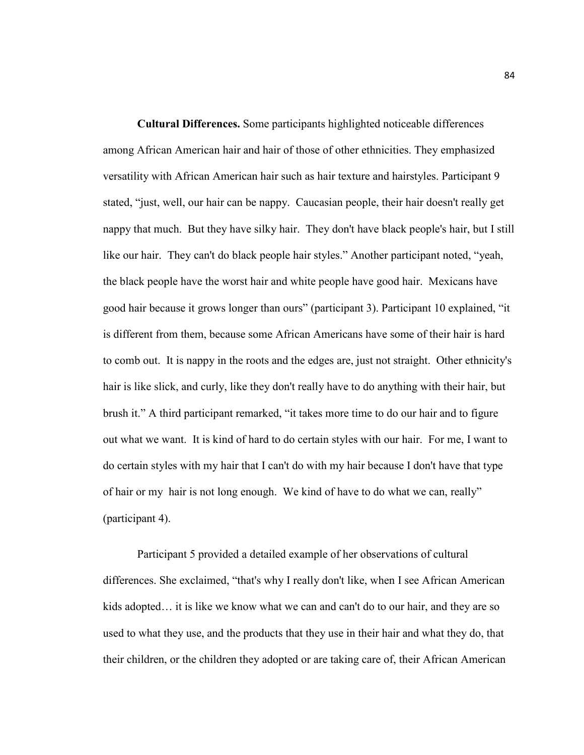**Cultural Differences.** Some participants highlighted noticeable differences among African American hair and hair of those of other ethnicities. They emphasized versatility with African American hair such as hair texture and hairstyles. Participant 9 stated, "just, well, our hair can be nappy. Caucasian people, their hair doesn't really get nappy that much. But they have silky hair. They don't have black people's hair, but I still like our hair. They can't do black people hair styles." Another participant noted, "yeah, the black people have the worst hair and white people have good hair. Mexicans have good hair because it grows longer than ours" (participant 3). Participant 10 explained, "it is different from them, because some African Americans have some of their hair is hard to comb out. It is nappy in the roots and the edges are, just not straight. Other ethnicity's hair is like slick, and curly, like they don't really have to do anything with their hair, but brush it." A third participant remarked, "it takes more time to do our hair and to figure out what we want. It is kind of hard to do certain styles with our hair. For me, I want to do certain styles with my hair that I can't do with my hair because I don't have that type of hair or my hair is not long enough. We kind of have to do what we can, really" (participant 4).

Participant 5 provided a detailed example of her observations of cultural differences. She exclaimed, "that's why I really don't like, when I see African American kids adopted… it is like we know what we can and can't do to our hair, and they are so used to what they use, and the products that they use in their hair and what they do, that their children, or the children they adopted or are taking care of, their African American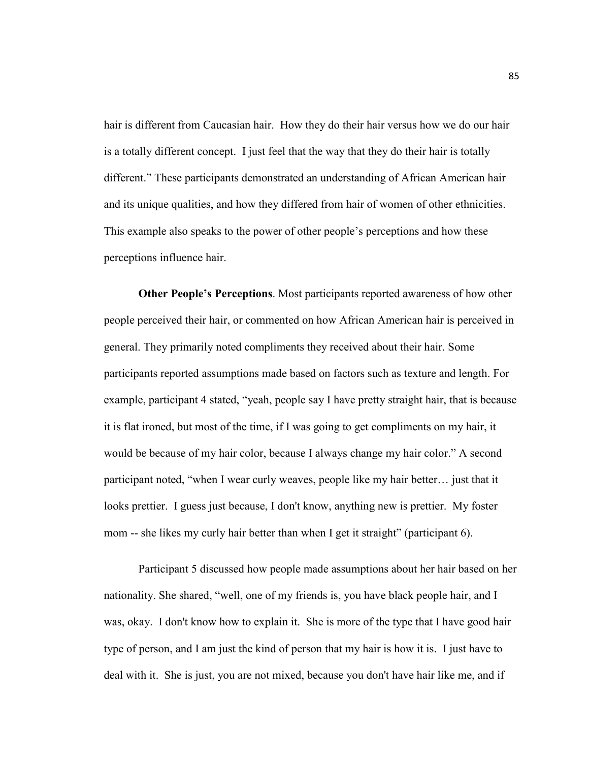hair is different from Caucasian hair. How they do their hair versus how we do our hair is a totally different concept. I just feel that the way that they do their hair is totally different." These participants demonstrated an understanding of African American hair and its unique qualities, and how they differed from hair of women of other ethnicities. This example also speaks to the power of other people's perceptions and how these perceptions influence hair.

**Other People's Perceptions**. Most participants reported awareness of how other people perceived their hair, or commented on how African American hair is perceived in general. They primarily noted compliments they received about their hair. Some participants reported assumptions made based on factors such as texture and length. For example, participant 4 stated, "yeah, people say I have pretty straight hair, that is because it is flat ironed, but most of the time, if I was going to get compliments on my hair, it would be because of my hair color, because I always change my hair color." A second participant noted, "when I wear curly weaves, people like my hair better… just that it looks prettier. I guess just because, I don't know, anything new is prettier. My foster mom -- she likes my curly hair better than when I get it straight" (participant 6).

Participant 5 discussed how people made assumptions about her hair based on her nationality. She shared, "well, one of my friends is, you have black people hair, and I was, okay. I don't know how to explain it. She is more of the type that I have good hair type of person, and I am just the kind of person that my hair is how it is. I just have to deal with it. She is just, you are not mixed, because you don't have hair like me, and if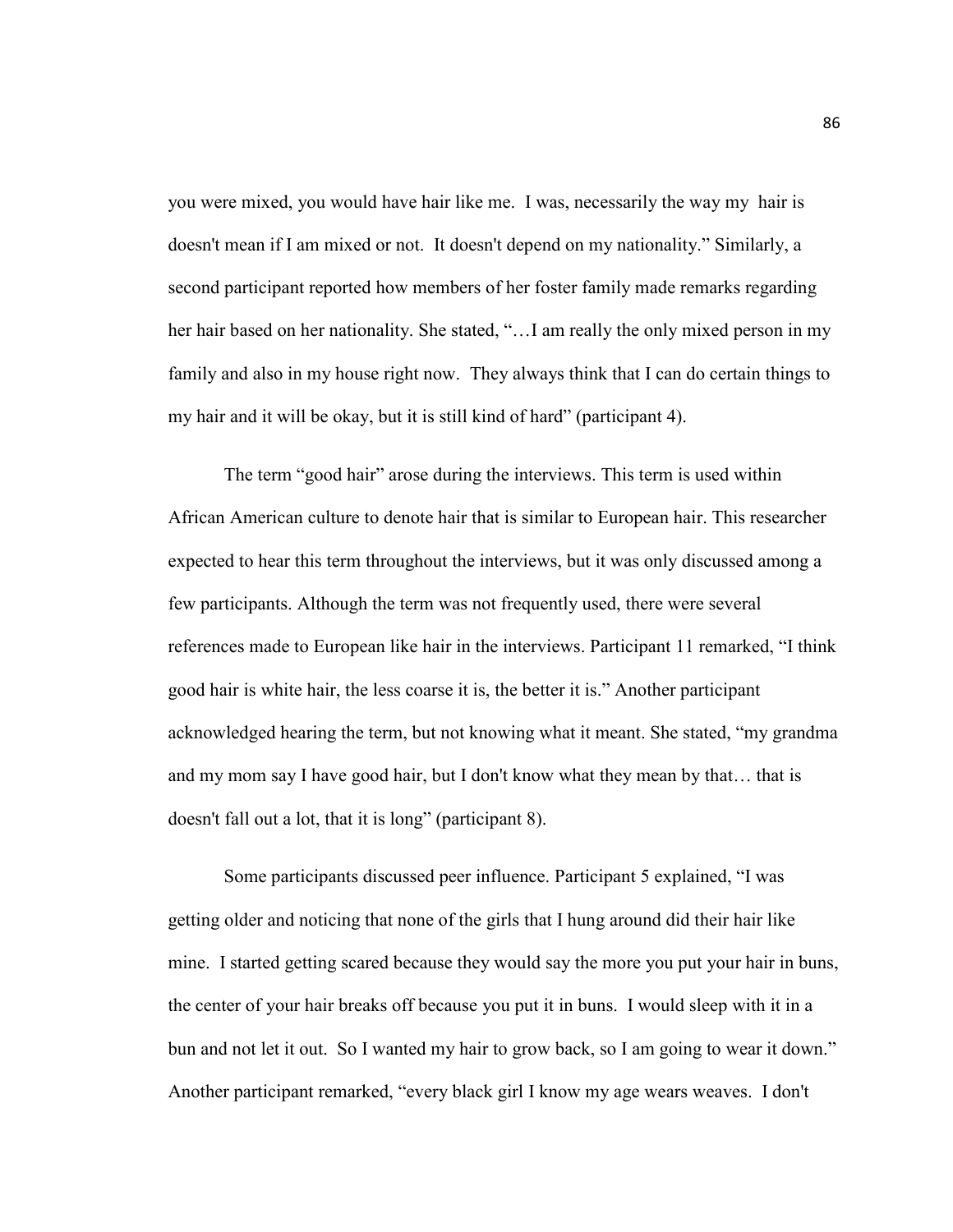you were mixed, you would have hair like me. I was, necessarily the way my hair is doesn't mean if I am mixed or not. It doesn't depend on my nationality." Similarly, a second participant reported how members of her foster family made remarks regarding her hair based on her nationality. She stated, "…I am really the only mixed person in my family and also in my house right now. They always think that I can do certain things to my hair and it will be okay, but it is still kind of hard" (participant 4).

The term "good hair" arose during the interviews. This term is used within African American culture to denote hair that is similar to European hair. This researcher expected to hear this term throughout the interviews, but it was only discussed among a few participants. Although the term was not frequently used, there were several references made to European like hair in the interviews. Participant 11 remarked, "I think good hair is white hair, the less coarse it is, the better it is." Another participant acknowledged hearing the term, but not knowing what it meant. She stated, "my grandma and my mom say I have good hair, but I don't know what they mean by that… that is doesn't fall out a lot, that it is long" (participant 8).

Some participants discussed peer influence. Participant 5 explained, "I was getting older and noticing that none of the girls that I hung around did their hair like mine. I started getting scared because they would say the more you put your hair in buns, the center of your hair breaks off because you put it in buns. I would sleep with it in a bun and not let it out. So I wanted my hair to grow back, so I am going to wear it down." Another participant remarked, "every black girl I know my age wears weaves. I don't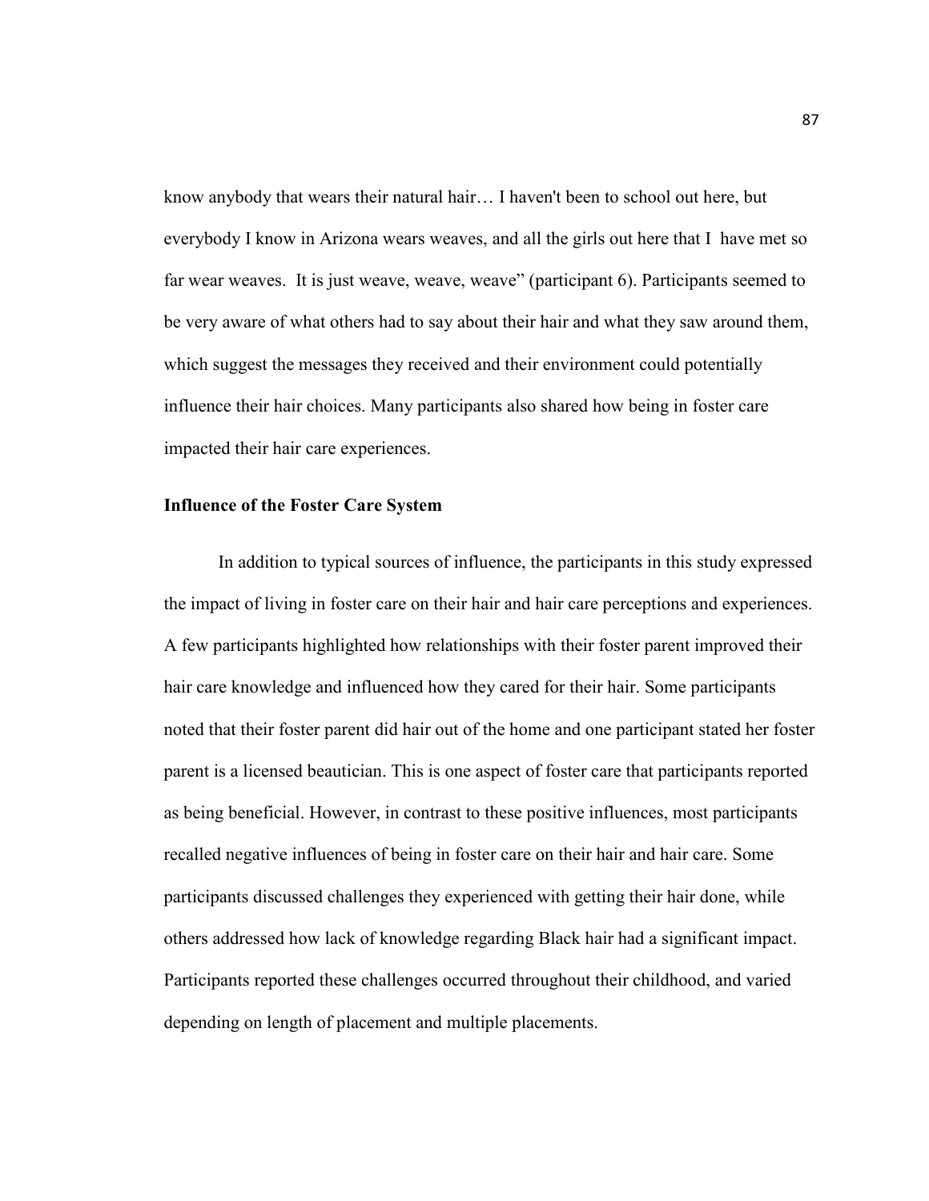know anybody that wears their natural hair… I haven't been to school out here, but everybody I know in Arizona wears weaves, and all the girls out here that I have met so far wear weaves. It is just weave, weave, weave" (participant 6). Participants seemed to be very aware of what others had to say about their hair and what they saw around them, which suggest the messages they received and their environment could potentially influence their hair choices. Many participants also shared how being in foster care impacted their hair care experiences.

**Influence of the Foster Care System**

In addition to typical sources of influence, the participants in this study expressed the impact of living in foster care on their hair and hair care perceptions and experiences. A few participants highlighted how relationships with their foster parent improved their hair care knowledge and influenced how they cared for their hair. Some participants noted that their foster parent did hair out of the home and one participant stated her foster parent is a licensed beautician. This is one aspect of foster care that participants reported as being beneficial. However, in contrast to these positive influences, most participants recalled negative influences of being in foster care on their hair and hair care. Some participants discussed challenges they experienced with getting their hair done, while others addressed how lack of knowledge regarding Black hair had a significant impact. Participants reported these challenges occurred throughout their childhood, and varied depending on length of placement and multiple placements.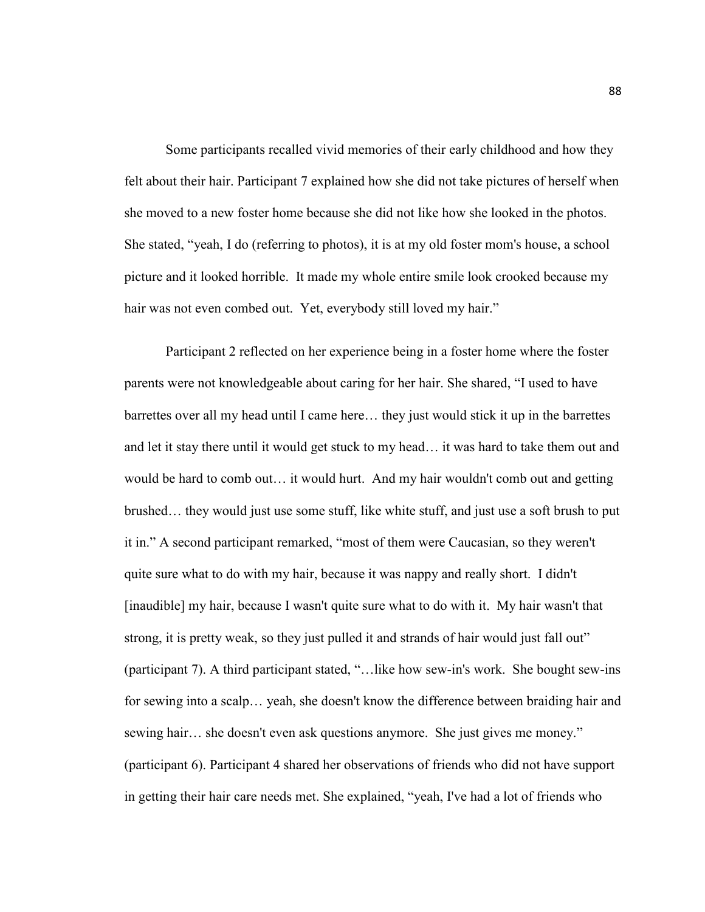Some participants recalled vivid memories of their early childhood and how they felt about their hair. Participant 7 explained how she did not take pictures of herself when she moved to a new foster home because she did not like how she looked in the photos. She stated, "yeah, I do (referring to photos), it is at my old foster mom's house, a school picture and it looked horrible. It made my whole entire smile look crooked because my hair was not even combed out. Yet, everybody still loved my hair."

Participant 2 reflected on her experience being in a foster home where the foster parents were not knowledgeable about caring for her hair. She shared, "I used to have barrettes over all my head until I came here… they just would stick it up in the barrettes and let it stay there until it would get stuck to my head… it was hard to take them out and would be hard to comb out… it would hurt. And my hair wouldn't comb out and getting brushed… they would just use some stuff, like white stuff, and just use a soft brush to put it in." A second participant remarked, "most of them were Caucasian, so they weren't quite sure what to do with my hair, because it was nappy and really short. I didn't [inaudible] my hair, because I wasn't quite sure what to do with it. My hair wasn't that strong, it is pretty weak, so they just pulled it and strands of hair would just fall out" (participant 7). A third participant stated, "…like how sew-in's work. She bought sew-ins for sewing into a scalp… yeah, she doesn't know the difference between braiding hair and sewing hair… she doesn't even ask questions anymore. She just gives me money." (participant 6). Participant 4 shared her observations of friends who did not have support in getting their hair care needs met. She explained, "yeah, I've had a lot of friends who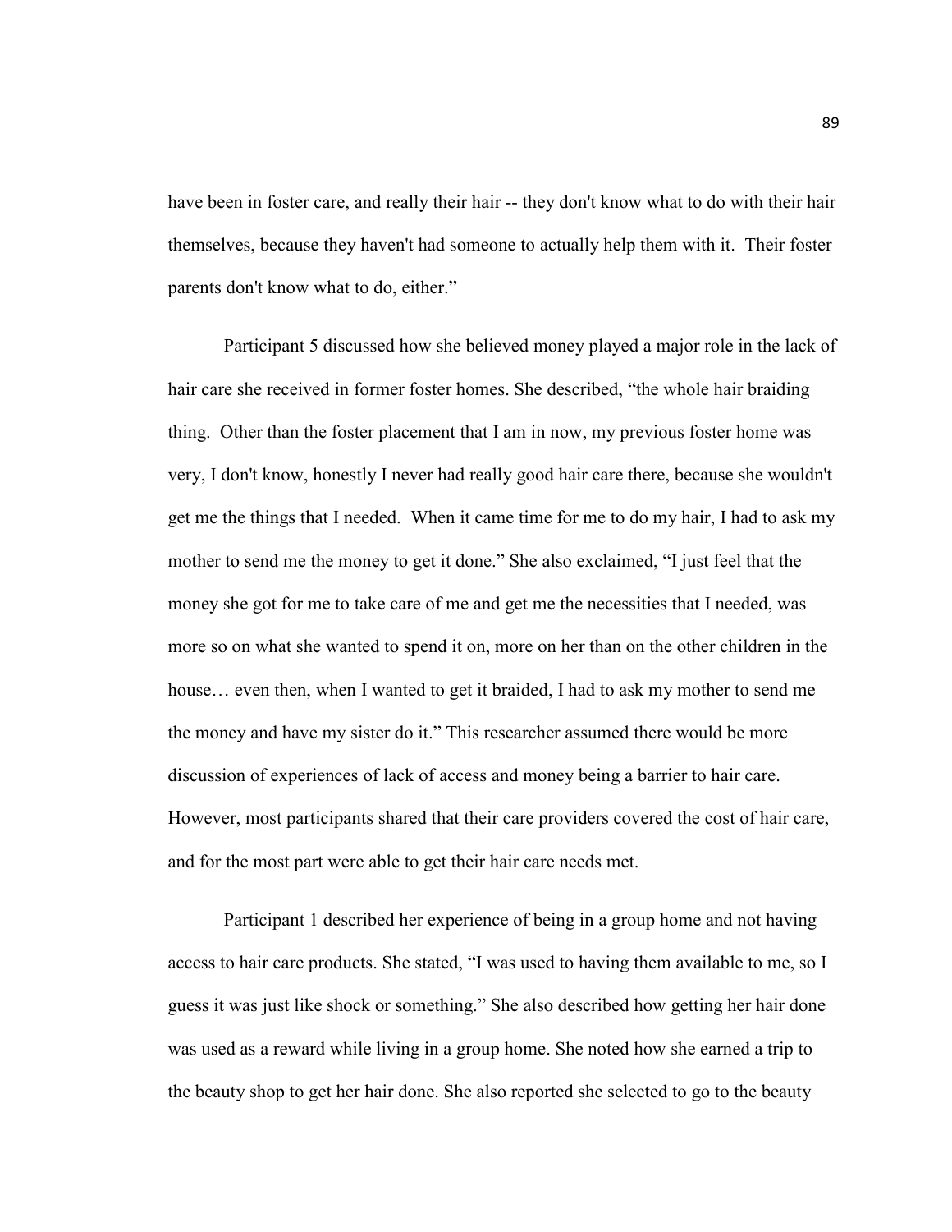have been in foster care, and really their hair -- they don't know what to do with their hair themselves, because they haven't had someone to actually help them with it. Their foster parents don't know what to do, either."

Participant 5 discussed how she believed money played a major role in the lack of hair care she received in former foster homes. She described, "the whole hair braiding thing. Other than the foster placement that I am in now, my previous foster home was very, I don't know, honestly I never had really good hair care there, because she wouldn't get me the things that I needed. When it came time for me to do my hair, I had to ask my mother to send me the money to get it done." She also exclaimed, "I just feel that the money she got for me to take care of me and get me the necessities that I needed, was more so on what she wanted to spend it on, more on her than on the other children in the house… even then, when I wanted to get it braided, I had to ask my mother to send me the money and have my sister do it." This researcher assumed there would be more discussion of experiences of lack of access and money being a barrier to hair care. However, most participants shared that their care providers covered the cost of hair care, and for the most part were able to get their hair care needs met.

Participant 1 described her experience of being in a group home and not having access to hair care products. She stated, "I was used to having them available to me, so I guess it was just like shock or something." She also described how getting her hair done was used as a reward while living in a group home. She noted how she earned a trip to the beauty shop to get her hair done. She also reported she selected to go to the beauty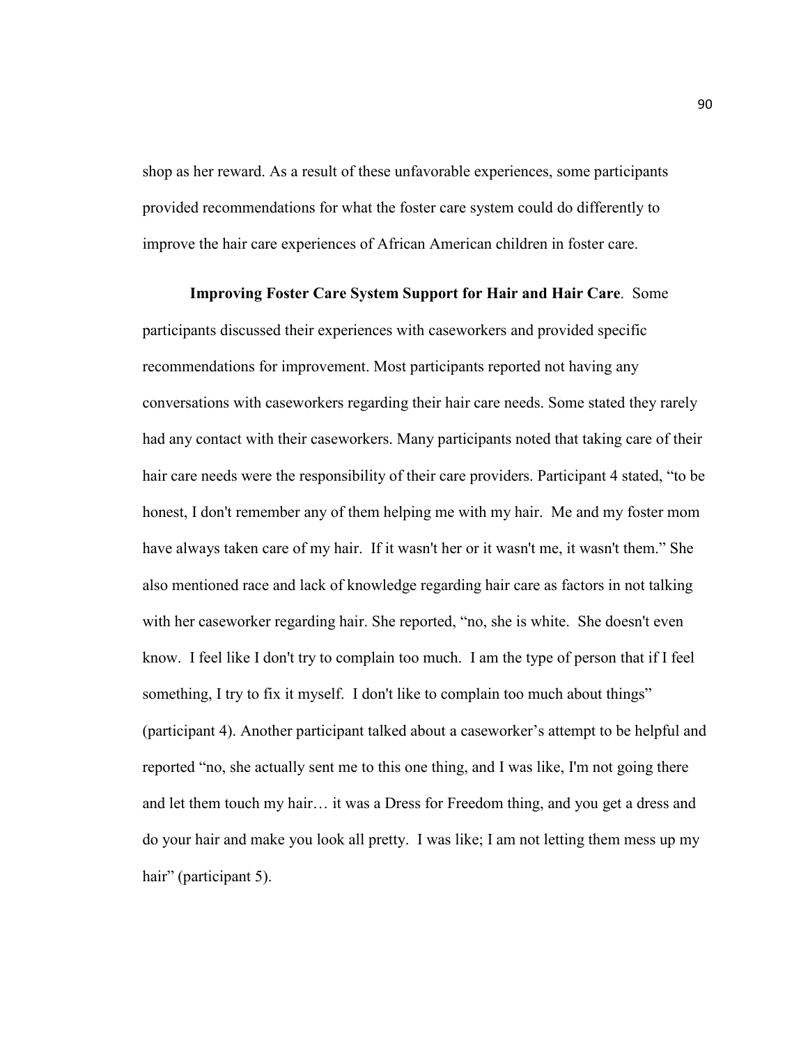shop as her reward. As a result of these unfavorable experiences, some participants provided recommendations for what the foster care system could do differently to improve the hair care experiences of African American children in foster care.

**Improving Foster Care System Support for Hair and Hair Care**. Some participants discussed their experiences with caseworkers and provided specific recommendations for improvement. Most participants reported not having any conversations with caseworkers regarding their hair care needs. Some stated they rarely had any contact with their caseworkers. Many participants noted that taking care of their hair care needs were the responsibility of their care providers. Participant 4 stated, "to be honest, I don't remember any of them helping me with my hair. Me and my foster mom have always taken care of my hair. If it wasn't her or it wasn't me, it wasn't them." She also mentioned race and lack of knowledge regarding hair care as factors in not talking with her caseworker regarding hair. She reported, "no, she is white. She doesn't even know. I feel like I don't try to complain too much. I am the type of person that if I feel something, I try to fix it myself. I don't like to complain too much about things" (participant 4). Another participant talked about a caseworker's attempt to be helpful and reported "no, she actually sent me to this one thing, and I was like, I'm not going there and let them touch my hair… it was a Dress for Freedom thing, and you get a dress and do your hair and make you look all pretty. I was like; I am not letting them mess up my hair" (participant 5).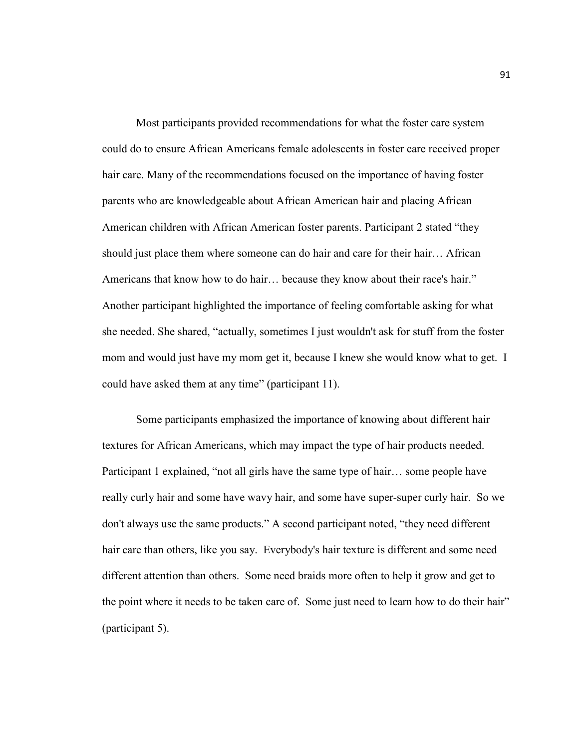Most participants provided recommendations for what the foster care system could do to ensure African Americans female adolescents in foster care received proper hair care. Many of the recommendations focused on the importance of having foster parents who are knowledgeable about African American hair and placing African American children with African American foster parents. Participant 2 stated "they should just place them where someone can do hair and care for their hair… African Americans that know how to do hair… because they know about their race's hair." Another participant highlighted the importance of feeling comfortable asking for what she needed. She shared, "actually, sometimes I just wouldn't ask for stuff from the foster mom and would just have my mom get it, because I knew she would know what to get. I could have asked them at any time" (participant 11).

Some participants emphasized the importance of knowing about different hair textures for African Americans, which may impact the type of hair products needed. Participant 1 explained, "not all girls have the same type of hair… some people have really curly hair and some have wavy hair, and some have super-super curly hair. So we don't always use the same products." A second participant noted, "they need different hair care than others, like you say. Everybody's hair texture is different and some need different attention than others. Some need braids more often to help it grow and get to the point where it needs to be taken care of. Some just need to learn how to do their hair" (participant 5).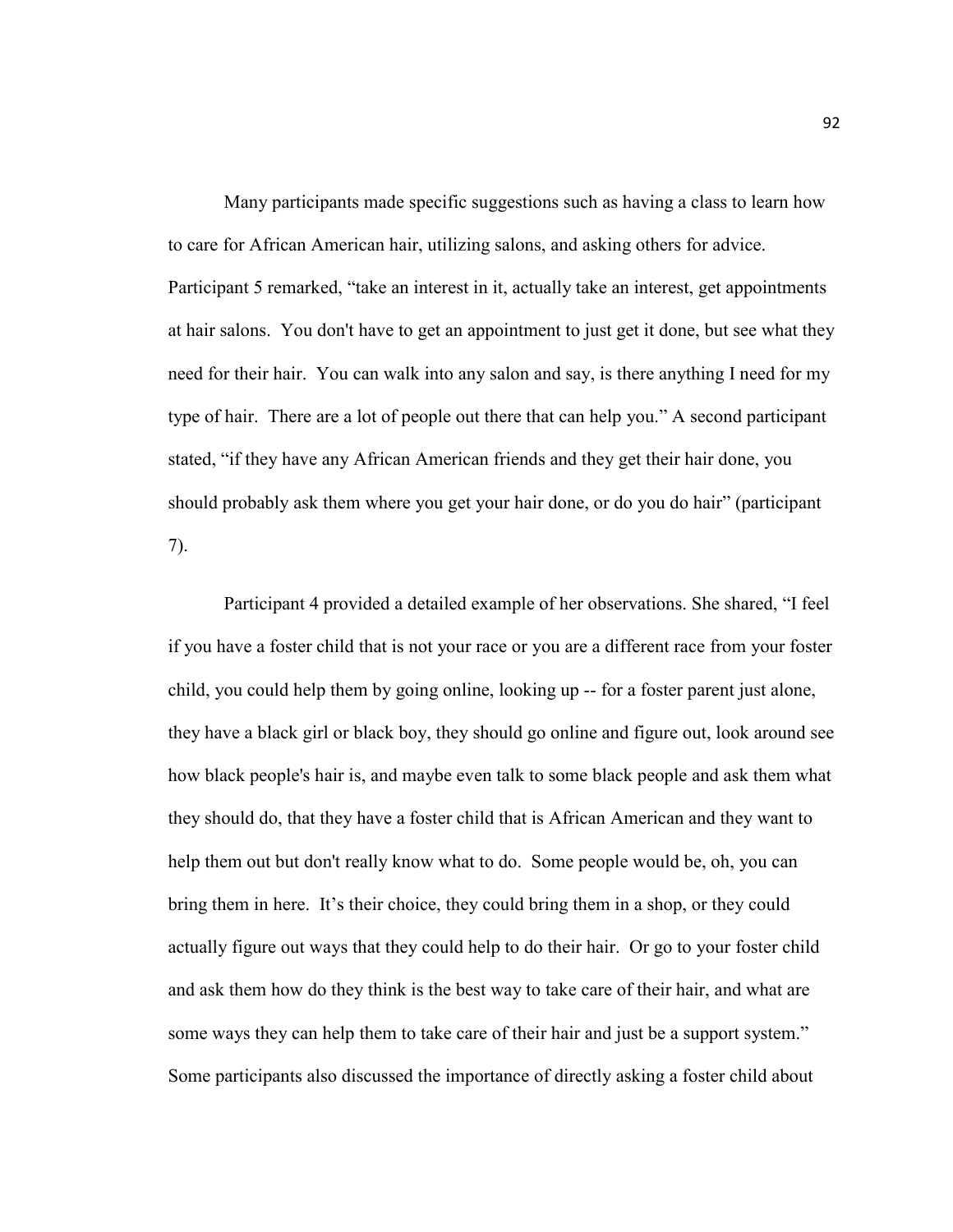Many participants made specific suggestions such as having a class to learn how to care for African American hair, utilizing salons, and asking others for advice. Participant 5 remarked, "take an interest in it, actually take an interest, get appointments at hair salons. You don't have to get an appointment to just get it done, but see what they need for their hair. You can walk into any salon and say, is there anything I need for my type of hair. There are a lot of people out there that can help you." A second participant stated, "if they have any African American friends and they get their hair done, you should probably ask them where you get your hair done, or do you do hair" (participant 7).

Participant 4 provided a detailed example of her observations. She shared, "I feel if you have a foster child that is not your race or you are a different race from your foster child, you could help them by going online, looking up -- for a foster parent just alone, they have a black girl or black boy, they should go online and figure out, look around see how black people's hair is, and maybe even talk to some black people and ask them what they should do, that they have a foster child that is African American and they want to help them out but don't really know what to do. Some people would be, oh, you can bring them in here. It's their choice, they could bring them in a shop, or they could actually figure out ways that they could help to do their hair. Or go to your foster child and ask them how do they think is the best way to take care of their hair, and what are some ways they can help them to take care of their hair and just be a support system." Some participants also discussed the importance of directly asking a foster child about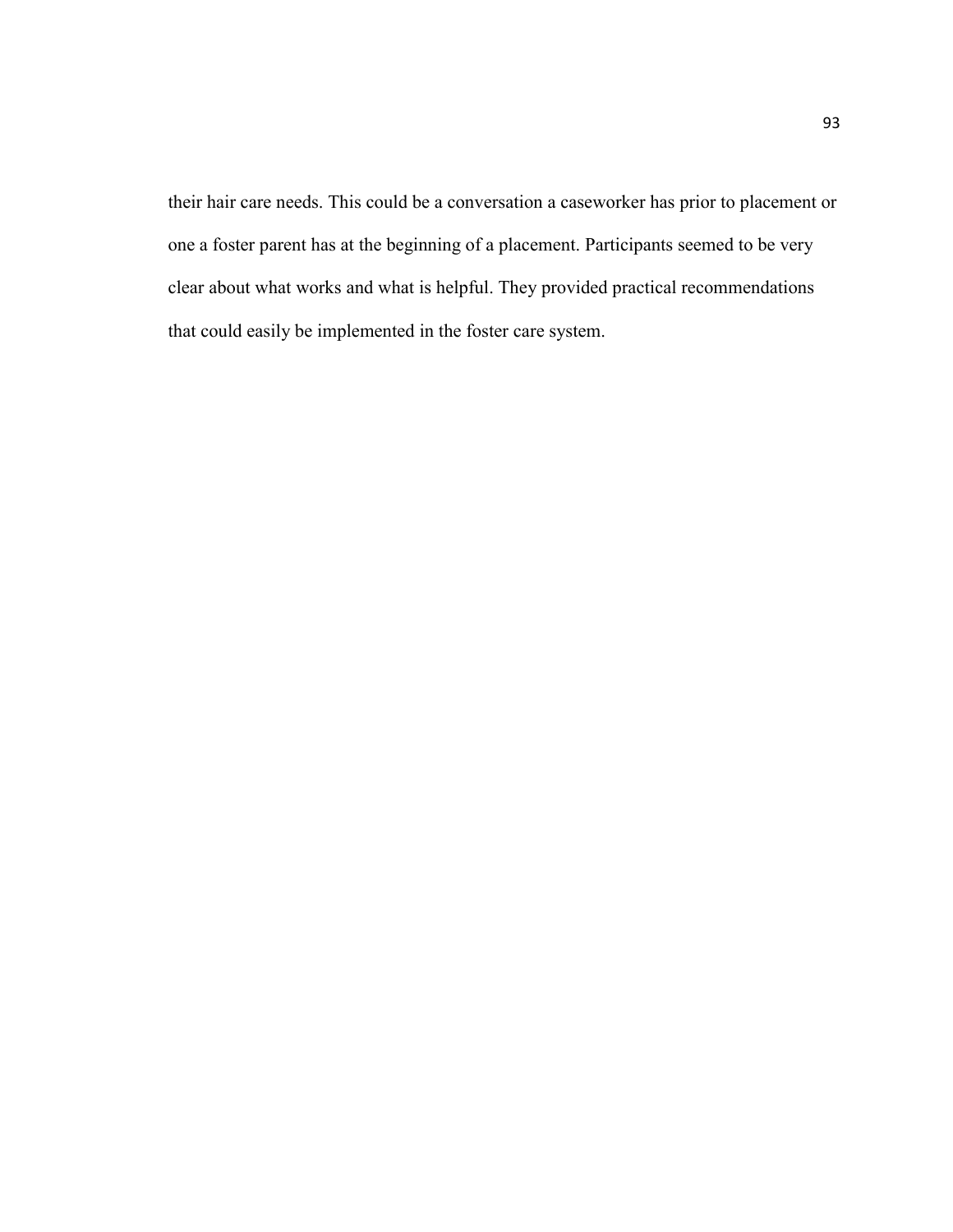their hair care needs. This could be a conversation a caseworker has prior to placement or one a foster parent has at the beginning of a placement. Participants seemed to be very clear about what works and what is helpful. They provided practical recommendations that could easily be implemented in the foster care system.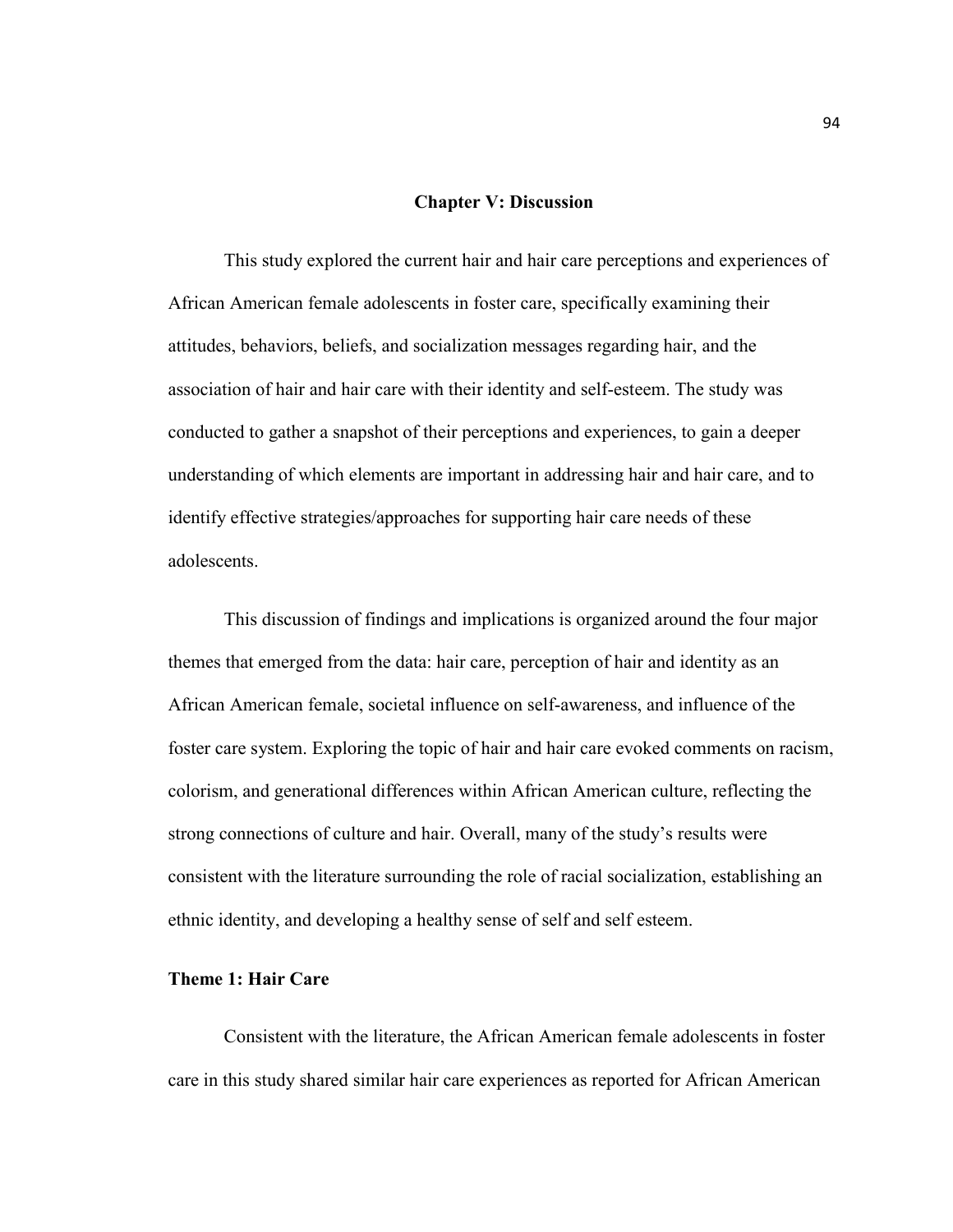## Chapter V: Discussion

This study explored the current hair and hair care perceptions and experiences of African American female adolescents in foster care, specifically examining their attitudes, behaviors, beliefs, and socialization messages regarding hair, and the association of hair and hair care with their identity and self-esteem. The study was conducted to gather a snapshot of their perceptions and experiences, to gain a deeper understanding of which elements are important in addressing hair and hair care, and to identify effective strategies/approaches for supporting hair care needs of these adolescents.

This discussion of findings and implications is organized around the four major themes that emerged from the data: hair care, perception of hair and identity as an African American female, societal influence on self-awareness, and influence of the foster care system. Exploring the topic of hair and hair care evoked comments on racism, colorism, and generational differences within African American culture, reflecting the strong connections of culture and hair. Overall, many of the study's results were consistent with the literature surrounding the role of racial socialization, establishing an ethnic identity, and developing a healthy sense of self and self esteem.

### Theme 1: Hair Care

Consistent with the literature, the African American female adolescents in foster care in this study shared similar hair care experiences as reported for African American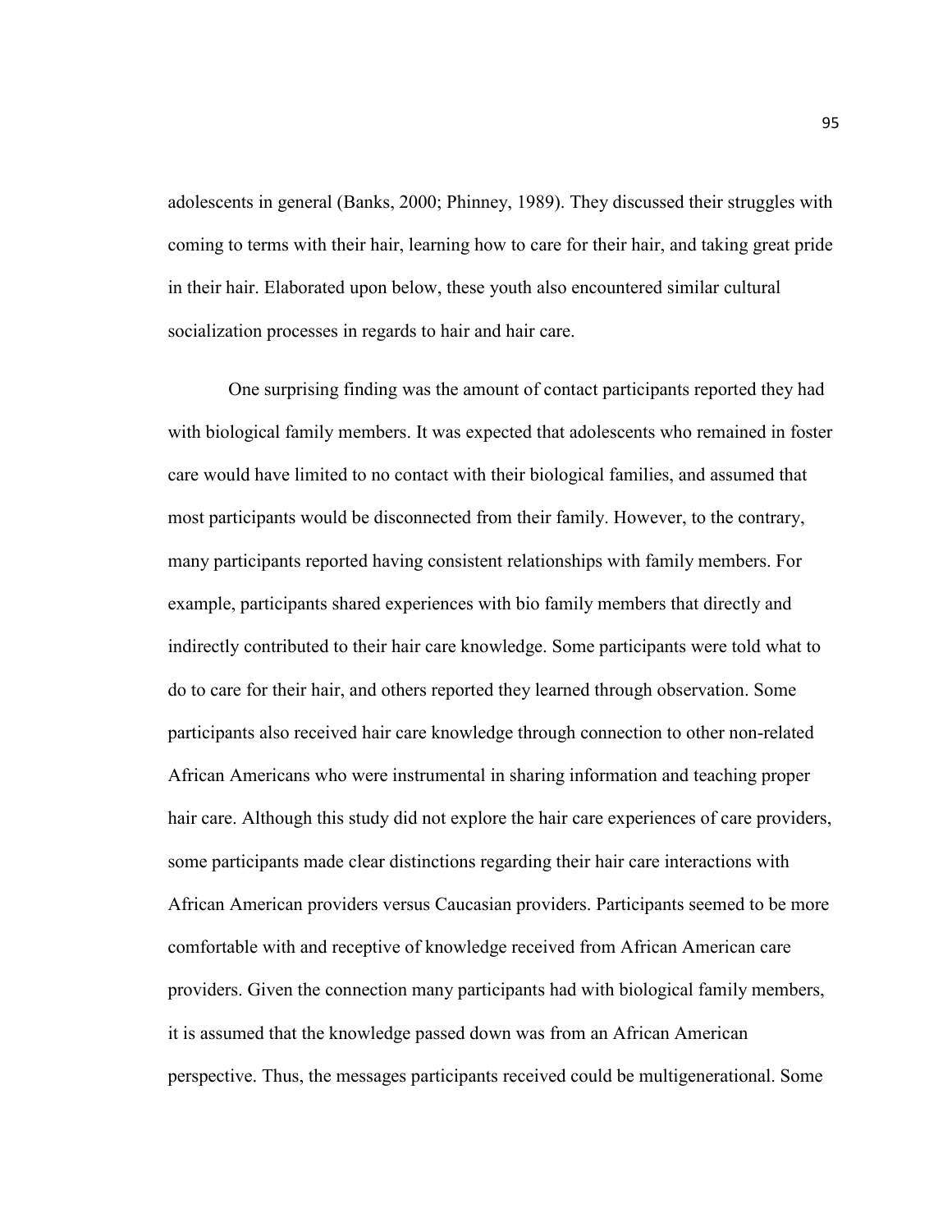adolescents in general (Banks, 2000; Phinney, 1989). They discussed their struggles with coming to terms with their hair, learning how to care for their hair, and taking great pride in their hair. Elaborated upon below, these youth also encountered similar cultural socialization processes in regards to hair and hair care.

One surprising finding was the amount of contact participants reported they had with biological family members. It was expected that adolescents who remained in foster care would have limited to no contact with their biological families, and assumed that most participants would be disconnected from their family. However, to the contrary, many participants reported having consistent relationships with family members. For example, participants shared experiences with bio family members that directly and indirectly contributed to their hair care knowledge. Some participants were told what to do to care for their hair, and others reported they learned through observation. Some participants also received hair care knowledge through connection to other non-related African Americans who were instrumental in sharing information and teaching proper hair care. Although this study did not explore the hair care experiences of care providers, some participants made clear distinctions regarding their hair care interactions with African American providers versus Caucasian providers. Participants seemed to be more comfortable with and receptive of knowledge received from African American care providers. Given the connection many participants had with biological family members, it is assumed that the knowledge passed down was from an African American perspective. Thus, the messages participants received could be multigenerational. Some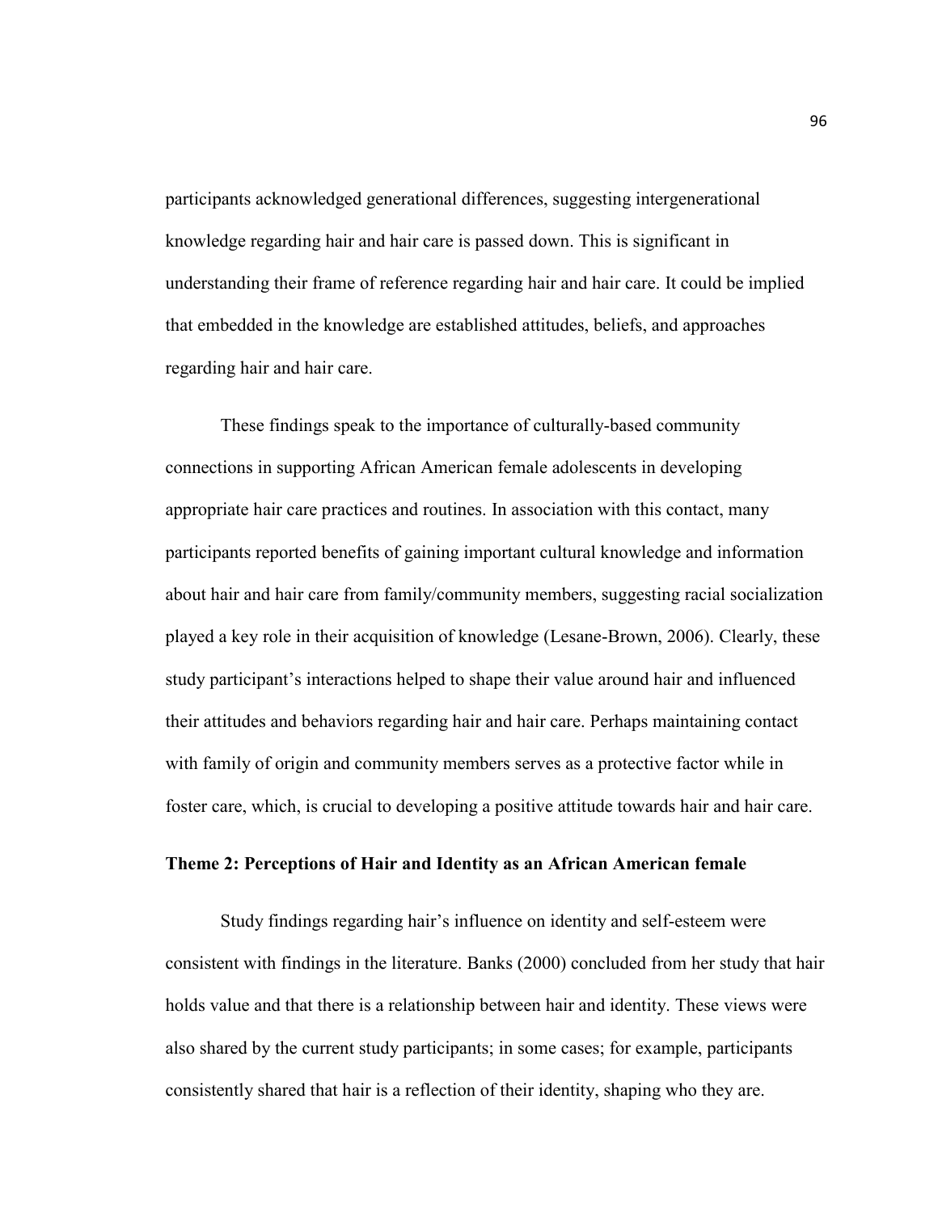participants acknowledged generational differences, suggesting intergenerational knowledge regarding hair and hair care is passed down. This is significant in understanding their frame of reference regarding hair and hair care. It could be implied that embedded in the knowledge are established attitudes, beliefs, and approaches regarding hair and hair care.

These findings speak to the importance of culturally-based community connections in supporting African American female adolescents in developing appropriate hair care practices and routines. In association with this contact, many participants reported benefits of gaining important cultural knowledge and information about hair and hair care from family/community members, suggesting racial socialization played a key role in their acquisition of knowledge (Lesane-Brown, 2006). Clearly, these study participant's interactions helped to shape their value around hair and influenced their attitudes and behaviors regarding hair and hair care. Perhaps maintaining contact with family of origin and community members serves as a protective factor while in foster care, which, is crucial to developing a positive attitude towards hair and hair care.

### Theme 2: Perceptions of Hair and Identity as an African American female

Study findings regarding hair's influence on identity and self-esteem were consistent with findings in the literature. Banks (2000) concluded from her study that hair holds value and that there is a relationship between hair and identity. These views were also shared by the current study participants; in some cases; for example, participants consistently shared that hair is a reflection of their identity, shaping who they are.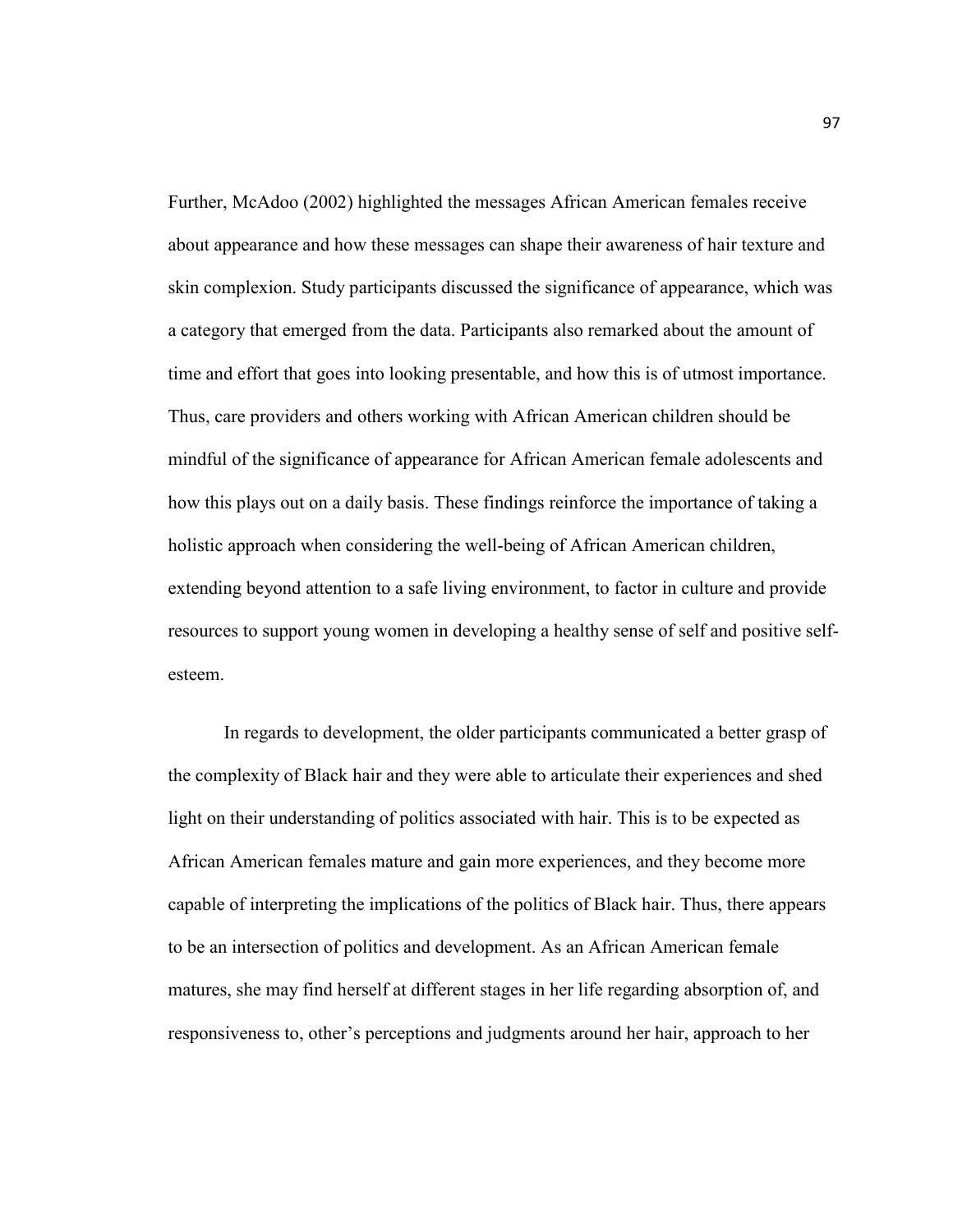Further, McAdoo (2002) highlighted the messages African American females receive about appearance and how these messages can shape their awareness of hair texture and skin complexion. Study participants discussed the significance of appearance, which was a category that emerged from the data. Participants also remarked about the amount of time and effort that goes into looking presentable, and how this is of utmost importance. Thus, care providers and others working with African American children should be mindful of the significance of appearance for African American female adolescents and how this plays out on a daily basis. These findings reinforce the importance of taking a holistic approach when considering the well-being of African American children, extending beyond attention to a safe living environment, to factor in culture and provide resources to support young women in developing a healthy sense of self and positive self-esteem.

In regards to development, the older participants communicated a better grasp of the complexity of Black hair and they were able to articulate their experiences and shed light on their understanding of politics associated with hair. This is to be expected as African American females mature and gain more experiences, and they become more capable of interpreting the implications of the politics of Black hair. Thus, there appears to be an intersection of politics and development. As an African American female matures, she may find herself at different stages in her life regarding absorption of, and responsiveness to, other's perceptions and judgments around her hair, approach to her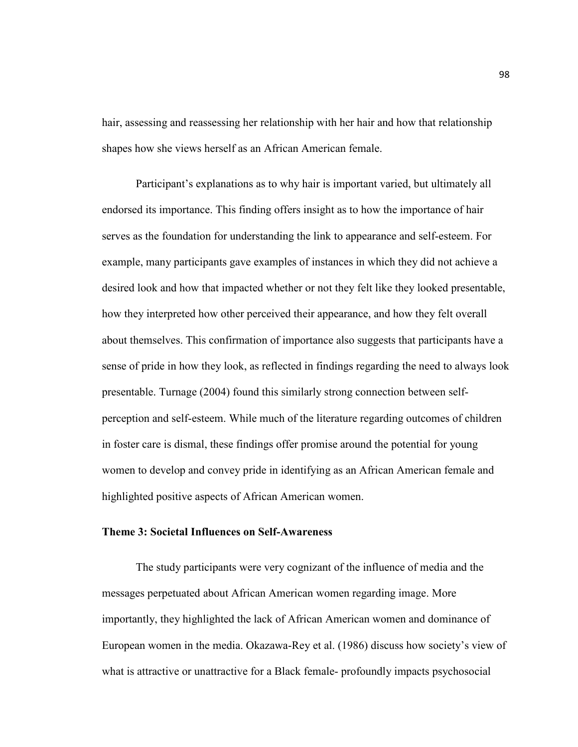hair, assessing and reassessing her relationship with her hair and how that relationship shapes how she views herself as an African American female.

Participant's explanations as to why hair is important varied, but ultimately all endorsed its importance. This finding offers insight as to how the importance of hair serves as the foundation for understanding the link to appearance and self-esteem. For example, many participants gave examples of instances in which they did not achieve a desired look and how that impacted whether or not they felt like they looked presentable, how they interpreted how other perceived their appearance, and how they felt overall about themselves. This confirmation of importance also suggests that participants have a sense of pride in how they look, as reflected in findings regarding the need to always look presentable. Turnage (2004) found this similarly strong connection between self-perception and self-esteem. While much of the literature regarding outcomes of children in foster care is dismal, these findings offer promise around the potential for young women to develop and convey pride in identifying as an African American female and highlighted positive aspects of African American women.

### Theme 3: Societal Influences on Self-Awareness

The study participants were very cognizant of the influence of media and the messages perpetuated about African American women regarding image. More importantly, they highlighted the lack of African American women and dominance of European women in the media. Okazawa-Rey et al. (1986) discuss how society's view of what is attractive or unattractive for a Black female- profoundly impacts psychosocial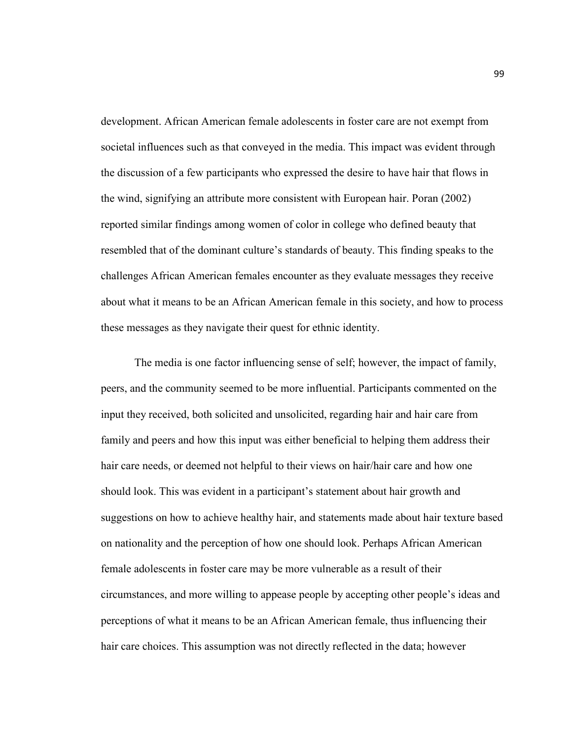development. African American female adolescents in foster care are not exempt from societal influences such as that conveyed in the media. This impact was evident through the discussion of a few participants who expressed the desire to have hair that flows in the wind, signifying an attribute more consistent with European hair. Poran (2002) reported similar findings among women of color in college who defined beauty that resembled that of the dominant culture's standards of beauty. This finding speaks to the challenges African American females encounter as they evaluate messages they receive about what it means to be an African American female in this society, and how to process these messages as they navigate their quest for ethnic identity.

The media is one factor influencing sense of self; however, the impact of family, peers, and the community seemed to be more influential. Participants commented on the input they received, both solicited and unsolicited, regarding hair and hair care from family and peers and how this input was either beneficial to helping them address their hair care needs, or deemed not helpful to their views on hair/hair care and how one should look. This was evident in a participant's statement about hair growth and suggestions on how to achieve healthy hair, and statements made about hair texture based on nationality and the perception of how one should look. Perhaps African American female adolescents in foster care may be more vulnerable as a result of their circumstances, and more willing to appease people by accepting other people's ideas and perceptions of what it means to be an African American female, thus influencing their hair care choices. This assumption was not directly reflected in the data; however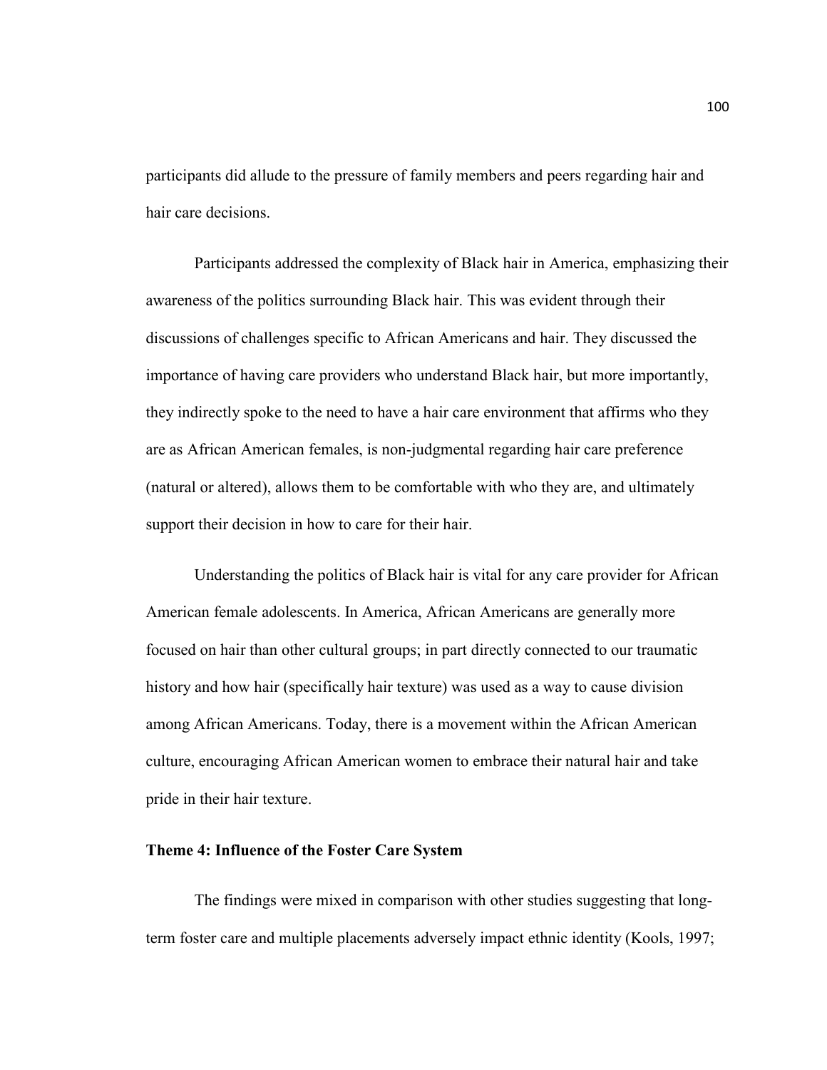participants did allude to the pressure of family members and peers regarding hair and hair care decisions.

Participants addressed the complexity of Black hair in America, emphasizing their awareness of the politics surrounding Black hair. This was evident through their discussions of challenges specific to African Americans and hair. They discussed the importance of having care providers who understand Black hair, but more importantly, they indirectly spoke to the need to have a hair care environment that affirms who they are as African American females, is non-judgmental regarding hair care preference (natural or altered), allows them to be comfortable with who they are, and ultimately support their decision in how to care for their hair.

Understanding the politics of Black hair is vital for any care provider for African American female adolescents. In America, African Americans are generally more focused on hair than other cultural groups; in part directly connected to our traumatic history and how hair (specifically hair texture) was used as a way to cause division among African Americans. Today, there is a movement within the African American culture, encouraging African American women to embrace their natural hair and take pride in their hair texture.

### Theme 4: Influence of the Foster Care System

The findings were mixed in comparison with other studies suggesting that long-term foster care and multiple placements adversely impact ethnic identity (Kools, 1997;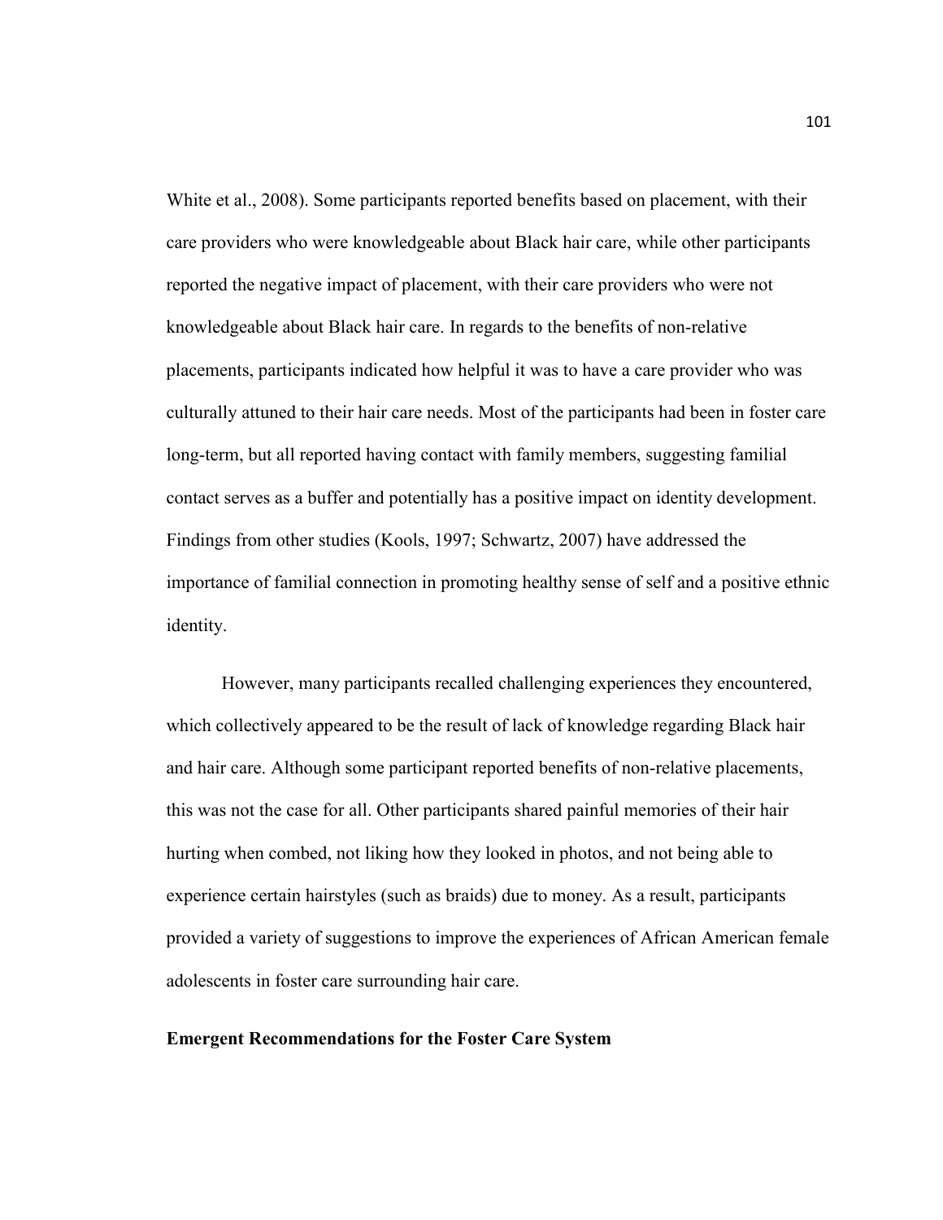White et al., 2008). Some participants reported benefits based on placement, with their care providers who were knowledgeable about Black hair care, while other participants reported the negative impact of placement, with their care providers who were not knowledgeable about Black hair care. In regards to the benefits of non-relative placements, participants indicated how helpful it was to have a care provider who was culturally attuned to their hair care needs. Most of the participants had been in foster care long-term, but all reported having contact with family members, suggesting familial contact serves as a buffer and potentially has a positive impact on identity development. Findings from other studies (Kools, 1997; Schwartz, 2007) have addressed the importance of familial connection in promoting healthy sense of self and a positive ethnic identity.

However, many participants recalled challenging experiences they encountered, which collectively appeared to be the result of lack of knowledge regarding Black hair and hair care. Although some participant reported benefits of non-relative placements, this was not the case for all. Other participants shared painful memories of their hair hurting when combed, not liking how they looked in photos, and not being able to experience certain hairstyles (such as braids) due to money. As a result, participants provided a variety of suggestions to improve the experiences of African American female adolescents in foster care surrounding hair care.

**Emergent Recommendations for the Foster Care System**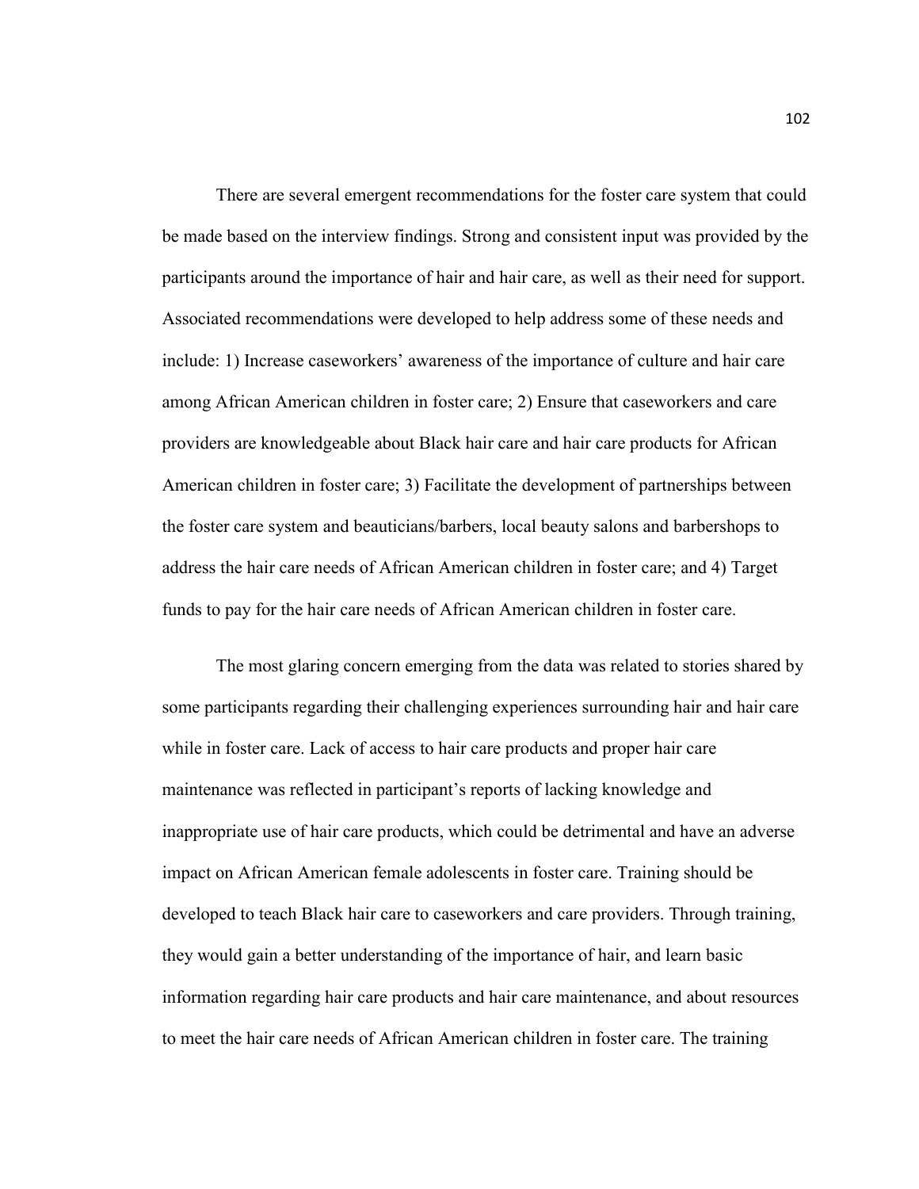There are several emergent recommendations for the foster care system that could be made based on the interview findings. Strong and consistent input was provided by the participants around the importance of hair and hair care, as well as their need for support. Associated recommendations were developed to help address some of these needs and include: 1) Increase caseworkers' awareness of the importance of culture and hair care among African American children in foster care; 2) Ensure that caseworkers and care providers are knowledgeable about Black hair care and hair care products for African American children in foster care; 3) Facilitate the development of partnerships between the foster care system and beauticians/barbers, local beauty salons and barbershops to address the hair care needs of African American children in foster care; and 4) Target funds to pay for the hair care needs of African American children in foster care.

The most glaring concern emerging from the data was related to stories shared by some participants regarding their challenging experiences surrounding hair and hair care while in foster care. Lack of access to hair care products and proper hair care maintenance was reflected in participant's reports of lacking knowledge and inappropriate use of hair care products, which could be detrimental and have an adverse impact on African American female adolescents in foster care. Training should be developed to teach Black hair care to caseworkers and care providers. Through training, they would gain a better understanding of the importance of hair, and learn basic information regarding hair care products and hair care maintenance, and about resources to meet the hair care needs of African American children in foster care. The training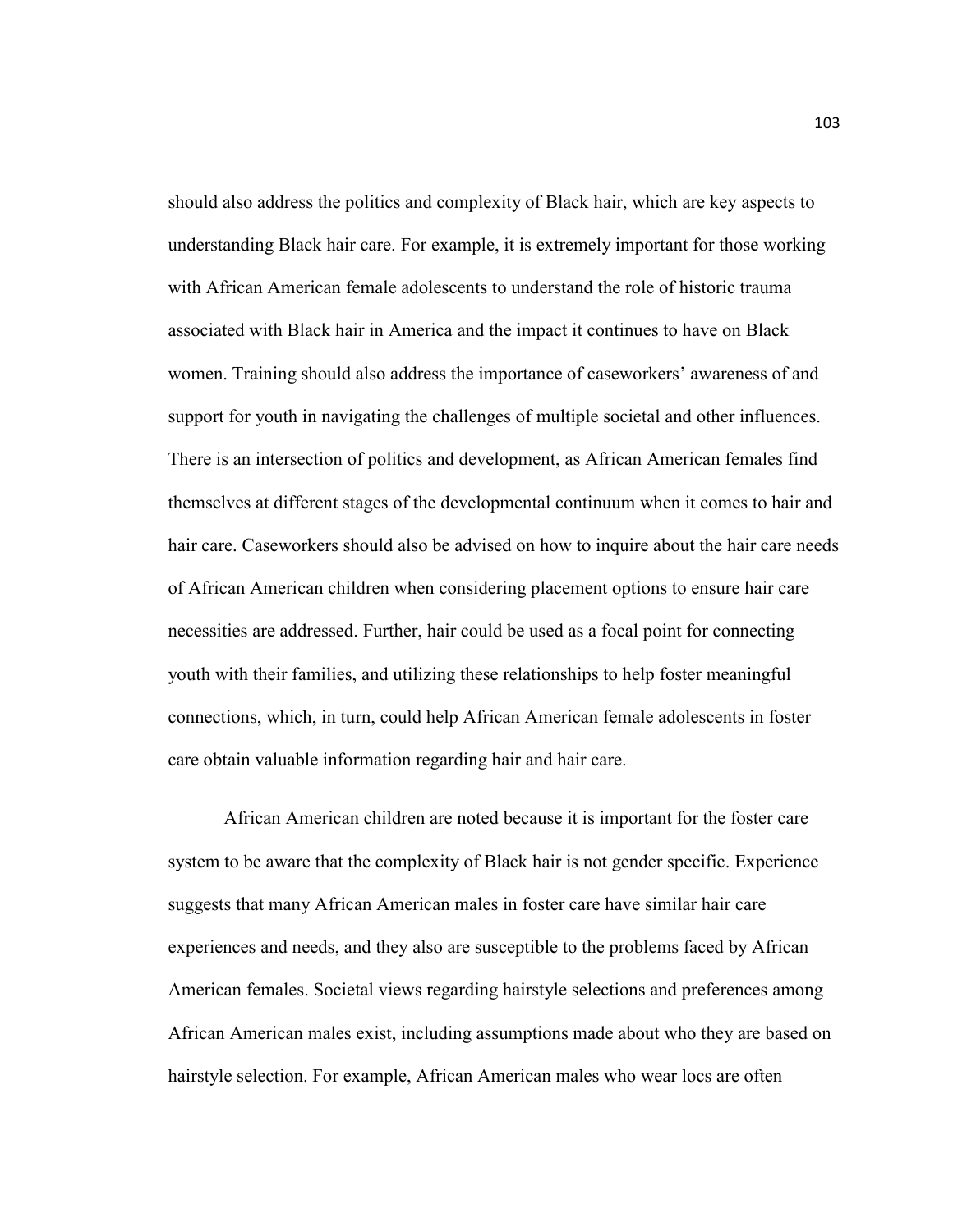should also address the politics and complexity of Black hair, which are key aspects to understanding Black hair care. For example, it is extremely important for those working with African American female adolescents to understand the role of historic trauma associated with Black hair in America and the impact it continues to have on Black women. Training should also address the importance of caseworkers' awareness of and support for youth in navigating the challenges of multiple societal and other influences. There is an intersection of politics and development, as African American females find themselves at different stages of the developmental continuum when it comes to hair and hair care. Caseworkers should also be advised on how to inquire about the hair care needs of African American children when considering placement options to ensure hair care necessities are addressed. Further, hair could be used as a focal point for connecting youth with their families, and utilizing these relationships to help foster meaningful connections, which, in turn, could help African American female adolescents in foster care obtain valuable information regarding hair and hair care.

African American children are noted because it is important for the foster care system to be aware that the complexity of Black hair is not gender specific. Experience suggests that many African American males in foster care have similar hair care experiences and needs, and they also are susceptible to the problems faced by African American females. Societal views regarding hairstyle selections and preferences among African American males exist, including assumptions made about who they are based on hairstyle selection. For example, African American males who wear locs are often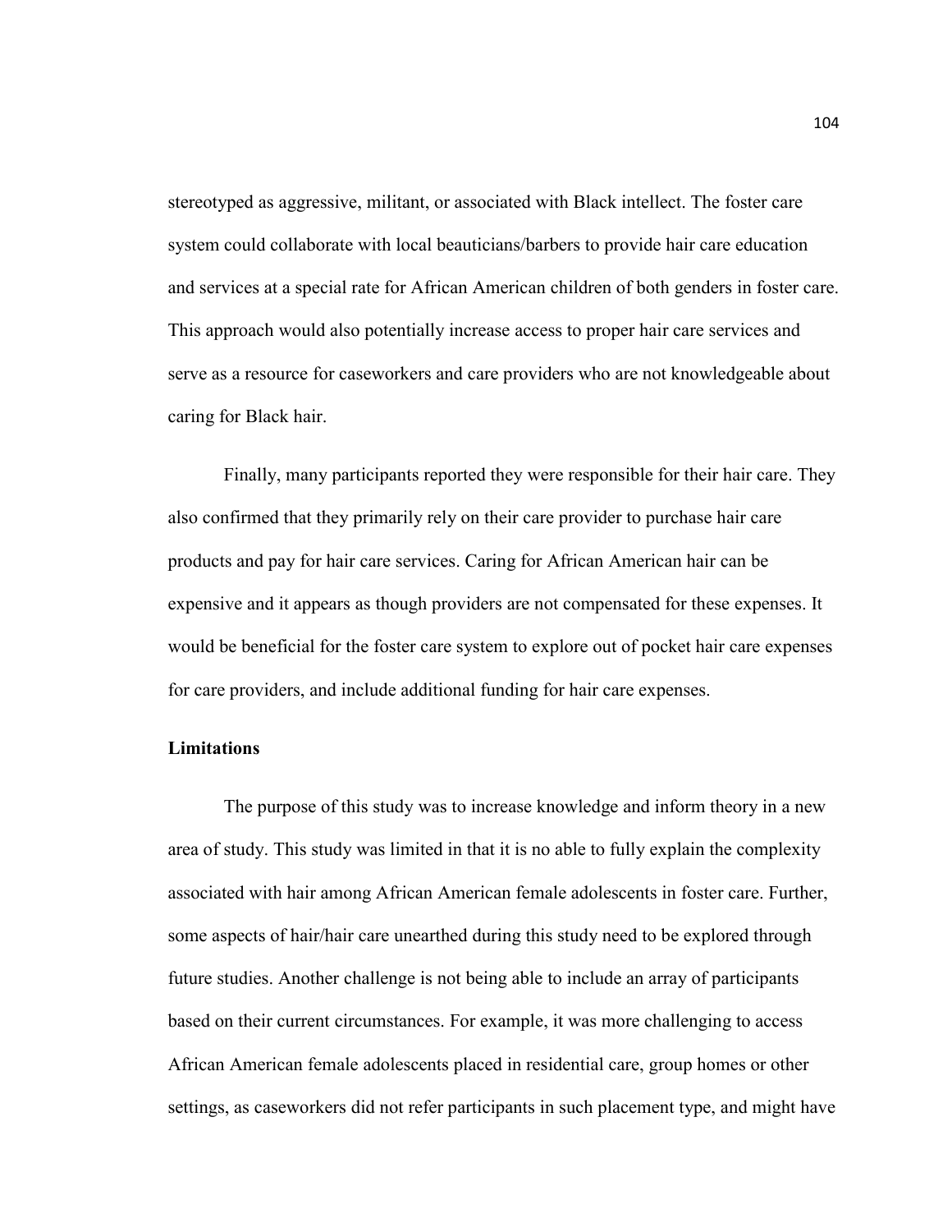stereotyped as aggressive, militant, or associated with Black intellect. The foster care system could collaborate with local beauticians/barbers to provide hair care education and services at a special rate for African American children of both genders in foster care. This approach would also potentially increase access to proper hair care services and serve as a resource for caseworkers and care providers who are not knowledgeable about caring for Black hair.

Finally, many participants reported they were responsible for their hair care. They also confirmed that they primarily rely on their care provider to purchase hair care products and pay for hair care services. Caring for African American hair can be expensive and it appears as though providers are not compensated for these expenses. It would be beneficial for the foster care system to explore out of pocket hair care expenses for care providers, and include additional funding for hair care expenses.

**Limitations**

The purpose of this study was to increase knowledge and inform theory in a new area of study. This study was limited in that it is no able to fully explain the complexity associated with hair among African American female adolescents in foster care. Further, some aspects of hair/hair care unearthed during this study need to be explored through future studies. Another challenge is not being able to include an array of participants based on their current circumstances. For example, it was more challenging to access African American female adolescents placed in residential care, group homes or other settings, as caseworkers did not refer participants in such placement type, and might have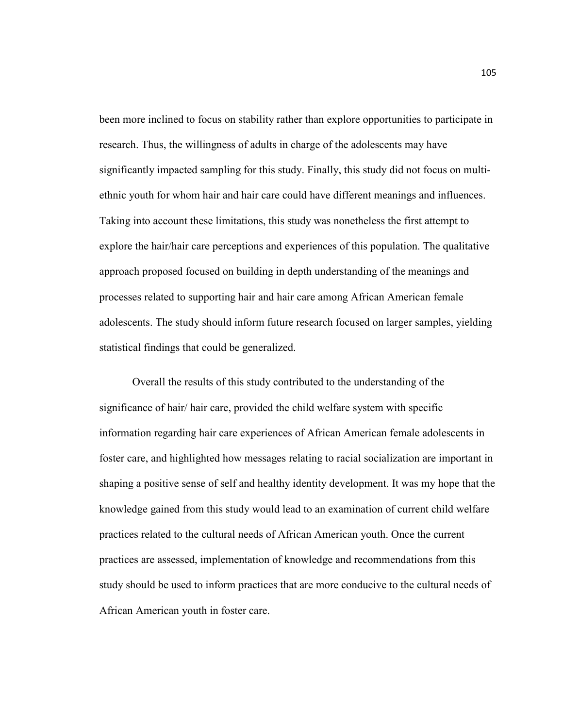been more inclined to focus on stability rather than explore opportunities to participate in research. Thus, the willingness of adults in charge of the adolescents may have significantly impacted sampling for this study. Finally, this study did not focus on multi-ethnic youth for whom hair and hair care could have different meanings and influences. Taking into account these limitations, this study was nonetheless the first attempt to explore the hair/hair care perceptions and experiences of this population. The qualitative approach proposed focused on building in depth understanding of the meanings and processes related to supporting hair and hair care among African American female adolescents. The study should inform future research focused on larger samples, yielding statistical findings that could be generalized.

Overall the results of this study contributed to the understanding of the significance of hair/ hair care, provided the child welfare system with specific information regarding hair care experiences of African American female adolescents in foster care, and highlighted how messages relating to racial socialization are important in shaping a positive sense of self and healthy identity development. It was my hope that the knowledge gained from this study would lead to an examination of current child welfare practices related to the cultural needs of African American youth. Once the current practices are assessed, implementation of knowledge and recommendations from this study should be used to inform practices that are more conducive to the cultural needs of African American youth in foster care.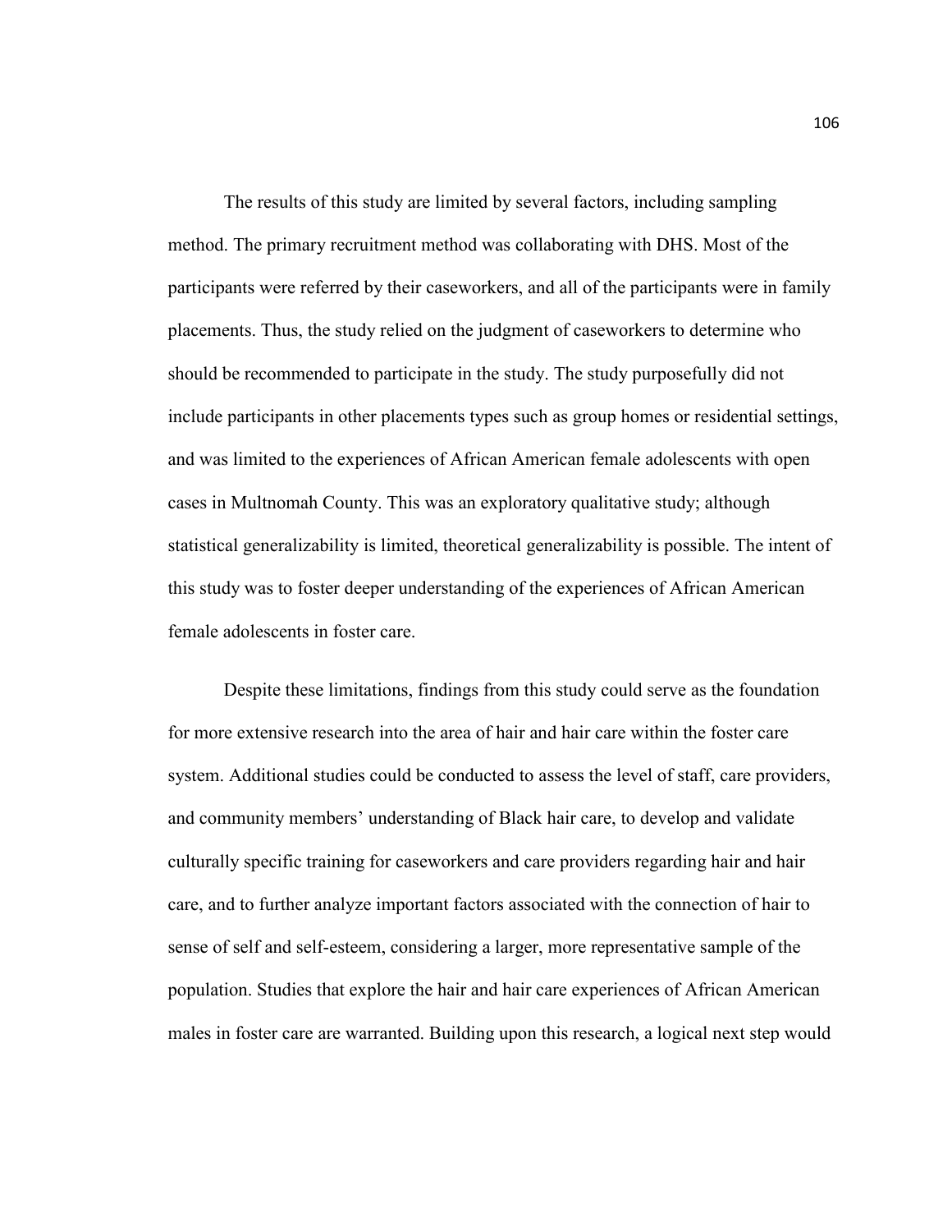The results of this study are limited by several factors, including sampling method. The primary recruitment method was collaborating with DHS. Most of the participants were referred by their caseworkers, and all of the participants were in family placements. Thus, the study relied on the judgment of caseworkers to determine who should be recommended to participate in the study. The study purposefully did not include participants in other placements types such as group homes or residential settings, and was limited to the experiences of African American female adolescents with open cases in Multnomah County. This was an exploratory qualitative study; although statistical generalizability is limited, theoretical generalizability is possible. The intent of this study was to foster deeper understanding of the experiences of African American female adolescents in foster care.

Despite these limitations, findings from this study could serve as the foundation for more extensive research into the area of hair and hair care within the foster care system. Additional studies could be conducted to assess the level of staff, care providers, and community members' understanding of Black hair care, to develop and validate culturally specific training for caseworkers and care providers regarding hair and hair care, and to further analyze important factors associated with the connection of hair to sense of self and self-esteem, considering a larger, more representative sample of the population. Studies that explore the hair and hair care experiences of African American males in foster care are warranted. Building upon this research, a logical next step would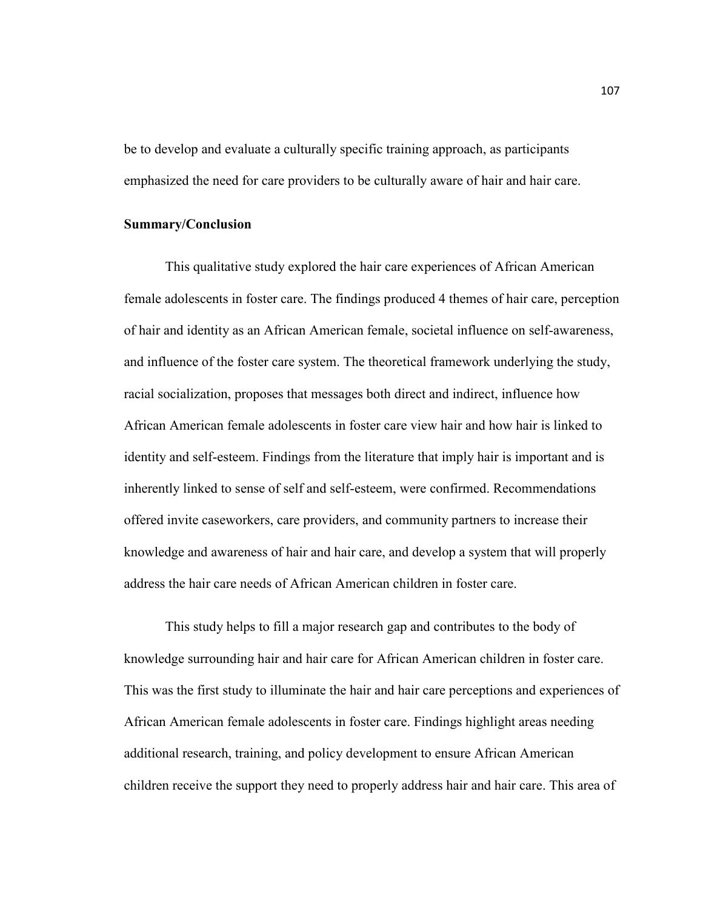be to develop and evaluate a culturally specific training approach, as participants emphasized the need for care providers to be culturally aware of hair and hair care.

**Summary/Conclusion**

This qualitative study explored the hair care experiences of African American female adolescents in foster care. The findings produced 4 themes of hair care, perception of hair and identity as an African American female, societal influence on self-awareness, and influence of the foster care system. The theoretical framework underlying the study, racial socialization, proposes that messages both direct and indirect, influence how African American female adolescents in foster care view hair and how hair is linked to identity and self-esteem. Findings from the literature that imply hair is important and is inherently linked to sense of self and self-esteem, were confirmed. Recommendations offered invite caseworkers, care providers, and community partners to increase their knowledge and awareness of hair and hair care, and develop a system that will properly address the hair care needs of African American children in foster care.

This study helps to fill a major research gap and contributes to the body of knowledge surrounding hair and hair care for African American children in foster care. This was the first study to illuminate the hair and hair care perceptions and experiences of African American female adolescents in foster care. Findings highlight areas needing additional research, training, and policy development to ensure African American children receive the support they need to properly address hair and hair care. This area of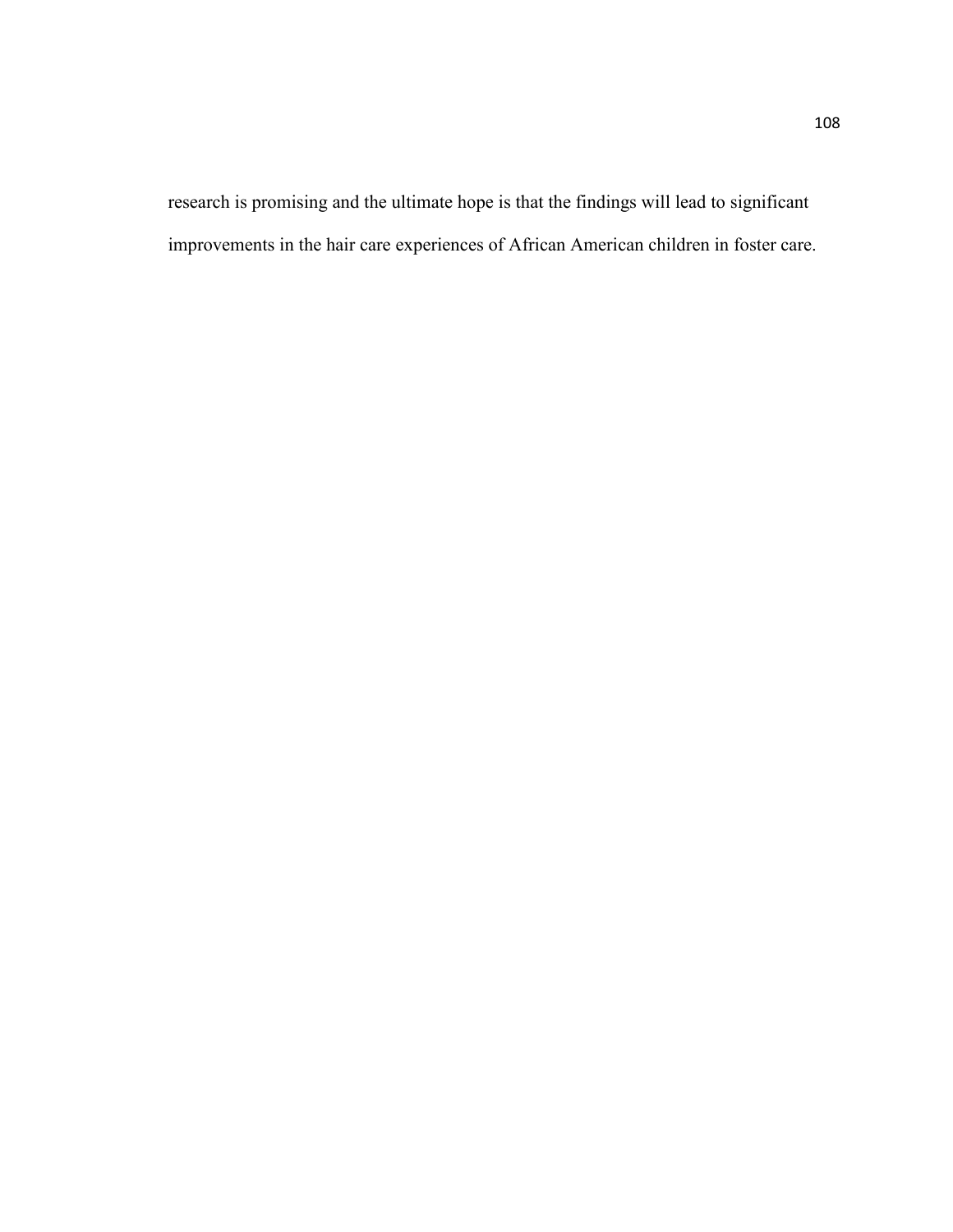research is promising and the ultimate hope is that the findings will lead to significant improvements in the hair care experiences of African American children in foster care.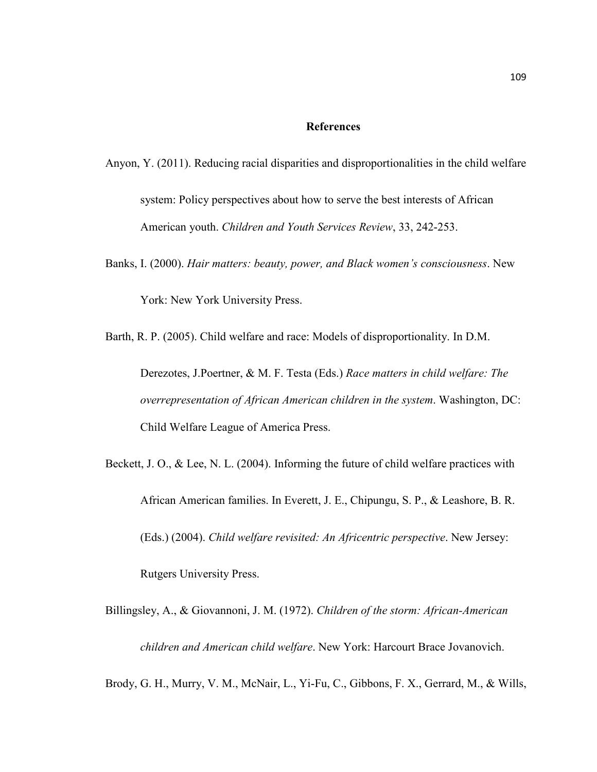# References

Anyon, Y. (2011). Reducing racial disparities and disproportionalities in the child welfare system: Policy perspectives about how to serve the best interests of African American youth. *Children and Youth Services Review*, 33, 242-253.

Banks, I. (2000). *Hair matters: beauty, power, and Black women's consciousness*. New York: New York University Press.

Barth, R. P. (2005). Child welfare and race: Models of disproportionality. In D.M. Derezotes, J.Poertner, & M. F. Testa (Eds.) *Race matters in child welfare: The overrepresentation of African American children in the system*. Washington, DC: Child Welfare League of America Press.

Beckett, J. O., & Lee, N. L. (2004). Informing the future of child welfare practices with African American families. In Everett, J. E., Chipungu, S. P., & Leashore, B. R. (Eds.) (2004). *Child welfare revisited: An Africentric perspective*. New Jersey: Rutgers University Press.

Billingsley, A., & Giovannoni, J. M. (1972). *Children of the storm: African-American children and American child welfare*. New York: Harcourt Brace Jovanovich.

Brody, G. H., Murry, V. M., McNair, L., Yi-Fu, C., Gibbons, F. X., Gerrard, M., & Wills,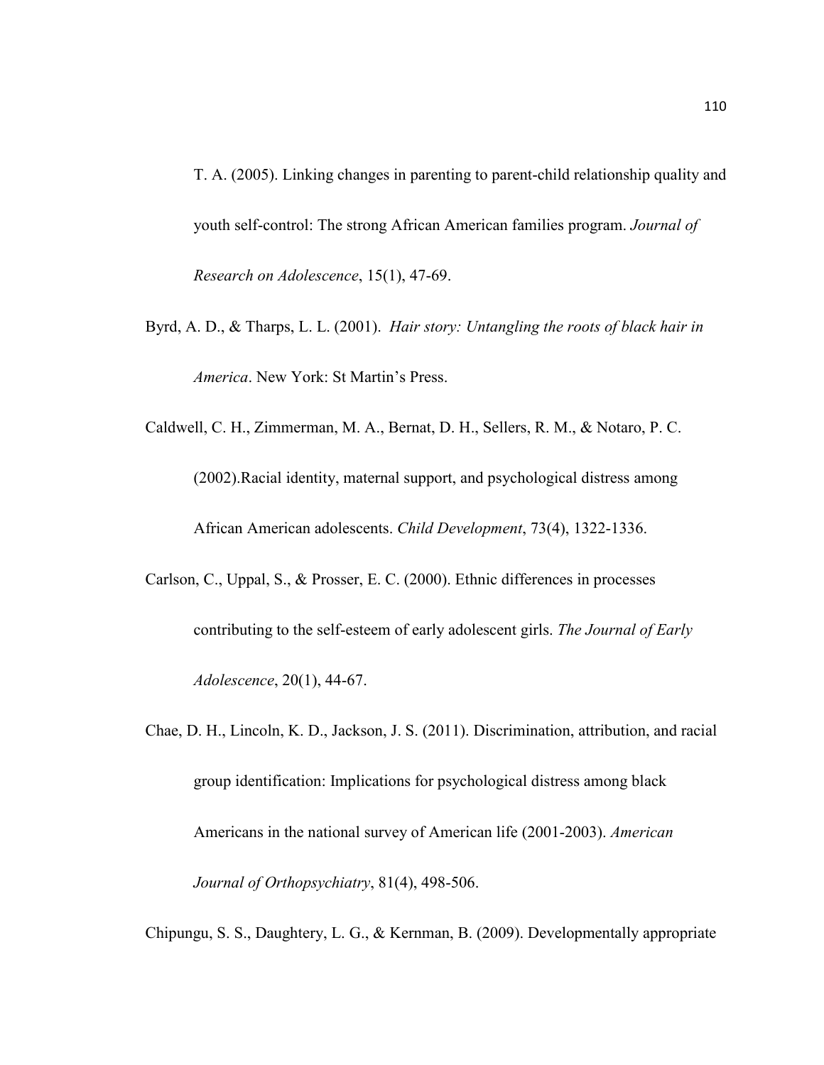T. A. (2005). Linking changes in parenting to parent-child relationship quality and youth self-control: The strong African American families program. *Journal of Research on Adolescence*, 15(1), 47-69.

Byrd, A. D., & Tharps, L. L. (2001). *Hair story: Untangling the roots of black hair in America*. New York: St Martin's Press.

Caldwell, C. H., Zimmerman, M. A., Bernat, D. H., Sellers, R. M., & Notaro, P. C. (2002).Racial identity, maternal support, and psychological distress among African American adolescents. *Child Development*, 73(4), 1322-1336.

Carlson, C., Uppal, S., & Prosser, E. C. (2000). Ethnic differences in processes contributing to the self-esteem of early adolescent girls. *The Journal of Early Adolescence*, 20(1), 44-67.

Chae, D. H., Lincoln, K. D., Jackson, J. S. (2011). Discrimination, attribution, and racial group identification: Implications for psychological distress among black Americans in the national survey of American life (2001-2003). *American Journal of Orthopsychiatry*, 81(4), 498-506.

Chipungu, S. S., Daughtery, L. G., & Kernman, B. (2009). Developmentally appropriate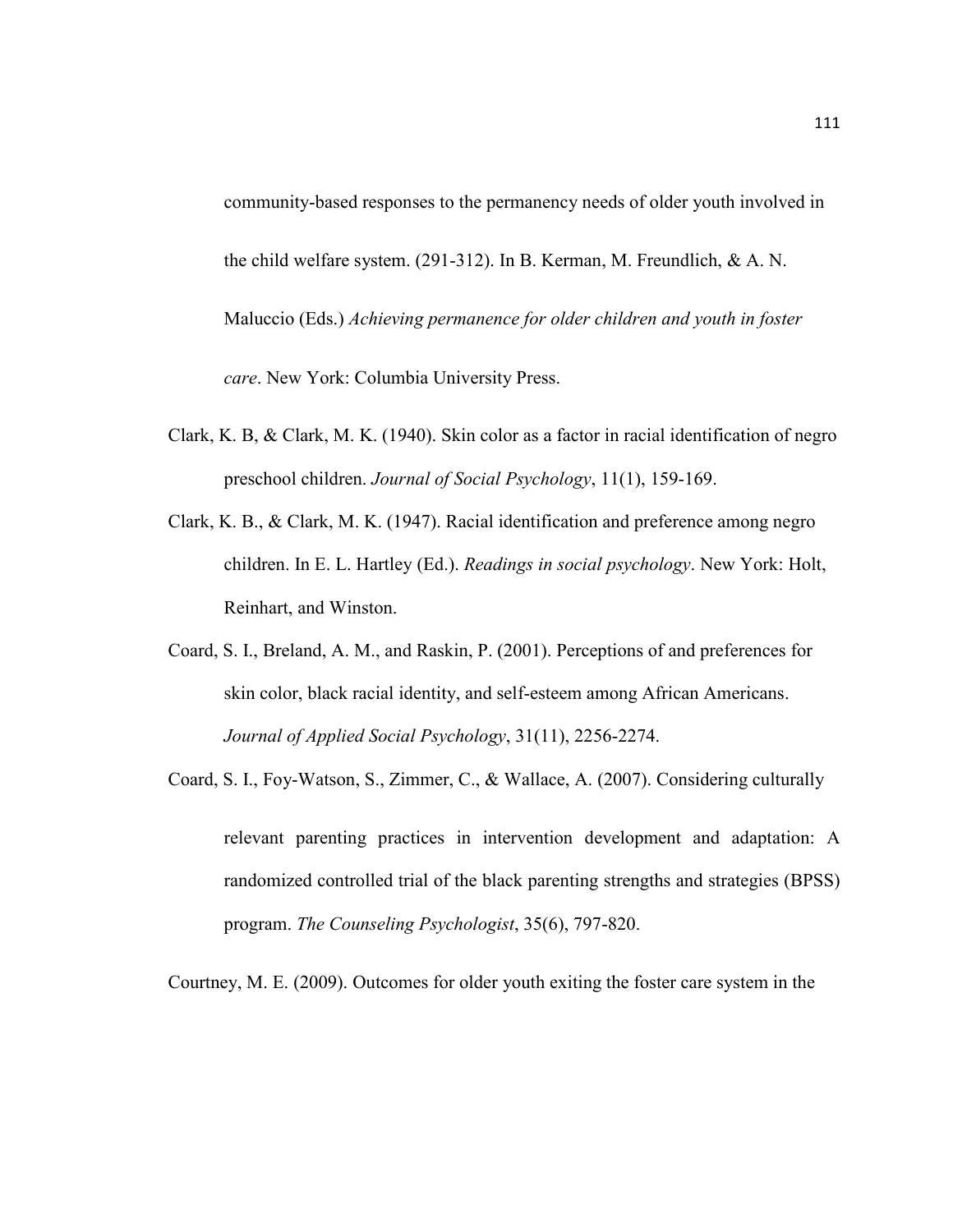community-based responses to the permanency needs of older youth involved in the child welfare system. (291-312). In B. Kerman, M. Freundlich, & A. N. Maluccio (Eds.) *Achieving permanence for older children and youth in foster care*. New York: Columbia University Press.

Clark, K. B, & Clark, M. K. (1940). Skin color as a factor in racial identification of negro preschool children. *Journal of Social Psychology*, 11(1), 159-169.

Clark, K. B., & Clark, M. K. (1947). Racial identification and preference among negro children. In E. L. Hartley (Ed.). *Readings in social psychology*. New York: Holt, Reinhart, and Winston.

Coard, S. I., Breland, A. M., and Raskin, P. (2001). Perceptions of and preferences for skin color, black racial identity, and self-esteem among African Americans. *Journal of Applied Social Psychology*, 31(11), 2256-2274.

Coard, S. I., Foy-Watson, S., Zimmer, C., & Wallace, A. (2007). Considering culturally relevant parenting practices in intervention development and adaptation: A randomized controlled trial of the black parenting strengths and strategies (BPSS) program. *The Counseling Psychologist*, 35(6), 797-820.

Courtney, M. E. (2009). Outcomes for older youth exiting the foster care system in the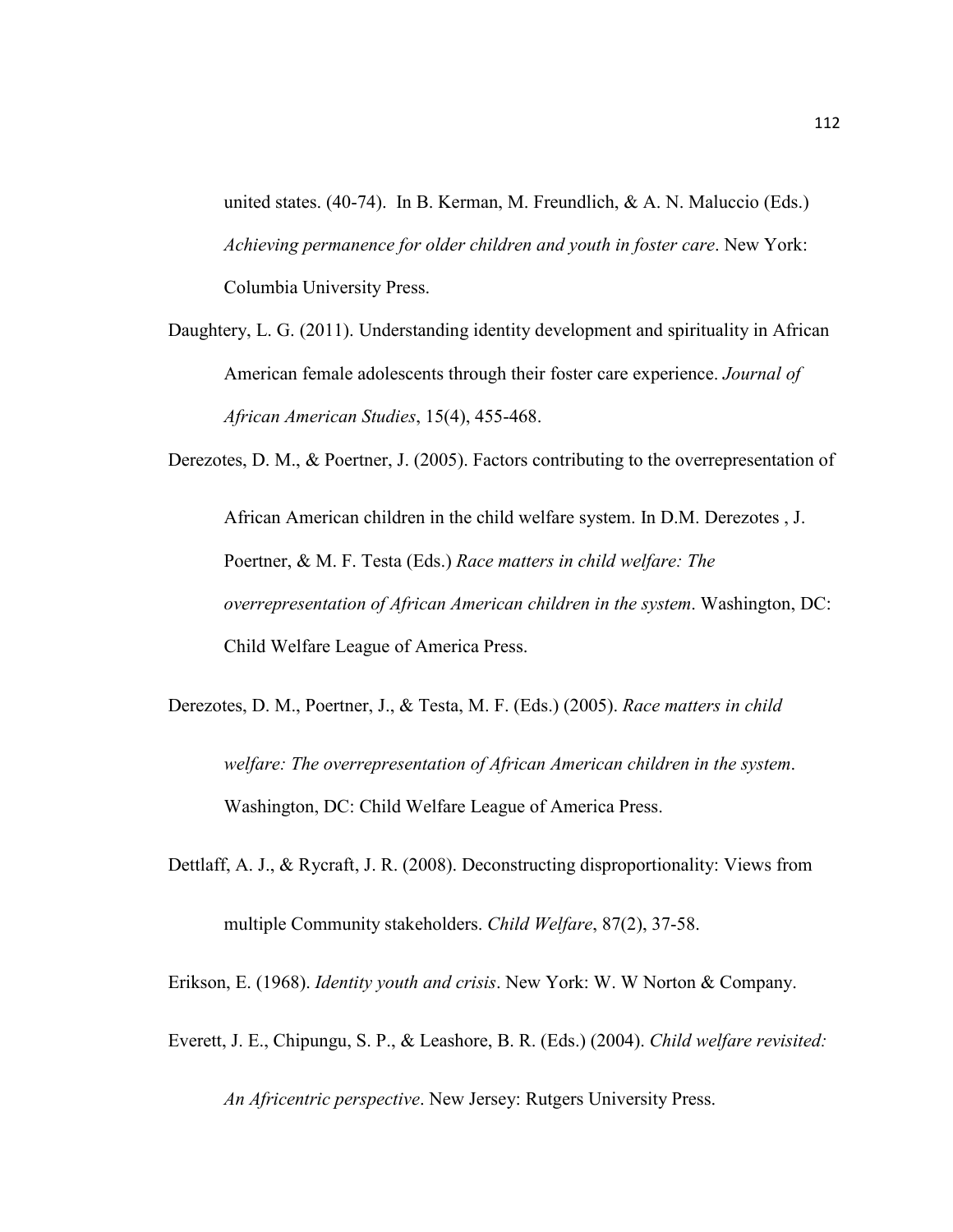united states. (40-74). In B. Kerman, M. Freundlich, & A. N. Maluccio (Eds.) *Achieving permanence for older children and youth in foster care*. New York: Columbia University Press.

Daughtery, L. G. (2011). Understanding identity development and spirituality in African American female adolescents through their foster care experience. *Journal of African American Studies*, 15(4), 455-468.

Derezotes, D. M., & Poertner, J. (2005). Factors contributing to the overrepresentation of African American children in the child welfare system. In D.M. Derezotes , J. Poertner, & M. F. Testa (Eds.) *Race matters in child welfare: The overrepresentation of African American children in the system*. Washington, DC: Child Welfare League of America Press.

Derezotes, D. M., Poertner, J., & Testa, M. F. (Eds.) (2005). *Race matters in child welfare: The overrepresentation of African American children in the system*. Washington, DC: Child Welfare League of America Press.

Dettlaff, A. J., & Rycraft, J. R. (2008). Deconstructing disproportionality: Views from multiple Community stakeholders. *Child Welfare*, 87(2), 37-58.

Erikson, E. (1968). *Identity youth and crisis*. New York: W. W Norton & Company.

Everett, J. E., Chipungu, S. P., & Leashore, B. R. (Eds.) (2004). *Child welfare revisited: An Africentric perspective*. New Jersey: Rutgers University Press.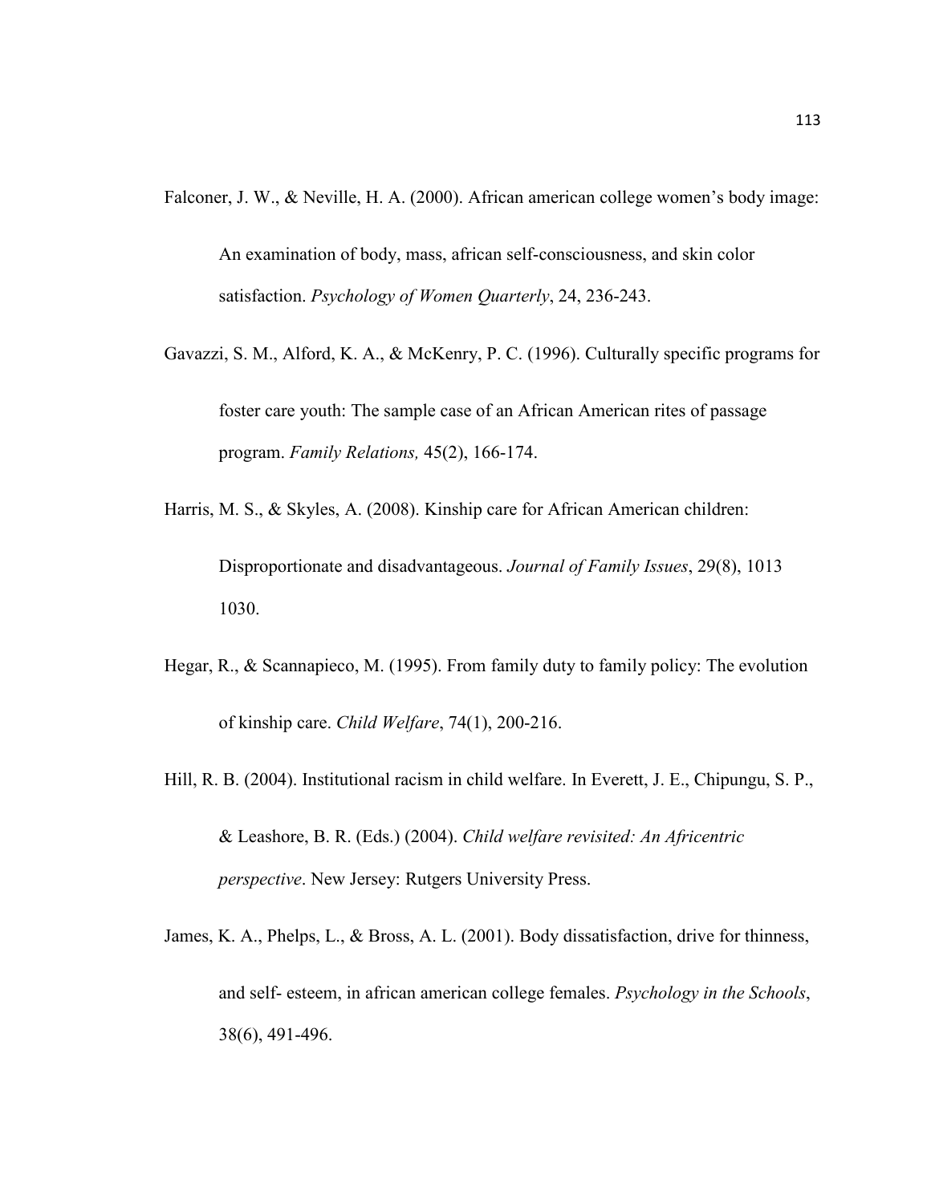Falconer, J. W., & Neville, H. A. (2000). African american college women's body image: An examination of body, mass, african self-consciousness, and skin color satisfaction. *Psychology of Women Quarterly*, 24, 236-243.

Gavazzi, S. M., Alford, K. A., & McKenry, P. C. (1996). Culturally specific programs for foster care youth: The sample case of an African American rites of passage program. *Family Relations,* 45(2), 166-174.

Harris, M. S., & Skyles, A. (2008). Kinship care for African American children: Disproportionate and disadvantageous. *Journal of Family Issues*, 29(8), 1013 1030.

Hegar, R., & Scannapieco, M. (1995). From family duty to family policy: The evolution of kinship care. *Child Welfare*, 74(1), 200-216.

Hill, R. B. (2004). Institutional racism in child welfare. In Everett, J. E., Chipungu, S. P., & Leashore, B. R. (Eds.) (2004). *Child welfare revisited: An Africentric perspective*. New Jersey: Rutgers University Press.

James, K. A., Phelps, L., & Bross, A. L. (2001). Body dissatisfaction, drive for thinness, and self- esteem, in african american college females. *Psychology in the Schools*, 38(6), 491-496.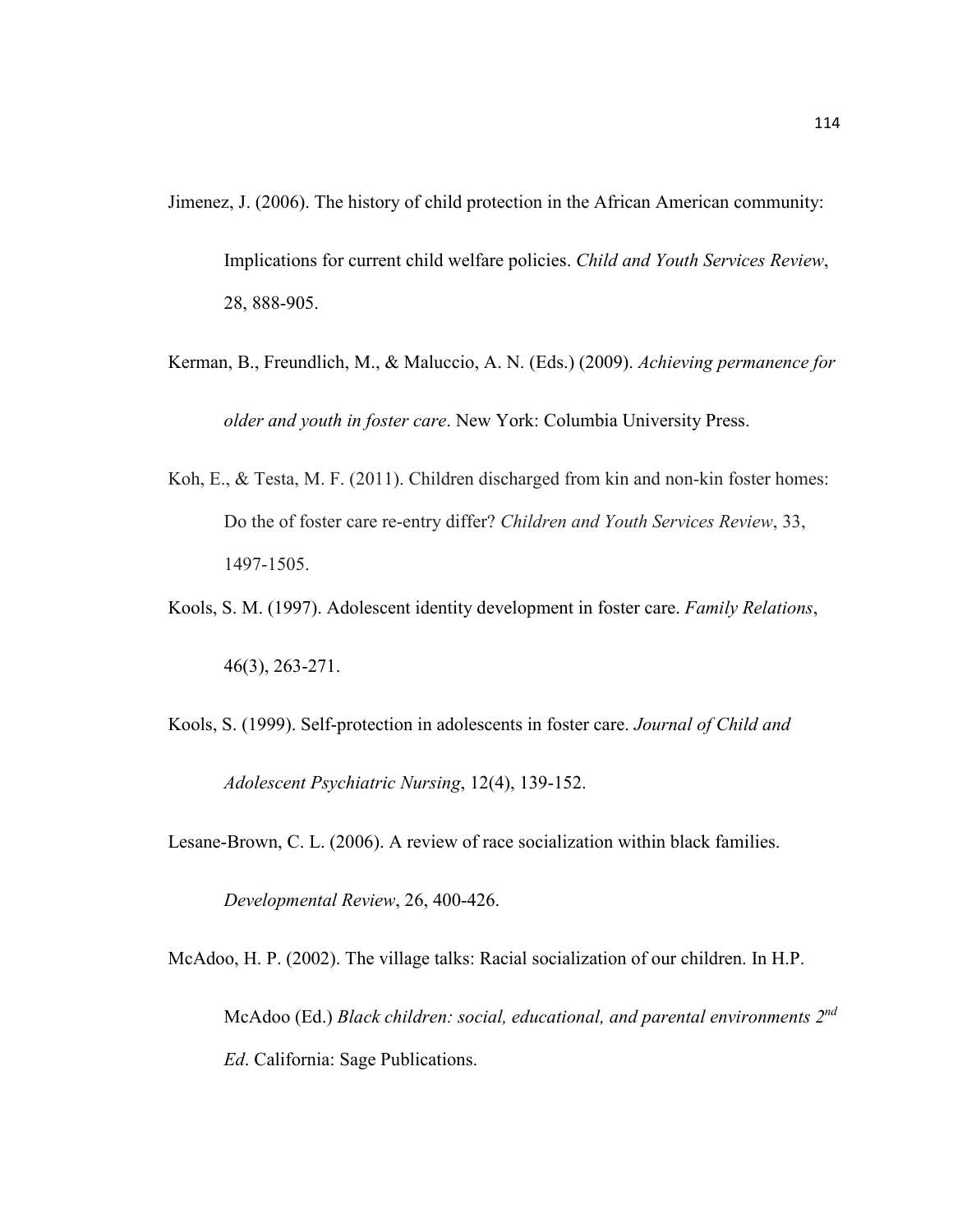Jimenez, J. (2006). The history of child protection in the African American community: Implications for current child welfare policies. *Child and Youth Services Review*, 28, 888-905.

Kerman, B., Freundlich, M., & Maluccio, A. N. (Eds.) (2009). *Achieving permanence for older and youth in foster care*. New York: Columbia University Press.

Koh, E., & Testa, M. F. (2011). Children discharged from kin and non-kin foster homes: Do the of foster care re-entry differ? *Children and Youth Services Review*, 33, 1497-1505.

Kools, S. M. (1997). Adolescent identity development in foster care. *Family Relations*, 46(3), 263-271.

Kools, S. (1999). Self-protection in adolescents in foster care. *Journal of Child and Adolescent Psychiatric Nursing*, 12(4), 139-152.

Lesane-Brown, C. L. (2006). A review of race socialization within black families. *Developmental Review*, 26, 400-426.

McAdoo, H. P. (2002). The village talks: Racial socialization of our children. In H.P. McAdoo (Ed.) *Black children: social, educational, and parental environments 2nd Ed*. California: Sage Publications.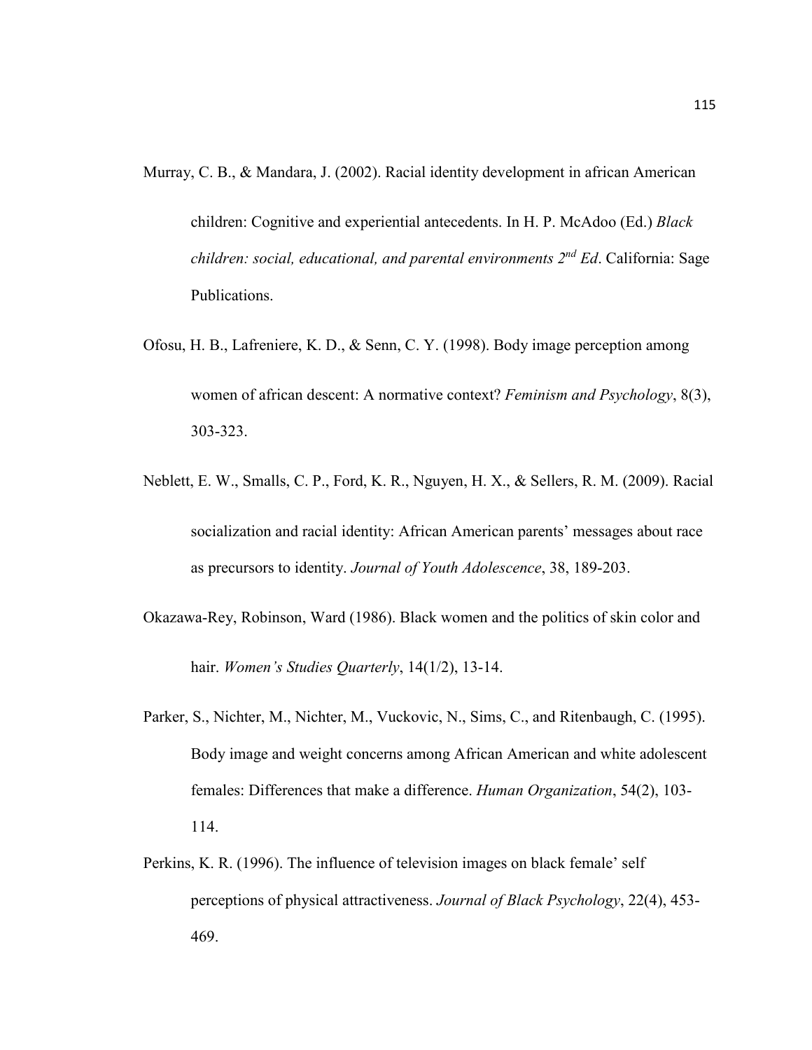Murray, C. B., & Mandara, J. (2002). Racial identity development in african American children: Cognitive and experiential antecedents. In H. P. McAdoo (Ed.) *Black children: social, educational, and parental environments 2nd Ed*. California: Sage Publications.

Ofosu, H. B., Lafreniere, K. D., & Senn, C. Y. (1998). Body image perception among women of african descent: A normative context? *Feminism and Psychology*, 8(3), 303-323.

Neblett, E. W., Smalls, C. P., Ford, K. R., Nguyen, H. X., & Sellers, R. M. (2009). Racial socialization and racial identity: African American parents' messages about race as precursors to identity. *Journal of Youth Adolescence*, 38, 189-203.

Okazawa-Rey, Robinson, Ward (1986). Black women and the politics of skin color and hair. *Women's Studies Quarterly*, 14(1/2), 13-14.

Parker, S., Nichter, M., Nichter, M., Vuckovic, N., Sims, C., and Ritenbaugh, C. (1995). Body image and weight concerns among African American and white adolescent females: Differences that make a difference. *Human Organization*, 54(2), 103-114.

Perkins, K. R. (1996). The influence of television images on black female' self perceptions of physical attractiveness. *Journal of Black Psychology*, 22(4), 453-469.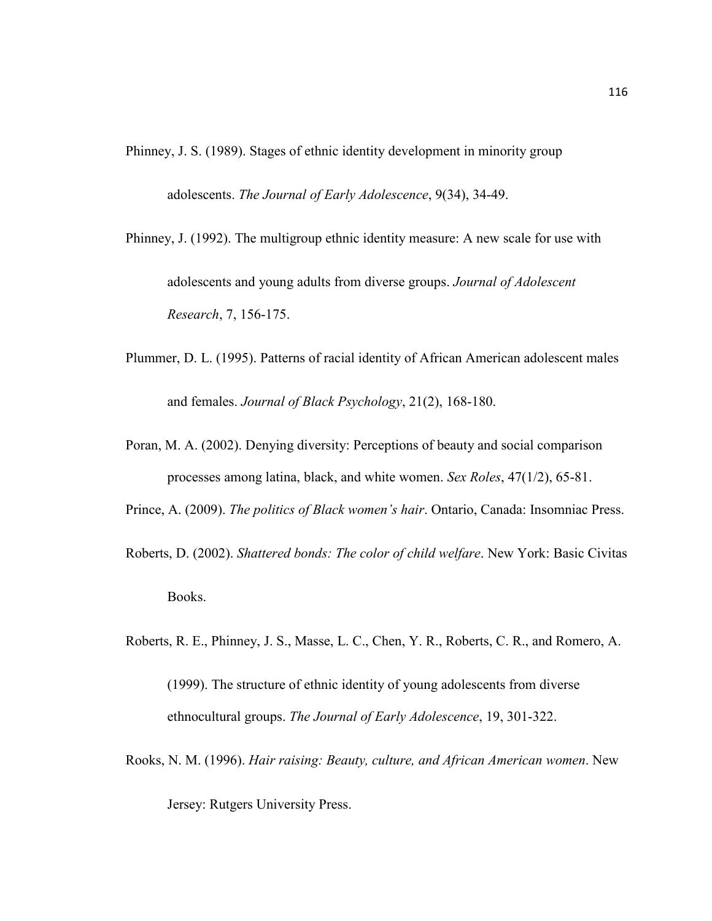Phinney, J. S. (1989). Stages of ethnic identity development in minority group adolescents. *The Journal of Early Adolescence*, 9(34), 34-49.

Phinney, J. (1992). The multigroup ethnic identity measure: A new scale for use with adolescents and young adults from diverse groups. *Journal of Adolescent Research*, 7, 156-175.

Plummer, D. L. (1995). Patterns of racial identity of African American adolescent males and females. *Journal of Black Psychology*, 21(2), 168-180.

Poran, M. A. (2002). Denying diversity: Perceptions of beauty and social comparison processes among latina, black, and white women. *Sex Roles*, 47(1/2), 65-81.

Prince, A. (2009). *The politics of Black women's hair*. Ontario, Canada: Insomniac Press.

Roberts, D. (2002). *Shattered bonds: The color of child welfare*. New York: Basic Civitas Books.

Roberts, R. E., Phinney, J. S., Masse, L. C., Chen, Y. R., Roberts, C. R., and Romero, A. (1999). The structure of ethnic identity of young adolescents from diverse ethnocultural groups. *The Journal of Early Adolescence*, 19, 301-322.

Rooks, N. M. (1996). *Hair raising: Beauty, culture, and African American women*. New Jersey: Rutgers University Press.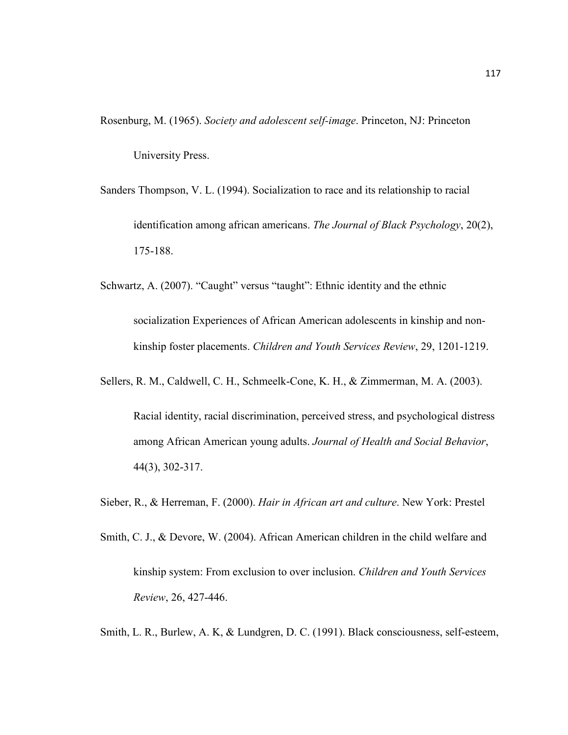Rosenburg, M. (1965). *Society and adolescent self-image*. Princeton, NJ: Princeton University Press.

Sanders Thompson, V. L. (1994). Socialization to race and its relationship to racial identification among african americans. *The Journal of Black Psychology*, 20(2), 175-188.

Schwartz, A. (2007). "Caught" versus "taught": Ethnic identity and the ethnic socialization Experiences of African American adolescents in kinship and non-kinship foster placements. *Children and Youth Services Review*, 29, 1201-1219.

Sellers, R. M., Caldwell, C. H., Schmeelk-Cone, K. H., & Zimmerman, M. A. (2003). Racial identity, racial discrimination, perceived stress, and psychological distress among African American young adults. *Journal of Health and Social Behavior*, 44(3), 302-317.

Sieber, R., & Herreman, F. (2000). *Hair in African art and culture*. New York: Prestel

Smith, C. J., & Devore, W. (2004). African American children in the child welfare and kinship system: From exclusion to over inclusion. *Children and Youth Services Review*, 26, 427-446.

Smith, L. R., Burlew, A. K, & Lundgren, D. C. (1991). Black consciousness, self-esteem,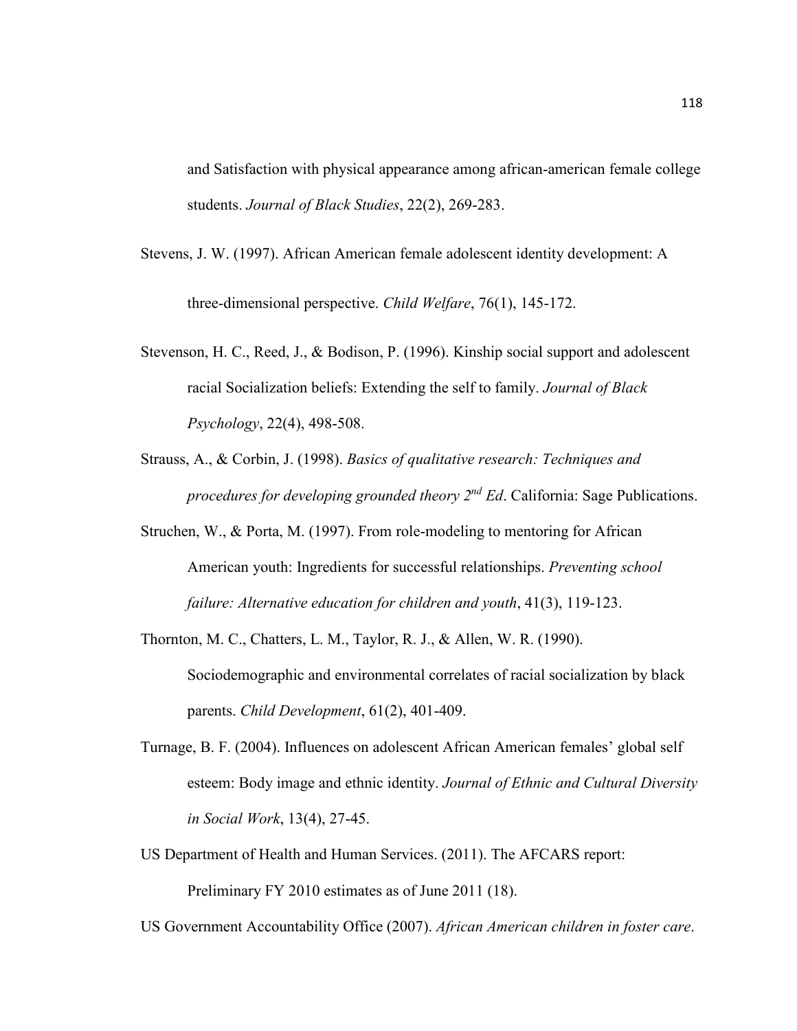and Satisfaction with physical appearance among african-american female college students. *Journal of Black Studies*, 22(2), 269-283.

Stevens, J. W. (1997). African American female adolescent identity development: A three-dimensional perspective. *Child Welfare*, 76(1), 145-172.

Stevenson, H. C., Reed, J., & Bodison, P. (1996). Kinship social support and adolescent racial Socialization beliefs: Extending the self to family. *Journal of Black Psychology*, 22(4), 498-508.

Strauss, A., & Corbin, J. (1998). *Basics of qualitative research: Techniques and procedures for developing grounded theory 2nd Ed*. California: Sage Publications.

Struchen, W., & Porta, M. (1997). From role-modeling to mentoring for African American youth: Ingredients for successful relationships. *Preventing school failure: Alternative education for children and youth*, 41(3), 119-123.

Thornton, M. C., Chatters, L. M., Taylor, R. J., & Allen, W. R. (1990). Sociodemographic and environmental correlates of racial socialization by black parents. *Child Development*, 61(2), 401-409.

Turnage, B. F. (2004). Influences on adolescent African American females' global self esteem: Body image and ethnic identity. *Journal of Ethnic and Cultural Diversity in Social Work*, 13(4), 27-45.

US Department of Health and Human Services. (2011). The AFCARS report: Preliminary FY 2010 estimates as of June 2011 (18).

US Government Accountability Office (2007). *African American children in foster care*.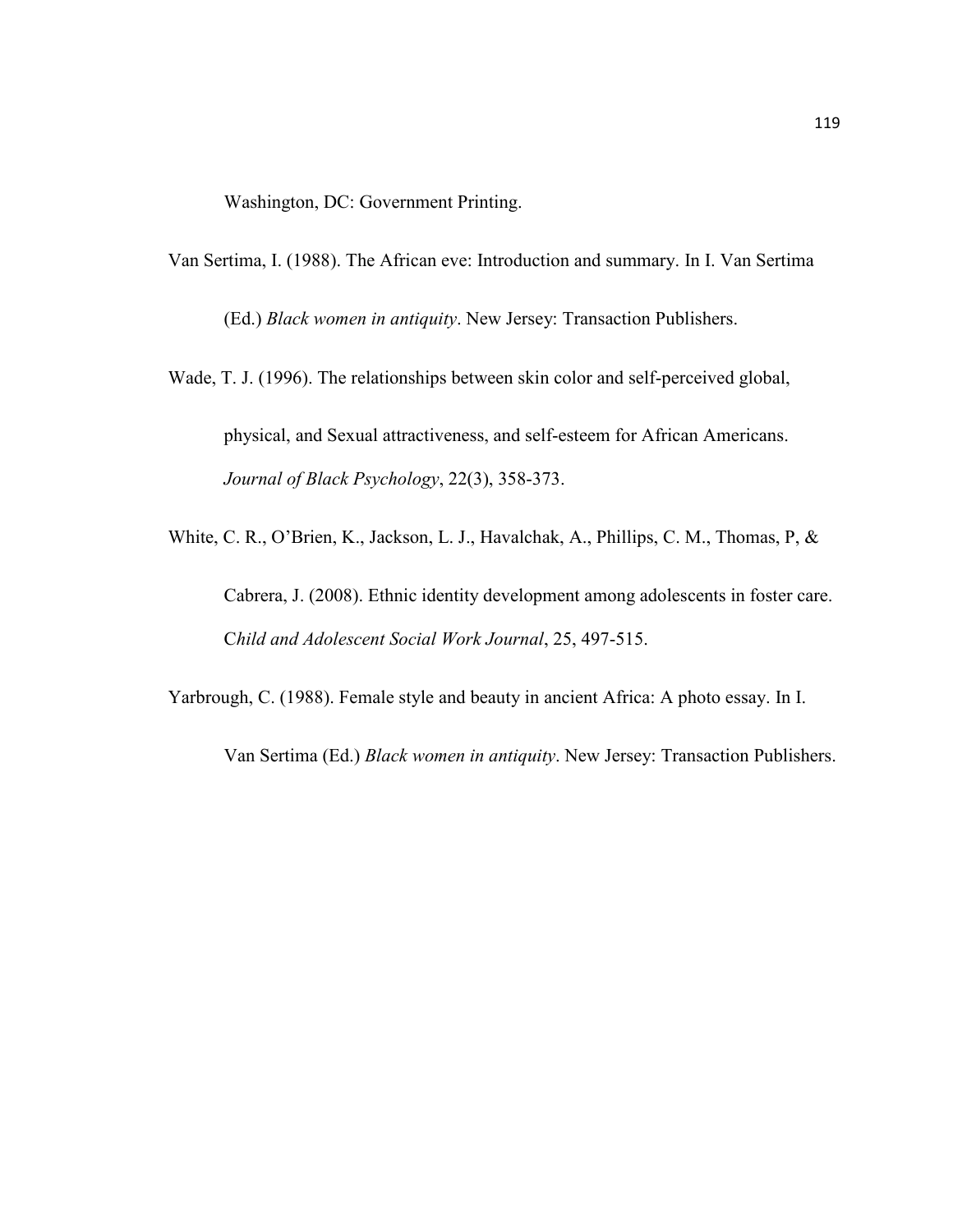Washington, DC: Government Printing.

Van Sertima, I. (1988). The African eve: Introduction and summary. In I. Van Sertima (Ed.) *Black women in antiquity*. New Jersey: Transaction Publishers.

Wade, T. J. (1996). The relationships between skin color and self-perceived global, physical, and Sexual attractiveness, and self-esteem for African Americans. *Journal of Black Psychology*, 22(3), 358-373.

White, C. R., O'Brien, K., Jackson, L. J., Havalchak, A., Phillips, C. M., Thomas, P, & Cabrera, J. (2008). Ethnic identity development among adolescents in foster care. C*hild and Adolescent Social Work Journal*, 25, 497-515.

Yarbrough, C. (1988). Female style and beauty in ancient Africa: A photo essay. In I. Van Sertima (Ed.) *Black women in antiquity*. New Jersey: Transaction Publishers.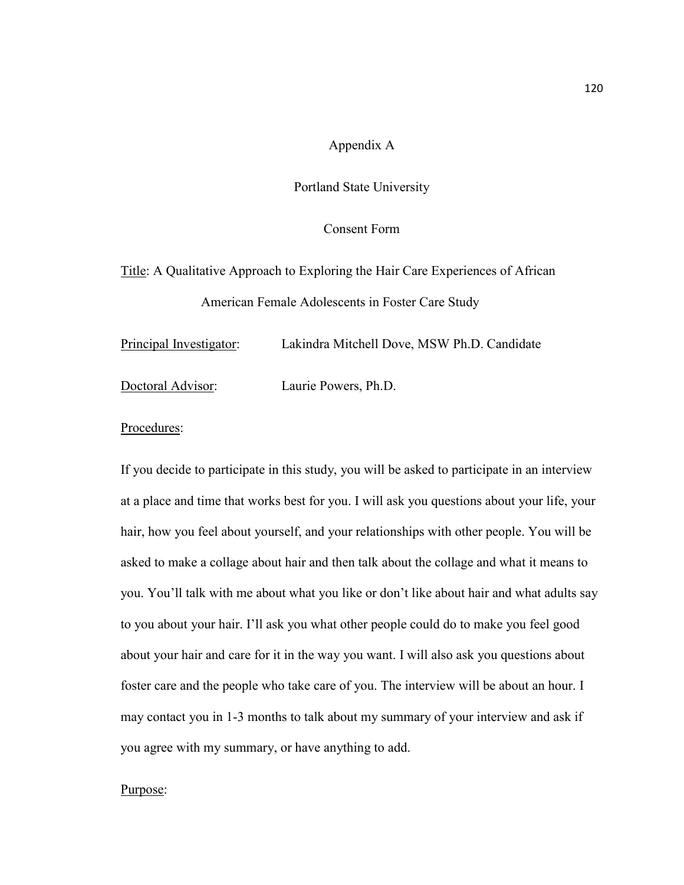# Appendix A

## Portland State University

## Consent Form

Title: A Qualitative Approach to Exploring the Hair Care Experiences of African American Female Adolescents in Foster Care Study

Principal Investigator: Lakindra Mitchell Dove, MSW Ph.D. Candidate

Doctoral Advisor: Laurie Powers, Ph.D.

Procedures:

If you decide to participate in this study, you will be asked to participate in an interview at a place and time that works best for you. I will ask you questions about your life, your hair, how you feel about yourself, and your relationships with other people. You will be asked to make a collage about hair and then talk about the collage and what it means to you. You'll talk with me about what you like or don't like about hair and what adults say to you about your hair. I'll ask you what other people could do to make you feel good about your hair and care for it in the way you want. I will also ask you questions about foster care and the people who take care of you. The interview will be about an hour. I may contact you in 1-3 months to talk about my summary of your interview and ask if you agree with my summary, or have anything to add.

Purpose: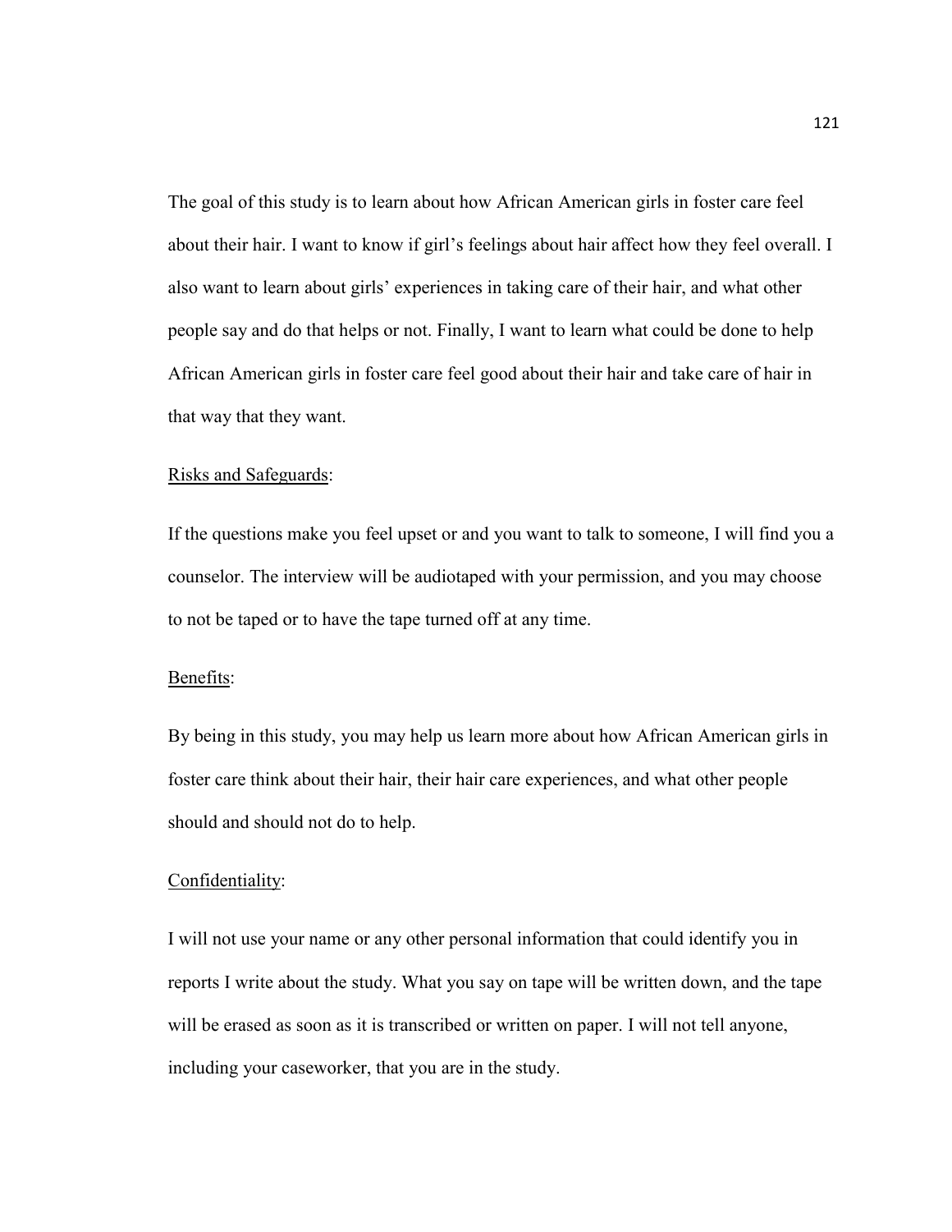The goal of this study is to learn about how African American girls in foster care feel about their hair. I want to know if girl's feelings about hair affect how they feel overall. I also want to learn about girls' experiences in taking care of their hair, and what other people say and do that helps or not. Finally, I want to learn what could be done to help African American girls in foster care feel good about their hair and take care of hair in that way that they want.

<u>Risks and Safeguards</u>:

If the questions make you feel upset or and you want to talk to someone, I will find you a counselor. The interview will be audiotaped with your permission, and you may choose to not be taped or to have the tape turned off at any time.

<u>Benefits</u>:

By being in this study, you may help us learn more about how African American girls in foster care think about their hair, their hair care experiences, and what other people should and should not do to help.

<u>Confidentiality</u>:

I will not use your name or any other personal information that could identify you in reports I write about the study. What you say on tape will be written down, and the tape will be erased as soon as it is transcribed or written on paper. I will not tell anyone, including your caseworker, that you are in the study.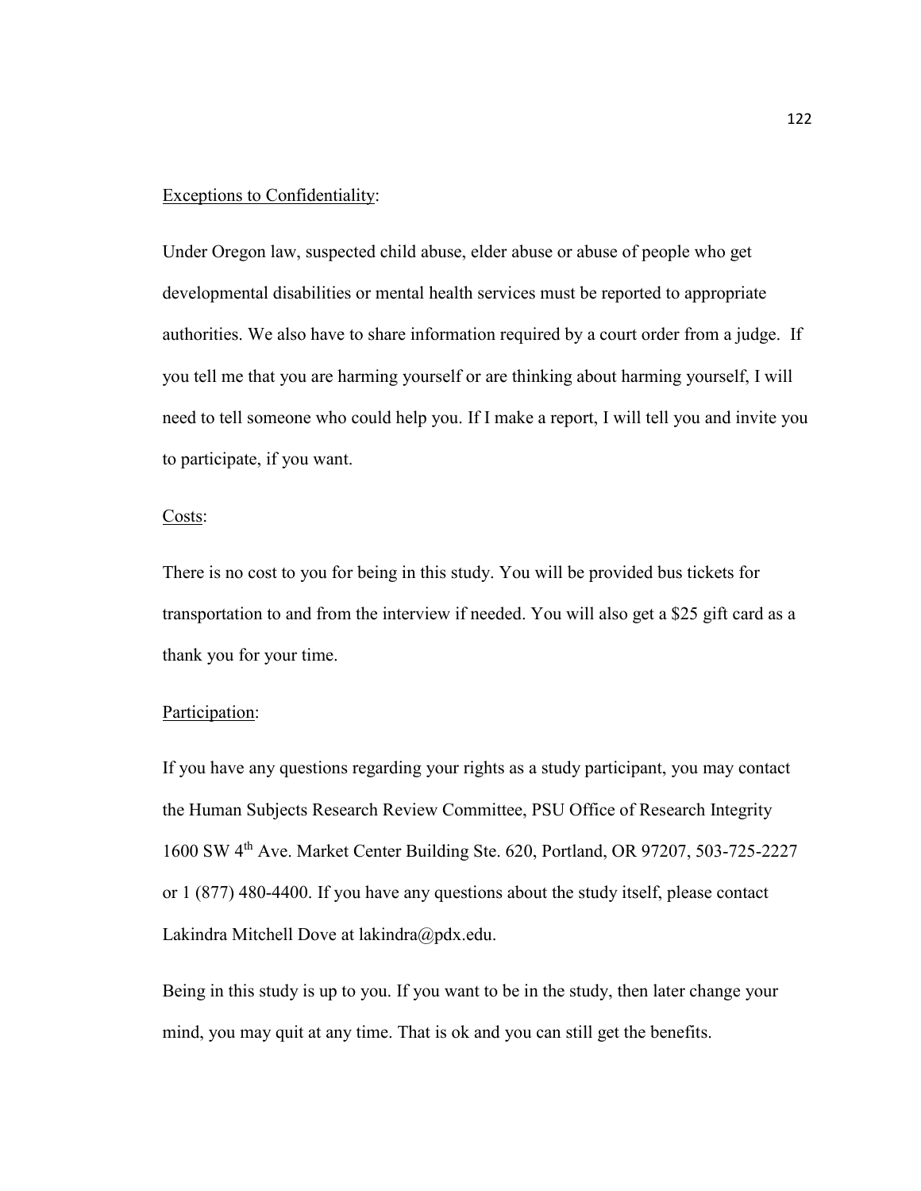Exceptions to Confidentiality:

Under Oregon law, suspected child abuse, elder abuse or abuse of people who get developmental disabilities or mental health services must be reported to appropriate authorities. We also have to share information required by a court order from a judge. If you tell me that you are harming yourself or are thinking about harming yourself, I will need to tell someone who could help you. If I make a report, I will tell you and invite you to participate, if you want.

Costs:

There is no cost to you for being in this study. You will be provided bus tickets for transportation to and from the interview if needed. You will also get a $25 gift card as a thank you for your time.

Participation:

If you have any questions regarding your rights as a study participant, you may contact the Human Subjects Research Review Committee, PSU Office of Research Integrity 1600 SW 4th Ave. Market Center Building Ste. 620, Portland, OR 97207, 503-725-2227 or 1 (877) 480-4400. If you have any questions about the study itself, please contact Lakindra Mitchell Dove at lakindra@pdx.edu.

Being in this study is up to you. If you want to be in the study, then later change your mind, you may quit at any time. That is ok and you can still get the benefits.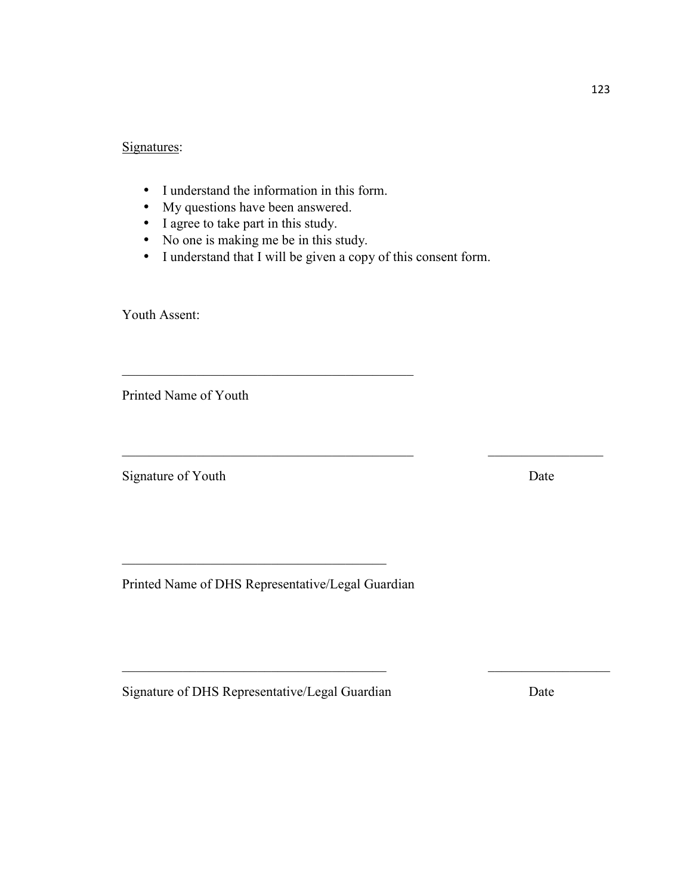<u>Signatures</u>:

- I understand the information in this form.
- My questions have been answered.
- I agree to take part in this study.
- No one is making me be in this study.
- I understand that I will be given a copy of this consent form.

Youth Assent:

\_\_\_\_\_\_\_\_\_\_\_\_\_\_\_\_\_\_\_\_\_\_\_\_\_\_\_\_\_\_\_\_\_\_\_\_\_\_\_\_\_\_\_\_

Printed Name of Youth

\_\_\_\_\_\_\_\_\_\_\_\_\_\_\_\_\_\_\_\_\_\_\_\_\_\_\_\_\_\_\_\_\_\_\_\_\_\_\_\_\_\_\_\_ \_\_\_\_\_\_\_\_\_\_\_\_\_\_\_\_\_\_

Signature of Youth Date

\_\_\_\_\_\_\_\_\_\_\_\_\_\_\_\_\_\_\_\_\_\_\_\_\_\_\_\_\_\_\_\_\_\_\_\_\_\_\_\_

Printed Name of DHS Representative/Legal Guardian

\_\_\_\_\_\_\_\_\_\_\_\_\_\_\_\_\_\_\_\_\_\_\_\_\_\_\_\_\_\_\_\_\_\_\_\_\_\_\_\_ \_\_\_\_\_\_\_\_\_\_\_\_\_\_\_\_\_\_\_

Signature of DHS Representative/Legal Guardian Date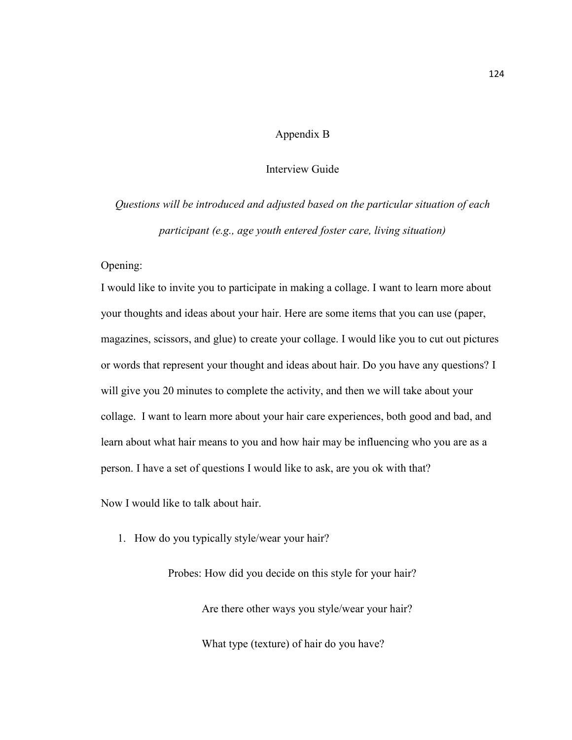## Appendix B

## Interview Guide

*Questions will be introduced and adjusted based on the particular situation of each participant (e.g., age youth entered foster care, living situation)*

Opening:

I would like to invite you to participate in making a collage. I want to learn more about your thoughts and ideas about your hair. Here are some items that you can use (paper, magazines, scissors, and glue) to create your collage. I would like you to cut out pictures or words that represent your thought and ideas about hair. Do you have any questions? I will give you 20 minutes to complete the activity, and then we will take about your collage. I want to learn more about your hair care experiences, both good and bad, and learn about what hair means to you and how hair may be influencing who you are as a person. I have a set of questions I would like to ask, are you ok with that?

Now I would like to talk about hair.

1. How do you typically style/wear your hair?

    Probes: How did you decide on this style for your hair?

    Are there other ways you style/wear your hair?

    What type (texture) of hair do you have?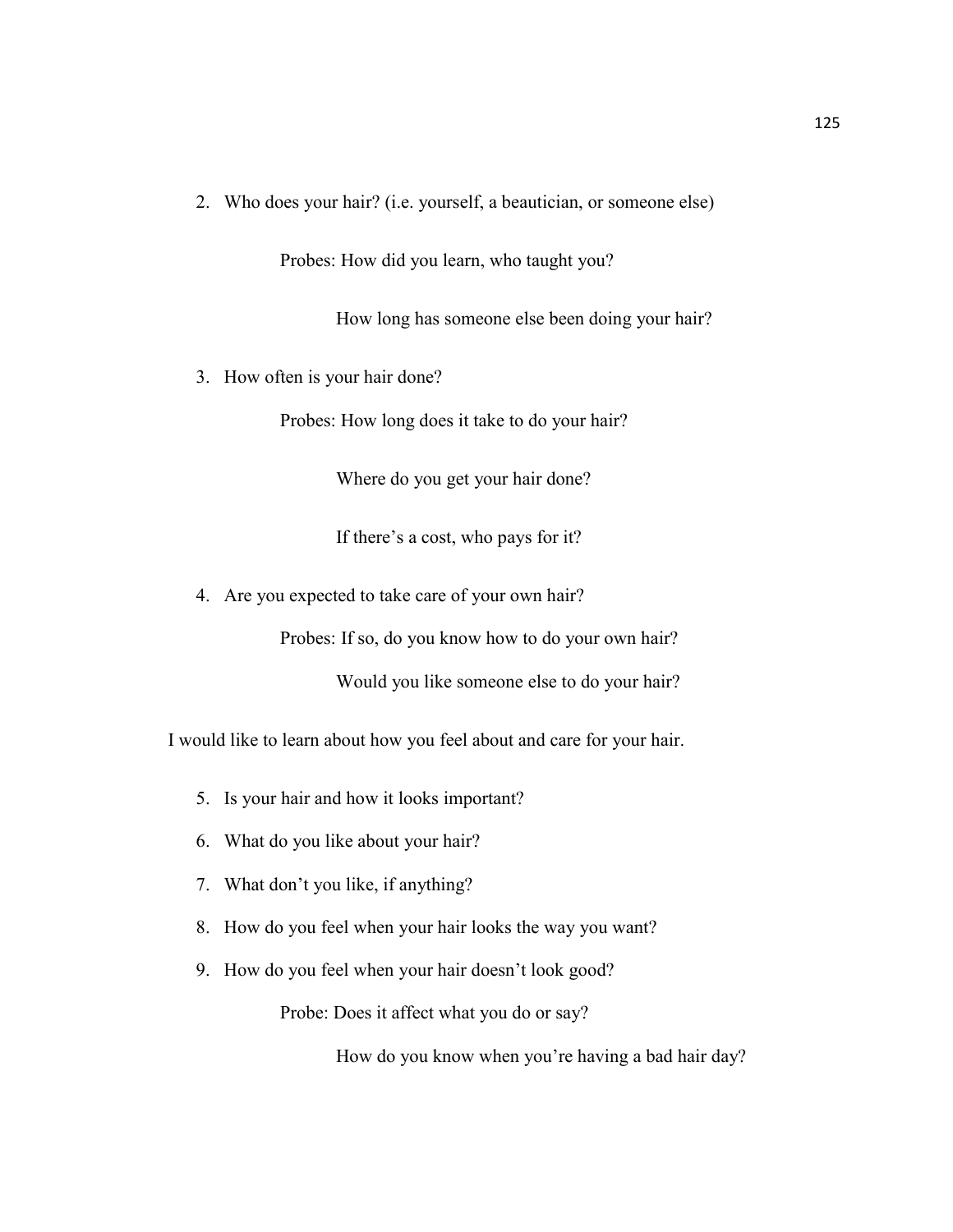2. Who does your hair? (i.e. yourself, a beautician, or someone else)

    Probes: How did you learn, who taught you?

    How long has someone else been doing your hair?

3. How often is your hair done?

    Probes: How long does it take to do your hair?

    Where do you get your hair done?

    If there's a cost, who pays for it?

4. Are you expected to take care of your own hair?

    Probes: If so, do you know how to do your own hair?

    Would you like someone else to do your hair?

I would like to learn about how you feel about and care for your hair.

5. Is your hair and how it looks important?
6. What do you like about your hair?
7. What don't you like, if anything?
8. How do you feel when your hair looks the way you want?
9. How do you feel when your hair doesn't look good?

    Probe: Does it affect what you do or say?

    How do you know when you're having a bad hair day?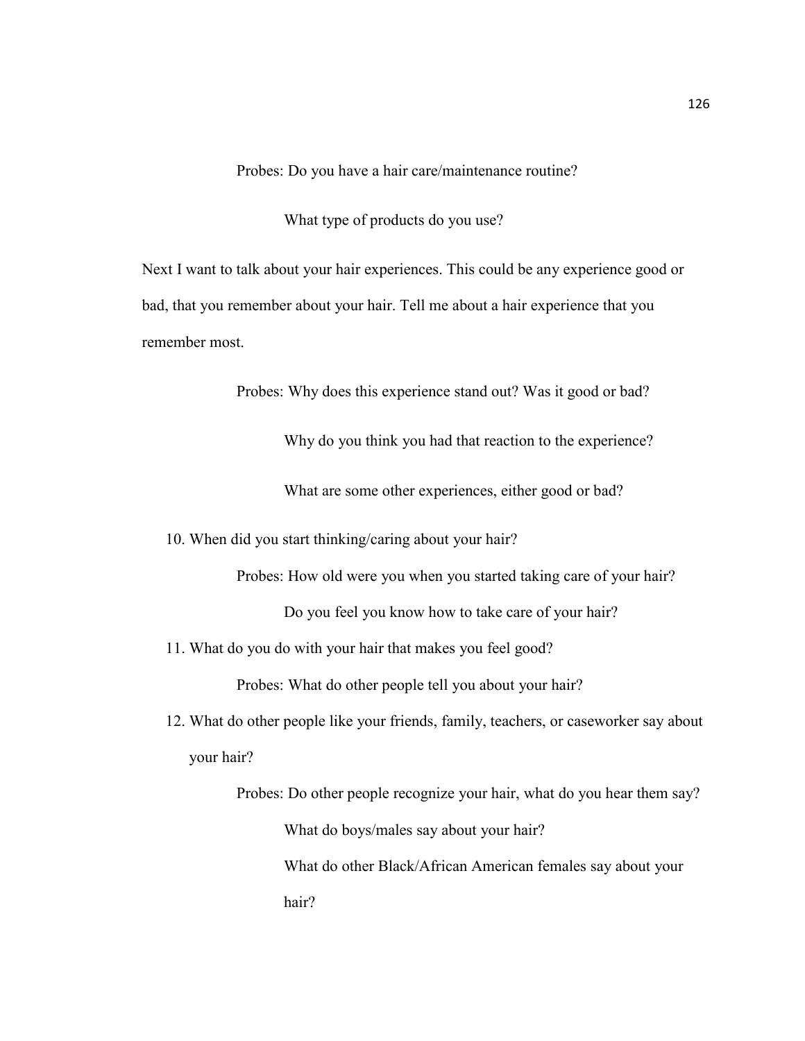Probes: Do you have a hair care/maintenance routine?

What type of products do you use?

Next I want to talk about your hair experiences. This could be any experience good or bad, that you remember about your hair. Tell me about a hair experience that you remember most.

Probes: Why does this experience stand out? Was it good or bad?

Why do you think you had that reaction to the experience?

What are some other experiences, either good or bad?

10. When did you start thinking/caring about your hair?

    Probes: How old were you when you started taking care of your hair?

    Do you feel you know how to take care of your hair?

11. What do you do with your hair that makes you feel good?

    Probes: What do other people tell you about your hair?

12. What do other people like your friends, family, teachers, or caseworker say about your hair?

    Probes: Do other people recognize your hair, what do you hear them say?

    What do boys/males say about your hair?

    What do other Black/African American females say about your hair?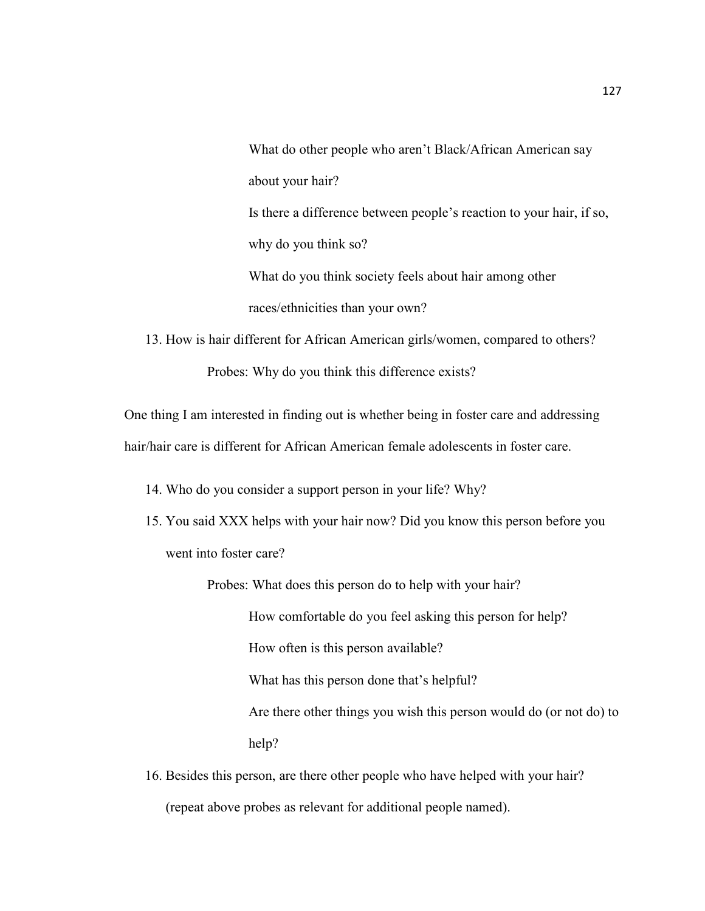What do other people who aren't Black/African American say about your hair?

Is there a difference between people's reaction to your hair, if so, why do you think so?

What do you think society feels about hair among other races/ethnicities than your own?

13. How is hair different for African American girls/women, compared to others?

    Probes: Why do you think this difference exists?

One thing I am interested in finding out is whether being in foster care and addressing hair/hair care is different for African American female adolescents in foster care.

14. Who do you consider a support person in your life? Why?
15. You said XXX helps with your hair now? Did you know this person before you went into foster care?

    Probes: What does this person do to help with your hair?

    How comfortable do you feel asking this person for help?

    How often is this person available?

    What has this person done that's helpful?

    Are there other things you wish this person would do (or not do) to help?

16. Besides this person, are there other people who have helped with your hair? (repeat above probes as relevant for additional people named).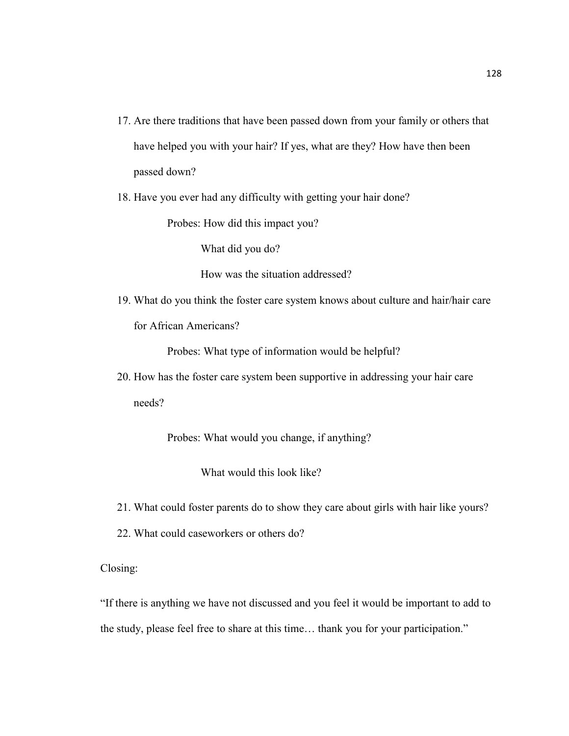17. Are there traditions that have been passed down from your family or others that have helped you with your hair? If yes, what are they? How have then been passed down?
18. Have you ever had any difficulty with getting your hair done?

    Probes: How did this impact you?

    What did you do?

    How was the situation addressed?
19. What do you think the foster care system knows about culture and hair/hair care for African Americans?

    Probes: What type of information would be helpful?
20. How has the foster care system been supportive in addressing your hair care needs?

    Probes: What would you change, if anything?

    What would this look like?
21. What could foster parents do to show they care about girls with hair like yours?
22. What could caseworkers or others do?

Closing:

"If there is anything we have not discussed and you feel it would be important to add to the study, please feel free to share at this time… thank you for your participation."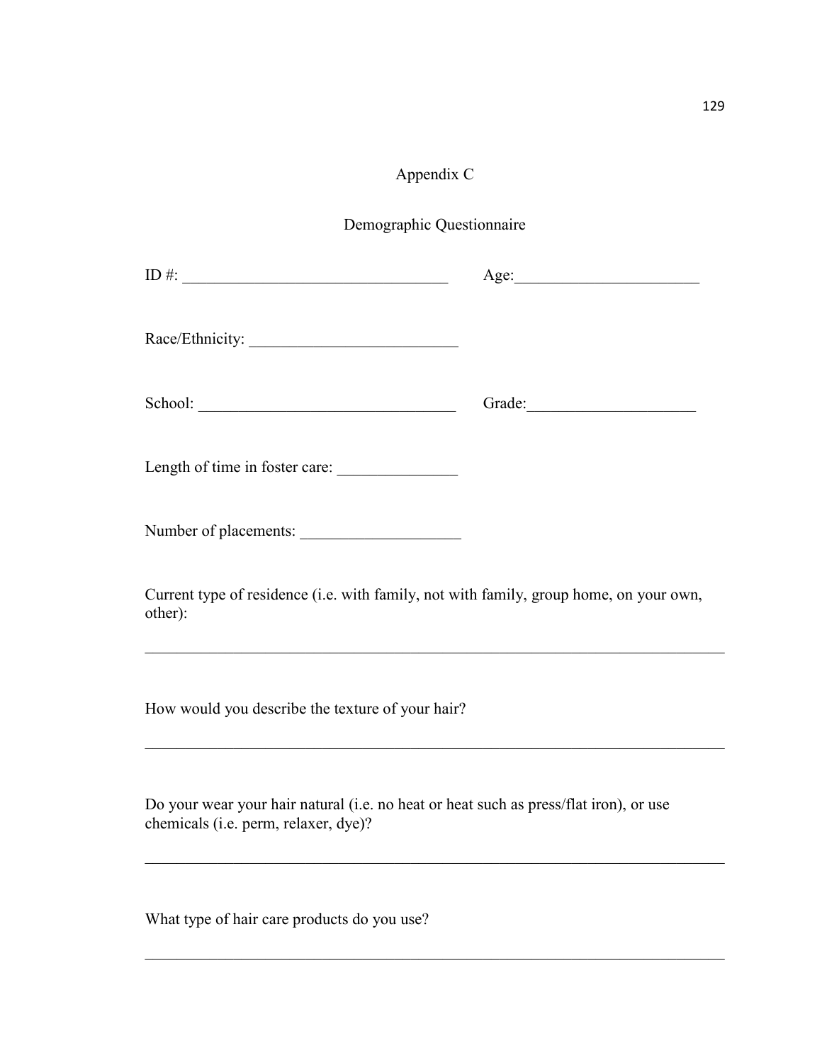# Appendix C

## Demographic Questionnaire

ID #: _________________________________ Age:_______________________

Race/Ethnicity: __________________________

School: ________________________________ Grade:_____________________

Length of time in foster care: _______________

Number of placements: ____________________

Current type of residence (i.e. with family, not with family, group home, on your own, other):

___________________________________________________________________________

How would you describe the texture of your hair?

___________________________________________________________________________

Do your wear your hair natural (i.e. no heat or heat such as press/flat iron), or use chemicals (i.e. perm, relaxer, dye)?

___________________________________________________________________________

What type of hair care products do you use?

___________________________________________________________________________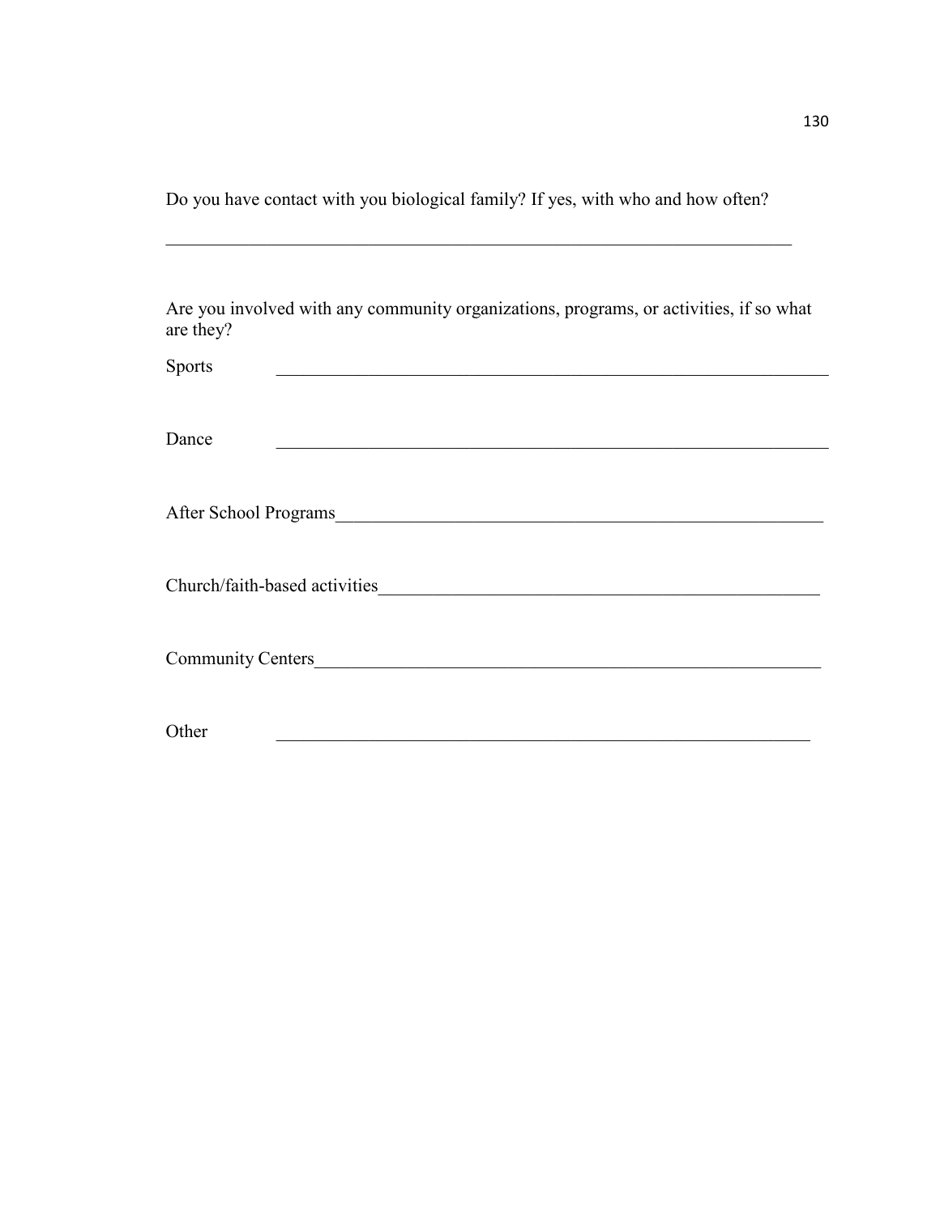Do you have contact with you biological family? If yes, with who and how often?

\_\_\_\_\_\_\_\_\_\_\_\_\_\_\_\_\_\_\_\_\_\_\_\_\_\_\_\_\_\_\_\_\_\_\_\_\_\_\_\_\_\_\_\_\_\_\_\_\_\_\_\_\_\_\_\_\_\_\_\_\_\_\_\_\_\_\_\_\_\_

Are you involved with any community organizations, programs, or activities, if so what are they?

Sports \_\_\_\_\_\_\_\_\_\_\_\_\_\_\_\_\_\_\_\_\_\_\_\_\_\_\_\_\_\_\_\_\_\_\_\_\_\_\_\_\_\_\_\_\_\_\_\_\_\_\_\_\_\_\_\_\_\_\_\_\_\_

Dance \_\_\_\_\_\_\_\_\_\_\_\_\_\_\_\_\_\_\_\_\_\_\_\_\_\_\_\_\_\_\_\_\_\_\_\_\_\_\_\_\_\_\_\_\_\_\_\_\_\_\_\_\_\_\_\_\_\_\_\_\_\_

After School Programs\_\_\_\_\_\_\_\_\_\_\_\_\_\_\_\_\_\_\_\_\_\_\_\_\_\_\_\_\_\_\_\_\_\_\_\_\_\_\_\_\_\_\_\_\_\_\_\_\_\_\_\_\_\_

Church/faith-based activities\_\_\_\_\_\_\_\_\_\_\_\_\_\_\_\_\_\_\_\_\_\_\_\_\_\_\_\_\_\_\_\_\_\_\_\_\_\_\_\_\_\_\_\_\_\_\_\_

Community Centers\_\_\_\_\_\_\_\_\_\_\_\_\_\_\_\_\_\_\_\_\_\_\_\_\_\_\_\_\_\_\_\_\_\_\_\_\_\_\_\_\_\_\_\_\_\_\_\_\_\_\_\_\_\_\_\_\_

Other \_\_\_\_\_\_\_\_\_\_\_\_\_\_\_\_\_\_\_\_\_\_\_\_\_\_\_\_\_\_\_\_\_\_\_\_\_\_\_\_\_\_\_\_\_\_\_\_\_\_\_\_\_\_\_\_\_\_\_\_